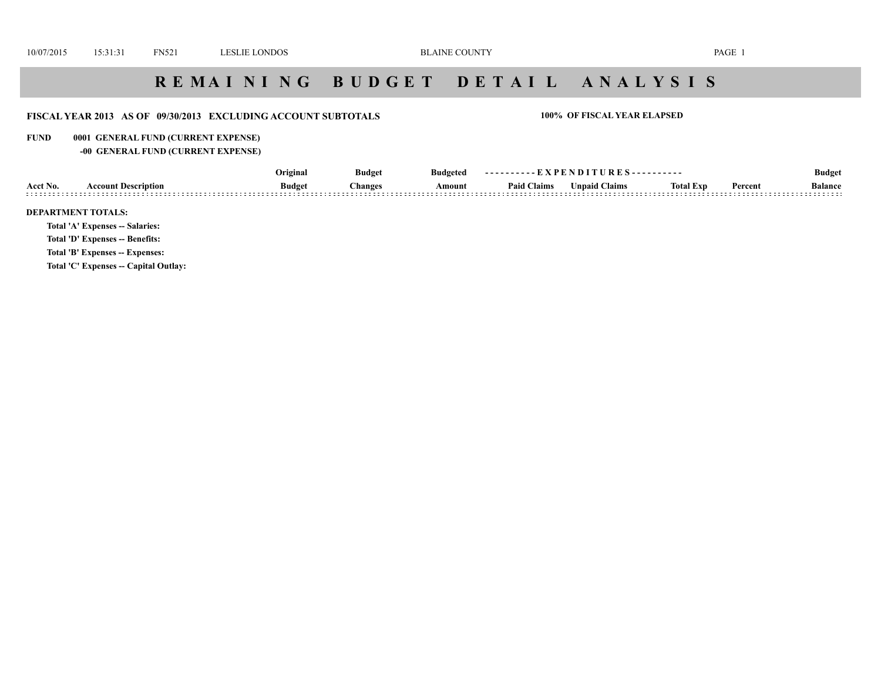# R E M A I N I N G   B U D G E T   D E T A I L   A N A L Y S I S

**FISCAL YEAR 2013   AS OF   09/30/2013   EXCLUDING ACCOUNT SUBTOTALS**

**100%  OF FISCAL YEAR ELAPSED**

**FUND   0001  GENERAL FUND (CURRENT EXPENSE)**

**-00  GENERAL FUND (CURRENT EXPENSE)**

| Acct No. | Account Description | Original Budget | Budget Changes | Budgeted Amount | EXPENDITURES Paid Claims | Unpaid Claims | Total Exp | Percent | Budget Balance |
|---|---|---|---|---|---|---|---|---|---|

**DEPARTMENT TOTALS:**

**Total 'A' Expenses -- Salaries:**

**Total 'D' Expenses -- Benefits:**

**Total 'B' Expenses -- Expenses:**

**Total 'C' Expenses -- Capital Outlay:**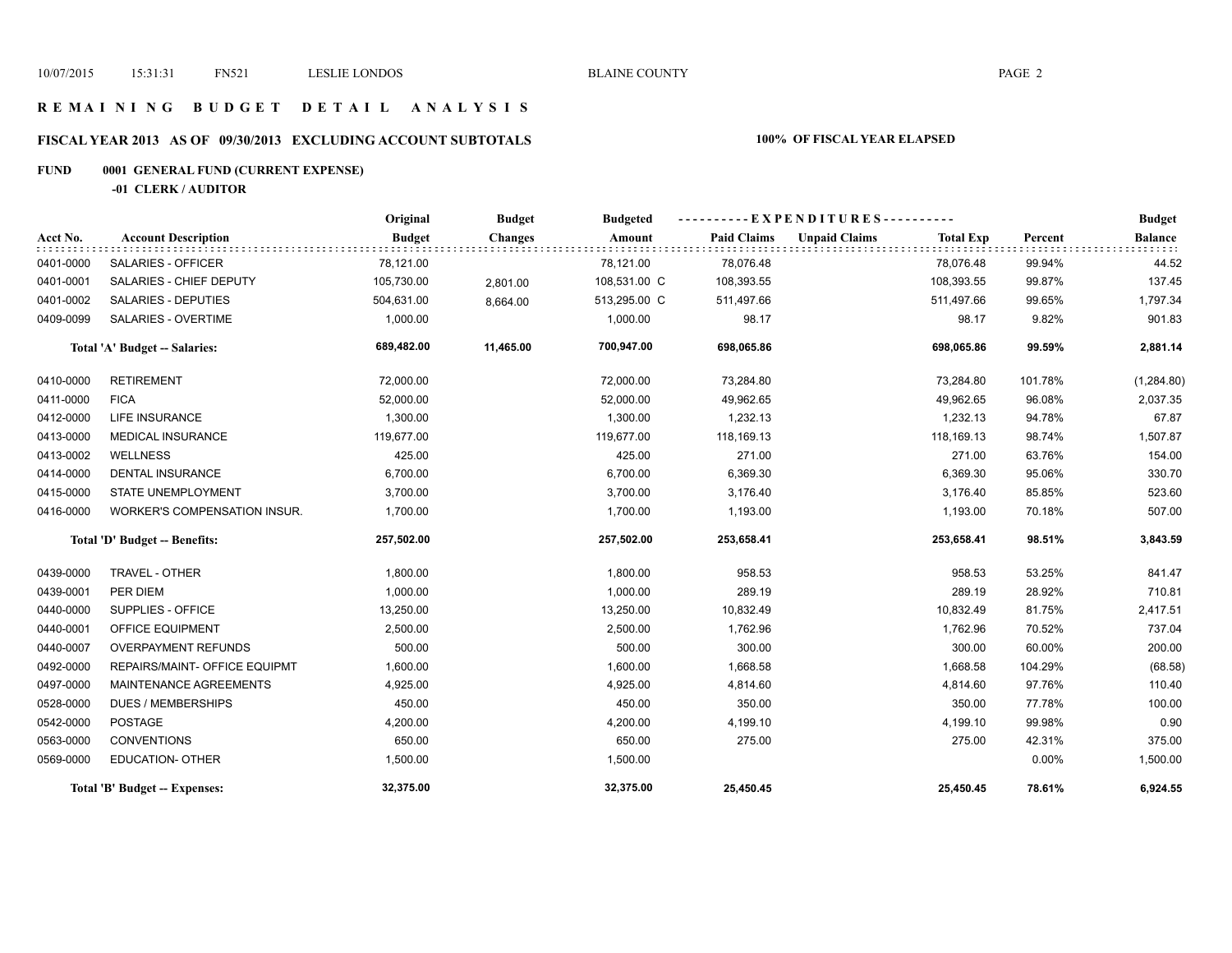# REMAINING BUDGET DETAIL ANALYSIS

## FISCAL YEAR 2013 AS OF 09/30/2013 EXCLUDING ACCOUNT SUBTOTALS

**100% OF FISCAL YEAR ELAPSED**

**FUND 0001 GENERAL FUND (CURRENT EXPENSE)**

**-01 CLERK / AUDITOR**

| Acct No. | Account Description | Original Budget | Budget Changes | Budgeted Amount | Paid Claims | Unpaid Claims | Total Exp | Percent | Budget Balance |
|---|---|---|---|---|---|---|---|---|---|
| 0401-0000 | SALARIES - OFFICER | 78,121.00 | | 78,121.00 | 78,076.48 | | 78,076.48 | 99.94% | 44.52 |
| 0401-0001 | SALARIES - CHIEF DEPUTY | 105,730.00 | 2,801.00 | 108,531.00 C | 108,393.55 | | 108,393.55 | 99.87% | 137.45 |
| 0401-0002 | SALARIES - DEPUTIES | 504,631.00 | 8,664.00 | 513,295.00 C | 511,497.66 | | 511,497.66 | 99.65% | 1,797.34 |
| 0409-0099 | SALARIES - OVERTIME | 1,000.00 | | 1,000.00 | 98.17 | | 98.17 | 9.82% | 901.83 |
| | **Total 'A' Budget -- Salaries:** | **689,482.00** | **11,465.00** | **700,947.00** | **698,065.86** | | **698,065.86** | **99.59%** | **2,881.14** |
| 0410-0000 | RETIREMENT | 72,000.00 | | 72,000.00 | 73,284.80 | | 73,284.80 | 101.78% | (1,284.80) |
| 0411-0000 | FICA | 52,000.00 | | 52,000.00 | 49,962.65 | | 49,962.65 | 96.08% | 2,037.35 |
| 0412-0000 | LIFE INSURANCE | 1,300.00 | | 1,300.00 | 1,232.13 | | 1,232.13 | 94.78% | 67.87 |
| 0413-0000 | MEDICAL INSURANCE | 119,677.00 | | 119,677.00 | 118,169.13 | | 118,169.13 | 98.74% | 1,507.87 |
| 0413-0002 | WELLNESS | 425.00 | | 425.00 | 271.00 | | 271.00 | 63.76% | 154.00 |
| 0414-0000 | DENTAL INSURANCE | 6,700.00 | | 6,700.00 | 6,369.30 | | 6,369.30 | 95.06% | 330.70 |
| 0415-0000 | STATE UNEMPLOYMENT | 3,700.00 | | 3,700.00 | 3,176.40 | | 3,176.40 | 85.85% | 523.60 |
| 0416-0000 | WORKER'S COMPENSATION INSUR. | 1,700.00 | | 1,700.00 | 1,193.00 | | 1,193.00 | 70.18% | 507.00 |
| | **Total 'D' Budget -- Benefits:** | **257,502.00** | | **257,502.00** | **253,658.41** | | **253,658.41** | **98.51%** | **3,843.59** |
| 0439-0000 | TRAVEL - OTHER | 1,800.00 | | 1,800.00 | 958.53 | | 958.53 | 53.25% | 841.47 |
| 0439-0001 | PER DIEM | 1,000.00 | | 1,000.00 | 289.19 | | 289.19 | 28.92% | 710.81 |
| 0440-0000 | SUPPLIES - OFFICE | 13,250.00 | | 13,250.00 | 10,832.49 | | 10,832.49 | 81.75% | 2,417.51 |
| 0440-0001 | OFFICE EQUIPMENT | 2,500.00 | | 2,500.00 | 1,762.96 | | 1,762.96 | 70.52% | 737.04 |
| 0440-0007 | OVERPAYMENT REFUNDS | 500.00 | | 500.00 | 300.00 | | 300.00 | 60.00% | 200.00 |
| 0492-0000 | REPAIRS/MAINT- OFFICE EQUIPMT | 1,600.00 | | 1,600.00 | 1,668.58 | | 1,668.58 | 104.29% | (68.58) |
| 0497-0000 | MAINTENANCE AGREEMENTS | 4,925.00 | | 4,925.00 | 4,814.60 | | 4,814.60 | 97.76% | 110.40 |
| 0528-0000 | DUES / MEMBERSHIPS | 450.00 | | 450.00 | 350.00 | | 350.00 | 77.78% | 100.00 |
| 0542-0000 | POSTAGE | 4,200.00 | | 4,200.00 | 4,199.10 | | 4,199.10 | 99.98% | 0.90 |
| 0563-0000 | CONVENTIONS | 650.00 | | 650.00 | 275.00 | | 275.00 | 42.31% | 375.00 |
| 0569-0000 | EDUCATION- OTHER | 1,500.00 | | 1,500.00 | | | | 0.00% | 1,500.00 |
| | **Total 'B' Budget -- Expenses:** | **32,375.00** | | **32,375.00** | **25,450.45** | | **25,450.45** | **78.61%** | **6,924.55** |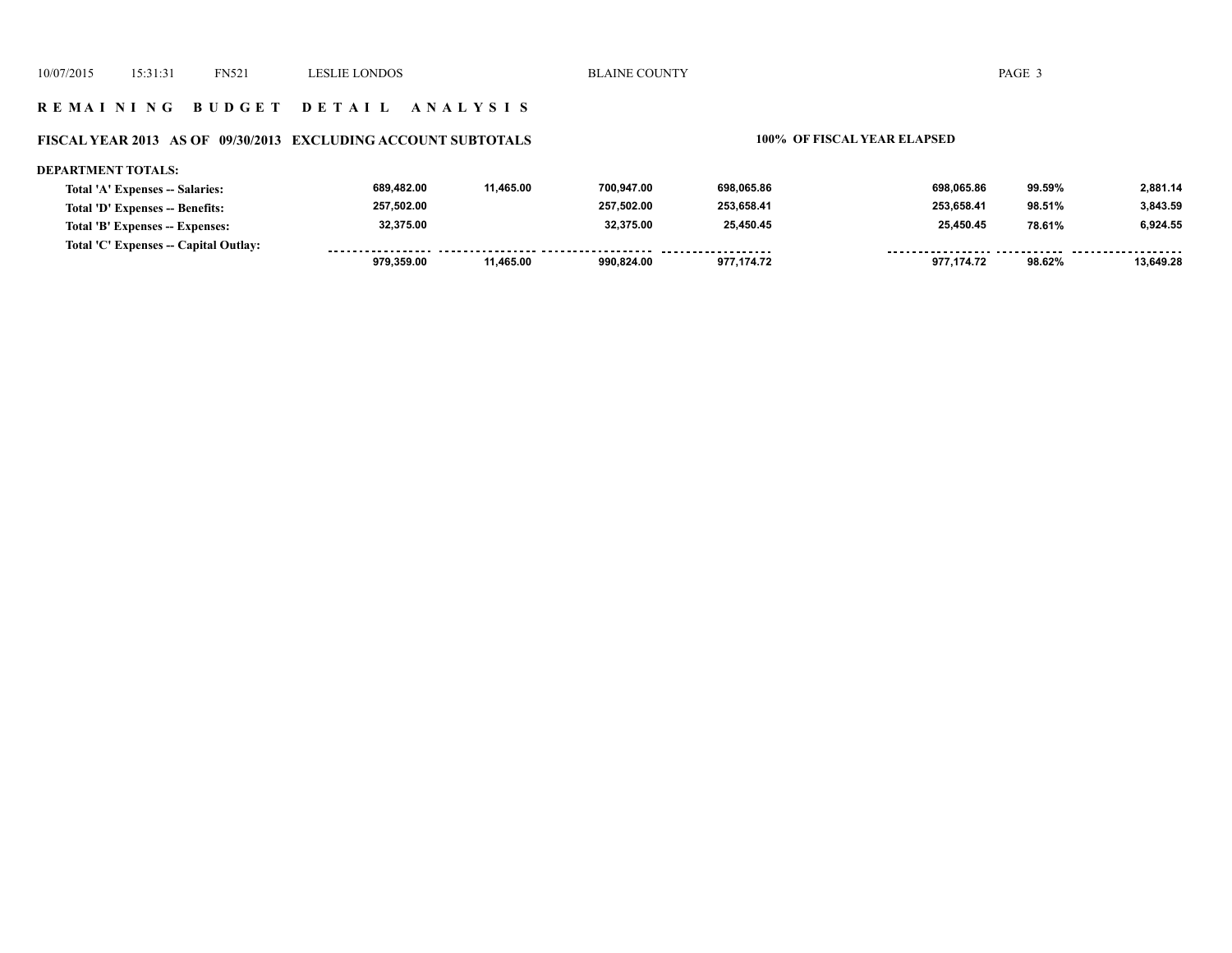## R E M A I N I N G   B U D G E T   D E T A I L   A N A L Y S I S

**FISCAL YEAR 2013   AS OF  09/30/2013   EXCLUDING ACCOUNT SUBTOTALS**

**100%  OF FISCAL YEAR ELAPSED**

**DEPARTMENT TOTALS:**

| | | | | | | | |
|---|---|---|---|---|---|---|---|
| Total 'A' Expenses -- Salaries: | 689,482.00 | 11,465.00 | 700,947.00 | 698,065.86 | 698,065.86 | 99.59% | 2,881.14 |
| Total 'D' Expenses -- Benefits: | 257,502.00 | | 257,502.00 | 253,658.41 | 253,658.41 | 98.51% | 3,843.59 |
| Total 'B' Expenses -- Expenses: | 32,375.00 | | 32,375.00 | 25,450.45 | 25,450.45 | 78.61% | 6,924.55 |
| Total 'C' Expenses -- Capital Outlay: | | | | | | | |
| | 979,359.00 | 11,465.00 | 990,824.00 | 977,174.72 | 977,174.72 | 98.62% | 13,649.28 |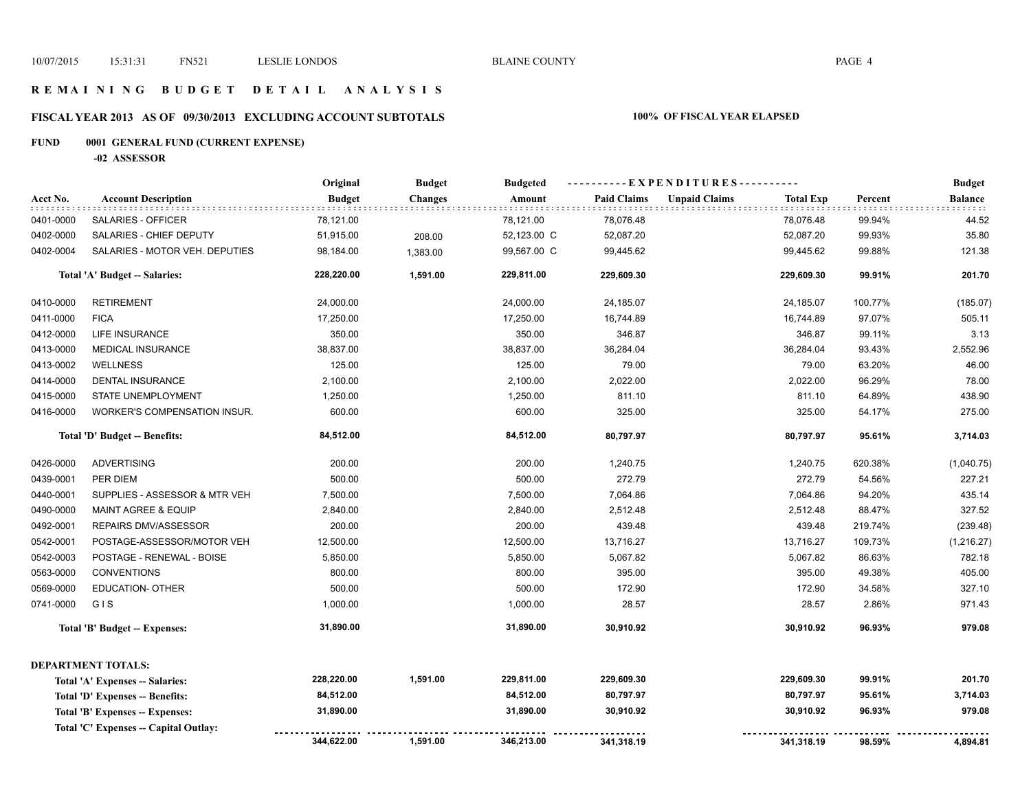# REMAINING BUDGET DETAIL ANALYSIS

## FISCAL YEAR 2013 AS OF 09/30/2013 EXCLUDING ACCOUNT SUBTOTALS

**100% OF FISCAL YEAR ELAPSED**

### FUND 0001 GENERAL FUND (CURRENT EXPENSE)

**-02 ASSESSOR**

| Acct No. | Account Description | Original Budget | Budget Changes | Budgeted Amount | Paid Claims | Unpaid Claims | Total Exp | Percent | Budget Balance |
|---|---|---|---|---|---|---|---|---|---|
| 0401-0000 | SALARIES - OFFICER | 78,121.00 | | 78,121.00 | 78,076.48 | | 78,076.48 | 99.94% | 44.52 |
| 0402-0000 | SALARIES - CHIEF DEPUTY | 51,915.00 | 208.00 | 52,123.00 C | 52,087.20 | | 52,087.20 | 99.93% | 35.80 |
| 0402-0004 | SALARIES - MOTOR VEH. DEPUTIES | 98,184.00 | 1,383.00 | 99,567.00 C | 99,445.62 | | 99,445.62 | 99.88% | 121.38 |
| | **Total 'A' Budget -- Salaries:** | **228,220.00** | **1,591.00** | **229,811.00** | **229,609.30** | | **229,609.30** | **99.91%** | **201.70** |
| 0410-0000 | RETIREMENT | 24,000.00 | | 24,000.00 | 24,185.07 | | 24,185.07 | 100.77% | (185.07) |
| 0411-0000 | FICA | 17,250.00 | | 17,250.00 | 16,744.89 | | 16,744.89 | 97.07% | 505.11 |
| 0412-0000 | LIFE INSURANCE | 350.00 | | 350.00 | 346.87 | | 346.87 | 99.11% | 3.13 |
| 0413-0000 | MEDICAL INSURANCE | 38,837.00 | | 38,837.00 | 36,284.04 | | 36,284.04 | 93.43% | 2,552.96 |
| 0413-0002 | WELLNESS | 125.00 | | 125.00 | 79.00 | | 79.00 | 63.20% | 46.00 |
| 0414-0000 | DENTAL INSURANCE | 2,100.00 | | 2,100.00 | 2,022.00 | | 2,022.00 | 96.29% | 78.00 |
| 0415-0000 | STATE UNEMPLOYMENT | 1,250.00 | | 1,250.00 | 811.10 | | 811.10 | 64.89% | 438.90 |
| 0416-0000 | WORKER'S COMPENSATION INSUR. | 600.00 | | 600.00 | 325.00 | | 325.00 | 54.17% | 275.00 |
| | **Total 'D' Budget -- Benefits:** | **84,512.00** | | **84,512.00** | **80,797.97** | | **80,797.97** | **95.61%** | **3,714.03** |
| 0426-0000 | ADVERTISING | 200.00 | | 200.00 | 1,240.75 | | 1,240.75 | 620.38% | (1,040.75) |
| 0439-0001 | PER DIEM | 500.00 | | 500.00 | 272.79 | | 272.79 | 54.56% | 227.21 |
| 0440-0001 | SUPPLIES - ASSESSOR & MTR VEH | 7,500.00 | | 7,500.00 | 7,064.86 | | 7,064.86 | 94.20% | 435.14 |
| 0490-0000 | MAINT AGREE & EQUIP | 2,840.00 | | 2,840.00 | 2,512.48 | | 2,512.48 | 88.47% | 327.52 |
| 0492-0001 | REPAIRS DMV/ASSESSOR | 200.00 | | 200.00 | 439.48 | | 439.48 | 219.74% | (239.48) |
| 0542-0001 | POSTAGE-ASSESSOR/MOTOR VEH | 12,500.00 | | 12,500.00 | 13,716.27 | | 13,716.27 | 109.73% | (1,216.27) |
| 0542-0003 | POSTAGE - RENEWAL - BOISE | 5,850.00 | | 5,850.00 | 5,067.82 | | 5,067.82 | 86.63% | 782.18 |
| 0563-0000 | CONVENTIONS | 800.00 | | 800.00 | 395.00 | | 395.00 | 49.38% | 405.00 |
| 0569-0000 | EDUCATION- OTHER | 500.00 | | 500.00 | 172.90 | | 172.90 | 34.58% | 327.10 |
| 0741-0000 | G I S | 1,000.00 | | 1,000.00 | 28.57 | | 28.57 | 2.86% | 971.43 |
| | **Total 'B' Budget -- Expenses:** | **31,890.00** | | **31,890.00** | **30,910.92** | | **30,910.92** | **96.93%** | **979.08** |

**DEPARTMENT TOTALS:**

| | Original Budget | Budget Changes | Budgeted Amount | Paid Claims | Unpaid Claims | Total Exp | Percent | Budget Balance |
|---|---|---|---|---|---|---|---|---|
| **Total 'A' Expenses -- Salaries:** | **228,220.00** | **1,591.00** | **229,811.00** | **229,609.30** | | **229,609.30** | **99.91%** | **201.70** |
| **Total 'D' Expenses -- Benefits:** | **84,512.00** | | **84,512.00** | **80,797.97** | | **80,797.97** | **95.61%** | **3,714.03** |
| **Total 'B' Expenses -- Expenses:** | **31,890.00** | | **31,890.00** | **30,910.92** | | **30,910.92** | **96.93%** | **979.08** |
| **Total 'C' Expenses -- Capital Outlay:** | | | | | | | | |
| | **344,622.00** | **1,591.00** | **346,213.00** | **341,318.19** | | **341,318.19** | **98.59%** | **4,894.81** |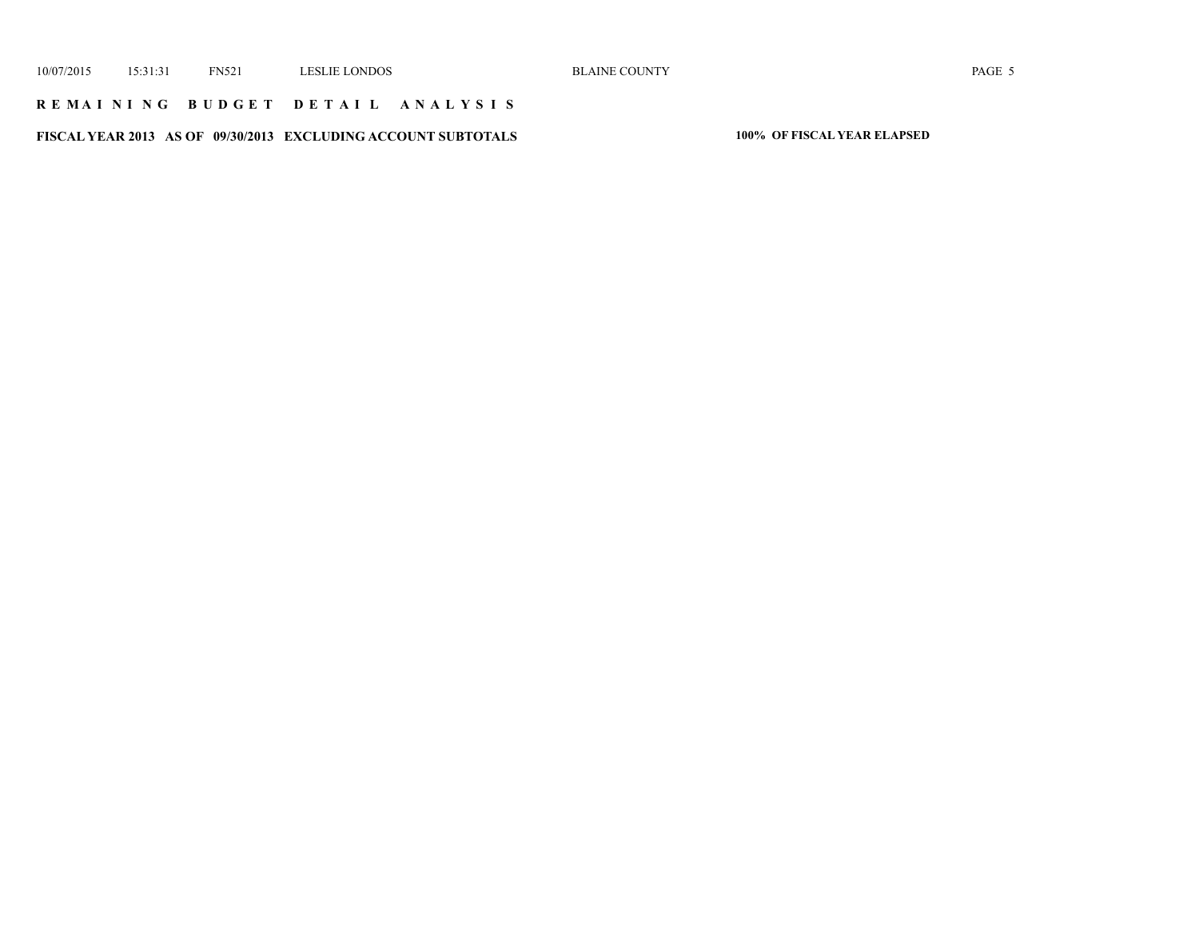## R E M A I N I N G   B U D G E T   D E T A I L   A N A L Y S I S

**FISCAL YEAR 2013   AS OF   09/30/2013   EXCLUDING ACCOUNT SUBTOTALS**

**100%  OF FISCAL YEAR ELAPSED**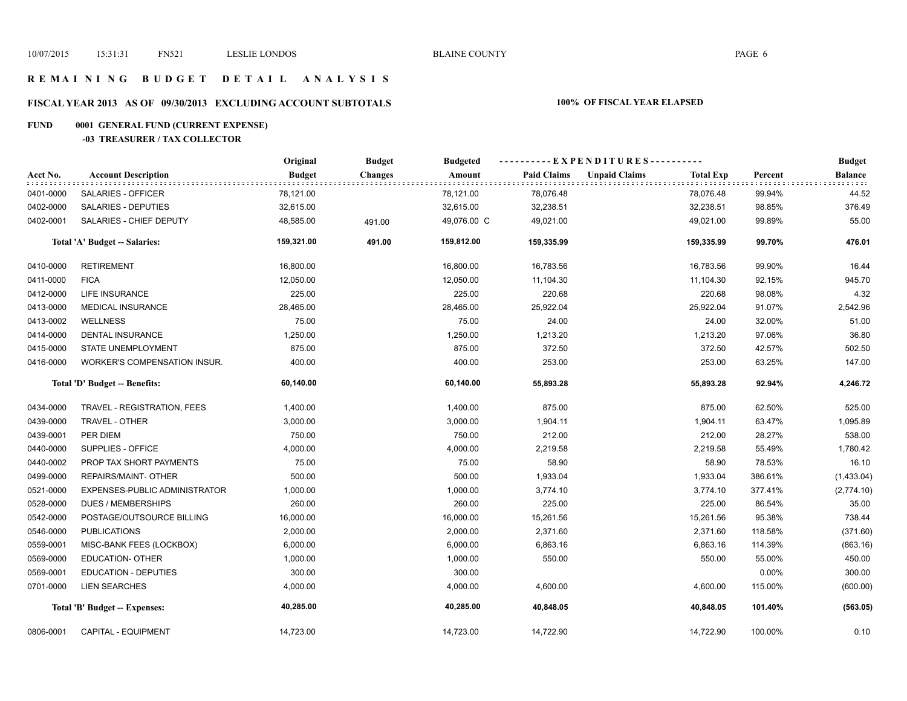# R E M A I N I N G   B U D G E T   D E T A I L   A N A L Y S I S

## FISCAL YEAR 2013   AS OF 09/30/2013   EXCLUDING ACCOUNT SUBTOTALS

**100% OF FISCAL YEAR ELAPSED**

### FUND   0001 GENERAL FUND (CURRENT EXPENSE)

**-03 TREASURER / TAX COLLECTOR**

| Acct No. | Account Description | Original Budget | Budget Changes | Budgeted Amount | Paid Claims | Unpaid Claims | Total Exp | Percent | Budget Balance |
|---|---|---|---|---|---|---|---|---|---|
| 0401-0000 | SALARIES - OFFICER | 78,121.00 | | 78,121.00 | 78,076.48 | | 78,076.48 | 99.94% | 44.52 |
| 0402-0000 | SALARIES - DEPUTIES | 32,615.00 | | 32,615.00 | 32,238.51 | | 32,238.51 | 98.85% | 376.49 |
| 0402-0001 | SALARIES - CHIEF DEPUTY | 48,585.00 | 491.00 | 49,076.00 C | 49,021.00 | | 49,021.00 | 99.89% | 55.00 |
| | **Total 'A' Budget -- Salaries:** | **159,321.00** | **491.00** | **159,812.00** | **159,335.99** | | **159,335.99** | **99.70%** | **476.01** |
| 0410-0000 | RETIREMENT | 16,800.00 | | 16,800.00 | 16,783.56 | | 16,783.56 | 99.90% | 16.44 |
| 0411-0000 | FICA | 12,050.00 | | 12,050.00 | 11,104.30 | | 11,104.30 | 92.15% | 945.70 |
| 0412-0000 | LIFE INSURANCE | 225.00 | | 225.00 | 220.68 | | 220.68 | 98.08% | 4.32 |
| 0413-0000 | MEDICAL INSURANCE | 28,465.00 | | 28,465.00 | 25,922.04 | | 25,922.04 | 91.07% | 2,542.96 |
| 0413-0002 | WELLNESS | 75.00 | | 75.00 | 24.00 | | 24.00 | 32.00% | 51.00 |
| 0414-0000 | DENTAL INSURANCE | 1,250.00 | | 1,250.00 | 1,213.20 | | 1,213.20 | 97.06% | 36.80 |
| 0415-0000 | STATE UNEMPLOYMENT | 875.00 | | 875.00 | 372.50 | | 372.50 | 42.57% | 502.50 |
| 0416-0000 | WORKER'S COMPENSATION INSUR. | 400.00 | | 400.00 | 253.00 | | 253.00 | 63.25% | 147.00 |
| | **Total 'D' Budget -- Benefits:** | **60,140.00** | | **60,140.00** | **55,893.28** | | **55,893.28** | **92.94%** | **4,246.72** |
| 0434-0000 | TRAVEL - REGISTRATION, FEES | 1,400.00 | | 1,400.00 | 875.00 | | 875.00 | 62.50% | 525.00 |
| 0439-0000 | TRAVEL - OTHER | 3,000.00 | | 3,000.00 | 1,904.11 | | 1,904.11 | 63.47% | 1,095.89 |
| 0439-0001 | PER DIEM | 750.00 | | 750.00 | 212.00 | | 212.00 | 28.27% | 538.00 |
| 0440-0000 | SUPPLIES - OFFICE | 4,000.00 | | 4,000.00 | 2,219.58 | | 2,219.58 | 55.49% | 1,780.42 |
| 0440-0002 | PROP TAX SHORT PAYMENTS | 75.00 | | 75.00 | 58.90 | | 58.90 | 78.53% | 16.10 |
| 0499-0000 | REPAIRS/MAINT- OTHER | 500.00 | | 500.00 | 1,933.04 | | 1,933.04 | 386.61% | (1,433.04) |
| 0521-0000 | EXPENSES-PUBLIC ADMINISTRATOR | 1,000.00 | | 1,000.00 | 3,774.10 | | 3,774.10 | 377.41% | (2,774.10) |
| 0528-0000 | DUES / MEMBERSHIPS | 260.00 | | 260.00 | 225.00 | | 225.00 | 86.54% | 35.00 |
| 0542-0000 | POSTAGE/OUTSOURCE BILLING | 16,000.00 | | 16,000.00 | 15,261.56 | | 15,261.56 | 95.38% | 738.44 |
| 0546-0000 | PUBLICATIONS | 2,000.00 | | 2,000.00 | 2,371.60 | | 2,371.60 | 118.58% | (371.60) |
| 0559-0001 | MISC-BANK FEES (LOCKBOX) | 6,000.00 | | 6,000.00 | 6,863.16 | | 6,863.16 | 114.39% | (863.16) |
| 0569-0000 | EDUCATION- OTHER | 1,000.00 | | 1,000.00 | 550.00 | | 550.00 | 55.00% | 450.00 |
| 0569-0001 | EDUCATION - DEPUTIES | 300.00 | | 300.00 | | | | 0.00% | 300.00 |
| 0701-0000 | LIEN SEARCHES | 4,000.00 | | 4,000.00 | 4,600.00 | | 4,600.00 | 115.00% | (600.00) |
| | **Total 'B' Budget -- Expenses:** | **40,285.00** | | **40,285.00** | **40,848.05** | | **40,848.05** | **101.40%** | **(563.05)** |
| 0806-0001 | CAPITAL - EQUIPMENT | 14,723.00 | | 14,723.00 | 14,722.90 | | 14,722.90 | 100.00% | 0.10 |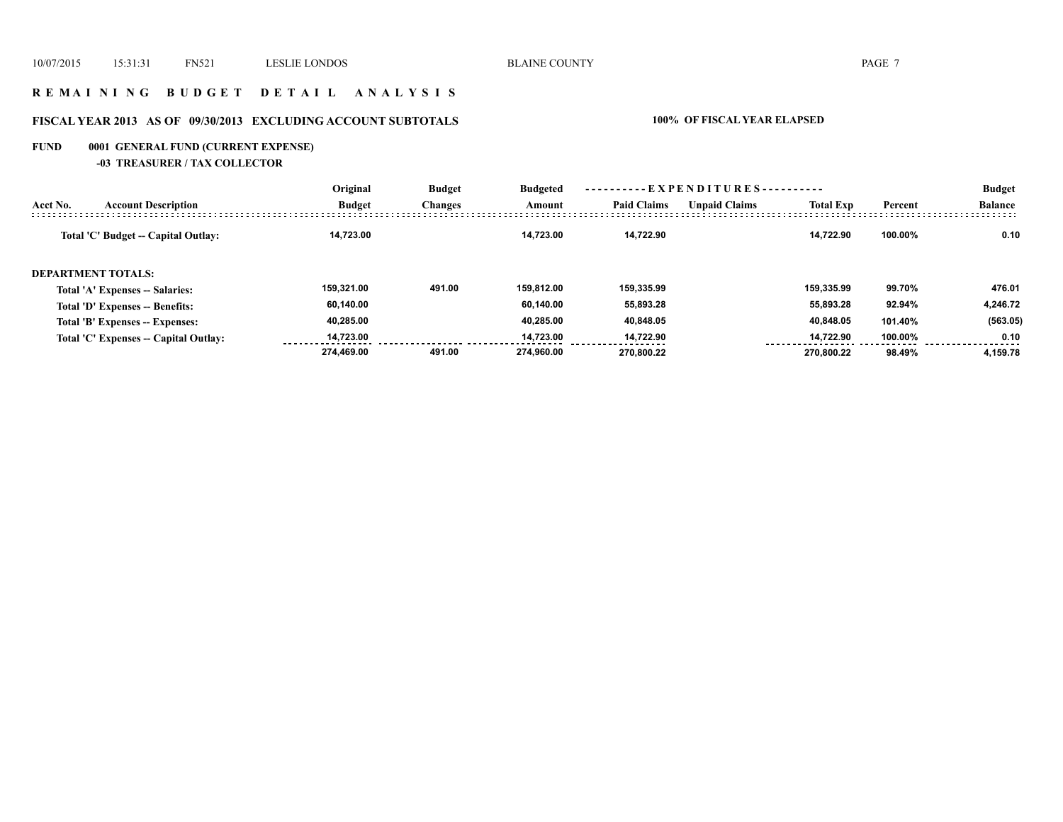## R E M A I N I N G   B U D G E T   D E T A I L   A N A L Y S I S

### FISCAL YEAR 2013   AS OF 09/30/2013   EXCLUDING ACCOUNT SUBTOTALS   100% OF FISCAL YEAR ELAPSED

### FUND   0001 GENERAL FUND (CURRENT EXPENSE)

#### -03 TREASURER / TAX COLLECTOR

| Acct No. | Account Description | Original Budget | Budget Changes | Budgeted Amount | Paid Claims | Unpaid Claims | Total Exp | Percent | Budget Balance |
|---|---|---|---|---|---|---|---|---|---|
| | Total 'C' Budget -- Capital Outlay: | 14,723.00 | | 14,723.00 | 14,722.90 | | 14,722.90 | 100.00% | 0.10 |
| | **DEPARTMENT TOTALS:** | | | | | | | | |
| | Total 'A' Expenses -- Salaries: | 159,321.00 | 491.00 | 159,812.00 | 159,335.99 | | 159,335.99 | 99.70% | 476.01 |
| | Total 'D' Expenses -- Benefits: | 60,140.00 | | 60,140.00 | 55,893.28 | | 55,893.28 | 92.94% | 4,246.72 |
| | Total 'B' Expenses -- Expenses: | 40,285.00 | | 40,285.00 | 40,848.05 | | 40,848.05 | 101.40% | (563.05) |
| | Total 'C' Expenses -- Capital Outlay: | 14,723.00 | | 14,723.00 | 14,722.90 | | 14,722.90 | 100.00% | 0.10 |
| | | 274,469.00 | 491.00 | 274,960.00 | 270,800.22 | | 270,800.22 | 98.49% | 4,159.78 |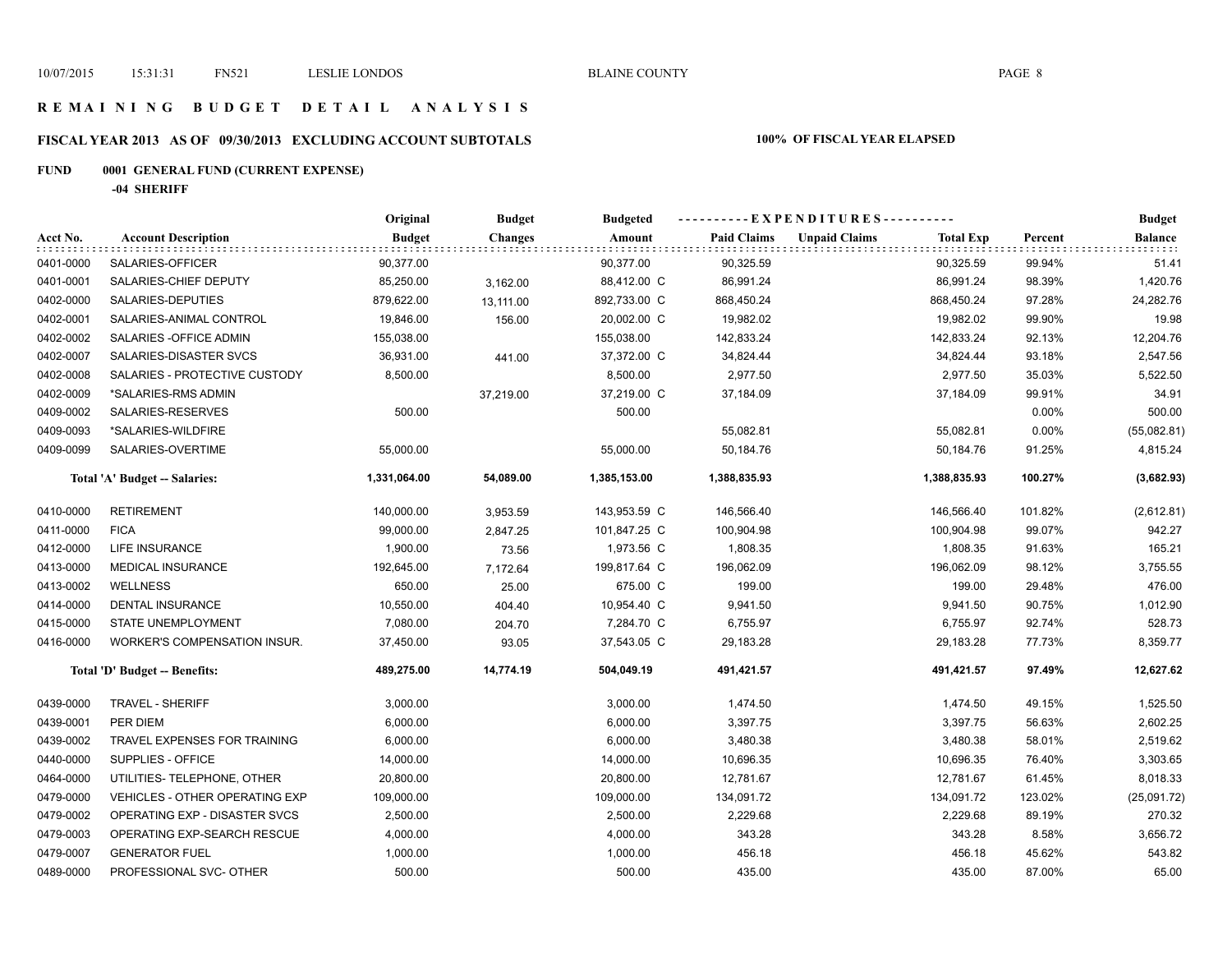# REMAINING BUDGET DETAIL ANALYSIS

## FISCAL YEAR 2013 AS OF 09/30/2013 EXCLUDING ACCOUNT SUBTOTALS

**100% OF FISCAL YEAR ELAPSED**

**FUND 0001 GENERAL FUND (CURRENT EXPENSE)**

**-04 SHERIFF**

| Acct No. | Account Description | Original Budget | Budget Changes | Budgeted Amount | Paid Claims | Unpaid Claims | Total Exp | Percent | Budget Balance |
|---|---|---|---|---|---|---|---|---|---|
| 0401-0000 | SALARIES-OFFICER | 90,377.00 | | 90,377.00 | 90,325.59 | | 90,325.59 | 99.94% | 51.41 |
| 0401-0001 | SALARIES-CHIEF DEPUTY | 85,250.00 | 3,162.00 | 88,412.00 C | 86,991.24 | | 86,991.24 | 98.39% | 1,420.76 |
| 0402-0000 | SALARIES-DEPUTIES | 879,622.00 | 13,111.00 | 892,733.00 C | 868,450.24 | | 868,450.24 | 97.28% | 24,282.76 |
| 0402-0001 | SALARIES-ANIMAL CONTROL | 19,846.00 | 156.00 | 20,002.00 C | 19,982.02 | | 19,982.02 | 99.90% | 19.98 |
| 0402-0002 | SALARIES -OFFICE ADMIN | 155,038.00 | | 155,038.00 | 142,833.24 | | 142,833.24 | 92.13% | 12,204.76 |
| 0402-0007 | SALARIES-DISASTER SVCS | 36,931.00 | 441.00 | 37,372.00 C | 34,824.44 | | 34,824.44 | 93.18% | 2,547.56 |
| 0402-0008 | SALARIES - PROTECTIVE CUSTODY | 8,500.00 | | 8,500.00 | 2,977.50 | | 2,977.50 | 35.03% | 5,522.50 |
| 0402-0009 | *SALARIES-RMS ADMIN | | 37,219.00 | 37,219.00 C | 37,184.09 | | 37,184.09 | 99.91% | 34.91 |
| 0409-0002 | SALARIES-RESERVES | 500.00 | | 500.00 | | | | 0.00% | 500.00 |
| 0409-0093 | *SALARIES-WILDFIRE | | | | 55,082.81 | | 55,082.81 | 0.00% | (55,082.81) |
| 0409-0099 | SALARIES-OVERTIME | 55,000.00 | | 55,000.00 | 50,184.76 | | 50,184.76 | 91.25% | 4,815.24 |
| | **Total 'A' Budget -- Salaries:** | **1,331,064.00** | **54,089.00** | **1,385,153.00** | **1,388,835.93** | | **1,388,835.93** | **100.27%** | **(3,682.93)** |
| 0410-0000 | RETIREMENT | 140,000.00 | 3,953.59 | 143,953.59 C | 146,566.40 | | 146,566.40 | 101.82% | (2,612.81) |
| 0411-0000 | FICA | 99,000.00 | 2,847.25 | 101,847.25 C | 100,904.98 | | 100,904.98 | 99.07% | 942.27 |
| 0412-0000 | LIFE INSURANCE | 1,900.00 | 73.56 | 1,973.56 C | 1,808.35 | | 1,808.35 | 91.63% | 165.21 |
| 0413-0000 | MEDICAL INSURANCE | 192,645.00 | 7,172.64 | 199,817.64 C | 196,062.09 | | 196,062.09 | 98.12% | 3,755.55 |
| 0413-0002 | WELLNESS | 650.00 | 25.00 | 675.00 C | 199.00 | | 199.00 | 29.48% | 476.00 |
| 0414-0000 | DENTAL INSURANCE | 10,550.00 | 404.40 | 10,954.40 C | 9,941.50 | | 9,941.50 | 90.75% | 1,012.90 |
| 0415-0000 | STATE UNEMPLOYMENT | 7,080.00 | 204.70 | 7,284.70 C | 6,755.97 | | 6,755.97 | 92.74% | 528.73 |
| 0416-0000 | WORKER'S COMPENSATION INSUR. | 37,450.00 | 93.05 | 37,543.05 C | 29,183.28 | | 29,183.28 | 77.73% | 8,359.77 |
| | **Total 'D' Budget -- Benefits:** | **489,275.00** | **14,774.19** | **504,049.19** | **491,421.57** | | **491,421.57** | **97.49%** | **12,627.62** |
| 0439-0000 | TRAVEL - SHERIFF | 3,000.00 | | 3,000.00 | 1,474.50 | | 1,474.50 | 49.15% | 1,525.50 |
| 0439-0001 | PER DIEM | 6,000.00 | | 6,000.00 | 3,397.75 | | 3,397.75 | 56.63% | 2,602.25 |
| 0439-0002 | TRAVEL EXPENSES FOR TRAINING | 6,000.00 | | 6,000.00 | 3,480.38 | | 3,480.38 | 58.01% | 2,519.62 |
| 0440-0000 | SUPPLIES - OFFICE | 14,000.00 | | 14,000.00 | 10,696.35 | | 10,696.35 | 76.40% | 3,303.65 |
| 0464-0000 | UTILITIES- TELEPHONE, OTHER | 20,800.00 | | 20,800.00 | 12,781.67 | | 12,781.67 | 61.45% | 8,018.33 |
| 0479-0000 | VEHICLES - OTHER OPERATING EXP | 109,000.00 | | 109,000.00 | 134,091.72 | | 134,091.72 | 123.02% | (25,091.72) |
| 0479-0002 | OPERATING EXP - DISASTER SVCS | 2,500.00 | | 2,500.00 | 2,229.68 | | 2,229.68 | 89.19% | 270.32 |
| 0479-0003 | OPERATING EXP-SEARCH RESCUE | 4,000.00 | | 4,000.00 | 343.28 | | 343.28 | 8.58% | 3,656.72 |
| 0479-0007 | GENERATOR FUEL | 1,000.00 | | 1,000.00 | 456.18 | | 456.18 | 45.62% | 543.82 |
| 0489-0000 | PROFESSIONAL SVC- OTHER | 500.00 | | 500.00 | 435.00 | | 435.00 | 87.00% | 65.00 |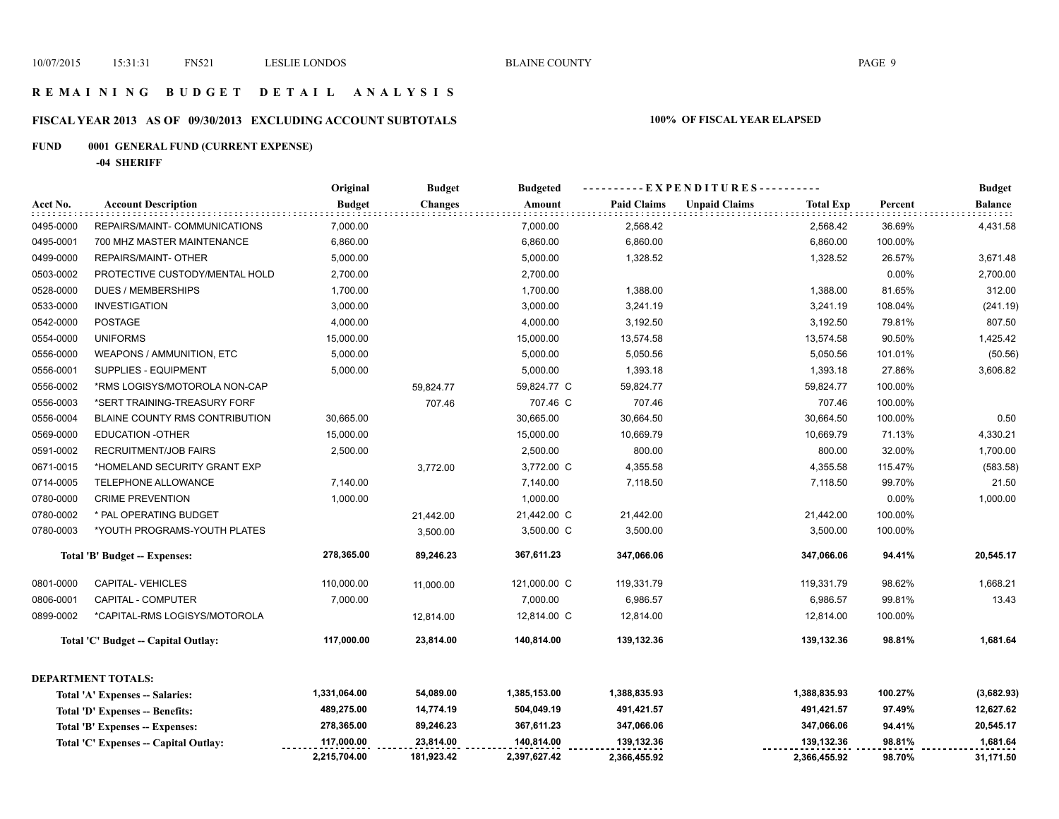# R E M A I N I N G   B U D G E T   D E T A I L   A N A L Y S I S

## FISCAL YEAR 2013 AS OF 09/30/2013 EXCLUDING ACCOUNT SUBTOTALS — 100% OF FISCAL YEAR ELAPSED

### FUND 0001 GENERAL FUND (CURRENT EXPENSE)

**-04 SHERIFF**

| Acct No. | Account Description | Original Budget | Budget Changes | Budgeted Amount | Paid Claims | Unpaid Claims | Total Exp | Percent | Budget Balance |
|---|---|---|---|---|---|---|---|---|---|
| 0495-0000 | REPAIRS/MAINT- COMMUNICATIONS | 7,000.00 | | 7,000.00 | 2,568.42 | | 2,568.42 | 36.69% | 4,431.58 |
| 0495-0001 | 700 MHZ MASTER MAINTENANCE | 6,860.00 | | 6,860.00 | 6,860.00 | | 6,860.00 | 100.00% | |
| 0499-0000 | REPAIRS/MAINT- OTHER | 5,000.00 | | 5,000.00 | 1,328.52 | | 1,328.52 | 26.57% | 3,671.48 |
| 0503-0002 | PROTECTIVE CUSTODY/MENTAL HOLD | 2,700.00 | | 2,700.00 | | | | 0.00% | 2,700.00 |
| 0528-0000 | DUES / MEMBERSHIPS | 1,700.00 | | 1,700.00 | 1,388.00 | | 1,388.00 | 81.65% | 312.00 |
| 0533-0000 | INVESTIGATION | 3,000.00 | | 3,000.00 | 3,241.19 | | 3,241.19 | 108.04% | (241.19) |
| 0542-0000 | POSTAGE | 4,000.00 | | 4,000.00 | 3,192.50 | | 3,192.50 | 79.81% | 807.50 |
| 0554-0000 | UNIFORMS | 15,000.00 | | 15,000.00 | 13,574.58 | | 13,574.58 | 90.50% | 1,425.42 |
| 0556-0000 | WEAPONS / AMMUNITION, ETC | 5,000.00 | | 5,000.00 | 5,050.56 | | 5,050.56 | 101.01% | (50.56) |
| 0556-0001 | SUPPLIES - EQUIPMENT | 5,000.00 | | 5,000.00 | 1,393.18 | | 1,393.18 | 27.86% | 3,606.82 |
| 0556-0002 | *RMS LOGISYS/MOTOROLA NON-CAP | | 59,824.77 | 59,824.77 C | 59,824.77 | | 59,824.77 | 100.00% | |
| 0556-0003 | *SERT TRAINING-TREASURY FORF | | 707.46 | 707.46 C | 707.46 | | 707.46 | 100.00% | |
| 0556-0004 | BLAINE COUNTY RMS CONTRIBUTION | 30,665.00 | | 30,665.00 | 30,664.50 | | 30,664.50 | 100.00% | 0.50 |
| 0569-0000 | EDUCATION -OTHER | 15,000.00 | | 15,000.00 | 10,669.79 | | 10,669.79 | 71.13% | 4,330.21 |
| 0591-0002 | RECRUITMENT/JOB FAIRS | 2,500.00 | | 2,500.00 | 800.00 | | 800.00 | 32.00% | 1,700.00 |
| 0671-0015 | *HOMELAND SECURITY GRANT EXP | | 3,772.00 | 3,772.00 C | 4,355.58 | | 4,355.58 | 115.47% | (583.58) |
| 0714-0005 | TELEPHONE ALLOWANCE | 7,140.00 | | 7,140.00 | 7,118.50 | | 7,118.50 | 99.70% | 21.50 |
| 0780-0000 | CRIME PREVENTION | 1,000.00 | | 1,000.00 | | | | 0.00% | 1,000.00 |
| 0780-0002 | * PAL OPERATING BUDGET | | 21,442.00 | 21,442.00 C | 21,442.00 | | 21,442.00 | 100.00% | |
| 0780-0003 | *YOUTH PROGRAMS-YOUTH PLATES | | 3,500.00 | 3,500.00 C | 3,500.00 | | 3,500.00 | 100.00% | |
| | **Total 'B' Budget -- Expenses:** | **278,365.00** | **89,246.23** | **367,611.23** | **347,066.06** | | **347,066.06** | **94.41%** | **20,545.17** |
| 0801-0000 | CAPITAL- VEHICLES | 110,000.00 | 11,000.00 | 121,000.00 C | 119,331.79 | | 119,331.79 | 98.62% | 1,668.21 |
| 0806-0001 | CAPITAL - COMPUTER | 7,000.00 | | 7,000.00 | 6,986.57 | | 6,986.57 | 99.81% | 13.43 |
| 0899-0002 | *CAPITAL-RMS LOGISYS/MOTOROLA | | 12,814.00 | 12,814.00 C | 12,814.00 | | 12,814.00 | 100.00% | |
| | **Total 'C' Budget -- Capital Outlay:** | **117,000.00** | **23,814.00** | **140,814.00** | **139,132.36** | | **139,132.36** | **98.81%** | **1,681.64** |

**DEPARTMENT TOTALS:**

| | Original Budget | Budget Changes | Budgeted Amount | Paid Claims | Unpaid Claims | Total Exp | Percent | Budget Balance |
|---|---|---|---|---|---|---|---|---|
| **Total 'A' Expenses -- Salaries:** | **1,331,064.00** | **54,089.00** | **1,385,153.00** | **1,388,835.93** | | **1,388,835.93** | **100.27%** | **(3,682.93)** |
| **Total 'D' Expenses -- Benefits:** | **489,275.00** | **14,774.19** | **504,049.19** | **491,421.57** | | **491,421.57** | **97.49%** | **12,627.62** |
| **Total 'B' Expenses -- Expenses:** | **278,365.00** | **89,246.23** | **367,611.23** | **347,066.06** | | **347,066.06** | **94.41%** | **20,545.17** |
| **Total 'C' Expenses -- Capital Outlay:** | **117,000.00** | **23,814.00** | **140,814.00** | **139,132.36** | | **139,132.36** | **98.81%** | **1,681.64** |
| | **2,215,704.00** | **181,923.42** | **2,397,627.42** | **2,366,455.92** | | **2,366,455.92** | **98.70%** | **31,171.50** |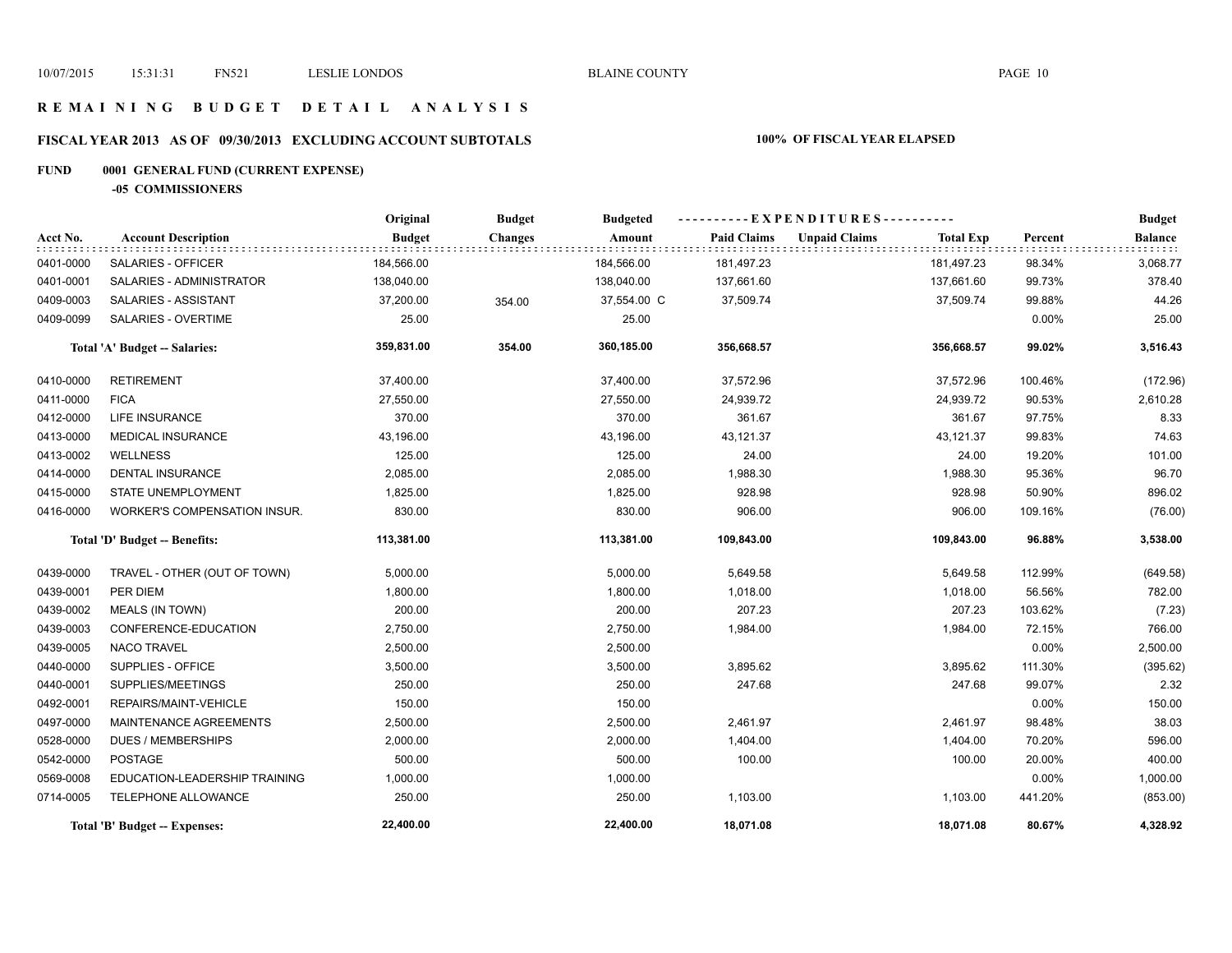# REMAINING BUDGET DETAIL ANALYSIS

## FISCAL YEAR 2013 AS OF 09/30/2013 EXCLUDING ACCOUNT SUBTOTALS

**100% OF FISCAL YEAR ELAPSED**

### FUND 0001 GENERAL FUND (CURRENT EXPENSE)

**-05 COMMISSIONERS**

| Acct No. | Account Description | Original Budget | Budget Changes | Budgeted Amount | Paid Claims | Unpaid Claims | Total Exp | Percent | Budget Balance |
|---|---|---|---|---|---|---|---|---|---|
| 0401-0000 | SALARIES - OFFICER | 184,566.00 | | 184,566.00 | 181,497.23 | | 181,497.23 | 98.34% | 3,068.77 |
| 0401-0001 | SALARIES - ADMINISTRATOR | 138,040.00 | | 138,040.00 | 137,661.60 | | 137,661.60 | 99.73% | 378.40 |
| 0409-0003 | SALARIES - ASSISTANT | 37,200.00 | 354.00 | 37,554.00 C | 37,509.74 | | 37,509.74 | 99.88% | 44.26 |
| 0409-0099 | SALARIES - OVERTIME | 25.00 | | 25.00 | | | | 0.00% | 25.00 |
| | **Total 'A' Budget -- Salaries:** | **359,831.00** | **354.00** | **360,185.00** | **356,668.57** | | **356,668.57** | **99.02%** | **3,516.43** |
| 0410-0000 | RETIREMENT | 37,400.00 | | 37,400.00 | 37,572.96 | | 37,572.96 | 100.46% | (172.96) |
| 0411-0000 | FICA | 27,550.00 | | 27,550.00 | 24,939.72 | | 24,939.72 | 90.53% | 2,610.28 |
| 0412-0000 | LIFE INSURANCE | 370.00 | | 370.00 | 361.67 | | 361.67 | 97.75% | 8.33 |
| 0413-0000 | MEDICAL INSURANCE | 43,196.00 | | 43,196.00 | 43,121.37 | | 43,121.37 | 99.83% | 74.63 |
| 0413-0002 | WELLNESS | 125.00 | | 125.00 | 24.00 | | 24.00 | 19.20% | 101.00 |
| 0414-0000 | DENTAL INSURANCE | 2,085.00 | | 2,085.00 | 1,988.30 | | 1,988.30 | 95.36% | 96.70 |
| 0415-0000 | STATE UNEMPLOYMENT | 1,825.00 | | 1,825.00 | 928.98 | | 928.98 | 50.90% | 896.02 |
| 0416-0000 | WORKER'S COMPENSATION INSUR. | 830.00 | | 830.00 | 906.00 | | 906.00 | 109.16% | (76.00) |
| | **Total 'D' Budget -- Benefits:** | **113,381.00** | | **113,381.00** | **109,843.00** | | **109,843.00** | **96.88%** | **3,538.00** |
| 0439-0000 | TRAVEL - OTHER (OUT OF TOWN) | 5,000.00 | | 5,000.00 | 5,649.58 | | 5,649.58 | 112.99% | (649.58) |
| 0439-0001 | PER DIEM | 1,800.00 | | 1,800.00 | 1,018.00 | | 1,018.00 | 56.56% | 782.00 |
| 0439-0002 | MEALS (IN TOWN) | 200.00 | | 200.00 | 207.23 | | 207.23 | 103.62% | (7.23) |
| 0439-0003 | CONFERENCE-EDUCATION | 2,750.00 | | 2,750.00 | 1,984.00 | | 1,984.00 | 72.15% | 766.00 |
| 0439-0005 | NACO TRAVEL | 2,500.00 | | 2,500.00 | | | | 0.00% | 2,500.00 |
| 0440-0000 | SUPPLIES - OFFICE | 3,500.00 | | 3,500.00 | 3,895.62 | | 3,895.62 | 111.30% | (395.62) |
| 0440-0001 | SUPPLIES/MEETINGS | 250.00 | | 250.00 | 247.68 | | 247.68 | 99.07% | 2.32 |
| 0492-0001 | REPAIRS/MAINT-VEHICLE | 150.00 | | 150.00 | | | | 0.00% | 150.00 |
| 0497-0000 | MAINTENANCE AGREEMENTS | 2,500.00 | | 2,500.00 | 2,461.97 | | 2,461.97 | 98.48% | 38.03 |
| 0528-0000 | DUES / MEMBERSHIPS | 2,000.00 | | 2,000.00 | 1,404.00 | | 1,404.00 | 70.20% | 596.00 |
| 0542-0000 | POSTAGE | 500.00 | | 500.00 | 100.00 | | 100.00 | 20.00% | 400.00 |
| 0569-0008 | EDUCATION-LEADERSHIP TRAINING | 1,000.00 | | 1,000.00 | | | | 0.00% | 1,000.00 |
| 0714-0005 | TELEPHONE ALLOWANCE | 250.00 | | 250.00 | 1,103.00 | | 1,103.00 | 441.20% | (853.00) |
| | **Total 'B' Budget -- Expenses:** | **22,400.00** | | **22,400.00** | **18,071.08** | | **18,071.08** | **80.67%** | **4,328.92** |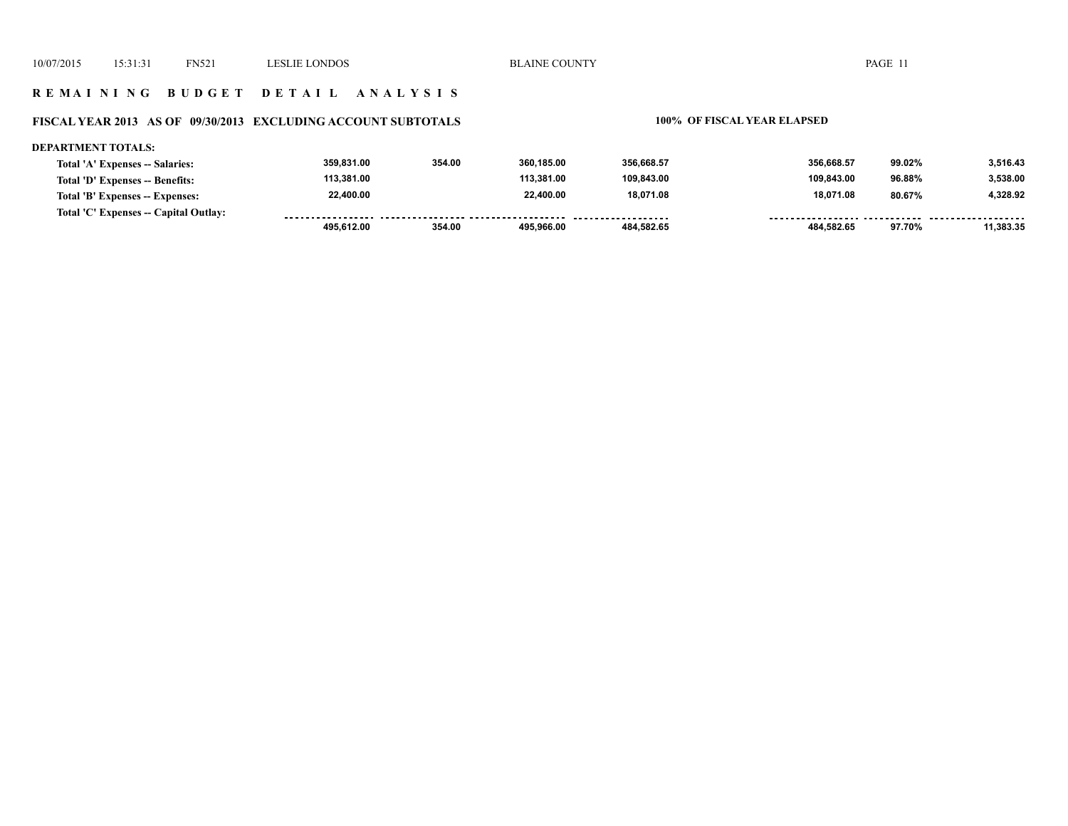## R E M A I N I N G   B U D G E T   D E T A I L   A N A L Y S I S

### FISCAL YEAR 2013 AS OF 09/30/2013 EXCLUDING ACCOUNT SUBTOTALS — 100% OF FISCAL YEAR ELAPSED

**DEPARTMENT TOTALS:**

| | | | | | | | |
|---|---|---|---|---|---|---|---|
| Total 'A' Expenses -- Salaries: | 359,831.00 | 354.00 | 360,185.00 | 356,668.57 | 356,668.57 | 99.02% | 3,516.43 |
| Total 'D' Expenses -- Benefits: | 113,381.00 | | 113,381.00 | 109,843.00 | 109,843.00 | 96.88% | 3,538.00 |
| Total 'B' Expenses -- Expenses: | 22,400.00 | | 22,400.00 | 18,071.08 | 18,071.08 | 80.67% | 4,328.92 |
| Total 'C' Expenses -- Capital Outlay: | | | | | | | |
| | 495,612.00 | 354.00 | 495,966.00 | 484,582.65 | 484,582.65 | 97.70% | 11,383.35 |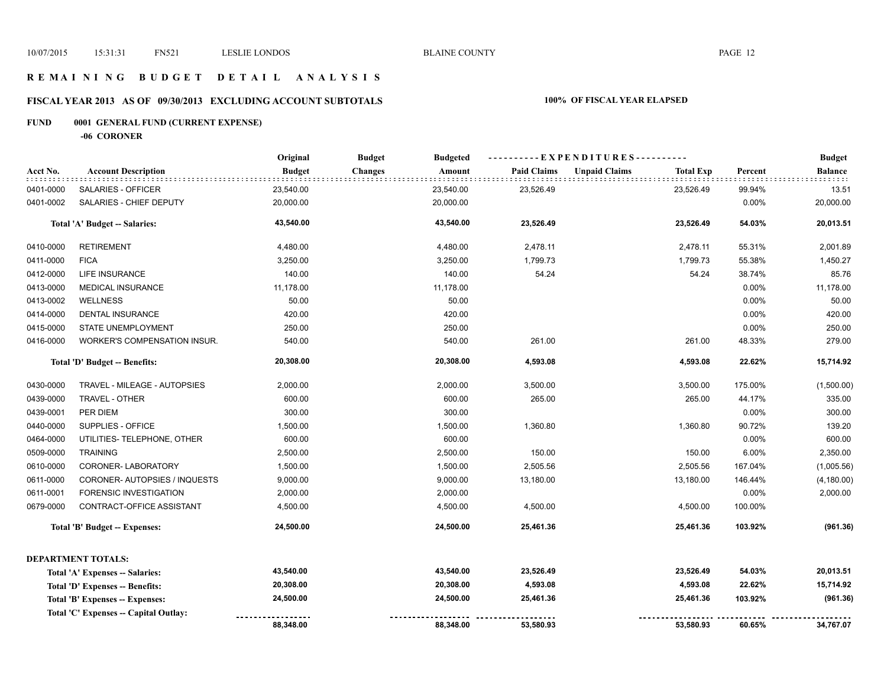# REMAINING BUDGET DETAIL ANALYSIS

## FISCAL YEAR 2013 AS OF 09/30/2013 EXCLUDING ACCOUNT SUBTOTALS

**100% OF FISCAL YEAR ELAPSED**

**FUND 0001 GENERAL FUND (CURRENT EXPENSE)**

**-06 CORONER**

| Acct No. | Account Description | Original Budget | Budget Changes | Budgeted Amount | Paid Claims | Unpaid Claims | Total Exp | Percent | Budget Balance |
|---|---|---|---|---|---|---|---|---|---|
| 0401-0000 | SALARIES - OFFICER | 23,540.00 | | 23,540.00 | 23,526.49 | | 23,526.49 | 99.94% | 13.51 |
| 0401-0002 | SALARIES - CHIEF DEPUTY | 20,000.00 | | 20,000.00 | | | | 0.00% | 20,000.00 |
| | **Total 'A' Budget -- Salaries:** | **43,540.00** | | **43,540.00** | **23,526.49** | | **23,526.49** | **54.03%** | **20,013.51** |
| 0410-0000 | RETIREMENT | 4,480.00 | | 4,480.00 | 2,478.11 | | 2,478.11 | 55.31% | 2,001.89 |
| 0411-0000 | FICA | 3,250.00 | | 3,250.00 | 1,799.73 | | 1,799.73 | 55.38% | 1,450.27 |
| 0412-0000 | LIFE INSURANCE | 140.00 | | 140.00 | 54.24 | | 54.24 | 38.74% | 85.76 |
| 0413-0000 | MEDICAL INSURANCE | 11,178.00 | | 11,178.00 | | | | 0.00% | 11,178.00 |
| 0413-0002 | WELLNESS | 50.00 | | 50.00 | | | | 0.00% | 50.00 |
| 0414-0000 | DENTAL INSURANCE | 420.00 | | 420.00 | | | | 0.00% | 420.00 |
| 0415-0000 | STATE UNEMPLOYMENT | 250.00 | | 250.00 | | | | 0.00% | 250.00 |
| 0416-0000 | WORKER'S COMPENSATION INSUR. | 540.00 | | 540.00 | 261.00 | | 261.00 | 48.33% | 279.00 |
| | **Total 'D' Budget -- Benefits:** | **20,308.00** | | **20,308.00** | **4,593.08** | | **4,593.08** | **22.62%** | **15,714.92** |
| 0430-0000 | TRAVEL - MILEAGE - AUTOPSIES | 2,000.00 | | 2,000.00 | 3,500.00 | | 3,500.00 | 175.00% | (1,500.00) |
| 0439-0000 | TRAVEL - OTHER | 600.00 | | 600.00 | 265.00 | | 265.00 | 44.17% | 335.00 |
| 0439-0001 | PER DIEM | 300.00 | | 300.00 | | | | 0.00% | 300.00 |
| 0440-0000 | SUPPLIES - OFFICE | 1,500.00 | | 1,500.00 | 1,360.80 | | 1,360.80 | 90.72% | 139.20 |
| 0464-0000 | UTILITIES- TELEPHONE, OTHER | 600.00 | | 600.00 | | | | 0.00% | 600.00 |
| 0509-0000 | TRAINING | 2,500.00 | | 2,500.00 | 150.00 | | 150.00 | 6.00% | 2,350.00 |
| 0610-0000 | CORONER- LABORATORY | 1,500.00 | | 1,500.00 | 2,505.56 | | 2,505.56 | 167.04% | (1,005.56) |
| 0611-0000 | CORONER- AUTOPSIES / INQUESTS | 9,000.00 | | 9,000.00 | 13,180.00 | | 13,180.00 | 146.44% | (4,180.00) |
| 0611-0001 | FORENSIC INVESTIGATION | 2,000.00 | | 2,000.00 | | | | 0.00% | 2,000.00 |
| 0679-0000 | CONTRACT-OFFICE ASSISTANT | 4,500.00 | | 4,500.00 | 4,500.00 | | 4,500.00 | 100.00% | |
| | **Total 'B' Budget -- Expenses:** | **24,500.00** | | **24,500.00** | **25,461.36** | | **25,461.36** | **103.92%** | **(961.36)** |

**DEPARTMENT TOTALS:**

| | Original Budget | Budget Changes | Budgeted Amount | Paid Claims | Unpaid Claims | Total Exp | Percent | Budget Balance |
|---|---|---|---|---|---|---|---|---|
| **Total 'A' Expenses -- Salaries:** | **43,540.00** | | **43,540.00** | **23,526.49** | | **23,526.49** | **54.03%** | **20,013.51** |
| **Total 'D' Expenses -- Benefits:** | **20,308.00** | | **20,308.00** | **4,593.08** | | **4,593.08** | **22.62%** | **15,714.92** |
| **Total 'B' Expenses -- Expenses:** | **24,500.00** | | **24,500.00** | **25,461.36** | | **25,461.36** | **103.92%** | **(961.36)** |
| **Total 'C' Expenses -- Capital Outlay:** | | | | | | | | |
| | **88,348.00** | | **88,348.00** | **53,580.93** | | **53,580.93** | **60.65%** | **34,767.07** |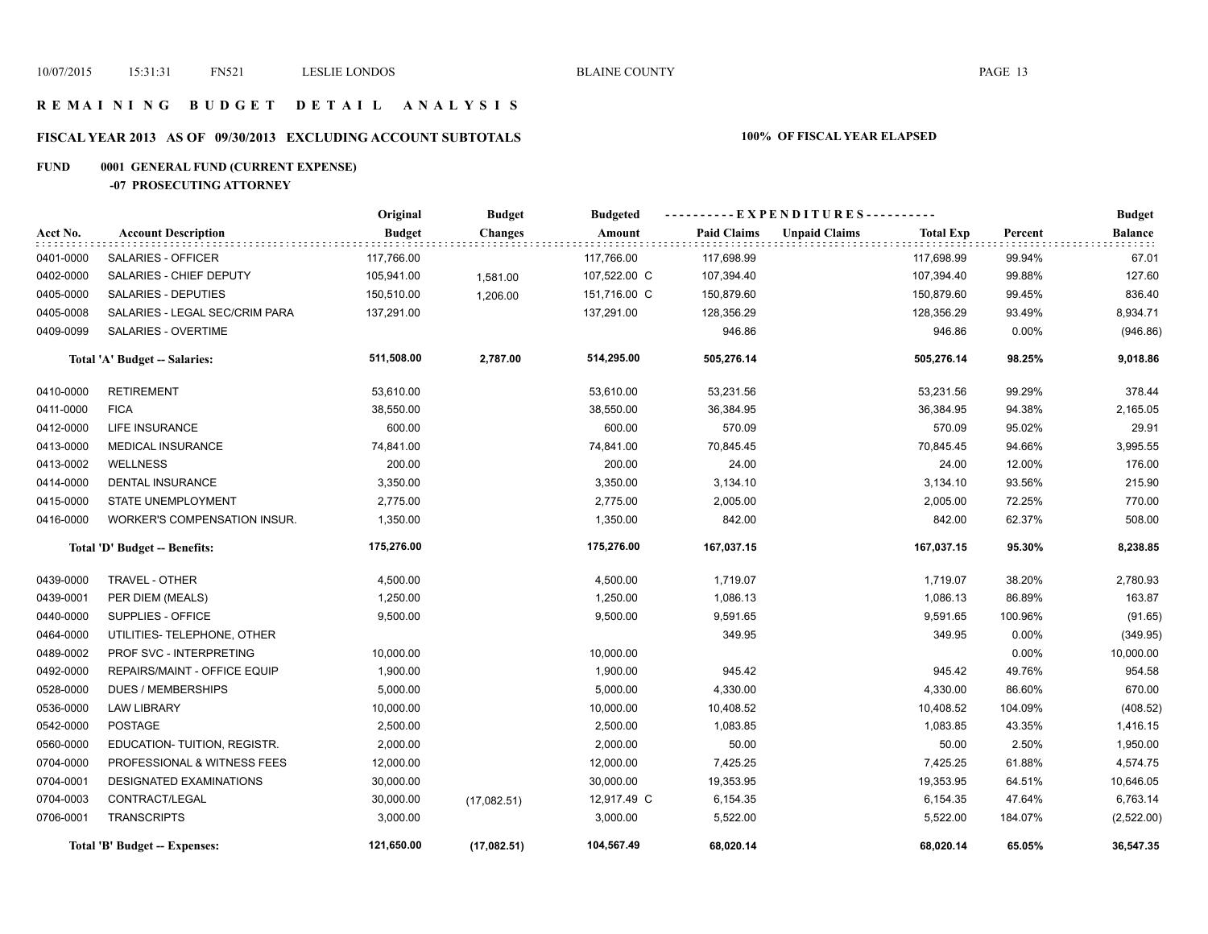# REMAINING BUDGET DETAIL ANALYSIS

## FISCAL YEAR 2013 AS OF 09/30/2013 EXCLUDING ACCOUNT SUBTOTALS

**100% OF FISCAL YEAR ELAPSED**

### FUND 0001 GENERAL FUND (CURRENT EXPENSE)

#### -07 PROSECUTING ATTORNEY

| Acct No. | Account Description | Original Budget | Budget Changes | Budgeted Amount | Paid Claims | Unpaid Claims | Total Exp | Percent | Budget Balance |
|---|---|---|---|---|---|---|---|---|---|
| 0401-0000 | SALARIES - OFFICER | 117,766.00 | | 117,766.00 | 117,698.99 | | 117,698.99 | 99.94% | 67.01 |
| 0402-0000 | SALARIES - CHIEF DEPUTY | 105,941.00 | 1,581.00 | 107,522.00 C | 107,394.40 | | 107,394.40 | 99.88% | 127.60 |
| 0405-0000 | SALARIES - DEPUTIES | 150,510.00 | 1,206.00 | 151,716.00 C | 150,879.60 | | 150,879.60 | 99.45% | 836.40 |
| 0405-0008 | SALARIES - LEGAL SEC/CRIM PARA | 137,291.00 | | 137,291.00 | 128,356.29 | | 128,356.29 | 93.49% | 8,934.71 |
| 0409-0099 | SALARIES - OVERTIME | | | | 946.86 | | 946.86 | 0.00% | (946.86) |
| | **Total 'A' Budget -- Salaries:** | **511,508.00** | **2,787.00** | **514,295.00** | **505,276.14** | | **505,276.14** | **98.25%** | **9,018.86** |
| 0410-0000 | RETIREMENT | 53,610.00 | | 53,610.00 | 53,231.56 | | 53,231.56 | 99.29% | 378.44 |
| 0411-0000 | FICA | 38,550.00 | | 38,550.00 | 36,384.95 | | 36,384.95 | 94.38% | 2,165.05 |
| 0412-0000 | LIFE INSURANCE | 600.00 | | 600.00 | 570.09 | | 570.09 | 95.02% | 29.91 |
| 0413-0000 | MEDICAL INSURANCE | 74,841.00 | | 74,841.00 | 70,845.45 | | 70,845.45 | 94.66% | 3,995.55 |
| 0413-0002 | WELLNESS | 200.00 | | 200.00 | 24.00 | | 24.00 | 12.00% | 176.00 |
| 0414-0000 | DENTAL INSURANCE | 3,350.00 | | 3,350.00 | 3,134.10 | | 3,134.10 | 93.56% | 215.90 |
| 0415-0000 | STATE UNEMPLOYMENT | 2,775.00 | | 2,775.00 | 2,005.00 | | 2,005.00 | 72.25% | 770.00 |
| 0416-0000 | WORKER'S COMPENSATION INSUR. | 1,350.00 | | 1,350.00 | 842.00 | | 842.00 | 62.37% | 508.00 |
| | **Total 'D' Budget -- Benefits:** | **175,276.00** | | **175,276.00** | **167,037.15** | | **167,037.15** | **95.30%** | **8,238.85** |
| 0439-0000 | TRAVEL - OTHER | 4,500.00 | | 4,500.00 | 1,719.07 | | 1,719.07 | 38.20% | 2,780.93 |
| 0439-0001 | PER DIEM (MEALS) | 1,250.00 | | 1,250.00 | 1,086.13 | | 1,086.13 | 86.89% | 163.87 |
| 0440-0000 | SUPPLIES - OFFICE | 9,500.00 | | 9,500.00 | 9,591.65 | | 9,591.65 | 100.96% | (91.65) |
| 0464-0000 | UTILITIES- TELEPHONE, OTHER | | | | 349.95 | | 349.95 | 0.00% | (349.95) |
| 0489-0002 | PROF SVC - INTERPRETING | 10,000.00 | | 10,000.00 | | | | 0.00% | 10,000.00 |
| 0492-0000 | REPAIRS/MAINT - OFFICE EQUIP | 1,900.00 | | 1,900.00 | 945.42 | | 945.42 | 49.76% | 954.58 |
| 0528-0000 | DUES / MEMBERSHIPS | 5,000.00 | | 5,000.00 | 4,330.00 | | 4,330.00 | 86.60% | 670.00 |
| 0536-0000 | LAW LIBRARY | 10,000.00 | | 10,000.00 | 10,408.52 | | 10,408.52 | 104.09% | (408.52) |
| 0542-0000 | POSTAGE | 2,500.00 | | 2,500.00 | 1,083.85 | | 1,083.85 | 43.35% | 1,416.15 |
| 0560-0000 | EDUCATION- TUITION, REGISTR. | 2,000.00 | | 2,000.00 | 50.00 | | 50.00 | 2.50% | 1,950.00 |
| 0704-0000 | PROFESSIONAL & WITNESS FEES | 12,000.00 | | 12,000.00 | 7,425.25 | | 7,425.25 | 61.88% | 4,574.75 |
| 0704-0001 | DESIGNATED EXAMINATIONS | 30,000.00 | | 30,000.00 | 19,353.95 | | 19,353.95 | 64.51% | 10,646.05 |
| 0704-0003 | CONTRACT/LEGAL | 30,000.00 | (17,082.51) | 12,917.49 C | 6,154.35 | | 6,154.35 | 47.64% | 6,763.14 |
| 0706-0001 | TRANSCRIPTS | 3,000.00 | | 3,000.00 | 5,522.00 | | 5,522.00 | 184.07% | (2,522.00) |
| | **Total 'B' Budget -- Expenses:** | **121,650.00** | **(17,082.51)** | **104,567.49** | **68,020.14** | | **68,020.14** | **65.05%** | **36,547.35** |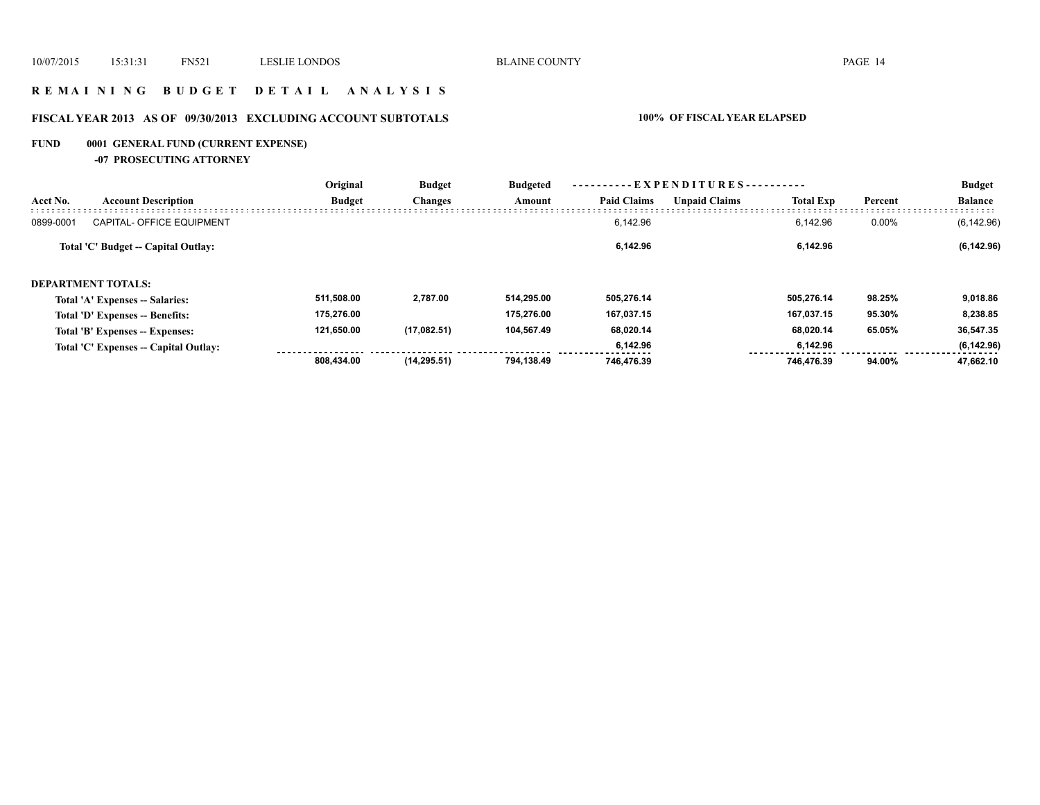# R E M A I N I N G   B U D G E T   D E T A I L   A N A L Y S I S

## FISCAL YEAR 2013   AS OF 09/30/2013   EXCLUDING ACCOUNT SUBTOTALS

**100% OF FISCAL YEAR ELAPSED**

**FUND 0001 GENERAL FUND (CURRENT EXPENSE)**

**-07 PROSECUTING ATTORNEY**

| Acct No. | Account Description | Original Budget | Budget Changes | Budgeted Amount | Paid Claims | Unpaid Claims | Total Exp | Percent | Budget Balance |
|---|---|---|---|---|---|---|---|---|---|
| 0899-0001 | CAPITAL- OFFICE EQUIPMENT | | | | 6,142.96 | | 6,142.96 | 0.00% | (6,142.96) |
| | **Total 'C' Budget -- Capital Outlay:** | | | | **6,142.96** | | **6,142.96** | | **(6,142.96)** |
| | **DEPARTMENT TOTALS:** | | | | | | | | |
| | **Total 'A' Expenses -- Salaries:** | **511,508.00** | **2,787.00** | **514,295.00** | **505,276.14** | | **505,276.14** | **98.25%** | **9,018.86** |
| | **Total 'D' Expenses -- Benefits:** | **175,276.00** | | **175,276.00** | **167,037.15** | | **167,037.15** | **95.30%** | **8,238.85** |
| | **Total 'B' Expenses -- Expenses:** | **121,650.00** | **(17,082.51)** | **104,567.49** | **68,020.14** | | **68,020.14** | **65.05%** | **36,547.35** |
| | **Total 'C' Expenses -- Capital Outlay:** | | | | **6,142.96** | | **6,142.96** | | **(6,142.96)** |
| | | **808,434.00** | **(14,295.51)** | **794,138.49** | **746,476.39** | | **746,476.39** | **94.00%** | **47,662.10** |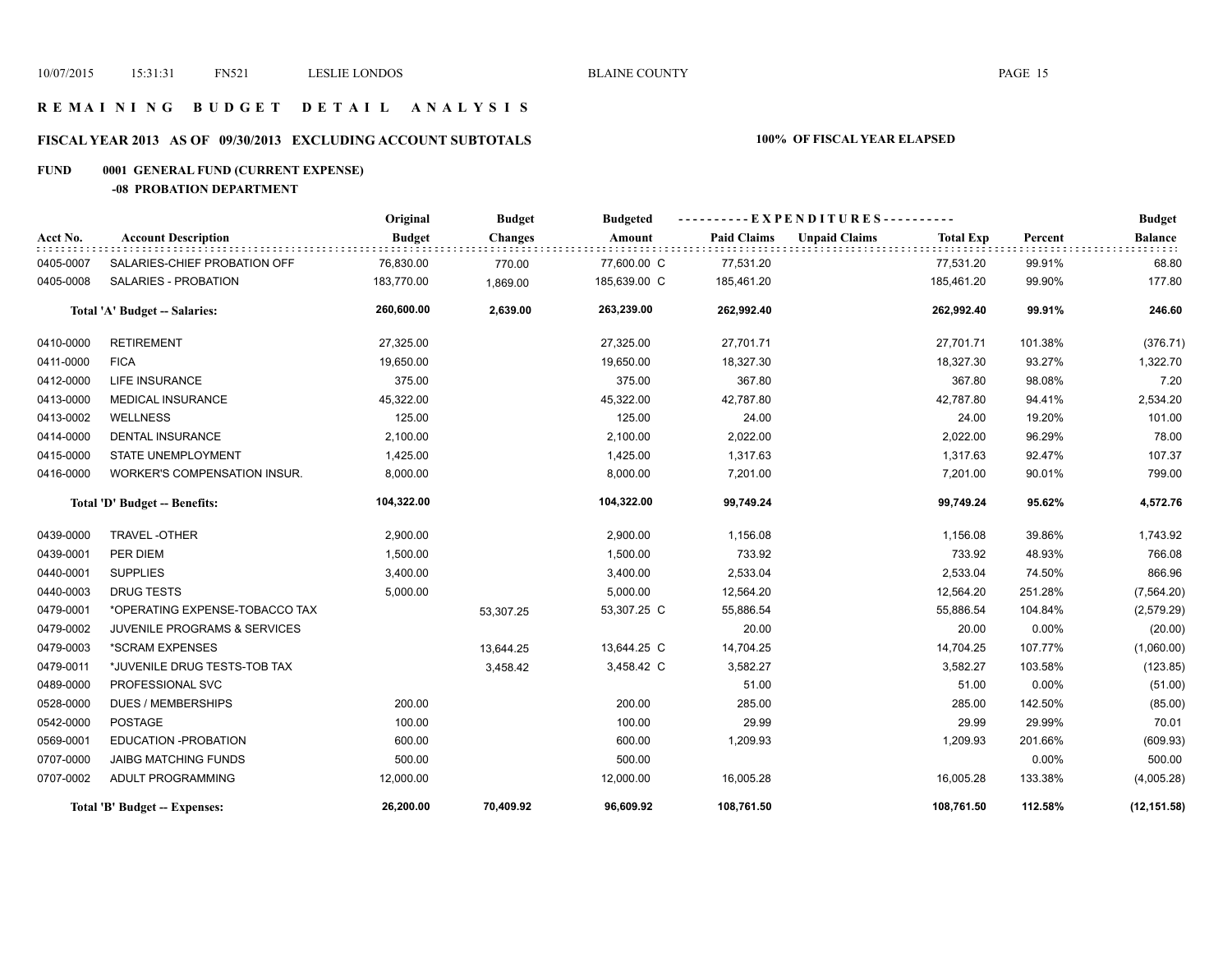# R E M A I N I N G   B U D G E T   D E T A I L   A N A L Y S I S

## FISCAL YEAR 2013 AS OF 09/30/2013 EXCLUDING ACCOUNT SUBTOTALS

**100% OF FISCAL YEAR ELAPSED**

**FUND 0001 GENERAL FUND (CURRENT EXPENSE)**

**-08 PROBATION DEPARTMENT**

| Acct No. | Account Description | Original Budget | Budget Changes | Budgeted Amount | Paid Claims | Unpaid Claims | Total Exp | Percent | Budget Balance |
|---|---|---|---|---|---|---|---|---|---|
| 0405-0007 | SALARIES-CHIEF PROBATION OFF | 76,830.00 | 770.00 | 77,600.00 C | 77,531.20 | | 77,531.20 | 99.91% | 68.80 |
| 0405-0008 | SALARIES - PROBATION | 183,770.00 | 1,869.00 | 185,639.00 C | 185,461.20 | | 185,461.20 | 99.90% | 177.80 |
| | **Total 'A' Budget -- Salaries:** | **260,600.00** | **2,639.00** | **263,239.00** | **262,992.40** | | **262,992.40** | **99.91%** | **246.60** |
| 0410-0000 | RETIREMENT | 27,325.00 | | 27,325.00 | 27,701.71 | | 27,701.71 | 101.38% | (376.71) |
| 0411-0000 | FICA | 19,650.00 | | 19,650.00 | 18,327.30 | | 18,327.30 | 93.27% | 1,322.70 |
| 0412-0000 | LIFE INSURANCE | 375.00 | | 375.00 | 367.80 | | 367.80 | 98.08% | 7.20 |
| 0413-0000 | MEDICAL INSURANCE | 45,322.00 | | 45,322.00 | 42,787.80 | | 42,787.80 | 94.41% | 2,534.20 |
| 0413-0002 | WELLNESS | 125.00 | | 125.00 | 24.00 | | 24.00 | 19.20% | 101.00 |
| 0414-0000 | DENTAL INSURANCE | 2,100.00 | | 2,100.00 | 2,022.00 | | 2,022.00 | 96.29% | 78.00 |
| 0415-0000 | STATE UNEMPLOYMENT | 1,425.00 | | 1,425.00 | 1,317.63 | | 1,317.63 | 92.47% | 107.37 |
| 0416-0000 | WORKER'S COMPENSATION INSUR. | 8,000.00 | | 8,000.00 | 7,201.00 | | 7,201.00 | 90.01% | 799.00 |
| | **Total 'D' Budget -- Benefits:** | **104,322.00** | | **104,322.00** | **99,749.24** | | **99,749.24** | **95.62%** | **4,572.76** |
| 0439-0000 | TRAVEL -OTHER | 2,900.00 | | 2,900.00 | 1,156.08 | | 1,156.08 | 39.86% | 1,743.92 |
| 0439-0001 | PER DIEM | 1,500.00 | | 1,500.00 | 733.92 | | 733.92 | 48.93% | 766.08 |
| 0440-0001 | SUPPLIES | 3,400.00 | | 3,400.00 | 2,533.04 | | 2,533.04 | 74.50% | 866.96 |
| 0440-0003 | DRUG TESTS | 5,000.00 | | 5,000.00 | 12,564.20 | | 12,564.20 | 251.28% | (7,564.20) |
| 0479-0001 | *OPERATING EXPENSE-TOBACCO TAX | | 53,307.25 | 53,307.25 C | 55,886.54 | | 55,886.54 | 104.84% | (2,579.29) |
| 0479-0002 | JUVENILE PROGRAMS & SERVICES | | | | 20.00 | | 20.00 | 0.00% | (20.00) |
| 0479-0003 | *SCRAM EXPENSES | | 13,644.25 | 13,644.25 C | 14,704.25 | | 14,704.25 | 107.77% | (1,060.00) |
| 0479-0011 | *JUVENILE DRUG TESTS-TOB TAX | | 3,458.42 | 3,458.42 C | 3,582.27 | | 3,582.27 | 103.58% | (123.85) |
| 0489-0000 | PROFESSIONAL SVC | | | | 51.00 | | 51.00 | 0.00% | (51.00) |
| 0528-0000 | DUES / MEMBERSHIPS | 200.00 | | 200.00 | 285.00 | | 285.00 | 142.50% | (85.00) |
| 0542-0000 | POSTAGE | 100.00 | | 100.00 | 29.99 | | 29.99 | 29.99% | 70.01 |
| 0569-0001 | EDUCATION -PROBATION | 600.00 | | 600.00 | 1,209.93 | | 1,209.93 | 201.66% | (609.93) |
| 0707-0000 | JAIBG MATCHING FUNDS | 500.00 | | 500.00 | | | | 0.00% | 500.00 |
| 0707-0002 | ADULT PROGRAMMING | 12,000.00 | | 12,000.00 | 16,005.28 | | 16,005.28 | 133.38% | (4,005.28) |
| | **Total 'B' Budget -- Expenses:** | **26,200.00** | **70,409.92** | **96,609.92** | **108,761.50** | | **108,761.50** | **112.58%** | **(12,151.58)** |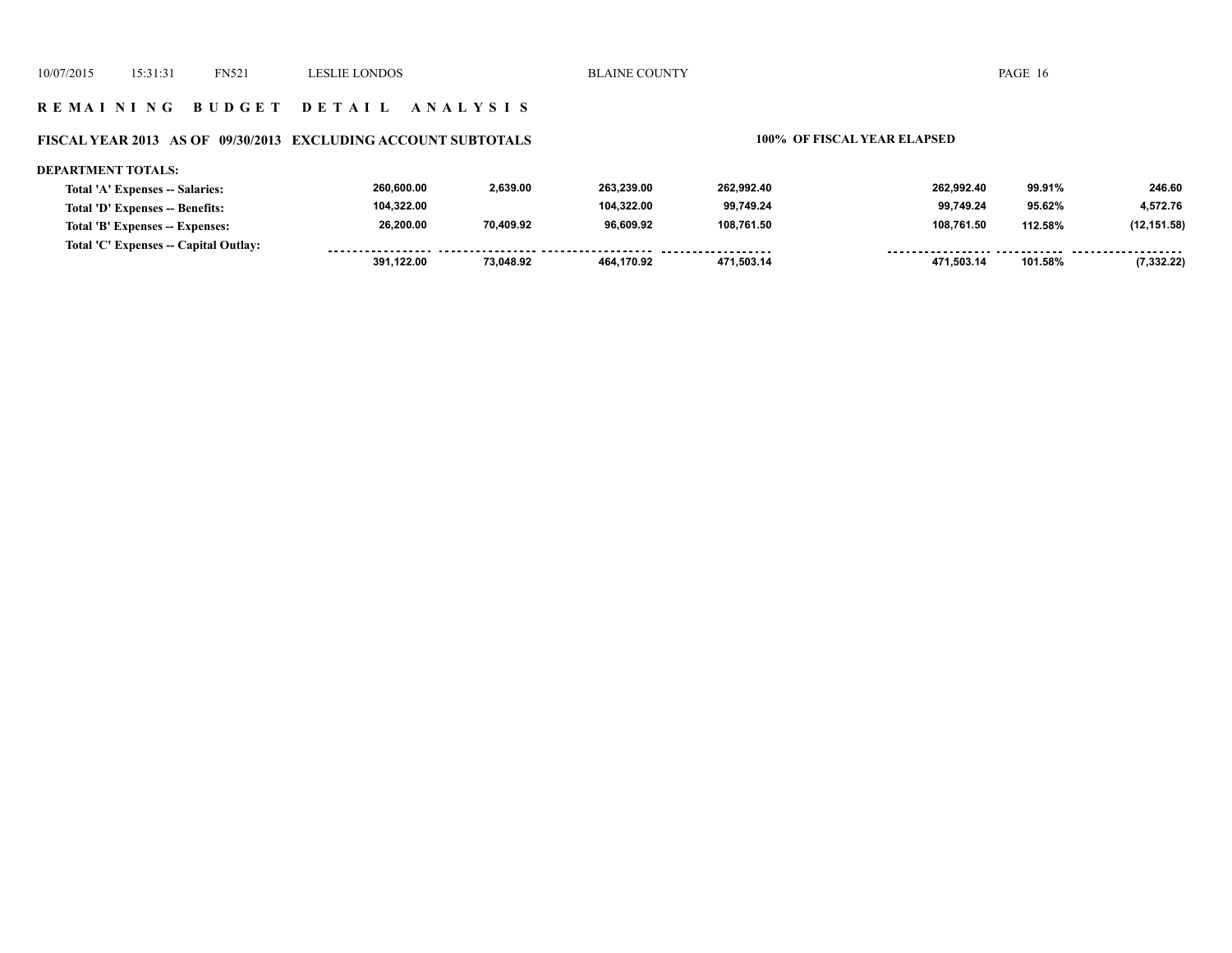## REMAINING BUDGET DETAIL ANALYSIS

### FISCAL YEAR 2013 AS OF 09/30/2013 EXCLUDING ACCOUNT SUBTOTALS

**100% OF FISCAL YEAR ELAPSED**

**DEPARTMENT TOTALS:**

| | | | | | | | | |
|---|---|---|---|---|---|---|---|---|
| Total 'A' Expenses -- Salaries: | 260,600.00 | 2,639.00 | 263,239.00 | 262,992.40 | | 262,992.40 | 99.91% | 246.60 |
| Total 'D' Expenses -- Benefits: | 104,322.00 | | 104,322.00 | 99,749.24 | | 99,749.24 | 95.62% | 4,572.76 |
| Total 'B' Expenses -- Expenses: | 26,200.00 | 70,409.92 | 96,609.92 | 108,761.50 | | 108,761.50 | 112.58% | (12,151.58) |
| Total 'C' Expenses -- Capital Outlay: | | | | | | | | |
| | 391,122.00 | 73,048.92 | 464,170.92 | 471,503.14 | | 471,503.14 | 101.58% | (7,332.22) |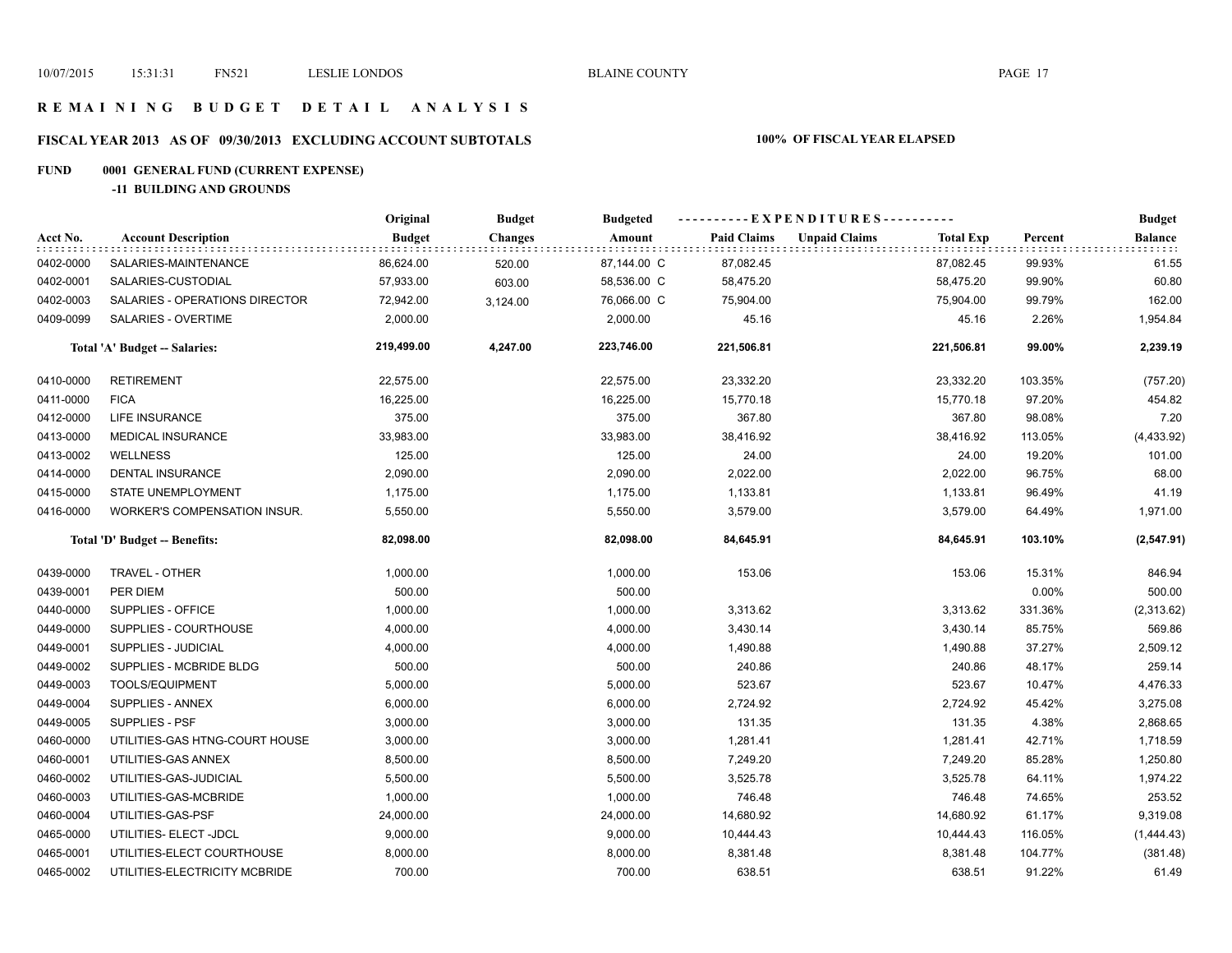# R E M A I N I N G   B U D G E T   D E T A I L   A N A L Y S I S

## FISCAL YEAR 2013 AS OF 09/30/2013 EXCLUDING ACCOUNT SUBTOTALS — 100% OF FISCAL YEAR ELAPSED

### FUND 0001 GENERAL FUND (CURRENT EXPENSE)

#### -11 BUILDING AND GROUNDS

| Acct No. | Account Description | Original Budget | Budget Changes | Budgeted Amount | Paid Claims | Unpaid Claims | Total Exp | Percent | Budget Balance |
|---|---|---|---|---|---|---|---|---|---|
| 0402-0000 | SALARIES-MAINTENANCE | 86,624.00 | 520.00 | 87,144.00 C | 87,082.45 | | 87,082.45 | 99.93% | 61.55 |
| 0402-0001 | SALARIES-CUSTODIAL | 57,933.00 | 603.00 | 58,536.00 C | 58,475.20 | | 58,475.20 | 99.90% | 60.80 |
| 0402-0003 | SALARIES - OPERATIONS DIRECTOR | 72,942.00 | 3,124.00 | 76,066.00 C | 75,904.00 | | 75,904.00 | 99.79% | 162.00 |
| 0409-0099 | SALARIES - OVERTIME | 2,000.00 | | 2,000.00 | 45.16 | | 45.16 | 2.26% | 1,954.84 |
| | **Total 'A' Budget -- Salaries:** | **219,499.00** | **4,247.00** | **223,746.00** | **221,506.81** | | **221,506.81** | **99.00%** | **2,239.19** |
| 0410-0000 | RETIREMENT | 22,575.00 | | 22,575.00 | 23,332.20 | | 23,332.20 | 103.35% | (757.20) |
| 0411-0000 | FICA | 16,225.00 | | 16,225.00 | 15,770.18 | | 15,770.18 | 97.20% | 454.82 |
| 0412-0000 | LIFE INSURANCE | 375.00 | | 375.00 | 367.80 | | 367.80 | 98.08% | 7.20 |
| 0413-0000 | MEDICAL INSURANCE | 33,983.00 | | 33,983.00 | 38,416.92 | | 38,416.92 | 113.05% | (4,433.92) |
| 0413-0002 | WELLNESS | 125.00 | | 125.00 | 24.00 | | 24.00 | 19.20% | 101.00 |
| 0414-0000 | DENTAL INSURANCE | 2,090.00 | | 2,090.00 | 2,022.00 | | 2,022.00 | 96.75% | 68.00 |
| 0415-0000 | STATE UNEMPLOYMENT | 1,175.00 | | 1,175.00 | 1,133.81 | | 1,133.81 | 96.49% | 41.19 |
| 0416-0000 | WORKER'S COMPENSATION INSUR. | 5,550.00 | | 5,550.00 | 3,579.00 | | 3,579.00 | 64.49% | 1,971.00 |
| | **Total 'D' Budget -- Benefits:** | **82,098.00** | | **82,098.00** | **84,645.91** | | **84,645.91** | **103.10%** | **(2,547.91)** |
| 0439-0000 | TRAVEL - OTHER | 1,000.00 | | 1,000.00 | 153.06 | | 153.06 | 15.31% | 846.94 |
| 0439-0001 | PER DIEM | 500.00 | | 500.00 | | | | 0.00% | 500.00 |
| 0440-0000 | SUPPLIES - OFFICE | 1,000.00 | | 1,000.00 | 3,313.62 | | 3,313.62 | 331.36% | (2,313.62) |
| 0449-0000 | SUPPLIES - COURTHOUSE | 4,000.00 | | 4,000.00 | 3,430.14 | | 3,430.14 | 85.75% | 569.86 |
| 0449-0001 | SUPPLIES - JUDICIAL | 4,000.00 | | 4,000.00 | 1,490.88 | | 1,490.88 | 37.27% | 2,509.12 |
| 0449-0002 | SUPPLIES - MCBRIDE BLDG | 500.00 | | 500.00 | 240.86 | | 240.86 | 48.17% | 259.14 |
| 0449-0003 | TOOLS/EQUIPMENT | 5,000.00 | | 5,000.00 | 523.67 | | 523.67 | 10.47% | 4,476.33 |
| 0449-0004 | SUPPLIES - ANNEX | 6,000.00 | | 6,000.00 | 2,724.92 | | 2,724.92 | 45.42% | 3,275.08 |
| 0449-0005 | SUPPLIES - PSF | 3,000.00 | | 3,000.00 | 131.35 | | 131.35 | 4.38% | 2,868.65 |
| 0460-0000 | UTILITIES-GAS HTNG-COURT HOUSE | 3,000.00 | | 3,000.00 | 1,281.41 | | 1,281.41 | 42.71% | 1,718.59 |
| 0460-0001 | UTILITIES-GAS ANNEX | 8,500.00 | | 8,500.00 | 7,249.20 | | 7,249.20 | 85.28% | 1,250.80 |
| 0460-0002 | UTILITIES-GAS-JUDICIAL | 5,500.00 | | 5,500.00 | 3,525.78 | | 3,525.78 | 64.11% | 1,974.22 |
| 0460-0003 | UTILITIES-GAS-MCBRIDE | 1,000.00 | | 1,000.00 | 746.48 | | 746.48 | 74.65% | 253.52 |
| 0460-0004 | UTILITIES-GAS-PSF | 24,000.00 | | 24,000.00 | 14,680.92 | | 14,680.92 | 61.17% | 9,319.08 |
| 0465-0000 | UTILITIES- ELECT -JDCL | 9,000.00 | | 9,000.00 | 10,444.43 | | 10,444.43 | 116.05% | (1,444.43) |
| 0465-0001 | UTILITIES-ELECT COURTHOUSE | 8,000.00 | | 8,000.00 | 8,381.48 | | 8,381.48 | 104.77% | (381.48) |
| 0465-0002 | UTILITIES-ELECTRICITY MCBRIDE | 700.00 | | 700.00 | 638.51 | | 638.51 | 91.22% | 61.49 |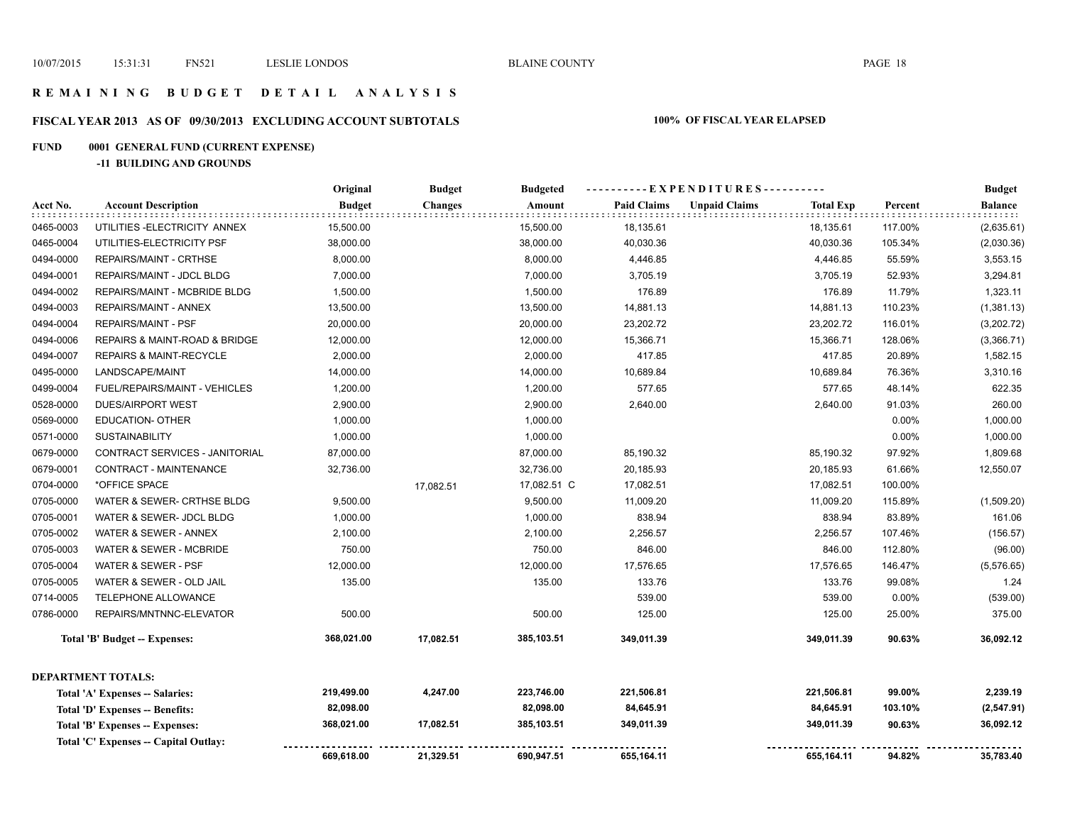# REMAINING BUDGET DETAIL ANALYSIS

## FISCAL YEAR 2013 AS OF 09/30/2013 EXCLUDING ACCOUNT SUBTOTALS

**100% OF FISCAL YEAR ELAPSED**

### FUND 0001 GENERAL FUND (CURRENT EXPENSE)

#### -11 BUILDING AND GROUNDS

| Acct No. | Account Description | Original Budget | Budget Changes | Budgeted Amount | Paid Claims | Unpaid Claims | Total Exp | Percent | Budget Balance |
|---|---|---|---|---|---|---|---|---|---|
| 0465-0003 | UTILITIES -ELECTRICITY ANNEX | 15,500.00 | | 15,500.00 | 18,135.61 | | 18,135.61 | 117.00% | (2,635.61) |
| 0465-0004 | UTILITIES-ELECTRICITY PSF | 38,000.00 | | 38,000.00 | 40,030.36 | | 40,030.36 | 105.34% | (2,030.36) |
| 0494-0000 | REPAIRS/MAINT - CRTHSE | 8,000.00 | | 8,000.00 | 4,446.85 | | 4,446.85 | 55.59% | 3,553.15 |
| 0494-0001 | REPAIRS/MAINT - JDCL BLDG | 7,000.00 | | 7,000.00 | 3,705.19 | | 3,705.19 | 52.93% | 3,294.81 |
| 0494-0002 | REPAIRS/MAINT - MCBRIDE BLDG | 1,500.00 | | 1,500.00 | 176.89 | | 176.89 | 11.79% | 1,323.11 |
| 0494-0003 | REPAIRS/MAINT - ANNEX | 13,500.00 | | 13,500.00 | 14,881.13 | | 14,881.13 | 110.23% | (1,381.13) |
| 0494-0004 | REPAIRS/MAINT - PSF | 20,000.00 | | 20,000.00 | 23,202.72 | | 23,202.72 | 116.01% | (3,202.72) |
| 0494-0006 | REPAIRS & MAINT-ROAD & BRIDGE | 12,000.00 | | 12,000.00 | 15,366.71 | | 15,366.71 | 128.06% | (3,366.71) |
| 0494-0007 | REPAIRS & MAINT-RECYCLE | 2,000.00 | | 2,000.00 | 417.85 | | 417.85 | 20.89% | 1,582.15 |
| 0495-0000 | LANDSCAPE/MAINT | 14,000.00 | | 14,000.00 | 10,689.84 | | 10,689.84 | 76.36% | 3,310.16 |
| 0499-0004 | FUEL/REPAIRS/MAINT - VEHICLES | 1,200.00 | | 1,200.00 | 577.65 | | 577.65 | 48.14% | 622.35 |
| 0528-0000 | DUES/AIRPORT WEST | 2,900.00 | | 2,900.00 | 2,640.00 | | 2,640.00 | 91.03% | 260.00 |
| 0569-0000 | EDUCATION- OTHER | 1,000.00 | | 1,000.00 | | | | 0.00% | 1,000.00 |
| 0571-0000 | SUSTAINABILITY | 1,000.00 | | 1,000.00 | | | | 0.00% | 1,000.00 |
| 0679-0000 | CONTRACT SERVICES - JANITORIAL | 87,000.00 | | 87,000.00 | 85,190.32 | | 85,190.32 | 97.92% | 1,809.68 |
| 0679-0001 | CONTRACT - MAINTENANCE | 32,736.00 | | 32,736.00 | 20,185.93 | | 20,185.93 | 61.66% | 12,550.07 |
| 0704-0000 | *OFFICE SPACE | | 17,082.51 | 17,082.51 C | 17,082.51 | | 17,082.51 | 100.00% | |
| 0705-0000 | WATER & SEWER- CRTHSE BLDG | 9,500.00 | | 9,500.00 | 11,009.20 | | 11,009.20 | 115.89% | (1,509.20) |
| 0705-0001 | WATER & SEWER- JDCL BLDG | 1,000.00 | | 1,000.00 | 838.94 | | 838.94 | 83.89% | 161.06 |
| 0705-0002 | WATER & SEWER - ANNEX | 2,100.00 | | 2,100.00 | 2,256.57 | | 2,256.57 | 107.46% | (156.57) |
| 0705-0003 | WATER & SEWER - MCBRIDE | 750.00 | | 750.00 | 846.00 | | 846.00 | 112.80% | (96.00) |
| 0705-0004 | WATER & SEWER - PSF | 12,000.00 | | 12,000.00 | 17,576.65 | | 17,576.65 | 146.47% | (5,576.65) |
| 0705-0005 | WATER & SEWER - OLD JAIL | 135.00 | | 135.00 | 133.76 | | 133.76 | 99.08% | 1.24 |
| 0714-0005 | TELEPHONE ALLOWANCE | | | | 539.00 | | 539.00 | 0.00% | (539.00) |
| 0786-0000 | REPAIRS/MNTNNC-ELEVATOR | 500.00 | | 500.00 | 125.00 | | 125.00 | 25.00% | 375.00 |
| | **Total 'B' Budget -- Expenses:** | **368,021.00** | **17,082.51** | **385,103.51** | **349,011.39** | | **349,011.39** | **90.63%** | **36,092.12** |

**DEPARTMENT TOTALS:**

| | Original Budget | Budget Changes | Budgeted Amount | Paid Claims | Unpaid Claims | Total Exp | Percent | Budget Balance |
|---|---|---|---|---|---|---|---|---|
| **Total 'A' Expenses -- Salaries:** | **219,499.00** | **4,247.00** | **223,746.00** | **221,506.81** | | **221,506.81** | **99.00%** | **2,239.19** |
| **Total 'D' Expenses -- Benefits:** | **82,098.00** | | **82,098.00** | **84,645.91** | | **84,645.91** | **103.10%** | **(2,547.91)** |
| **Total 'B' Expenses -- Expenses:** | **368,021.00** | **17,082.51** | **385,103.51** | **349,011.39** | | **349,011.39** | **90.63%** | **36,092.12** |
| **Total 'C' Expenses -- Capital Outlay:** | | | | | | | | |
| | **669,618.00** | **21,329.51** | **690,947.51** | **655,164.11** | | **655,164.11** | **94.82%** | **35,783.40** |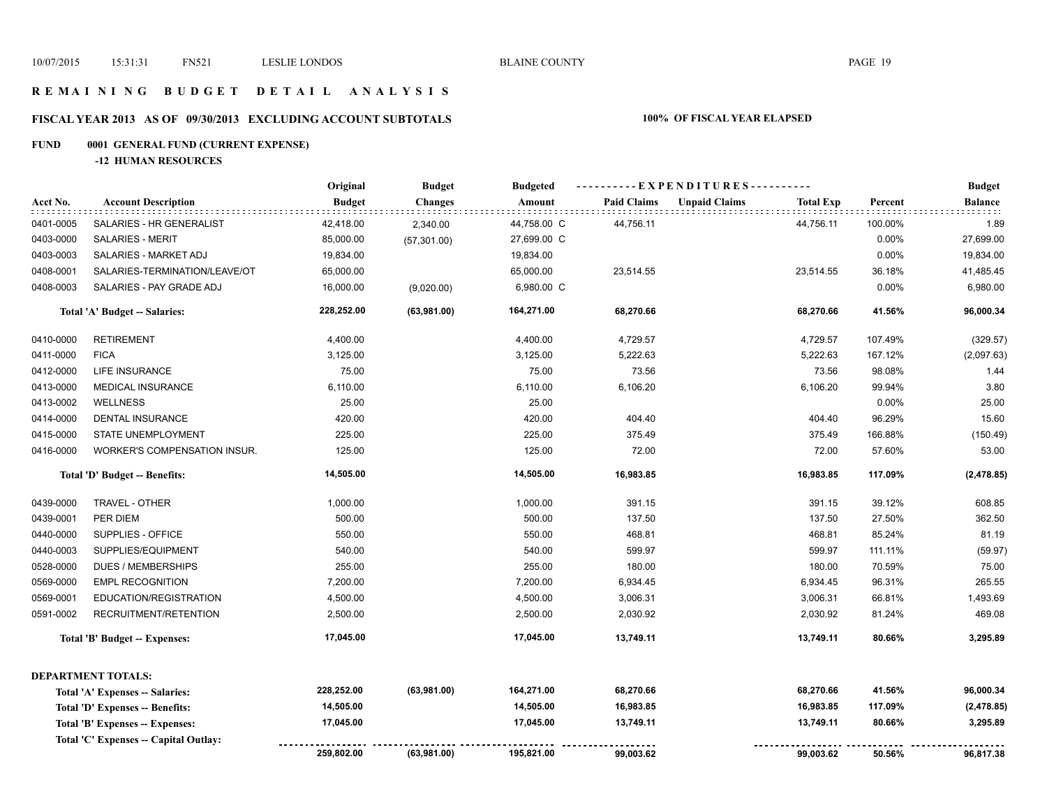# REMAINING BUDGET DETAIL ANALYSIS

## FISCAL YEAR 2013 AS OF 09/30/2013 EXCLUDING ACCOUNT SUBTOTALS

**100% OF FISCAL YEAR ELAPSED**

**FUND 0001 GENERAL FUND (CURRENT EXPENSE)**

**-12 HUMAN RESOURCES**

| Acct No. | Account Description | Original Budget | Budget Changes | Budgeted Amount | Paid Claims | Unpaid Claims | Total Exp | Percent | Budget Balance |
|---|---|---|---|---|---|---|---|---|---|
| 0401-0005 | SALARIES - HR GENERALIST | 42,418.00 | 2,340.00 | 44,758.00 C | 44,756.11 | | 44,756.11 | 100.00% | 1.89 |
| 0403-0000 | SALARIES - MERIT | 85,000.00 | (57,301.00) | 27,699.00 C | | | | 0.00% | 27,699.00 |
| 0403-0003 | SALARIES - MARKET ADJ | 19,834.00 | | 19,834.00 | | | | 0.00% | 19,834.00 |
| 0408-0001 | SALARIES-TERMINATION/LEAVE/OT | 65,000.00 | | 65,000.00 | 23,514.55 | | 23,514.55 | 36.18% | 41,485.45 |
| 0408-0003 | SALARIES - PAY GRADE ADJ | 16,000.00 | (9,020.00) | 6,980.00 C | | | | 0.00% | 6,980.00 |
| | **Total 'A' Budget -- Salaries:** | **228,252.00** | **(63,981.00)** | **164,271.00** | **68,270.66** | | **68,270.66** | **41.56%** | **96,000.34** |
| 0410-0000 | RETIREMENT | 4,400.00 | | 4,400.00 | 4,729.57 | | 4,729.57 | 107.49% | (329.57) |
| 0411-0000 | FICA | 3,125.00 | | 3,125.00 | 5,222.63 | | 5,222.63 | 167.12% | (2,097.63) |
| 0412-0000 | LIFE INSURANCE | 75.00 | | 75.00 | 73.56 | | 73.56 | 98.08% | 1.44 |
| 0413-0000 | MEDICAL INSURANCE | 6,110.00 | | 6,110.00 | 6,106.20 | | 6,106.20 | 99.94% | 3.80 |
| 0413-0002 | WELLNESS | 25.00 | | 25.00 | | | | 0.00% | 25.00 |
| 0414-0000 | DENTAL INSURANCE | 420.00 | | 420.00 | 404.40 | | 404.40 | 96.29% | 15.60 |
| 0415-0000 | STATE UNEMPLOYMENT | 225.00 | | 225.00 | 375.49 | | 375.49 | 166.88% | (150.49) |
| 0416-0000 | WORKER'S COMPENSATION INSUR. | 125.00 | | 125.00 | 72.00 | | 72.00 | 57.60% | 53.00 |
| | **Total 'D' Budget -- Benefits:** | **14,505.00** | | **14,505.00** | **16,983.85** | | **16,983.85** | **117.09%** | **(2,478.85)** |
| 0439-0000 | TRAVEL - OTHER | 1,000.00 | | 1,000.00 | 391.15 | | 391.15 | 39.12% | 608.85 |
| 0439-0001 | PER DIEM | 500.00 | | 500.00 | 137.50 | | 137.50 | 27.50% | 362.50 |
| 0440-0000 | SUPPLIES - OFFICE | 550.00 | | 550.00 | 468.81 | | 468.81 | 85.24% | 81.19 |
| 0440-0003 | SUPPLIES/EQUIPMENT | 540.00 | | 540.00 | 599.97 | | 599.97 | 111.11% | (59.97) |
| 0528-0000 | DUES / MEMBERSHIPS | 255.00 | | 255.00 | 180.00 | | 180.00 | 70.59% | 75.00 |
| 0569-0000 | EMPL RECOGNITION | 7,200.00 | | 7,200.00 | 6,934.45 | | 6,934.45 | 96.31% | 265.55 |
| 0569-0001 | EDUCATION/REGISTRATION | 4,500.00 | | 4,500.00 | 3,006.31 | | 3,006.31 | 66.81% | 1,493.69 |
| 0591-0002 | RECRUITMENT/RETENTION | 2,500.00 | | 2,500.00 | 2,030.92 | | 2,030.92 | 81.24% | 469.08 |
| | **Total 'B' Budget -- Expenses:** | **17,045.00** | | **17,045.00** | **13,749.11** | | **13,749.11** | **80.66%** | **3,295.89** |

**DEPARTMENT TOTALS:**

| | Original Budget | Budget Changes | Budgeted Amount | Paid Claims | Unpaid Claims | Total Exp | Percent | Budget Balance |
|---|---|---|---|---|---|---|---|---|
| **Total 'A' Expenses -- Salaries:** | **228,252.00** | **(63,981.00)** | **164,271.00** | **68,270.66** | | **68,270.66** | **41.56%** | **96,000.34** |
| **Total 'D' Expenses -- Benefits:** | **14,505.00** | | **14,505.00** | **16,983.85** | | **16,983.85** | **117.09%** | **(2,478.85)** |
| **Total 'B' Expenses -- Expenses:** | **17,045.00** | | **17,045.00** | **13,749.11** | | **13,749.11** | **80.66%** | **3,295.89** |
| **Total 'C' Expenses -- Capital Outlay:** | | | | | | | | |
| | **259,802.00** | **(63,981.00)** | **195,821.00** | **99,003.62** | | **99,003.62** | **50.56%** | **96,817.38** |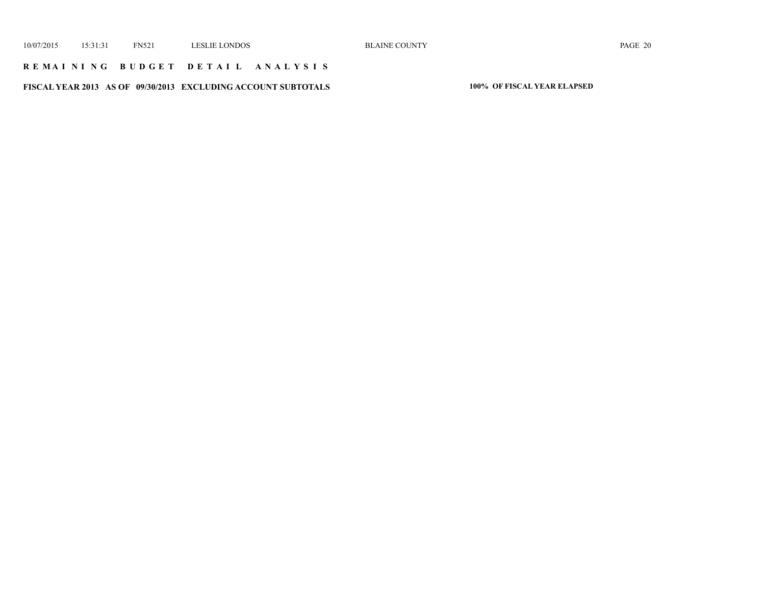**R E MAI N I N G B U D G E T D E T A I L A N A L Y S I S**

**FISCAL YEAR 2013 AS OF 09/30/2013 EXCLUDING ACCOUNT SUBTOTALS** **100% OF FISCAL YEAR ELAPSED**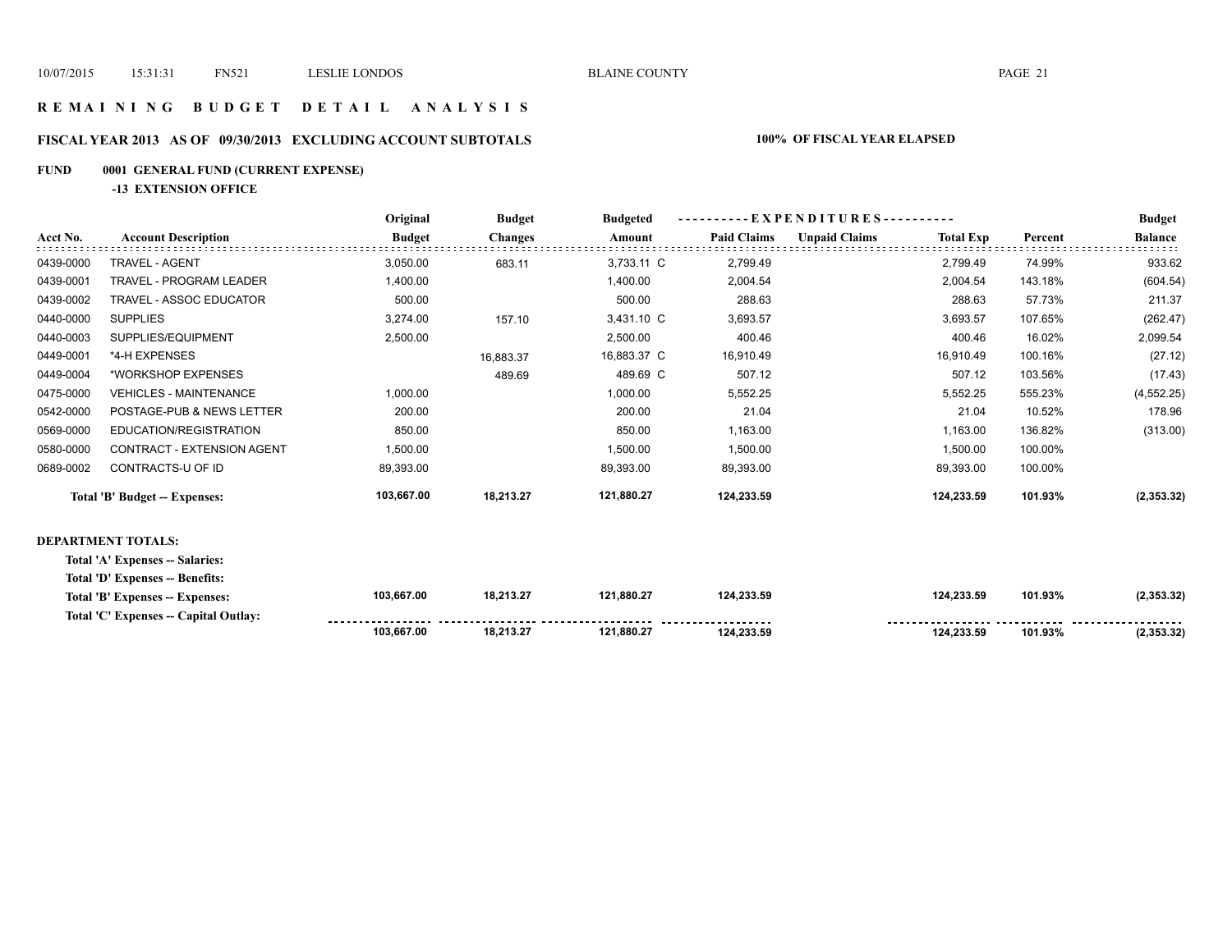## REMAINING BUDGET DETAIL ANALYSIS

**FISCAL YEAR 2013 AS OF 09/30/2013 EXCLUDING ACCOUNT SUBTOTALS** — **100% OF FISCAL YEAR ELAPSED**

**FUND 0001 GENERAL FUND (CURRENT EXPENSE)**

**-13 EXTENSION OFFICE**

| Acct No. | Account Description | Original Budget | Budget Changes | Budgeted Amount | Paid Claims | Unpaid Claims | Total Exp | Percent | Budget Balance |
|---|---|---|---|---|---|---|---|---|---|
| 0439-0000 | TRAVEL - AGENT | 3,050.00 | 683.11 | 3,733.11 C | 2,799.49 | | 2,799.49 | 74.99% | 933.62 |
| 0439-0001 | TRAVEL - PROGRAM LEADER | 1,400.00 | | 1,400.00 | 2,004.54 | | 2,004.54 | 143.18% | (604.54) |
| 0439-0002 | TRAVEL - ASSOC EDUCATOR | 500.00 | | 500.00 | 288.63 | | 288.63 | 57.73% | 211.37 |
| 0440-0000 | SUPPLIES | 3,274.00 | 157.10 | 3,431.10 C | 3,693.57 | | 3,693.57 | 107.65% | (262.47) |
| 0440-0003 | SUPPLIES/EQUIPMENT | 2,500.00 | | 2,500.00 | 400.46 | | 400.46 | 16.02% | 2,099.54 |
| 0449-0001 | *4-H EXPENSES | | 16,883.37 | 16,883.37 C | 16,910.49 | | 16,910.49 | 100.16% | (27.12) |
| 0449-0004 | *WORKSHOP EXPENSES | | 489.69 | 489.69 C | 507.12 | | 507.12 | 103.56% | (17.43) |
| 0475-0000 | VEHICLES - MAINTENANCE | 1,000.00 | | 1,000.00 | 5,552.25 | | 5,552.25 | 555.23% | (4,552.25) |
| 0542-0000 | POSTAGE-PUB & NEWS LETTER | 200.00 | | 200.00 | 21.04 | | 21.04 | 10.52% | 178.96 |
| 0569-0000 | EDUCATION/REGISTRATION | 850.00 | | 850.00 | 1,163.00 | | 1,163.00 | 136.82% | (313.00) |
| 0580-0000 | CONTRACT - EXTENSION AGENT | 1,500.00 | | 1,500.00 | 1,500.00 | | 1,500.00 | 100.00% | |
| 0689-0002 | CONTRACTS-U OF ID | 89,393.00 | | 89,393.00 | 89,393.00 | | 89,393.00 | 100.00% | |
| | **Total 'B' Budget -- Expenses:** | **103,667.00** | **18,213.27** | **121,880.27** | **124,233.59** | | **124,233.59** | **101.93%** | **(2,353.32)** |

**DEPARTMENT TOTALS:**

| | Original Budget | Budget Changes | Budgeted Amount | Paid Claims | Unpaid Claims | Total Exp | Percent | Budget Balance |
|---|---|---|---|---|---|---|---|---|
| **Total 'A' Expenses -- Salaries:** | | | | | | | | |
| **Total 'D' Expenses -- Benefits:** | | | | | | | | |
| **Total 'B' Expenses -- Expenses:** | **103,667.00** | **18,213.27** | **121,880.27** | **124,233.59** | | **124,233.59** | **101.93%** | **(2,353.32)** |
| **Total 'C' Expenses -- Capital Outlay:** | | | | | | | | |
| | **103,667.00** | **18,213.27** | **121,880.27** | **124,233.59** | | **124,233.59** | **101.93%** | **(2,353.32)** |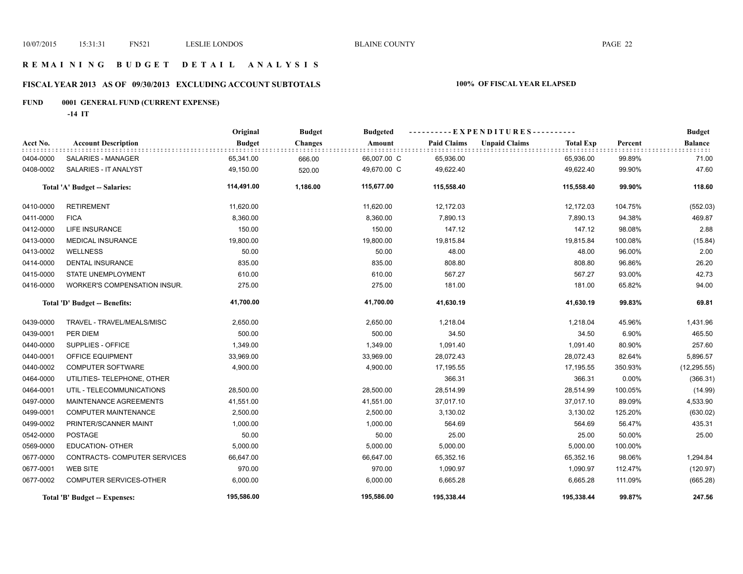# REMAINING BUDGET DETAIL ANALYSIS

## FISCAL YEAR 2013 AS OF 09/30/2013 EXCLUDING ACCOUNT SUBTOTALS

**100% OF FISCAL YEAR ELAPSED**

**FUND 0001 GENERAL FUND (CURRENT EXPENSE)**

**-14 IT**

| Acct No. | Account Description | Original Budget | Budget Changes | Budgeted Amount | Paid Claims | Unpaid Claims | Total Exp | Percent | Budget Balance |
|---|---|---|---|---|---|---|---|---|---|
| 0404-0000 | SALARIES - MANAGER | 65,341.00 | 666.00 | 66,007.00 C | 65,936.00 | | 65,936.00 | 99.89% | 71.00 |
| 0408-0002 | SALARIES - IT ANALYST | 49,150.00 | 520.00 | 49,670.00 C | 49,622.40 | | 49,622.40 | 99.90% | 47.60 |
| | **Total 'A' Budget -- Salaries:** | **114,491.00** | **1,186.00** | **115,677.00** | **115,558.40** | | **115,558.40** | **99.90%** | **118.60** |
| 0410-0000 | RETIREMENT | 11,620.00 | | 11,620.00 | 12,172.03 | | 12,172.03 | 104.75% | (552.03) |
| 0411-0000 | FICA | 8,360.00 | | 8,360.00 | 7,890.13 | | 7,890.13 | 94.38% | 469.87 |
| 0412-0000 | LIFE INSURANCE | 150.00 | | 150.00 | 147.12 | | 147.12 | 98.08% | 2.88 |
| 0413-0000 | MEDICAL INSURANCE | 19,800.00 | | 19,800.00 | 19,815.84 | | 19,815.84 | 100.08% | (15.84) |
| 0413-0002 | WELLNESS | 50.00 | | 50.00 | 48.00 | | 48.00 | 96.00% | 2.00 |
| 0414-0000 | DENTAL INSURANCE | 835.00 | | 835.00 | 808.80 | | 808.80 | 96.86% | 26.20 |
| 0415-0000 | STATE UNEMPLOYMENT | 610.00 | | 610.00 | 567.27 | | 567.27 | 93.00% | 42.73 |
| 0416-0000 | WORKER'S COMPENSATION INSUR. | 275.00 | | 275.00 | 181.00 | | 181.00 | 65.82% | 94.00 |
| | **Total 'D' Budget -- Benefits:** | **41,700.00** | | **41,700.00** | **41,630.19** | | **41,630.19** | **99.83%** | **69.81** |
| 0439-0000 | TRAVEL - TRAVEL/MEALS/MISC | 2,650.00 | | 2,650.00 | 1,218.04 | | 1,218.04 | 45.96% | 1,431.96 |
| 0439-0001 | PER DIEM | 500.00 | | 500.00 | 34.50 | | 34.50 | 6.90% | 465.50 |
| 0440-0000 | SUPPLIES - OFFICE | 1,349.00 | | 1,349.00 | 1,091.40 | | 1,091.40 | 80.90% | 257.60 |
| 0440-0001 | OFFICE EQUIPMENT | 33,969.00 | | 33,969.00 | 28,072.43 | | 28,072.43 | 82.64% | 5,896.57 |
| 0440-0002 | COMPUTER SOFTWARE | 4,900.00 | | 4,900.00 | 17,195.55 | | 17,195.55 | 350.93% | (12,295.55) |
| 0464-0000 | UTILITIES- TELEPHONE, OTHER | | | | 366.31 | | 366.31 | 0.00% | (366.31) |
| 0464-0001 | UTIL - TELECOMMUNICATIONS | 28,500.00 | | 28,500.00 | 28,514.99 | | 28,514.99 | 100.05% | (14.99) |
| 0497-0000 | MAINTENANCE AGREEMENTS | 41,551.00 | | 41,551.00 | 37,017.10 | | 37,017.10 | 89.09% | 4,533.90 |
| 0499-0001 | COMPUTER MAINTENANCE | 2,500.00 | | 2,500.00 | 3,130.02 | | 3,130.02 | 125.20% | (630.02) |
| 0499-0002 | PRINTER/SCANNER MAINT | 1,000.00 | | 1,000.00 | 564.69 | | 564.69 | 56.47% | 435.31 |
| 0542-0000 | POSTAGE | 50.00 | | 50.00 | 25.00 | | 25.00 | 50.00% | 25.00 |
| 0569-0000 | EDUCATION- OTHER | 5,000.00 | | 5,000.00 | 5,000.00 | | 5,000.00 | 100.00% | |
| 0677-0000 | CONTRACTS- COMPUTER SERVICES | 66,647.00 | | 66,647.00 | 65,352.16 | | 65,352.16 | 98.06% | 1,294.84 |
| 0677-0001 | WEB SITE | 970.00 | | 970.00 | 1,090.97 | | 1,090.97 | 112.47% | (120.97) |
| 0677-0002 | COMPUTER SERVICES-OTHER | 6,000.00 | | 6,000.00 | 6,665.28 | | 6,665.28 | 111.09% | (665.28) |
| | **Total 'B' Budget -- Expenses:** | **195,586.00** | | **195,586.00** | **195,338.44** | | **195,338.44** | **99.87%** | **247.56** |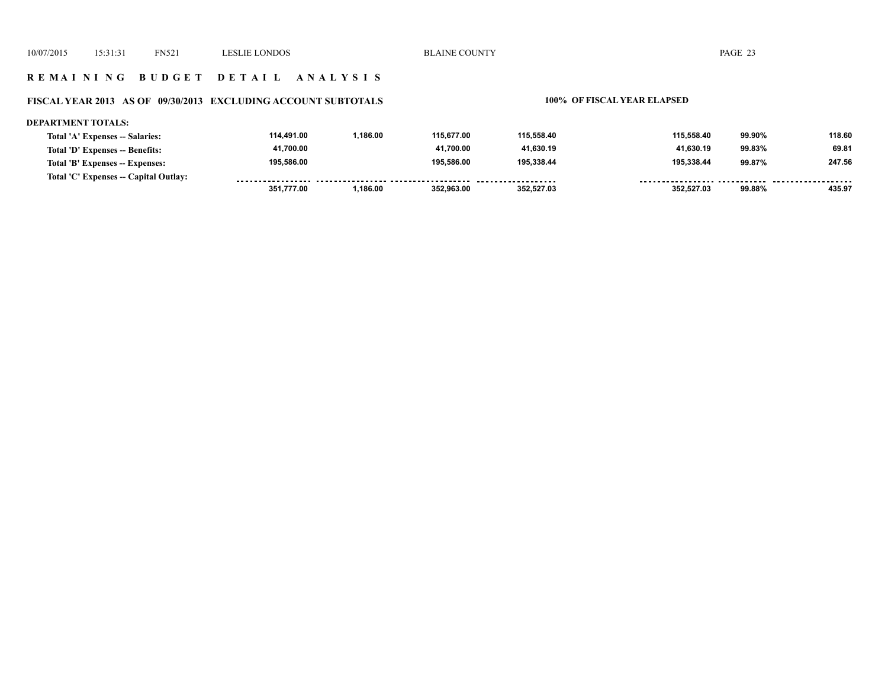## REMAINING BUDGET DETAIL ANALYSIS

### FISCAL YEAR 2013 AS OF 09/30/2013 EXCLUDING ACCOUNT SUBTOTALS

**100% OF FISCAL YEAR ELAPSED**

**DEPARTMENT TOTALS:**

| | | | | | | | |
|---|---|---|---|---|---|---|---|
| **Total 'A' Expenses -- Salaries:** | 114,491.00 | 1,186.00 | 115,677.00 | 115,558.40 | 115,558.40 | 99.90% | 118.60 |
| **Total 'D' Expenses -- Benefits:** | 41,700.00 | | 41,700.00 | 41,630.19 | 41,630.19 | 99.83% | 69.81 |
| **Total 'B' Expenses -- Expenses:** | 195,586.00 | | 195,586.00 | 195,338.44 | 195,338.44 | 99.87% | 247.56 |
| **Total 'C' Expenses -- Capital Outlay:** | | | | | | | |
| | 351,777.00 | 1,186.00 | 352,963.00 | 352,527.03 | 352,527.03 | 99.88% | 435.97 |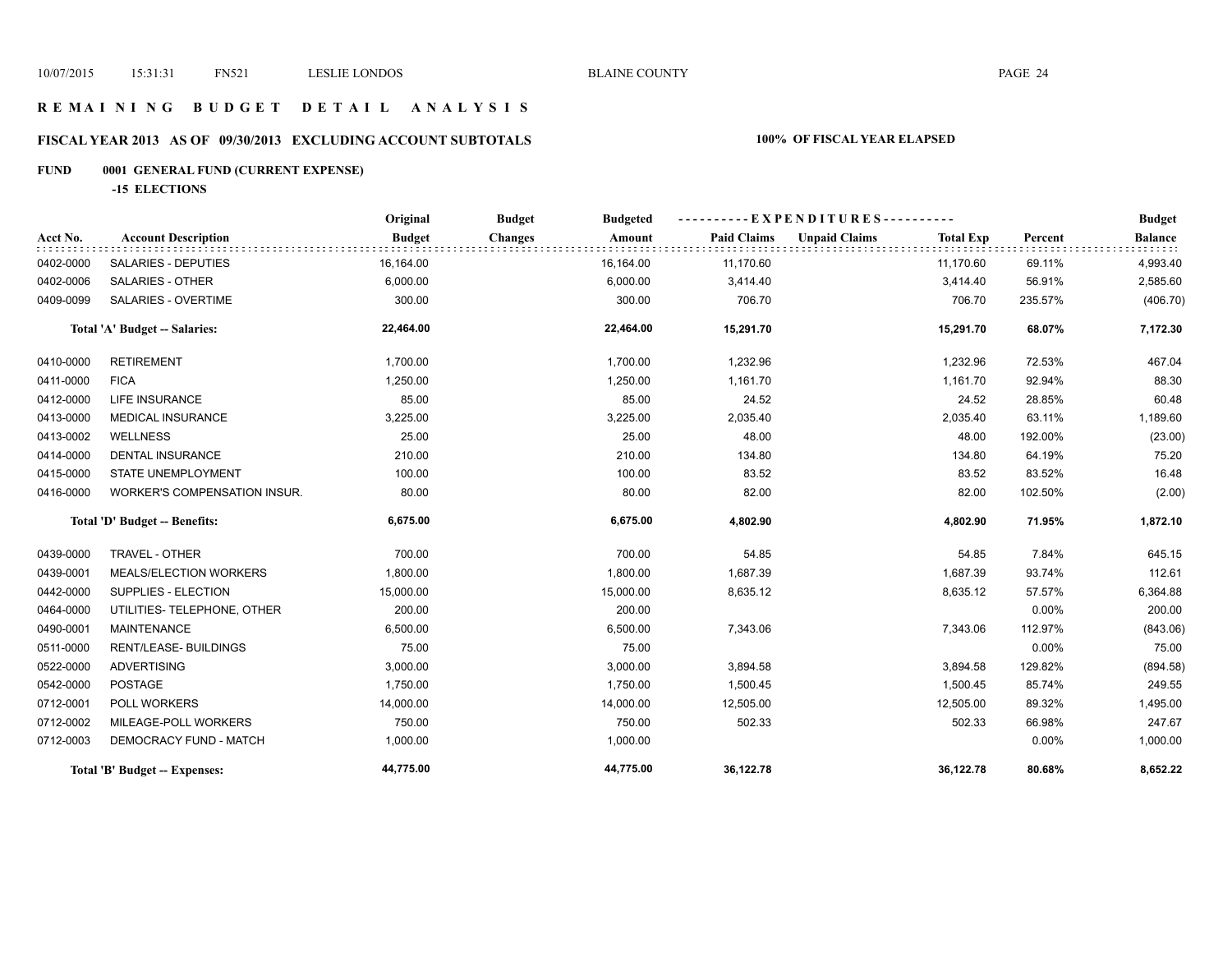# REMAINING BUDGET DETAIL ANALYSIS

## FISCAL YEAR 2013 AS OF 09/30/2013 EXCLUDING ACCOUNT SUBTOTALS

**100% OF FISCAL YEAR ELAPSED**

### FUND 0001 GENERAL FUND (CURRENT EXPENSE)

**-15 ELECTIONS**

| Acct No. | Account Description | Original Budget | Budget Changes | Budgeted Amount | Paid Claims | Unpaid Claims | Total Exp | Percent | Budget Balance |
|---|---|---|---|---|---|---|---|---|---|
| 0402-0000 | SALARIES - DEPUTIES | 16,164.00 | | 16,164.00 | 11,170.60 | | 11,170.60 | 69.11% | 4,993.40 |
| 0402-0006 | SALARIES - OTHER | 6,000.00 | | 6,000.00 | 3,414.40 | | 3,414.40 | 56.91% | 2,585.60 |
| 0409-0099 | SALARIES - OVERTIME | 300.00 | | 300.00 | 706.70 | | 706.70 | 235.57% | (406.70) |
| | **Total 'A' Budget -- Salaries:** | **22,464.00** | | **22,464.00** | **15,291.70** | | **15,291.70** | **68.07%** | **7,172.30** |
| 0410-0000 | RETIREMENT | 1,700.00 | | 1,700.00 | 1,232.96 | | 1,232.96 | 72.53% | 467.04 |
| 0411-0000 | FICA | 1,250.00 | | 1,250.00 | 1,161.70 | | 1,161.70 | 92.94% | 88.30 |
| 0412-0000 | LIFE INSURANCE | 85.00 | | 85.00 | 24.52 | | 24.52 | 28.85% | 60.48 |
| 0413-0000 | MEDICAL INSURANCE | 3,225.00 | | 3,225.00 | 2,035.40 | | 2,035.40 | 63.11% | 1,189.60 |
| 0413-0002 | WELLNESS | 25.00 | | 25.00 | 48.00 | | 48.00 | 192.00% | (23.00) |
| 0414-0000 | DENTAL INSURANCE | 210.00 | | 210.00 | 134.80 | | 134.80 | 64.19% | 75.20 |
| 0415-0000 | STATE UNEMPLOYMENT | 100.00 | | 100.00 | 83.52 | | 83.52 | 83.52% | 16.48 |
| 0416-0000 | WORKER'S COMPENSATION INSUR. | 80.00 | | 80.00 | 82.00 | | 82.00 | 102.50% | (2.00) |
| | **Total 'D' Budget -- Benefits:** | **6,675.00** | | **6,675.00** | **4,802.90** | | **4,802.90** | **71.95%** | **1,872.10** |
| 0439-0000 | TRAVEL - OTHER | 700.00 | | 700.00 | 54.85 | | 54.85 | 7.84% | 645.15 |
| 0439-0001 | MEALS/ELECTION WORKERS | 1,800.00 | | 1,800.00 | 1,687.39 | | 1,687.39 | 93.74% | 112.61 |
| 0442-0000 | SUPPLIES - ELECTION | 15,000.00 | | 15,000.00 | 8,635.12 | | 8,635.12 | 57.57% | 6,364.88 |
| 0464-0000 | UTILITIES- TELEPHONE, OTHER | 200.00 | | 200.00 | | | | 0.00% | 200.00 |
| 0490-0001 | MAINTENANCE | 6,500.00 | | 6,500.00 | 7,343.06 | | 7,343.06 | 112.97% | (843.06) |
| 0511-0000 | RENT/LEASE- BUILDINGS | 75.00 | | 75.00 | | | | 0.00% | 75.00 |
| 0522-0000 | ADVERTISING | 3,000.00 | | 3,000.00 | 3,894.58 | | 3,894.58 | 129.82% | (894.58) |
| 0542-0000 | POSTAGE | 1,750.00 | | 1,750.00 | 1,500.45 | | 1,500.45 | 85.74% | 249.55 |
| 0712-0001 | POLL WORKERS | 14,000.00 | | 14,000.00 | 12,505.00 | | 12,505.00 | 89.32% | 1,495.00 |
| 0712-0002 | MILEAGE-POLL WORKERS | 750.00 | | 750.00 | 502.33 | | 502.33 | 66.98% | 247.67 |
| 0712-0003 | DEMOCRACY FUND - MATCH | 1,000.00 | | 1,000.00 | | | | 0.00% | 1,000.00 |
| | **Total 'B' Budget -- Expenses:** | **44,775.00** | | **44,775.00** | **36,122.78** | | **36,122.78** | **80.68%** | **8,652.22** |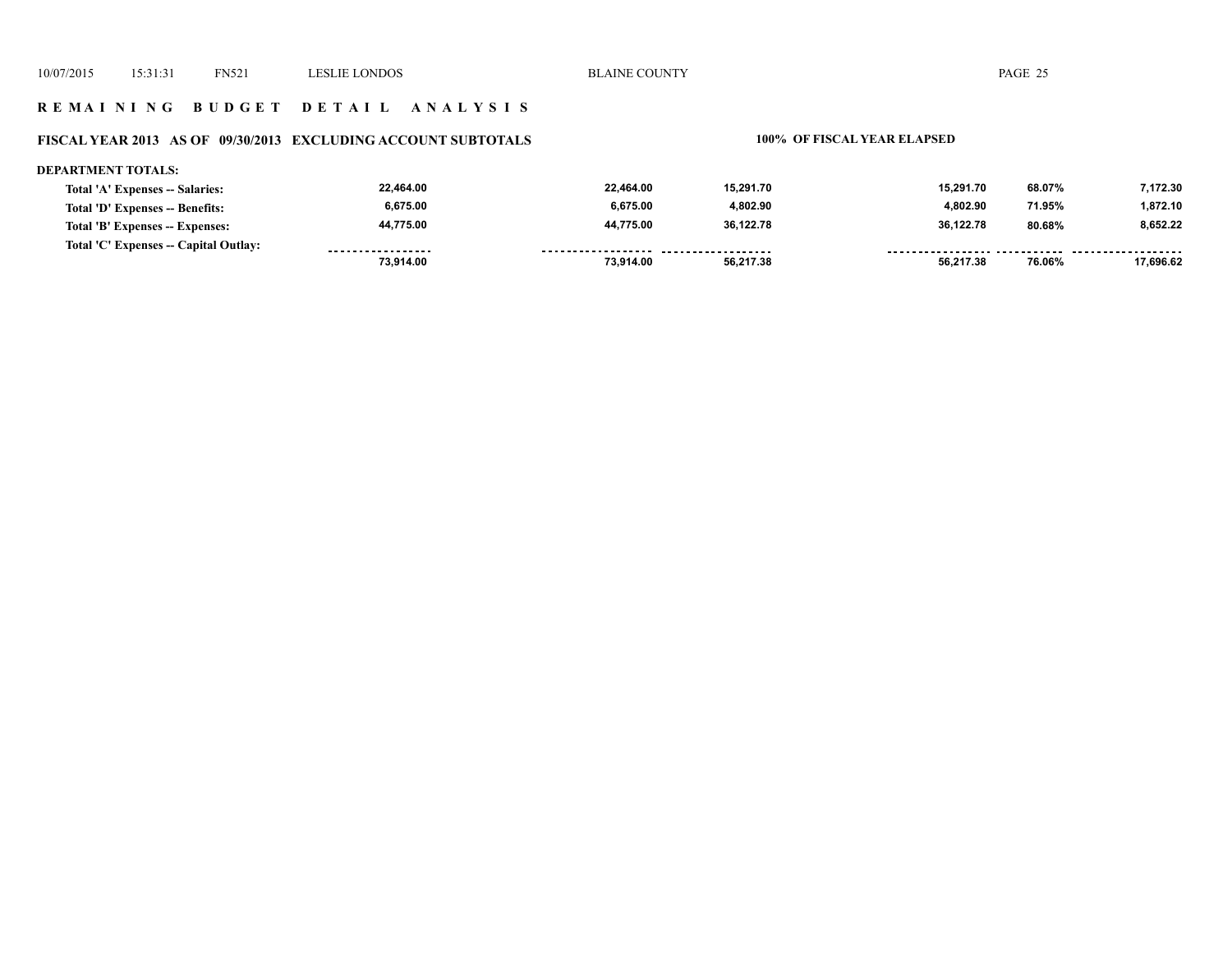# REMAINING BUDGET DETAIL ANALYSIS

## FISCAL YEAR 2013 AS OF 09/30/2013 EXCLUDING ACCOUNT SUBTOTALS

**100% OF FISCAL YEAR ELAPSED**

**DEPARTMENT TOTALS:**

| | | | | | | |
|---|---|---|---|---|---|---|
| Total 'A' Expenses -- Salaries: | 22,464.00 | 22,464.00 | 15,291.70 | 15,291.70 | 68.07% | 7,172.30 |
| Total 'D' Expenses -- Benefits: | 6,675.00 | 6,675.00 | 4,802.90 | 4,802.90 | 71.95% | 1,872.10 |
| Total 'B' Expenses -- Expenses: | 44,775.00 | 44,775.00 | 36,122.78 | 36,122.78 | 80.68% | 8,652.22 |
| Total 'C' Expenses -- Capital Outlay: | | | | | | |
| | 73,914.00 | 73,914.00 | 56,217.38 | 56,217.38 | 76.06% | 17,696.62 |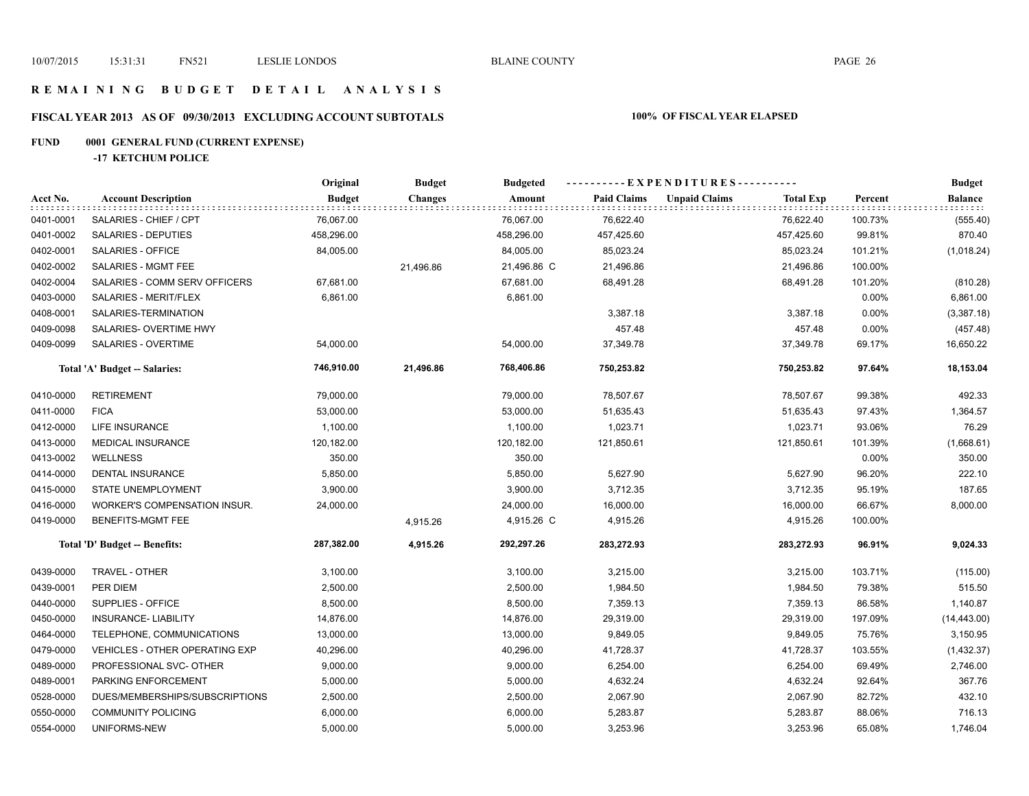# R E M A I N I N G B U D G E T D E T A I L A N A L Y S I S

## FISCAL YEAR 2013 AS OF 09/30/2013 EXCLUDING ACCOUNT SUBTOTALS

**100% OF FISCAL YEAR ELAPSED**

### FUND 0001 GENERAL FUND (CURRENT EXPENSE)

**-17 KETCHUM POLICE**

| Acct No. | Account Description | Original Budget | Budget Changes | Budgeted Amount | Paid Claims | Unpaid Claims | Total Exp | Percent | Budget Balance |
|---|---|---|---|---|---|---|---|---|---|
| 0401-0001 | SALARIES - CHIEF / CPT | 76,067.00 | | 76,067.00 | 76,622.40 | | 76,622.40 | 100.73% | (555.40) |
| 0401-0002 | SALARIES - DEPUTIES | 458,296.00 | | 458,296.00 | 457,425.60 | | 457,425.60 | 99.81% | 870.40 |
| 0402-0001 | SALARIES - OFFICE | 84,005.00 | | 84,005.00 | 85,023.24 | | 85,023.24 | 101.21% | (1,018.24) |
| 0402-0002 | SALARIES - MGMT FEE | | 21,496.86 | 21,496.86 C | 21,496.86 | | 21,496.86 | 100.00% | |
| 0402-0004 | SALARIES - COMM SERV OFFICERS | 67,681.00 | | 67,681.00 | 68,491.28 | | 68,491.28 | 101.20% | (810.28) |
| 0403-0000 | SALARIES - MERIT/FLEX | 6,861.00 | | 6,861.00 | | | | 0.00% | 6,861.00 |
| 0408-0001 | SALARIES-TERMINATION | | | | 3,387.18 | | 3,387.18 | 0.00% | (3,387.18) |
| 0409-0098 | SALARIES- OVERTIME HWY | | | | 457.48 | | 457.48 | 0.00% | (457.48) |
| 0409-0099 | SALARIES - OVERTIME | 54,000.00 | | 54,000.00 | 37,349.78 | | 37,349.78 | 69.17% | 16,650.22 |
| | **Total 'A' Budget -- Salaries:** | **746,910.00** | **21,496.86** | **768,406.86** | **750,253.82** | | **750,253.82** | **97.64%** | **18,153.04** |
| 0410-0000 | RETIREMENT | 79,000.00 | | 79,000.00 | 78,507.67 | | 78,507.67 | 99.38% | 492.33 |
| 0411-0000 | FICA | 53,000.00 | | 53,000.00 | 51,635.43 | | 51,635.43 | 97.43% | 1,364.57 |
| 0412-0000 | LIFE INSURANCE | 1,100.00 | | 1,100.00 | 1,023.71 | | 1,023.71 | 93.06% | 76.29 |
| 0413-0000 | MEDICAL INSURANCE | 120,182.00 | | 120,182.00 | 121,850.61 | | 121,850.61 | 101.39% | (1,668.61) |
| 0413-0002 | WELLNESS | 350.00 | | 350.00 | | | | 0.00% | 350.00 |
| 0414-0000 | DENTAL INSURANCE | 5,850.00 | | 5,850.00 | 5,627.90 | | 5,627.90 | 96.20% | 222.10 |
| 0415-0000 | STATE UNEMPLOYMENT | 3,900.00 | | 3,900.00 | 3,712.35 | | 3,712.35 | 95.19% | 187.65 |
| 0416-0000 | WORKER'S COMPENSATION INSUR. | 24,000.00 | | 24,000.00 | 16,000.00 | | 16,000.00 | 66.67% | 8,000.00 |
| 0419-0000 | BENEFITS-MGMT FEE | | 4,915.26 | 4,915.26 C | 4,915.26 | | 4,915.26 | 100.00% | |
| | **Total 'D' Budget -- Benefits:** | **287,382.00** | **4,915.26** | **292,297.26** | **283,272.93** | | **283,272.93** | **96.91%** | **9,024.33** |
| 0439-0000 | TRAVEL - OTHER | 3,100.00 | | 3,100.00 | 3,215.00 | | 3,215.00 | 103.71% | (115.00) |
| 0439-0001 | PER DIEM | 2,500.00 | | 2,500.00 | 1,984.50 | | 1,984.50 | 79.38% | 515.50 |
| 0440-0000 | SUPPLIES - OFFICE | 8,500.00 | | 8,500.00 | 7,359.13 | | 7,359.13 | 86.58% | 1,140.87 |
| 0450-0000 | INSURANCE- LIABILITY | 14,876.00 | | 14,876.00 | 29,319.00 | | 29,319.00 | 197.09% | (14,443.00) |
| 0464-0000 | TELEPHONE, COMMUNICATIONS | 13,000.00 | | 13,000.00 | 9,849.05 | | 9,849.05 | 75.76% | 3,150.95 |
| 0479-0000 | VEHICLES - OTHER OPERATING EXP | 40,296.00 | | 40,296.00 | 41,728.37 | | 41,728.37 | 103.55% | (1,432.37) |
| 0489-0000 | PROFESSIONAL SVC- OTHER | 9,000.00 | | 9,000.00 | 6,254.00 | | 6,254.00 | 69.49% | 2,746.00 |
| 0489-0001 | PARKING ENFORCEMENT | 5,000.00 | | 5,000.00 | 4,632.24 | | 4,632.24 | 92.64% | 367.76 |
| 0528-0000 | DUES/MEMBERSHIPS/SUBSCRIPTIONS | 2,500.00 | | 2,500.00 | 2,067.90 | | 2,067.90 | 82.72% | 432.10 |
| 0550-0000 | COMMUNITY POLICING | 6,000.00 | | 6,000.00 | 5,283.87 | | 5,283.87 | 88.06% | 716.13 |
| 0554-0000 | UNIFORMS-NEW | 5,000.00 | | 5,000.00 | 3,253.96 | | 3,253.96 | 65.08% | 1,746.04 |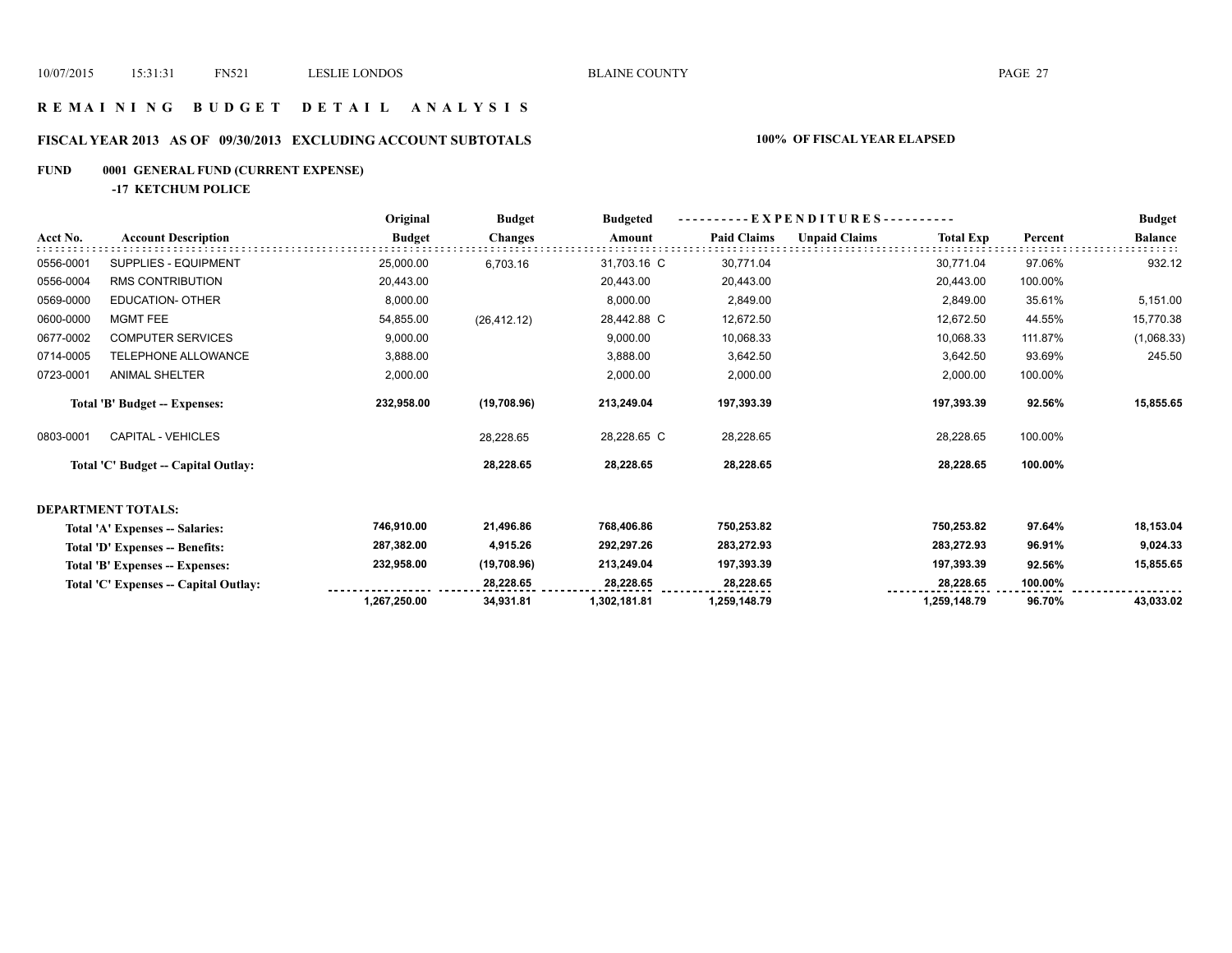# REMAINING BUDGET DETAIL ANALYSIS

## FISCAL YEAR 2013 AS OF 09/30/2013 EXCLUDING ACCOUNT SUBTOTALS — 100% OF FISCAL YEAR ELAPSED

**FUND 0001 GENERAL FUND (CURRENT EXPENSE)**

**-17 KETCHUM POLICE**

| Acct No. | Account Description | Original Budget | Budget Changes | Budgeted Amount | Paid Claims | Unpaid Claims | Total Exp | Percent | Budget Balance |
|---|---|---|---|---|---|---|---|---|---|
| 0556-0001 | SUPPLIES - EQUIPMENT | 25,000.00 | 6,703.16 | 31,703.16 C | 30,771.04 | | 30,771.04 | 97.06% | 932.12 |
| 0556-0004 | RMS CONTRIBUTION | 20,443.00 | | 20,443.00 | 20,443.00 | | 20,443.00 | 100.00% | |
| 0569-0000 | EDUCATION- OTHER | 8,000.00 | | 8,000.00 | 2,849.00 | | 2,849.00 | 35.61% | 5,151.00 |
| 0600-0000 | MGMT FEE | 54,855.00 | (26,412.12) | 28,442.88 C | 12,672.50 | | 12,672.50 | 44.55% | 15,770.38 |
| 0677-0002 | COMPUTER SERVICES | 9,000.00 | | 9,000.00 | 10,068.33 | | 10,068.33 | 111.87% | (1,068.33) |
| 0714-0005 | TELEPHONE ALLOWANCE | 3,888.00 | | 3,888.00 | 3,642.50 | | 3,642.50 | 93.69% | 245.50 |
| 0723-0001 | ANIMAL SHELTER | 2,000.00 | | 2,000.00 | 2,000.00 | | 2,000.00 | 100.00% | |
| | **Total 'B' Budget -- Expenses:** | **232,958.00** | **(19,708.96)** | **213,249.04** | **197,393.39** | | **197,393.39** | **92.56%** | **15,855.65** |
| 0803-0001 | CAPITAL - VEHICLES | | 28,228.65 | 28,228.65 C | 28,228.65 | | 28,228.65 | 100.00% | |
| | **Total 'C' Budget -- Capital Outlay:** | | **28,228.65** | **28,228.65** | **28,228.65** | | **28,228.65** | **100.00%** | |
| | **DEPARTMENT TOTALS:** | | | | | | | | |
| | **Total 'A' Expenses -- Salaries:** | **746,910.00** | **21,496.86** | **768,406.86** | **750,253.82** | | **750,253.82** | **97.64%** | **18,153.04** |
| | **Total 'D' Expenses -- Benefits:** | **287,382.00** | **4,915.26** | **292,297.26** | **283,272.93** | | **283,272.93** | **96.91%** | **9,024.33** |
| | **Total 'B' Expenses -- Expenses:** | **232,958.00** | **(19,708.96)** | **213,249.04** | **197,393.39** | | **197,393.39** | **92.56%** | **15,855.65** |
| | **Total 'C' Expenses -- Capital Outlay:** | | **28,228.65** | **28,228.65** | **28,228.65** | | **28,228.65** | **100.00%** | |
| | | **1,267,250.00** | **34,931.81** | **1,302,181.81** | **1,259,148.79** | | **1,259,148.79** | **96.70%** | **43,033.02** |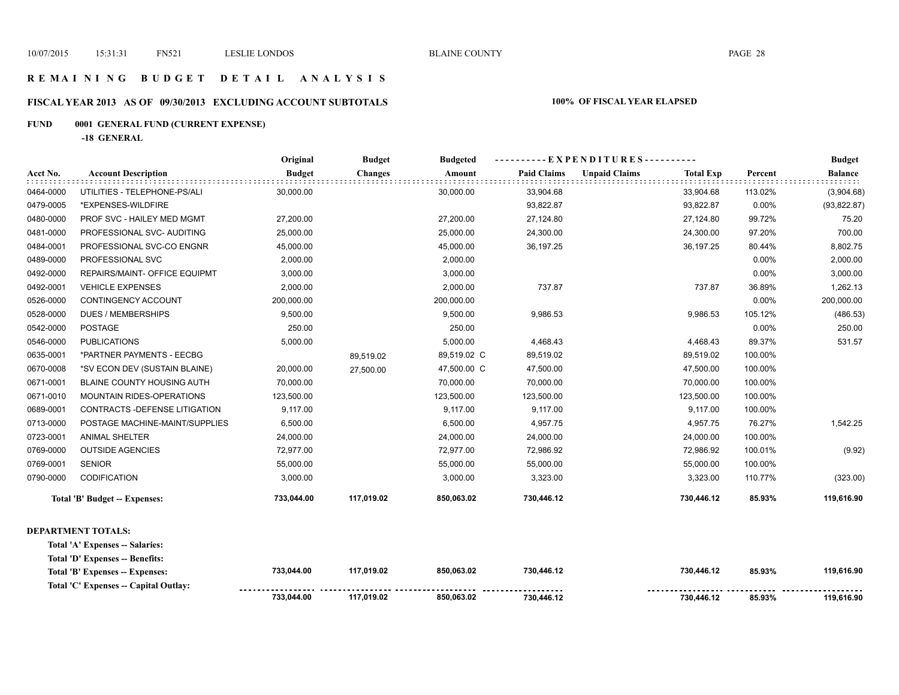# R E M A I N I N G   B U D G E T   D E T A I L   A N A L Y S I S

## FISCAL YEAR 2013   AS OF 09/30/2013   EXCLUDING ACCOUNT SUBTOTALS

**100% OF FISCAL YEAR ELAPSED**

### FUND   0001 GENERAL FUND (CURRENT EXPENSE)

**-18 GENERAL**

| Acct No. | Account Description | Original Budget | Budget Changes | Budgeted Amount | Paid Claims | Unpaid Claims | Total Exp | Percent | Budget Balance |
|---|---|---|---|---|---|---|---|---|---|
| 0464-0000 | UTILITIES - TELEPHONE-PS/ALI | 30,000.00 | | 30,000.00 | 33,904.68 | | 33,904.68 | 113.02% | (3,904.68) |
| 0479-0005 | *EXPENSES-WILDFIRE | | | | 93,822.87 | | 93,822.87 | 0.00% | (93,822.87) |
| 0480-0000 | PROF SVC - HAILEY MED MGMT | 27,200.00 | | 27,200.00 | 27,124.80 | | 27,124.80 | 99.72% | 75.20 |
| 0481-0000 | PROFESSIONAL SVC- AUDITING | 25,000.00 | | 25,000.00 | 24,300.00 | | 24,300.00 | 97.20% | 700.00 |
| 0484-0001 | PROFESSIONAL SVC-CO ENGNR | 45,000.00 | | 45,000.00 | 36,197.25 | | 36,197.25 | 80.44% | 8,802.75 |
| 0489-0000 | PROFESSIONAL SVC | 2,000.00 | | 2,000.00 | | | | 0.00% | 2,000.00 |
| 0492-0000 | REPAIRS/MAINT- OFFICE EQUIPMT | 3,000.00 | | 3,000.00 | | | | 0.00% | 3,000.00 |
| 0492-0001 | VEHICLE EXPENSES | 2,000.00 | | 2,000.00 | 737.87 | | 737.87 | 36.89% | 1,262.13 |
| 0526-0000 | CONTINGENCY ACCOUNT | 200,000.00 | | 200,000.00 | | | | 0.00% | 200,000.00 |
| 0528-0000 | DUES / MEMBERSHIPS | 9,500.00 | | 9,500.00 | 9,986.53 | | 9,986.53 | 105.12% | (486.53) |
| 0542-0000 | POSTAGE | 250.00 | | 250.00 | | | | 0.00% | 250.00 |
| 0546-0000 | PUBLICATIONS | 5,000.00 | | 5,000.00 | 4,468.43 | | 4,468.43 | 89.37% | 531.57 |
| 0635-0001 | *PARTNER PAYMENTS - EECBG | | 89,519.02 | 89,519.02 C | 89,519.02 | | 89,519.02 | 100.00% | |
| 0670-0008 | *SV ECON DEV (SUSTAIN BLAINE) | 20,000.00 | 27,500.00 | 47,500.00 C | 47,500.00 | | 47,500.00 | 100.00% | |
| 0671-0001 | BLAINE COUNTY HOUSING AUTH | 70,000.00 | | 70,000.00 | 70,000.00 | | 70,000.00 | 100.00% | |
| 0671-0010 | MOUNTAIN RIDES-OPERATIONS | 123,500.00 | | 123,500.00 | 123,500.00 | | 123,500.00 | 100.00% | |
| 0689-0001 | CONTRACTS -DEFENSE LITIGATION | 9,117.00 | | 9,117.00 | 9,117.00 | | 9,117.00 | 100.00% | |
| 0713-0000 | POSTAGE MACHINE-MAINT/SUPPLIES | 6,500.00 | | 6,500.00 | 4,957.75 | | 4,957.75 | 76.27% | 1,542.25 |
| 0723-0001 | ANIMAL SHELTER | 24,000.00 | | 24,000.00 | 24,000.00 | | 24,000.00 | 100.00% | |
| 0769-0000 | OUTSIDE AGENCIES | 72,977.00 | | 72,977.00 | 72,986.92 | | 72,986.92 | 100.01% | (9.92) |
| 0769-0001 | SENIOR | 55,000.00 | | 55,000.00 | 55,000.00 | | 55,000.00 | 100.00% | |
| 0790-0000 | CODIFICATION | 3,000.00 | | 3,000.00 | 3,323.00 | | 3,323.00 | 110.77% | (323.00) |
| | **Total 'B' Budget -- Expenses:** | **733,044.00** | **117,019.02** | **850,063.02** | **730,446.12** | | **730,446.12** | **85.93%** | **119,616.90** |

**DEPARTMENT TOTALS:**

| | Original Budget | Budget Changes | Budgeted Amount | Paid Claims | Unpaid Claims | Total Exp | Percent | Budget Balance |
|---|---|---|---|---|---|---|---|---|
| **Total 'A' Expenses -- Salaries:** | | | | | | | | |
| **Total 'D' Expenses -- Benefits:** | | | | | | | | |
| **Total 'B' Expenses -- Expenses:** | **733,044.00** | **117,019.02** | **850,063.02** | **730,446.12** | | **730,446.12** | **85.93%** | **119,616.90** |
| **Total 'C' Expenses -- Capital Outlay:** | | | | | | | | |
| | **733,044.00** | **117,019.02** | **850,063.02** | **730,446.12** | | **730,446.12** | **85.93%** | **119,616.90** |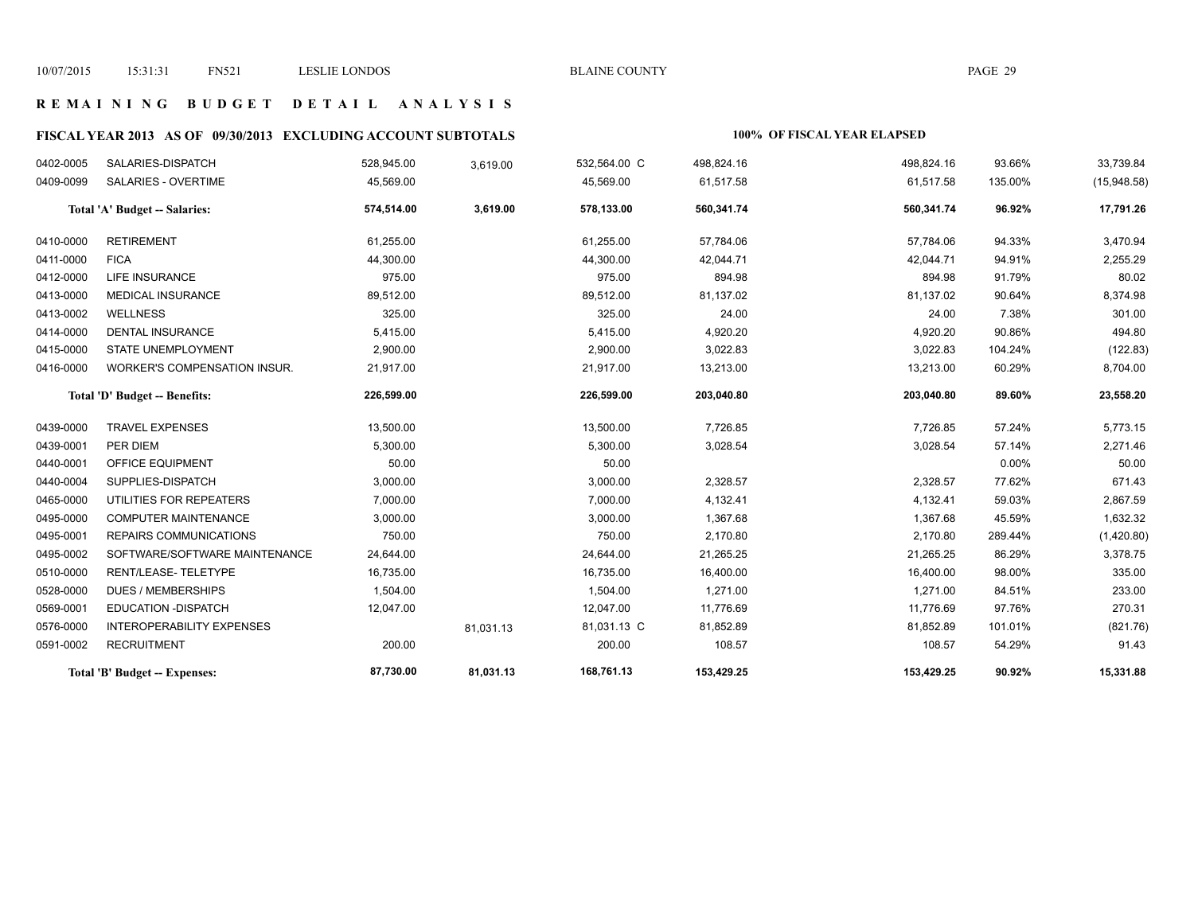## REMAINING BUDGET DETAIL ANALYSIS

### FISCAL YEAR 2013 AS OF 09/30/2013 EXCLUDING ACCOUNT SUBTOTALS

**100% OF FISCAL YEAR ELAPSED**

| Account | Description | Budget | Adjustment | Adjusted Budget | Expended | | Total Expended | % Used | Remaining |
|---|---|---|---|---|---|---|---|---|---|
| 0402-0005 | SALARIES-DISPATCH | 528,945.00 | 3,619.00 | 532,564.00 C | 498,824.16 | | 498,824.16 | 93.66% | 33,739.84 |
| 0409-0099 | SALARIES - OVERTIME | 45,569.00 | | 45,569.00 | 61,517.58 | | 61,517.58 | 135.00% | (15,948.58) |
| | **Total 'A' Budget -- Salaries:** | **574,514.00** | **3,619.00** | **578,133.00** | **560,341.74** | | **560,341.74** | **96.92%** | **17,791.26** |
| 0410-0000 | RETIREMENT | 61,255.00 | | 61,255.00 | 57,784.06 | | 57,784.06 | 94.33% | 3,470.94 |
| 0411-0000 | FICA | 44,300.00 | | 44,300.00 | 42,044.71 | | 42,044.71 | 94.91% | 2,255.29 |
| 0412-0000 | LIFE INSURANCE | 975.00 | | 975.00 | 894.98 | | 894.98 | 91.79% | 80.02 |
| 0413-0000 | MEDICAL INSURANCE | 89,512.00 | | 89,512.00 | 81,137.02 | | 81,137.02 | 90.64% | 8,374.98 |
| 0413-0002 | WELLNESS | 325.00 | | 325.00 | 24.00 | | 24.00 | 7.38% | 301.00 |
| 0414-0000 | DENTAL INSURANCE | 5,415.00 | | 5,415.00 | 4,920.20 | | 4,920.20 | 90.86% | 494.80 |
| 0415-0000 | STATE UNEMPLOYMENT | 2,900.00 | | 2,900.00 | 3,022.83 | | 3,022.83 | 104.24% | (122.83) |
| 0416-0000 | WORKER'S COMPENSATION INSUR. | 21,917.00 | | 21,917.00 | 13,213.00 | | 13,213.00 | 60.29% | 8,704.00 |
| | **Total 'D' Budget -- Benefits:** | **226,599.00** | | **226,599.00** | **203,040.80** | | **203,040.80** | **89.60%** | **23,558.20** |
| 0439-0000 | TRAVEL EXPENSES | 13,500.00 | | 13,500.00 | 7,726.85 | | 7,726.85 | 57.24% | 5,773.15 |
| 0439-0001 | PER DIEM | 5,300.00 | | 5,300.00 | 3,028.54 | | 3,028.54 | 57.14% | 2,271.46 |
| 0440-0001 | OFFICE EQUIPMENT | 50.00 | | 50.00 | | | | 0.00% | 50.00 |
| 0440-0004 | SUPPLIES-DISPATCH | 3,000.00 | | 3,000.00 | 2,328.57 | | 2,328.57 | 77.62% | 671.43 |
| 0465-0000 | UTILITIES FOR REPEATERS | 7,000.00 | | 7,000.00 | 4,132.41 | | 4,132.41 | 59.03% | 2,867.59 |
| 0495-0000 | COMPUTER MAINTENANCE | 3,000.00 | | 3,000.00 | 1,367.68 | | 1,367.68 | 45.59% | 1,632.32 |
| 0495-0001 | REPAIRS COMMUNICATIONS | 750.00 | | 750.00 | 2,170.80 | | 2,170.80 | 289.44% | (1,420.80) |
| 0495-0002 | SOFTWARE/SOFTWARE MAINTENANCE | 24,644.00 | | 24,644.00 | 21,265.25 | | 21,265.25 | 86.29% | 3,378.75 |
| 0510-0000 | RENT/LEASE- TELETYPE | 16,735.00 | | 16,735.00 | 16,400.00 | | 16,400.00 | 98.00% | 335.00 |
| 0528-0000 | DUES / MEMBERSHIPS | 1,504.00 | | 1,504.00 | 1,271.00 | | 1,271.00 | 84.51% | 233.00 |
| 0569-0001 | EDUCATION -DISPATCH | 12,047.00 | | 12,047.00 | 11,776.69 | | 11,776.69 | 97.76% | 270.31 |
| 0576-0000 | INTEROPERABILITY EXPENSES | | 81,031.13 | 81,031.13 C | 81,852.89 | | 81,852.89 | 101.01% | (821.76) |
| 0591-0002 | RECRUITMENT | 200.00 | | 200.00 | 108.57 | | 108.57 | 54.29% | 91.43 |
| | **Total 'B' Budget -- Expenses:** | **87,730.00** | **81,031.13** | **168,761.13** | **153,429.25** | | **153,429.25** | **90.92%** | **15,331.88** |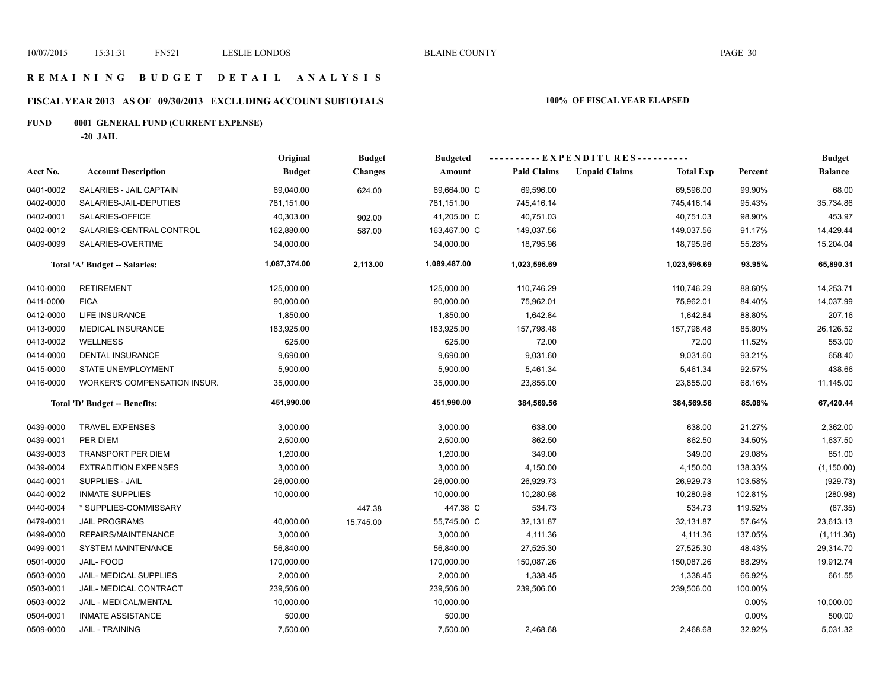# R E M A I N I N G   B U D G E T   D E T A I L   A N A L Y S I S

## FISCAL YEAR 2013 AS OF 09/30/2013 EXCLUDING ACCOUNT SUBTOTALS

**100% OF FISCAL YEAR ELAPSED**

### FUND 0001 GENERAL FUND (CURRENT EXPENSE)

**-20 JAIL**

| Acct No. | Account Description | Original Budget | Budget Changes | Budgeted Amount | Paid Claims | Unpaid Claims | Total Exp | Percent | Budget Balance |
|---|---|---|---|---|---|---|---|---|---|
| 0401-0002 | SALARIES - JAIL CAPTAIN | 69,040.00 | 624.00 | 69,664.00 C | 69,596.00 | | 69,596.00 | 99.90% | 68.00 |
| 0402-0000 | SALARIES-JAIL-DEPUTIES | 781,151.00 | | 781,151.00 | 745,416.14 | | 745,416.14 | 95.43% | 35,734.86 |
| 0402-0001 | SALARIES-OFFICE | 40,303.00 | 902.00 | 41,205.00 C | 40,751.03 | | 40,751.03 | 98.90% | 453.97 |
| 0402-0012 | SALARIES-CENTRAL CONTROL | 162,880.00 | 587.00 | 163,467.00 C | 149,037.56 | | 149,037.56 | 91.17% | 14,429.44 |
| 0409-0099 | SALARIES-OVERTIME | 34,000.00 | | 34,000.00 | 18,795.96 | | 18,795.96 | 55.28% | 15,204.04 |
| | **Total 'A' Budget -- Salaries:** | **1,087,374.00** | **2,113.00** | **1,089,487.00** | **1,023,596.69** | | **1,023,596.69** | **93.95%** | **65,890.31** |
| 0410-0000 | RETIREMENT | 125,000.00 | | 125,000.00 | 110,746.29 | | 110,746.29 | 88.60% | 14,253.71 |
| 0411-0000 | FICA | 90,000.00 | | 90,000.00 | 75,962.01 | | 75,962.01 | 84.40% | 14,037.99 |
| 0412-0000 | LIFE INSURANCE | 1,850.00 | | 1,850.00 | 1,642.84 | | 1,642.84 | 88.80% | 207.16 |
| 0413-0000 | MEDICAL INSURANCE | 183,925.00 | | 183,925.00 | 157,798.48 | | 157,798.48 | 85.80% | 26,126.52 |
| 0413-0002 | WELLNESS | 625.00 | | 625.00 | 72.00 | | 72.00 | 11.52% | 553.00 |
| 0414-0000 | DENTAL INSURANCE | 9,690.00 | | 9,690.00 | 9,031.60 | | 9,031.60 | 93.21% | 658.40 |
| 0415-0000 | STATE UNEMPLOYMENT | 5,900.00 | | 5,900.00 | 5,461.34 | | 5,461.34 | 92.57% | 438.66 |
| 0416-0000 | WORKER'S COMPENSATION INSUR. | 35,000.00 | | 35,000.00 | 23,855.00 | | 23,855.00 | 68.16% | 11,145.00 |
| | **Total 'D' Budget -- Benefits:** | **451,990.00** | | **451,990.00** | **384,569.56** | | **384,569.56** | **85.08%** | **67,420.44** |
| 0439-0000 | TRAVEL EXPENSES | 3,000.00 | | 3,000.00 | 638.00 | | 638.00 | 21.27% | 2,362.00 |
| 0439-0001 | PER DIEM | 2,500.00 | | 2,500.00 | 862.50 | | 862.50 | 34.50% | 1,637.50 |
| 0439-0003 | TRANSPORT PER DIEM | 1,200.00 | | 1,200.00 | 349.00 | | 349.00 | 29.08% | 851.00 |
| 0439-0004 | EXTRADITION EXPENSES | 3,000.00 | | 3,000.00 | 4,150.00 | | 4,150.00 | 138.33% | (1,150.00) |
| 0440-0001 | SUPPLIES - JAIL | 26,000.00 | | 26,000.00 | 26,929.73 | | 26,929.73 | 103.58% | (929.73) |
| 0440-0002 | INMATE SUPPLIES | 10,000.00 | | 10,000.00 | 10,280.98 | | 10,280.98 | 102.81% | (280.98) |
| 0440-0004 | * SUPPLIES-COMMISSARY | | 447.38 | 447.38 C | 534.73 | | 534.73 | 119.52% | (87.35) |
| 0479-0001 | JAIL PROGRAMS | 40,000.00 | 15,745.00 | 55,745.00 C | 32,131.87 | | 32,131.87 | 57.64% | 23,613.13 |
| 0499-0000 | REPAIRS/MAINTENANCE | 3,000.00 | | 3,000.00 | 4,111.36 | | 4,111.36 | 137.05% | (1,111.36) |
| 0499-0001 | SYSTEM MAINTENANCE | 56,840.00 | | 56,840.00 | 27,525.30 | | 27,525.30 | 48.43% | 29,314.70 |
| 0501-0000 | JAIL- FOOD | 170,000.00 | | 170,000.00 | 150,087.26 | | 150,087.26 | 88.29% | 19,912.74 |
| 0503-0000 | JAIL- MEDICAL SUPPLIES | 2,000.00 | | 2,000.00 | 1,338.45 | | 1,338.45 | 66.92% | 661.55 |
| 0503-0001 | JAIL- MEDICAL CONTRACT | 239,506.00 | | 239,506.00 | 239,506.00 | | 239,506.00 | 100.00% | |
| 0503-0002 | JAIL - MEDICAL/MENTAL | 10,000.00 | | 10,000.00 | | | | 0.00% | 10,000.00 |
| 0504-0001 | INMATE ASSISTANCE | 500.00 | | 500.00 | | | | 0.00% | 500.00 |
| 0509-0000 | JAIL - TRAINING | 7,500.00 | | 7,500.00 | 2,468.68 | | 2,468.68 | 32.92% | 5,031.32 |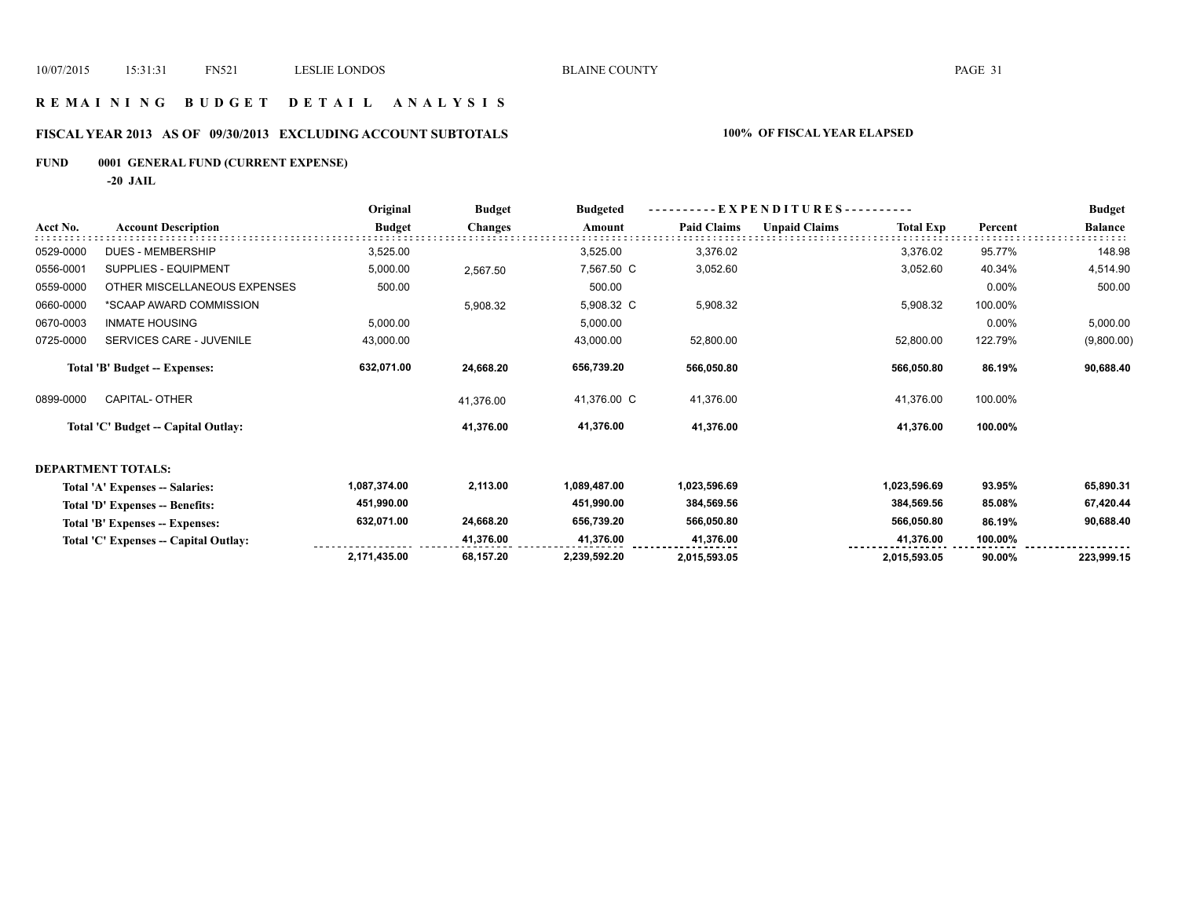## R E M A I N I N G   B U D G E T   D E T A I L   A N A L Y S I S

### FISCAL YEAR 2013   AS OF 09/30/2013   EXCLUDING ACCOUNT SUBTOTALS

**100% OF FISCAL YEAR ELAPSED**

**FUND 0001 GENERAL FUND (CURRENT EXPENSE)**

**-20 JAIL**

| Acct No. | Account Description | Original Budget | Budget Changes | Budgeted Amount | Paid Claims | Unpaid Claims | Total Exp | Percent | Budget Balance |
|---|---|---|---|---|---|---|---|---|---|
| 0529-0000 | DUES - MEMBERSHIP | 3,525.00 | | 3,525.00 | 3,376.02 | | 3,376.02 | 95.77% | 148.98 |
| 0556-0001 | SUPPLIES - EQUIPMENT | 5,000.00 | 2,567.50 | 7,567.50 C | 3,052.60 | | 3,052.60 | 40.34% | 4,514.90 |
| 0559-0000 | OTHER MISCELLANEOUS EXPENSES | 500.00 | | 500.00 | | | | 0.00% | 500.00 |
| 0660-0000 | *SCAAP AWARD COMMISSION | | 5,908.32 | 5,908.32 C | 5,908.32 | | 5,908.32 | 100.00% | |
| 0670-0003 | INMATE HOUSING | 5,000.00 | | 5,000.00 | | | | 0.00% | 5,000.00 |
| 0725-0000 | SERVICES CARE - JUVENILE | 43,000.00 | | 43,000.00 | 52,800.00 | | 52,800.00 | 122.79% | (9,800.00) |
| | **Total 'B' Budget -- Expenses:** | **632,071.00** | **24,668.20** | **656,739.20** | **566,050.80** | | **566,050.80** | **86.19%** | **90,688.40** |
| 0899-0000 | CAPITAL- OTHER | | 41,376.00 | 41,376.00 C | 41,376.00 | | 41,376.00 | 100.00% | |
| | **Total 'C' Budget -- Capital Outlay:** | | **41,376.00** | **41,376.00** | **41,376.00** | | **41,376.00** | **100.00%** | |

**DEPARTMENT TOTALS:**

| | Original Budget | Budget Changes | Budgeted Amount | Paid Claims | Unpaid Claims | Total Exp | Percent | Budget Balance |
|---|---|---|---|---|---|---|---|---|
| **Total 'A' Expenses -- Salaries:** | **1,087,374.00** | **2,113.00** | **1,089,487.00** | **1,023,596.69** | | **1,023,596.69** | **93.95%** | **65,890.31** |
| **Total 'D' Expenses -- Benefits:** | **451,990.00** | | **451,990.00** | **384,569.56** | | **384,569.56** | **85.08%** | **67,420.44** |
| **Total 'B' Expenses -- Expenses:** | **632,071.00** | **24,668.20** | **656,739.20** | **566,050.80** | | **566,050.80** | **86.19%** | **90,688.40** |
| **Total 'C' Expenses -- Capital Outlay:** | | **41,376.00** | **41,376.00** | **41,376.00** | | **41,376.00** | **100.00%** | |
| | **2,171,435.00** | **68,157.20** | **2,239,592.20** | **2,015,593.05** | | **2,015,593.05** | **90.00%** | **223,999.15** |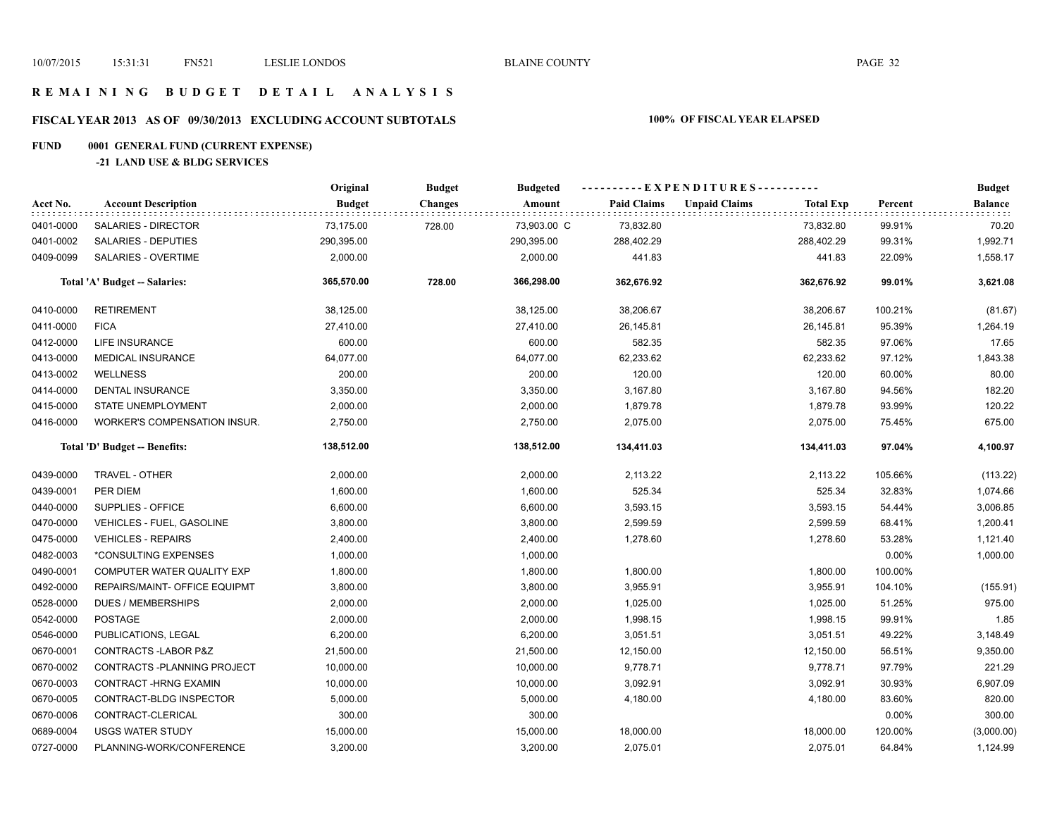# REMAINING BUDGET DETAIL ANALYSIS

## FISCAL YEAR 2013 AS OF 09/30/2013 EXCLUDING ACCOUNT SUBTOTALS

**100% OF FISCAL YEAR ELAPSED**

### FUND 0001 GENERAL FUND (CURRENT EXPENSE)

#### -21 LAND USE & BLDG SERVICES

| Acct No. | Account Description | Original Budget | Budget Changes | Budgeted Amount | Paid Claims | Unpaid Claims | Total Exp | Percent | Budget Balance |
|---|---|---|---|---|---|---|---|---|---|
| 0401-0000 | SALARIES - DIRECTOR | 73,175.00 | 728.00 | 73,903.00 C | 73,832.80 | | 73,832.80 | 99.91% | 70.20 |
| 0401-0002 | SALARIES - DEPUTIES | 290,395.00 | | 290,395.00 | 288,402.29 | | 288,402.29 | 99.31% | 1,992.71 |
| 0409-0099 | SALARIES - OVERTIME | 2,000.00 | | 2,000.00 | 441.83 | | 441.83 | 22.09% | 1,558.17 |
| | **Total 'A' Budget -- Salaries:** | **365,570.00** | **728.00** | **366,298.00** | **362,676.92** | | **362,676.92** | **99.01%** | **3,621.08** |
| 0410-0000 | RETIREMENT | 38,125.00 | | 38,125.00 | 38,206.67 | | 38,206.67 | 100.21% | (81.67) |
| 0411-0000 | FICA | 27,410.00 | | 27,410.00 | 26,145.81 | | 26,145.81 | 95.39% | 1,264.19 |
| 0412-0000 | LIFE INSURANCE | 600.00 | | 600.00 | 582.35 | | 582.35 | 97.06% | 17.65 |
| 0413-0000 | MEDICAL INSURANCE | 64,077.00 | | 64,077.00 | 62,233.62 | | 62,233.62 | 97.12% | 1,843.38 |
| 0413-0002 | WELLNESS | 200.00 | | 200.00 | 120.00 | | 120.00 | 60.00% | 80.00 |
| 0414-0000 | DENTAL INSURANCE | 3,350.00 | | 3,350.00 | 3,167.80 | | 3,167.80 | 94.56% | 182.20 |
| 0415-0000 | STATE UNEMPLOYMENT | 2,000.00 | | 2,000.00 | 1,879.78 | | 1,879.78 | 93.99% | 120.22 |
| 0416-0000 | WORKER'S COMPENSATION INSUR. | 2,750.00 | | 2,750.00 | 2,075.00 | | 2,075.00 | 75.45% | 675.00 |
| | **Total 'D' Budget -- Benefits:** | **138,512.00** | | **138,512.00** | **134,411.03** | | **134,411.03** | **97.04%** | **4,100.97** |
| 0439-0000 | TRAVEL - OTHER | 2,000.00 | | 2,000.00 | 2,113.22 | | 2,113.22 | 105.66% | (113.22) |
| 0439-0001 | PER DIEM | 1,600.00 | | 1,600.00 | 525.34 | | 525.34 | 32.83% | 1,074.66 |
| 0440-0000 | SUPPLIES - OFFICE | 6,600.00 | | 6,600.00 | 3,593.15 | | 3,593.15 | 54.44% | 3,006.85 |
| 0470-0000 | VEHICLES - FUEL, GASOLINE | 3,800.00 | | 3,800.00 | 2,599.59 | | 2,599.59 | 68.41% | 1,200.41 |
| 0475-0000 | VEHICLES - REPAIRS | 2,400.00 | | 2,400.00 | 1,278.60 | | 1,278.60 | 53.28% | 1,121.40 |
| 0482-0003 | *CONSULTING EXPENSES | 1,000.00 | | 1,000.00 | | | | 0.00% | 1,000.00 |
| 0490-0001 | COMPUTER WATER QUALITY EXP | 1,800.00 | | 1,800.00 | 1,800.00 | | 1,800.00 | 100.00% | |
| 0492-0000 | REPAIRS/MAINT- OFFICE EQUIPMT | 3,800.00 | | 3,800.00 | 3,955.91 | | 3,955.91 | 104.10% | (155.91) |
| 0528-0000 | DUES / MEMBERSHIPS | 2,000.00 | | 2,000.00 | 1,025.00 | | 1,025.00 | 51.25% | 975.00 |
| 0542-0000 | POSTAGE | 2,000.00 | | 2,000.00 | 1,998.15 | | 1,998.15 | 99.91% | 1.85 |
| 0546-0000 | PUBLICATIONS, LEGAL | 6,200.00 | | 6,200.00 | 3,051.51 | | 3,051.51 | 49.22% | 3,148.49 |
| 0670-0001 | CONTRACTS -LABOR P&Z | 21,500.00 | | 21,500.00 | 12,150.00 | | 12,150.00 | 56.51% | 9,350.00 |
| 0670-0002 | CONTRACTS -PLANNING PROJECT | 10,000.00 | | 10,000.00 | 9,778.71 | | 9,778.71 | 97.79% | 221.29 |
| 0670-0003 | CONTRACT -HRNG EXAMIN | 10,000.00 | | 10,000.00 | 3,092.91 | | 3,092.91 | 30.93% | 6,907.09 |
| 0670-0005 | CONTRACT-BLDG INSPECTOR | 5,000.00 | | 5,000.00 | 4,180.00 | | 4,180.00 | 83.60% | 820.00 |
| 0670-0006 | CONTRACT-CLERICAL | 300.00 | | 300.00 | | | | 0.00% | 300.00 |
| 0689-0004 | USGS WATER STUDY | 15,000.00 | | 15,000.00 | 18,000.00 | | 18,000.00 | 120.00% | (3,000.00) |
| 0727-0000 | PLANNING-WORK/CONFERENCE | 3,200.00 | | 3,200.00 | 2,075.01 | | 2,075.01 | 64.84% | 1,124.99 |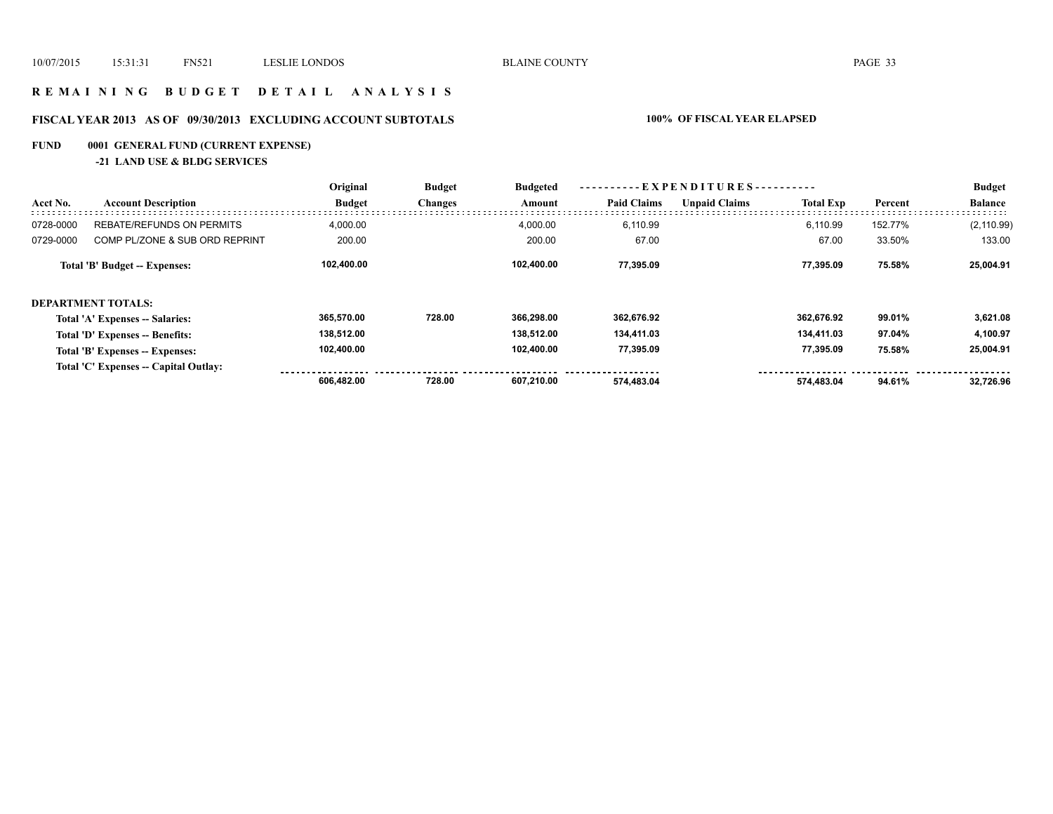# R E M A I N I N G  B U D G E T  D E T A I L  A N A L Y S I S

## FISCAL YEAR 2013 AS OF 09/30/2013 EXCLUDING ACCOUNT SUBTOTALS

**100% OF FISCAL YEAR ELAPSED**

### FUND 0001 GENERAL FUND (CURRENT EXPENSE)

#### -21 LAND USE & BLDG SERVICES

| Acct No. | Account Description | Original Budget | Budget Changes | Budgeted Amount | Paid Claims | Unpaid Claims | Total Exp | Percent | Budget Balance |
|---|---|---|---|---|---|---|---|---|---|
| 0728-0000 | REBATE/REFUNDS ON PERMITS | 4,000.00 | | 4,000.00 | 6,110.99 | | 6,110.99 | 152.77% | (2,110.99) |
| 0729-0000 | COMP PL/ZONE & SUB ORD REPRINT | 200.00 | | 200.00 | 67.00 | | 67.00 | 33.50% | 133.00 |
| | **Total 'B' Budget -- Expenses:** | **102,400.00** | | **102,400.00** | **77,395.09** | | **77,395.09** | **75.58%** | **25,004.91** |
| | **DEPARTMENT TOTALS:** | | | | | | | | |
| | **Total 'A' Expenses -- Salaries:** | **365,570.00** | **728.00** | **366,298.00** | **362,676.92** | | **362,676.92** | **99.01%** | **3,621.08** |
| | **Total 'D' Expenses -- Benefits:** | **138,512.00** | | **138,512.00** | **134,411.03** | | **134,411.03** | **97.04%** | **4,100.97** |
| | **Total 'B' Expenses -- Expenses:** | **102,400.00** | | **102,400.00** | **77,395.09** | | **77,395.09** | **75.58%** | **25,004.91** |
| | **Total 'C' Expenses -- Capital Outlay:** | | | | | | | | |
| | | **606,482.00** | **728.00** | **607,210.00** | **574,483.04** | | **574,483.04** | **94.61%** | **32,726.96** |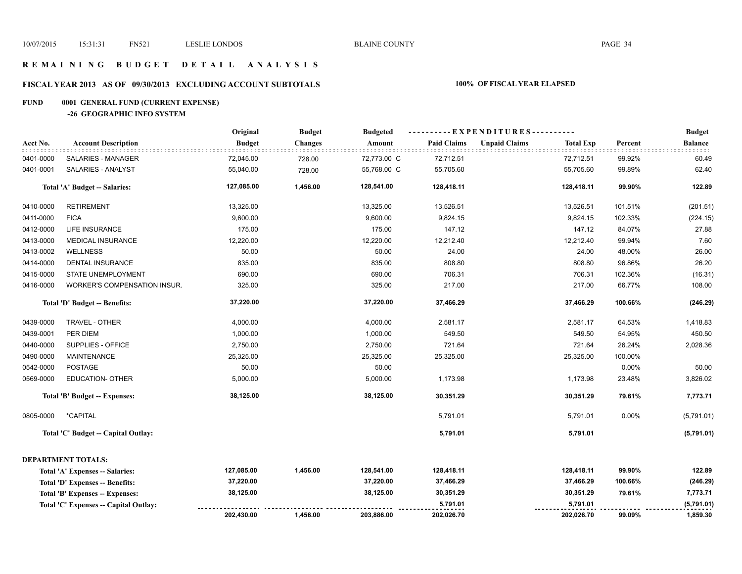# REMAINING BUDGET DETAIL ANALYSIS

## FISCAL YEAR 2013 AS OF 09/30/2013 EXCLUDING ACCOUNT SUBTOTALS

**100% OF FISCAL YEAR ELAPSED**

**FUND 0001 GENERAL FUND (CURRENT EXPENSE)**

**-26 GEOGRAPHIC INFO SYSTEM**

| Acct No. | Account Description | Original Budget | Budget Changes | Budgeted Amount | Paid Claims | Unpaid Claims | Total Exp | Percent | Budget Balance |
|---|---|---|---|---|---|---|---|---|---|
| 0401-0000 | SALARIES - MANAGER | 72,045.00 | 728.00 | 72,773.00 C | 72,712.51 | | 72,712.51 | 99.92% | 60.49 |
| 0401-0001 | SALARIES - ANALYST | 55,040.00 | 728.00 | 55,768.00 C | 55,705.60 | | 55,705.60 | 99.89% | 62.40 |
| | **Total 'A' Budget -- Salaries:** | **127,085.00** | **1,456.00** | **128,541.00** | **128,418.11** | | **128,418.11** | **99.90%** | **122.89** |
| 0410-0000 | RETIREMENT | 13,325.00 | | 13,325.00 | 13,526.51 | | 13,526.51 | 101.51% | (201.51) |
| 0411-0000 | FICA | 9,600.00 | | 9,600.00 | 9,824.15 | | 9,824.15 | 102.33% | (224.15) |
| 0412-0000 | LIFE INSURANCE | 175.00 | | 175.00 | 147.12 | | 147.12 | 84.07% | 27.88 |
| 0413-0000 | MEDICAL INSURANCE | 12,220.00 | | 12,220.00 | 12,212.40 | | 12,212.40 | 99.94% | 7.60 |
| 0413-0002 | WELLNESS | 50.00 | | 50.00 | 24.00 | | 24.00 | 48.00% | 26.00 |
| 0414-0000 | DENTAL INSURANCE | 835.00 | | 835.00 | 808.80 | | 808.80 | 96.86% | 26.20 |
| 0415-0000 | STATE UNEMPLOYMENT | 690.00 | | 690.00 | 706.31 | | 706.31 | 102.36% | (16.31) |
| 0416-0000 | WORKER'S COMPENSATION INSUR. | 325.00 | | 325.00 | 217.00 | | 217.00 | 66.77% | 108.00 |
| | **Total 'D' Budget -- Benefits:** | **37,220.00** | | **37,220.00** | **37,466.29** | | **37,466.29** | **100.66%** | **(246.29)** |
| 0439-0000 | TRAVEL - OTHER | 4,000.00 | | 4,000.00 | 2,581.17 | | 2,581.17 | 64.53% | 1,418.83 |
| 0439-0001 | PER DIEM | 1,000.00 | | 1,000.00 | 549.50 | | 549.50 | 54.95% | 450.50 |
| 0440-0000 | SUPPLIES - OFFICE | 2,750.00 | | 2,750.00 | 721.64 | | 721.64 | 26.24% | 2,028.36 |
| 0490-0000 | MAINTENANCE | 25,325.00 | | 25,325.00 | 25,325.00 | | 25,325.00 | 100.00% | |
| 0542-0000 | POSTAGE | 50.00 | | 50.00 | | | | 0.00% | 50.00 |
| 0569-0000 | EDUCATION- OTHER | 5,000.00 | | 5,000.00 | 1,173.98 | | 1,173.98 | 23.48% | 3,826.02 |
| | **Total 'B' Budget -- Expenses:** | **38,125.00** | | **38,125.00** | **30,351.29** | | **30,351.29** | **79.61%** | **7,773.71** |
| 0805-0000 | *CAPITAL | | | | 5,791.01 | | 5,791.01 | 0.00% | (5,791.01) |
| | **Total 'C' Budget -- Capital Outlay:** | | | | **5,791.01** | | **5,791.01** | | **(5,791.01)** |

**DEPARTMENT TOTALS:**

| | Original Budget | Budget Changes | Budgeted Amount | Paid Claims | Unpaid Claims | Total Exp | Percent | Budget Balance |
|---|---|---|---|---|---|---|---|---|
| **Total 'A' Expenses -- Salaries:** | **127,085.00** | **1,456.00** | **128,541.00** | **128,418.11** | | **128,418.11** | **99.90%** | **122.89** |
| **Total 'D' Expenses -- Benefits:** | **37,220.00** | | **37,220.00** | **37,466.29** | | **37,466.29** | **100.66%** | **(246.29)** |
| **Total 'B' Expenses -- Expenses:** | **38,125.00** | | **38,125.00** | **30,351.29** | | **30,351.29** | **79.61%** | **7,773.71** |
| **Total 'C' Expenses -- Capital Outlay:** | | | | **5,791.01** | | **5,791.01** | | **(5,791.01)** |
| | **202,430.00** | **1,456.00** | **203,886.00** | **202,026.70** | | **202,026.70** | **99.09%** | **1,859.30** |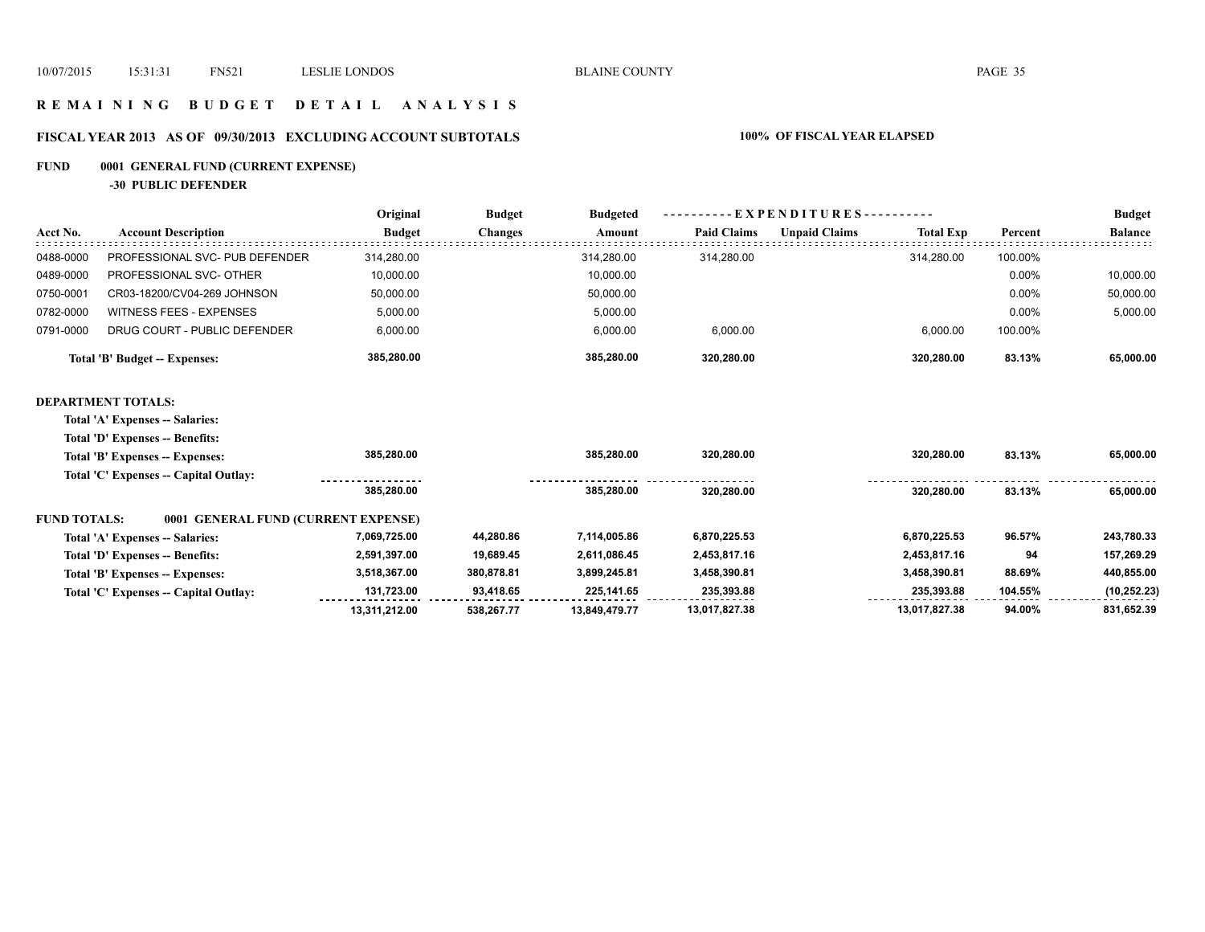# REMAINING BUDGET DETAIL ANALYSIS

## FISCAL YEAR 2013 AS OF 09/30/2013 EXCLUDING ACCOUNT SUBTOTALS — 100% OF FISCAL YEAR ELAPSED

**FUND 0001 GENERAL FUND (CURRENT EXPENSE)**

**-30 PUBLIC DEFENDER**

| Acct No. | Account Description | Original Budget | Budget Changes | Budgeted Amount | EXPENDITURES Paid Claims | Unpaid Claims | Total Exp | Percent | Budget Balance |
|---|---|---|---|---|---|---|---|---|---|
| 0488-0000 | PROFESSIONAL SVC- PUB DEFENDER | 314,280.00 | | 314,280.00 | 314,280.00 | | 314,280.00 | 100.00% | |
| 0489-0000 | PROFESSIONAL SVC- OTHER | 10,000.00 | | 10,000.00 | | | | 0.00% | 10,000.00 |
| 0750-0001 | CR03-18200/CV04-269 JOHNSON | 50,000.00 | | 50,000.00 | | | | 0.00% | 50,000.00 |
| 0782-0000 | WITNESS FEES - EXPENSES | 5,000.00 | | 5,000.00 | | | | 0.00% | 5,000.00 |
| 0791-0000 | DRUG COURT - PUBLIC DEFENDER | 6,000.00 | | 6,000.00 | 6,000.00 | | 6,000.00 | 100.00% | |
| | **Total 'B' Budget -- Expenses:** | **385,280.00** | | **385,280.00** | **320,280.00** | | **320,280.00** | **83.13%** | **65,000.00** |
| **DEPARTMENT TOTALS:** | | | | | | | | | |
| | **Total 'A' Expenses -- Salaries:** | | | | | | | | |
| | **Total 'D' Expenses -- Benefits:** | | | | | | | | |
| | **Total 'B' Expenses -- Expenses:** | **385,280.00** | | **385,280.00** | **320,280.00** | | **320,280.00** | **83.13%** | **65,000.00** |
| | **Total 'C' Expenses -- Capital Outlay:** | | | | | | | | |
| | | **385,280.00** | | **385,280.00** | **320,280.00** | | **320,280.00** | **83.13%** | **65,000.00** |
| **FUND TOTALS:** | **0001 GENERAL FUND (CURRENT EXPENSE)** | | | | | | | | |
| | **Total 'A' Expenses -- Salaries:** | **7,069,725.00** | **44,280.86** | **7,114,005.86** | **6,870,225.53** | | **6,870,225.53** | **96.57%** | **243,780.33** |
| | **Total 'D' Expenses -- Benefits:** | **2,591,397.00** | **19,689.45** | **2,611,086.45** | **2,453,817.16** | | **2,453,817.16** | **94** | **157,269.29** |
| | **Total 'B' Expenses -- Expenses:** | **3,518,367.00** | **380,878.81** | **3,899,245.81** | **3,458,390.81** | | **3,458,390.81** | **88.69%** | **440,855.00** |
| | **Total 'C' Expenses -- Capital Outlay:** | **131,723.00** | **93,418.65** | **225,141.65** | **235,393.88** | | **235,393.88** | **104.55%** | **(10,252.23)** |
| | | **13,311,212.00** | **538,267.77** | **13,849,479.77** | **13,017,827.38** | | **13,017,827.38** | **94.00%** | **831,652.39** |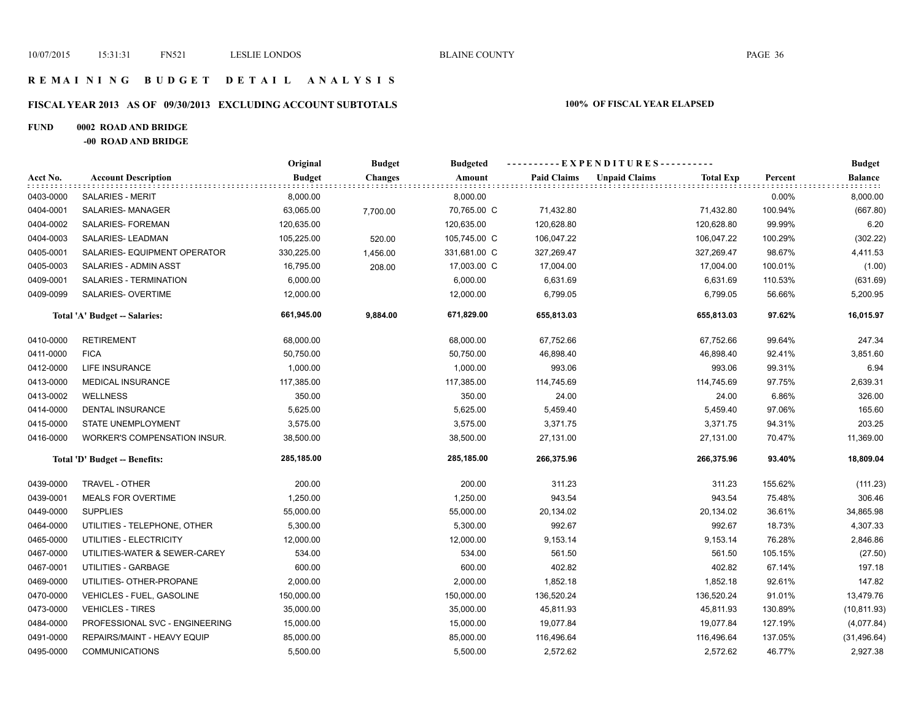# REMAINING BUDGET DETAIL ANALYSIS

## FISCAL YEAR 2013 AS OF 09/30/2013 EXCLUDING ACCOUNT SUBTOTALS

**100% OF FISCAL YEAR ELAPSED**

**FUND 0002 ROAD AND BRIDGE**

**-00 ROAD AND BRIDGE**

| Acct No. | Account Description | Original Budget | Budget Changes | Budgeted Amount | Paid Claims | Unpaid Claims | Total Exp | Percent | Budget Balance |
|---|---|---|---|---|---|---|---|---|---|
| 0403-0000 | SALARIES - MERIT | 8,000.00 | | 8,000.00 | | | | 0.00% | 8,000.00 |
| 0404-0001 | SALARIES- MANAGER | 63,065.00 | 7,700.00 | 70,765.00 C | 71,432.80 | | 71,432.80 | 100.94% | (667.80) |
| 0404-0002 | SALARIES- FOREMAN | 120,635.00 | | 120,635.00 | 120,628.80 | | 120,628.80 | 99.99% | 6.20 |
| 0404-0003 | SALARIES- LEADMAN | 105,225.00 | 520.00 | 105,745.00 C | 106,047.22 | | 106,047.22 | 100.29% | (302.22) |
| 0405-0001 | SALARIES- EQUIPMENT OPERATOR | 330,225.00 | 1,456.00 | 331,681.00 C | 327,269.47 | | 327,269.47 | 98.67% | 4,411.53 |
| 0405-0003 | SALARIES - ADMIN ASST | 16,795.00 | 208.00 | 17,003.00 C | 17,004.00 | | 17,004.00 | 100.01% | (1.00) |
| 0409-0001 | SALARIES - TERMINATION | 6,000.00 | | 6,000.00 | 6,631.69 | | 6,631.69 | 110.53% | (631.69) |
| 0409-0099 | SALARIES- OVERTIME | 12,000.00 | | 12,000.00 | 6,799.05 | | 6,799.05 | 56.66% | 5,200.95 |
| | **Total 'A' Budget -- Salaries:** | **661,945.00** | **9,884.00** | **671,829.00** | **655,813.03** | | **655,813.03** | **97.62%** | **16,015.97** |
| 0410-0000 | RETIREMENT | 68,000.00 | | 68,000.00 | 67,752.66 | | 67,752.66 | 99.64% | 247.34 |
| 0411-0000 | FICA | 50,750.00 | | 50,750.00 | 46,898.40 | | 46,898.40 | 92.41% | 3,851.60 |
| 0412-0000 | LIFE INSURANCE | 1,000.00 | | 1,000.00 | 993.06 | | 993.06 | 99.31% | 6.94 |
| 0413-0000 | MEDICAL INSURANCE | 117,385.00 | | 117,385.00 | 114,745.69 | | 114,745.69 | 97.75% | 2,639.31 |
| 0413-0002 | WELLNESS | 350.00 | | 350.00 | 24.00 | | 24.00 | 6.86% | 326.00 |
| 0414-0000 | DENTAL INSURANCE | 5,625.00 | | 5,625.00 | 5,459.40 | | 5,459.40 | 97.06% | 165.60 |
| 0415-0000 | STATE UNEMPLOYMENT | 3,575.00 | | 3,575.00 | 3,371.75 | | 3,371.75 | 94.31% | 203.25 |
| 0416-0000 | WORKER'S COMPENSATION INSUR. | 38,500.00 | | 38,500.00 | 27,131.00 | | 27,131.00 | 70.47% | 11,369.00 |
| | **Total 'D' Budget -- Benefits:** | **285,185.00** | | **285,185.00** | **266,375.96** | | **266,375.96** | **93.40%** | **18,809.04** |
| 0439-0000 | TRAVEL - OTHER | 200.00 | | 200.00 | 311.23 | | 311.23 | 155.62% | (111.23) |
| 0439-0001 | MEALS FOR OVERTIME | 1,250.00 | | 1,250.00 | 943.54 | | 943.54 | 75.48% | 306.46 |
| 0449-0000 | SUPPLIES | 55,000.00 | | 55,000.00 | 20,134.02 | | 20,134.02 | 36.61% | 34,865.98 |
| 0464-0000 | UTILITIES - TELEPHONE, OTHER | 5,300.00 | | 5,300.00 | 992.67 | | 992.67 | 18.73% | 4,307.33 |
| 0465-0000 | UTILITIES - ELECTRICITY | 12,000.00 | | 12,000.00 | 9,153.14 | | 9,153.14 | 76.28% | 2,846.86 |
| 0467-0000 | UTILITIES-WATER & SEWER-CAREY | 534.00 | | 534.00 | 561.50 | | 561.50 | 105.15% | (27.50) |
| 0467-0001 | UTILITIES - GARBAGE | 600.00 | | 600.00 | 402.82 | | 402.82 | 67.14% | 197.18 |
| 0469-0000 | UTILITIES- OTHER-PROPANE | 2,000.00 | | 2,000.00 | 1,852.18 | | 1,852.18 | 92.61% | 147.82 |
| 0470-0000 | VEHICLES - FUEL, GASOLINE | 150,000.00 | | 150,000.00 | 136,520.24 | | 136,520.24 | 91.01% | 13,479.76 |
| 0473-0000 | VEHICLES - TIRES | 35,000.00 | | 35,000.00 | 45,811.93 | | 45,811.93 | 130.89% | (10,811.93) |
| 0484-0000 | PROFESSIONAL SVC - ENGINEERING | 15,000.00 | | 15,000.00 | 19,077.84 | | 19,077.84 | 127.19% | (4,077.84) |
| 0491-0000 | REPAIRS/MAINT - HEAVY EQUIP | 85,000.00 | | 85,000.00 | 116,496.64 | | 116,496.64 | 137.05% | (31,496.64) |
| 0495-0000 | COMMUNICATIONS | 5,500.00 | | 5,500.00 | 2,572.62 | | 2,572.62 | 46.77% | 2,927.38 |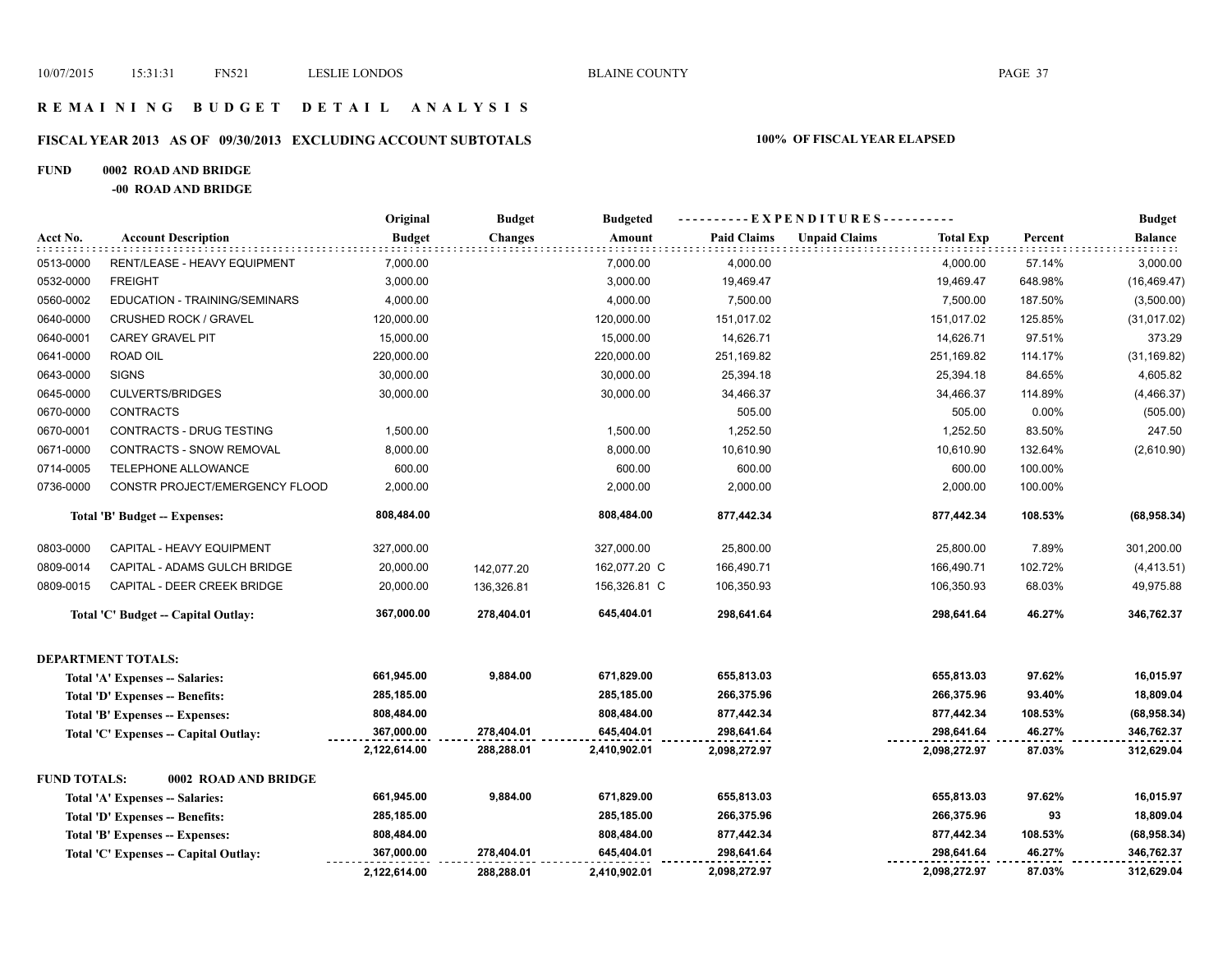# REMAINING BUDGET DETAIL ANALYSIS

## FISCAL YEAR 2013 AS OF 09/30/2013 EXCLUDING ACCOUNT SUBTOTALS — 100% OF FISCAL YEAR ELAPSED

### FUND 0002 ROAD AND BRIDGE

#### -00 ROAD AND BRIDGE

| Acct No. | Account Description | Original Budget | Budget Changes | Budgeted Amount | Paid Claims | Unpaid Claims | Total Exp | Percent | Budget Balance |
|---|---|---|---|---|---|---|---|---|---|
| 0513-0000 | RENT/LEASE - HEAVY EQUIPMENT | 7,000.00 | | 7,000.00 | 4,000.00 | | 4,000.00 | 57.14% | 3,000.00 |
| 0532-0000 | FREIGHT | 3,000.00 | | 3,000.00 | 19,469.47 | | 19,469.47 | 648.98% | (16,469.47) |
| 0560-0002 | EDUCATION - TRAINING/SEMINARS | 4,000.00 | | 4,000.00 | 7,500.00 | | 7,500.00 | 187.50% | (3,500.00) |
| 0640-0000 | CRUSHED ROCK / GRAVEL | 120,000.00 | | 120,000.00 | 151,017.02 | | 151,017.02 | 125.85% | (31,017.02) |
| 0640-0001 | CAREY GRAVEL PIT | 15,000.00 | | 15,000.00 | 14,626.71 | | 14,626.71 | 97.51% | 373.29 |
| 0641-0000 | ROAD OIL | 220,000.00 | | 220,000.00 | 251,169.82 | | 251,169.82 | 114.17% | (31,169.82) |
| 0643-0000 | SIGNS | 30,000.00 | | 30,000.00 | 25,394.18 | | 25,394.18 | 84.65% | 4,605.82 |
| 0645-0000 | CULVERTS/BRIDGES | 30,000.00 | | 30,000.00 | 34,466.37 | | 34,466.37 | 114.89% | (4,466.37) |
| 0670-0000 | CONTRACTS | | | | 505.00 | | 505.00 | 0.00% | (505.00) |
| 0670-0001 | CONTRACTS - DRUG TESTING | 1,500.00 | | 1,500.00 | 1,252.50 | | 1,252.50 | 83.50% | 247.50 |
| 0671-0000 | CONTRACTS - SNOW REMOVAL | 8,000.00 | | 8,000.00 | 10,610.90 | | 10,610.90 | 132.64% | (2,610.90) |
| 0714-0005 | TELEPHONE ALLOWANCE | 600.00 | | 600.00 | 600.00 | | 600.00 | 100.00% | |
| 0736-0000 | CONSTR PROJECT/EMERGENCY FLOOD | 2,000.00 | | 2,000.00 | 2,000.00 | | 2,000.00 | 100.00% | |
| | **Total 'B' Budget -- Expenses:** | **808,484.00** | | **808,484.00** | **877,442.34** | | **877,442.34** | **108.53%** | **(68,958.34)** |
| 0803-0000 | CAPITAL - HEAVY EQUIPMENT | 327,000.00 | | 327,000.00 | 25,800.00 | | 25,800.00 | 7.89% | 301,200.00 |
| 0809-0014 | CAPITAL - ADAMS GULCH BRIDGE | 20,000.00 | 142,077.20 | 162,077.20 C | 166,490.71 | | 166,490.71 | 102.72% | (4,413.51) |
| 0809-0015 | CAPITAL - DEER CREEK BRIDGE | 20,000.00 | 136,326.81 | 156,326.81 C | 106,350.93 | | 106,350.93 | 68.03% | 49,975.88 |
| | **Total 'C' Budget -- Capital Outlay:** | **367,000.00** | **278,404.01** | **645,404.01** | **298,641.64** | | **298,641.64** | **46.27%** | **346,762.37** |

**DEPARTMENT TOTALS:**

| | Original Budget | Budget Changes | Budgeted Amount | Paid Claims | Unpaid Claims | Total Exp | Percent | Budget Balance |
|---|---|---|---|---|---|---|---|---|
| **Total 'A' Expenses -- Salaries:** | **661,945.00** | **9,884.00** | **671,829.00** | **655,813.03** | | **655,813.03** | **97.62%** | **16,015.97** |
| **Total 'D' Expenses -- Benefits:** | **285,185.00** | | **285,185.00** | **266,375.96** | | **266,375.96** | **93.40%** | **18,809.04** |
| **Total 'B' Expenses -- Expenses:** | **808,484.00** | | **808,484.00** | **877,442.34** | | **877,442.34** | **108.53%** | **(68,958.34)** |
| **Total 'C' Expenses -- Capital Outlay:** | **367,000.00** | **278,404.01** | **645,404.01** | **298,641.64** | | **298,641.64** | **46.27%** | **346,762.37** |
| | **2,122,614.00** | **288,288.01** | **2,410,902.01** | **2,098,272.97** | | **2,098,272.97** | **87.03%** | **312,629.04** |

**FUND TOTALS: 0002 ROAD AND BRIDGE**

| | Original Budget | Budget Changes | Budgeted Amount | Paid Claims | Unpaid Claims | Total Exp | Percent | Budget Balance |
|---|---|---|---|---|---|---|---|---|
| **Total 'A' Expenses -- Salaries:** | **661,945.00** | **9,884.00** | **671,829.00** | **655,813.03** | | **655,813.03** | **97.62%** | **16,015.97** |
| **Total 'D' Expenses -- Benefits:** | **285,185.00** | | **285,185.00** | **266,375.96** | | **266,375.96** | **93** | **18,809.04** |
| **Total 'B' Expenses -- Expenses:** | **808,484.00** | | **808,484.00** | **877,442.34** | | **877,442.34** | **108.53%** | **(68,958.34)** |
| **Total 'C' Expenses -- Capital Outlay:** | **367,000.00** | **278,404.01** | **645,404.01** | **298,641.64** | | **298,641.64** | **46.27%** | **346,762.37** |
| | **2,122,614.00** | **288,288.01** | **2,410,902.01** | **2,098,272.97** | | **2,098,272.97** | **87.03%** | **312,629.04** |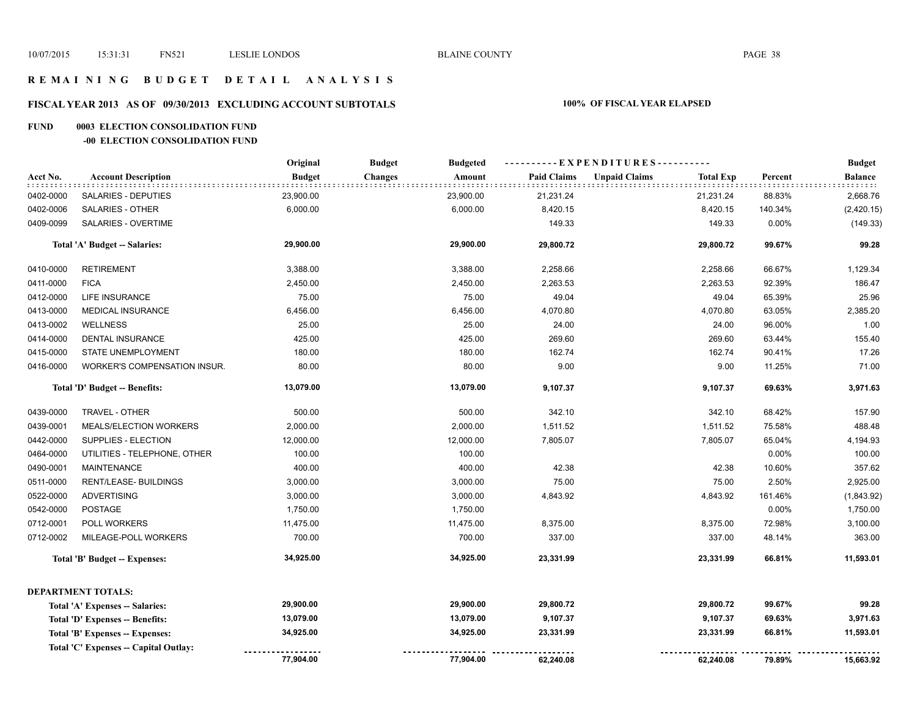# REMAINING BUDGET DETAIL ANALYSIS

## FISCAL YEAR 2013 AS OF 09/30/2013 EXCLUDING ACCOUNT SUBTOTALS

**100% OF FISCAL YEAR ELAPSED**

### FUND 0003 ELECTION CONSOLIDATION FUND

#### -00 ELECTION CONSOLIDATION FUND

| Acct No. | Account Description | Original Budget | Budget Changes | Budgeted Amount | Paid Claims | Unpaid Claims | Total Exp | Percent | Budget Balance |
|---|---|---|---|---|---|---|---|---|---|
| 0402-0000 | SALARIES - DEPUTIES | 23,900.00 | | 23,900.00 | 21,231.24 | | 21,231.24 | 88.83% | 2,668.76 |
| 0402-0006 | SALARIES - OTHER | 6,000.00 | | 6,000.00 | 8,420.15 | | 8,420.15 | 140.34% | (2,420.15) |
| 0409-0099 | SALARIES - OVERTIME | | | | 149.33 | | 149.33 | 0.00% | (149.33) |
| | **Total 'A' Budget -- Salaries:** | **29,900.00** | | **29,900.00** | **29,800.72** | | **29,800.72** | **99.67%** | **99.28** |
| 0410-0000 | RETIREMENT | 3,388.00 | | 3,388.00 | 2,258.66 | | 2,258.66 | 66.67% | 1,129.34 |
| 0411-0000 | FICA | 2,450.00 | | 2,450.00 | 2,263.53 | | 2,263.53 | 92.39% | 186.47 |
| 0412-0000 | LIFE INSURANCE | 75.00 | | 75.00 | 49.04 | | 49.04 | 65.39% | 25.96 |
| 0413-0000 | MEDICAL INSURANCE | 6,456.00 | | 6,456.00 | 4,070.80 | | 4,070.80 | 63.05% | 2,385.20 |
| 0413-0002 | WELLNESS | 25.00 | | 25.00 | 24.00 | | 24.00 | 96.00% | 1.00 |
| 0414-0000 | DENTAL INSURANCE | 425.00 | | 425.00 | 269.60 | | 269.60 | 63.44% | 155.40 |
| 0415-0000 | STATE UNEMPLOYMENT | 180.00 | | 180.00 | 162.74 | | 162.74 | 90.41% | 17.26 |
| 0416-0000 | WORKER'S COMPENSATION INSUR. | 80.00 | | 80.00 | 9.00 | | 9.00 | 11.25% | 71.00 |
| | **Total 'D' Budget -- Benefits:** | **13,079.00** | | **13,079.00** | **9,107.37** | | **9,107.37** | **69.63%** | **3,971.63** |
| 0439-0000 | TRAVEL - OTHER | 500.00 | | 500.00 | 342.10 | | 342.10 | 68.42% | 157.90 |
| 0439-0001 | MEALS/ELECTION WORKERS | 2,000.00 | | 2,000.00 | 1,511.52 | | 1,511.52 | 75.58% | 488.48 |
| 0442-0000 | SUPPLIES - ELECTION | 12,000.00 | | 12,000.00 | 7,805.07 | | 7,805.07 | 65.04% | 4,194.93 |
| 0464-0000 | UTILITIES - TELEPHONE, OTHER | 100.00 | | 100.00 | | | | 0.00% | 100.00 |
| 0490-0001 | MAINTENANCE | 400.00 | | 400.00 | 42.38 | | 42.38 | 10.60% | 357.62 |
| 0511-0000 | RENT/LEASE- BUILDINGS | 3,000.00 | | 3,000.00 | 75.00 | | 75.00 | 2.50% | 2,925.00 |
| 0522-0000 | ADVERTISING | 3,000.00 | | 3,000.00 | 4,843.92 | | 4,843.92 | 161.46% | (1,843.92) |
| 0542-0000 | POSTAGE | 1,750.00 | | 1,750.00 | | | | 0.00% | 1,750.00 |
| 0712-0001 | POLL WORKERS | 11,475.00 | | 11,475.00 | 8,375.00 | | 8,375.00 | 72.98% | 3,100.00 |
| 0712-0002 | MILEAGE-POLL WORKERS | 700.00 | | 700.00 | 337.00 | | 337.00 | 48.14% | 363.00 |
| | **Total 'B' Budget -- Expenses:** | **34,925.00** | | **34,925.00** | **23,331.99** | | **23,331.99** | **66.81%** | **11,593.01** |
| | **DEPARTMENT TOTALS:** | | | | | | | | |
| | **Total 'A' Expenses -- Salaries:** | **29,900.00** | | **29,900.00** | **29,800.72** | | **29,800.72** | **99.67%** | **99.28** |
| | **Total 'D' Expenses -- Benefits:** | **13,079.00** | | **13,079.00** | **9,107.37** | | **9,107.37** | **69.63%** | **3,971.63** |
| | **Total 'B' Expenses -- Expenses:** | **34,925.00** | | **34,925.00** | **23,331.99** | | **23,331.99** | **66.81%** | **11,593.01** |
| | **Total 'C' Expenses -- Capital Outlay:** | | | | | | | | |
| | | **77,904.00** | | **77,904.00** | **62,240.08** | | **62,240.08** | **79.89%** | **15,663.92** |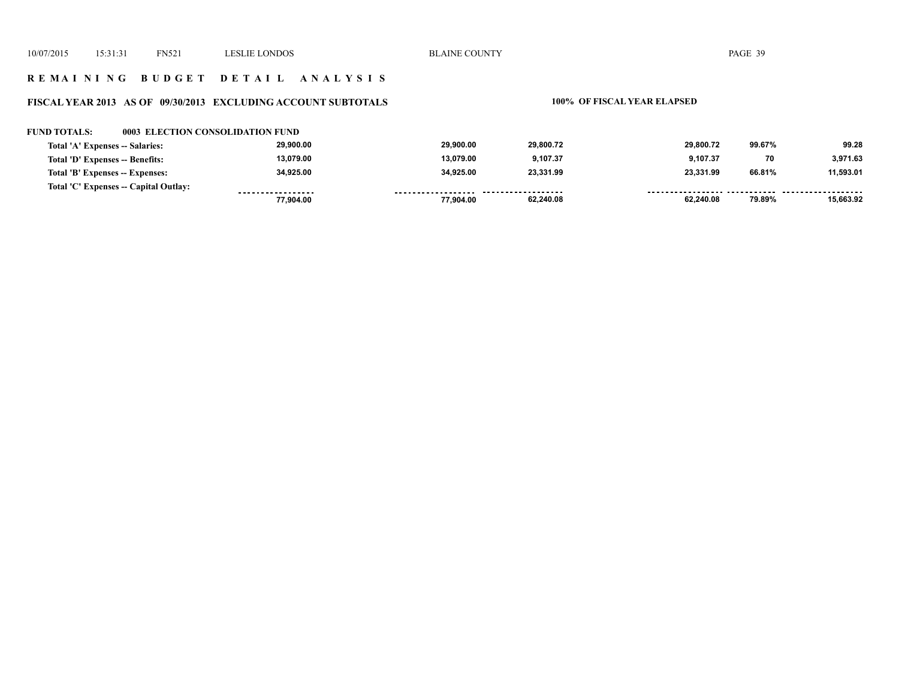## REMAINING BUDGET DETAIL ANALYSIS

### FISCAL YEAR 2013 AS OF 09/30/2013 EXCLUDING ACCOUNT SUBTOTALS

**100% OF FISCAL YEAR ELAPSED**

**FUND TOTALS: 0003 ELECTION CONSOLIDATION FUND**

| | | | | | | |
|---|---|---|---|---|---|---|
| Total 'A' Expenses -- Salaries: | 29,900.00 | 29,900.00 | 29,800.72 | 29,800.72 | 99.67% | 99.28 |
| Total 'D' Expenses -- Benefits: | 13,079.00 | 13,079.00 | 9,107.37 | 9,107.37 | 70 | 3,971.63 |
| Total 'B' Expenses -- Expenses: | 34,925.00 | 34,925.00 | 23,331.99 | 23,331.99 | 66.81% | 11,593.01 |
| Total 'C' Expenses -- Capital Outlay: | | | | | | |
| | 77,904.00 | 77,904.00 | 62,240.08 | 62,240.08 | 79.89% | 15,663.92 |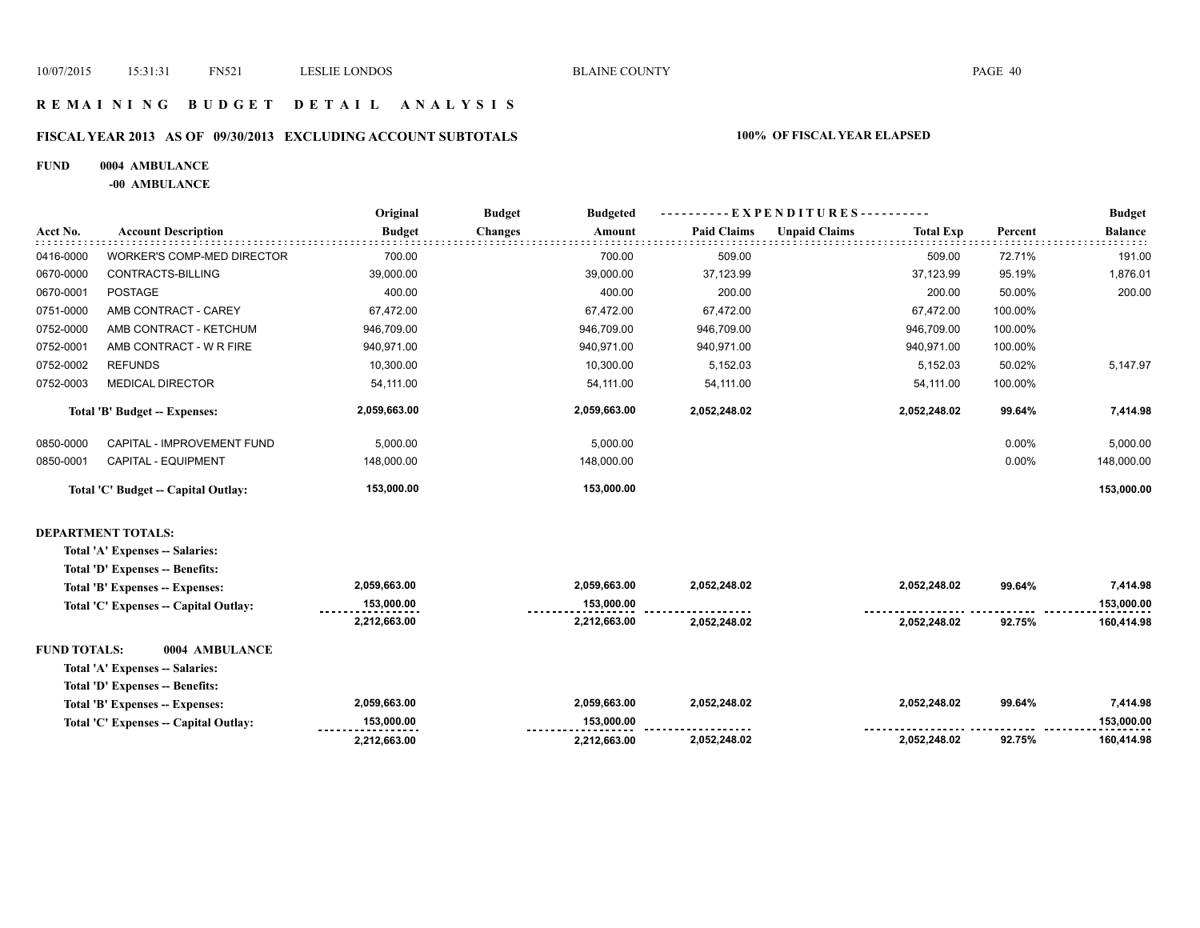# REMAINING BUDGET DETAIL ANALYSIS

## FISCAL YEAR 2013 AS OF 09/30/2013 EXCLUDING ACCOUNT SUBTOTALS

**100% OF FISCAL YEAR ELAPSED**

**FUND 0004 AMBULANCE**

**-00 AMBULANCE**

| Acct No. | Account Description | Original Budget | Budget Changes | Budgeted Amount | Paid Claims | Unpaid Claims | Total Exp | Percent | Budget Balance |
|---|---|---|---|---|---|---|---|---|---|
| 0416-0000 | WORKER'S COMP-MED DIRECTOR | 700.00 | | 700.00 | 509.00 | | 509.00 | 72.71% | 191.00 |
| 0670-0000 | CONTRACTS-BILLING | 39,000.00 | | 39,000.00 | 37,123.99 | | 37,123.99 | 95.19% | 1,876.01 |
| 0670-0001 | POSTAGE | 400.00 | | 400.00 | 200.00 | | 200.00 | 50.00% | 200.00 |
| 0751-0000 | AMB CONTRACT - CAREY | 67,472.00 | | 67,472.00 | 67,472.00 | | 67,472.00 | 100.00% | |
| 0752-0000 | AMB CONTRACT - KETCHUM | 946,709.00 | | 946,709.00 | 946,709.00 | | 946,709.00 | 100.00% | |
| 0752-0001 | AMB CONTRACT - W R FIRE | 940,971.00 | | 940,971.00 | 940,971.00 | | 940,971.00 | 100.00% | |
| 0752-0002 | REFUNDS | 10,300.00 | | 10,300.00 | 5,152.03 | | 5,152.03 | 50.02% | 5,147.97 |
| 0752-0003 | MEDICAL DIRECTOR | 54,111.00 | | 54,111.00 | 54,111.00 | | 54,111.00 | 100.00% | |
| | **Total 'B' Budget -- Expenses:** | **2,059,663.00** | | **2,059,663.00** | **2,052,248.02** | | **2,052,248.02** | **99.64%** | **7,414.98** |
| 0850-0000 | CAPITAL - IMPROVEMENT FUND | 5,000.00 | | 5,000.00 | | | | 0.00% | 5,000.00 |
| 0850-0001 | CAPITAL - EQUIPMENT | 148,000.00 | | 148,000.00 | | | | 0.00% | 148,000.00 |
| | **Total 'C' Budget -- Capital Outlay:** | **153,000.00** | | **153,000.00** | | | | | **153,000.00** |
| **DEPARTMENT TOTALS:** | | | | | | | | | |
| | **Total 'A' Expenses -- Salaries:** | | | | | | | | |
| | **Total 'D' Expenses -- Benefits:** | | | | | | | | |
| | **Total 'B' Expenses -- Expenses:** | **2,059,663.00** | | **2,059,663.00** | **2,052,248.02** | | **2,052,248.02** | **99.64%** | **7,414.98** |
| | **Total 'C' Expenses -- Capital Outlay:** | **153,000.00** | | **153,000.00** | | | | | **153,000.00** |
| | | **2,212,663.00** | | **2,212,663.00** | **2,052,248.02** | | **2,052,248.02** | **92.75%** | **160,414.98** |
| **FUND TOTALS:** | **0004 AMBULANCE** | | | | | | | | |
| | **Total 'A' Expenses -- Salaries:** | | | | | | | | |
| | **Total 'D' Expenses -- Benefits:** | | | | | | | | |
| | **Total 'B' Expenses -- Expenses:** | **2,059,663.00** | | **2,059,663.00** | **2,052,248.02** | | **2,052,248.02** | **99.64%** | **7,414.98** |
| | **Total 'C' Expenses -- Capital Outlay:** | **153,000.00** | | **153,000.00** | | | | | **153,000.00** |
| | | **2,212,663.00** | | **2,212,663.00** | **2,052,248.02** | | **2,052,248.02** | **92.75%** | **160,414.98** |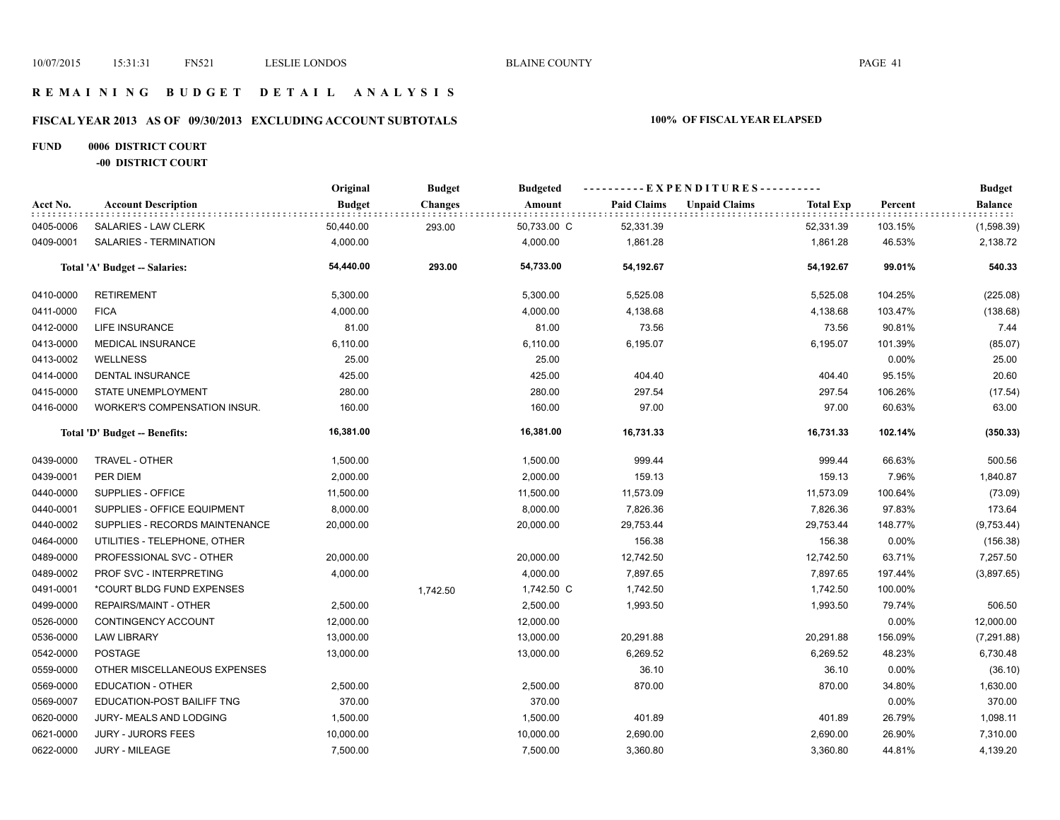# REMAINING BUDGET DETAIL ANALYSIS

## FISCAL YEAR 2013 AS OF 09/30/2013 EXCLUDING ACCOUNT SUBTOTALS

**100% OF FISCAL YEAR ELAPSED**

**FUND 0006 DISTRICT COURT**

**-00 DISTRICT COURT**

| Acct No. | Account Description | Original Budget | Budget Changes | Budgeted Amount | Paid Claims | Unpaid Claims | Total Exp | Percent | Budget Balance |
|---|---|---|---|---|---|---|---|---|---|
| 0405-0006 | SALARIES - LAW CLERK | 50,440.00 | 293.00 | 50,733.00 C | 52,331.39 | | 52,331.39 | 103.15% | (1,598.39) |
| 0409-0001 | SALARIES - TERMINATION | 4,000.00 | | 4,000.00 | 1,861.28 | | 1,861.28 | 46.53% | 2,138.72 |
| | **Total 'A' Budget -- Salaries:** | **54,440.00** | **293.00** | **54,733.00** | **54,192.67** | | **54,192.67** | **99.01%** | **540.33** |
| 0410-0000 | RETIREMENT | 5,300.00 | | 5,300.00 | 5,525.08 | | 5,525.08 | 104.25% | (225.08) |
| 0411-0000 | FICA | 4,000.00 | | 4,000.00 | 4,138.68 | | 4,138.68 | 103.47% | (138.68) |
| 0412-0000 | LIFE INSURANCE | 81.00 | | 81.00 | 73.56 | | 73.56 | 90.81% | 7.44 |
| 0413-0000 | MEDICAL INSURANCE | 6,110.00 | | 6,110.00 | 6,195.07 | | 6,195.07 | 101.39% | (85.07) |
| 0413-0002 | WELLNESS | 25.00 | | 25.00 | | | | 0.00% | 25.00 |
| 0414-0000 | DENTAL INSURANCE | 425.00 | | 425.00 | 404.40 | | 404.40 | 95.15% | 20.60 |
| 0415-0000 | STATE UNEMPLOYMENT | 280.00 | | 280.00 | 297.54 | | 297.54 | 106.26% | (17.54) |
| 0416-0000 | WORKER'S COMPENSATION INSUR. | 160.00 | | 160.00 | 97.00 | | 97.00 | 60.63% | 63.00 |
| | **Total 'D' Budget -- Benefits:** | **16,381.00** | | **16,381.00** | **16,731.33** | | **16,731.33** | **102.14%** | **(350.33)** |
| 0439-0000 | TRAVEL - OTHER | 1,500.00 | | 1,500.00 | 999.44 | | 999.44 | 66.63% | 500.56 |
| 0439-0001 | PER DIEM | 2,000.00 | | 2,000.00 | 159.13 | | 159.13 | 7.96% | 1,840.87 |
| 0440-0000 | SUPPLIES - OFFICE | 11,500.00 | | 11,500.00 | 11,573.09 | | 11,573.09 | 100.64% | (73.09) |
| 0440-0001 | SUPPLIES - OFFICE EQUIPMENT | 8,000.00 | | 8,000.00 | 7,826.36 | | 7,826.36 | 97.83% | 173.64 |
| 0440-0002 | SUPPLIES - RECORDS MAINTENANCE | 20,000.00 | | 20,000.00 | 29,753.44 | | 29,753.44 | 148.77% | (9,753.44) |
| 0464-0000 | UTILITIES - TELEPHONE, OTHER | | | | 156.38 | | 156.38 | 0.00% | (156.38) |
| 0489-0000 | PROFESSIONAL SVC - OTHER | 20,000.00 | | 20,000.00 | 12,742.50 | | 12,742.50 | 63.71% | 7,257.50 |
| 0489-0002 | PROF SVC - INTERPRETING | 4,000.00 | | 4,000.00 | 7,897.65 | | 7,897.65 | 197.44% | (3,897.65) |
| 0491-0001 | *COURT BLDG FUND EXPENSES | | 1,742.50 | 1,742.50 C | 1,742.50 | | 1,742.50 | 100.00% | |
| 0499-0000 | REPAIRS/MAINT - OTHER | 2,500.00 | | 2,500.00 | 1,993.50 | | 1,993.50 | 79.74% | 506.50 |
| 0526-0000 | CONTINGENCY ACCOUNT | 12,000.00 | | 12,000.00 | | | | 0.00% | 12,000.00 |
| 0536-0000 | LAW LIBRARY | 13,000.00 | | 13,000.00 | 20,291.88 | | 20,291.88 | 156.09% | (7,291.88) |
| 0542-0000 | POSTAGE | 13,000.00 | | 13,000.00 | 6,269.52 | | 6,269.52 | 48.23% | 6,730.48 |
| 0559-0000 | OTHER MISCELLANEOUS EXPENSES | | | | 36.10 | | 36.10 | 0.00% | (36.10) |
| 0569-0000 | EDUCATION - OTHER | 2,500.00 | | 2,500.00 | 870.00 | | 870.00 | 34.80% | 1,630.00 |
| 0569-0007 | EDUCATION-POST BAILIFF TNG | 370.00 | | 370.00 | | | | 0.00% | 370.00 |
| 0620-0000 | JURY- MEALS AND LODGING | 1,500.00 | | 1,500.00 | 401.89 | | 401.89 | 26.79% | 1,098.11 |
| 0621-0000 | JURY - JURORS FEES | 10,000.00 | | 10,000.00 | 2,690.00 | | 2,690.00 | 26.90% | 7,310.00 |
| 0622-0000 | JURY - MILEAGE | 7,500.00 | | 7,500.00 | 3,360.80 | | 3,360.80 | 44.81% | 4,139.20 |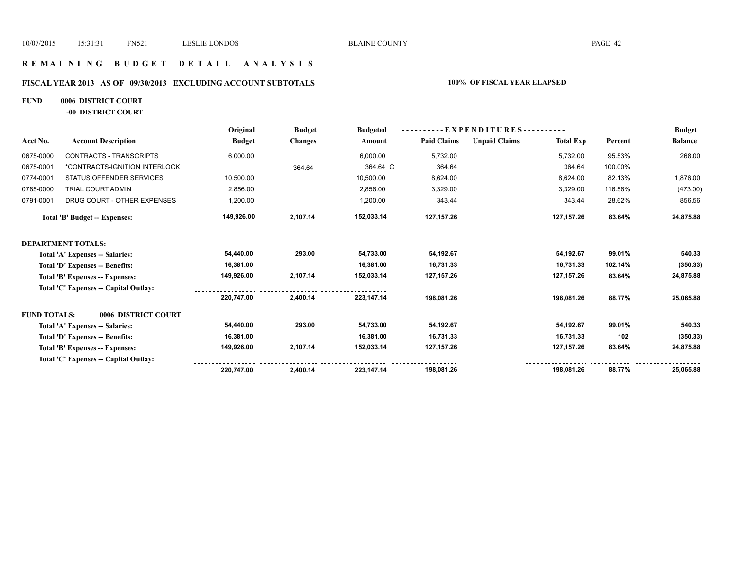# REMAINING BUDGET DETAIL ANALYSIS

## FISCAL YEAR 2013 AS OF 09/30/2013 EXCLUDING ACCOUNT SUBTOTALS

**100% OF FISCAL YEAR ELAPSED**

**FUND 0006 DISTRICT COURT**

**-00 DISTRICT COURT**

| Acct No. | Account Description | Original Budget | Budget Changes | Budgeted Amount | Paid Claims | Unpaid Claims | Total Exp | Percent | Budget Balance |
|---|---|---|---|---|---|---|---|---|---|
| 0675-0000 | CONTRACTS - TRANSCRIPTS | 6,000.00 | | 6,000.00 | 5,732.00 | | 5,732.00 | 95.53% | 268.00 |
| 0675-0001 | *CONTRACTS-IGNITION INTERLOCK | | 364.64 | 364.64 C | 364.64 | | 364.64 | 100.00% | |
| 0774-0001 | STATUS OFFENDER SERVICES | 10,500.00 | | 10,500.00 | 8,624.00 | | 8,624.00 | 82.13% | 1,876.00 |
| 0785-0000 | TRIAL COURT ADMIN | 2,856.00 | | 2,856.00 | 3,329.00 | | 3,329.00 | 116.56% | (473.00) |
| 0791-0001 | DRUG COURT - OTHER EXPENSES | 1,200.00 | | 1,200.00 | 343.44 | | 343.44 | 28.62% | 856.56 |
| | **Total 'B' Budget -- Expenses:** | **149,926.00** | **2,107.14** | **152,033.14** | **127,157.26** | | **127,157.26** | **83.64%** | **24,875.88** |
| **DEPARTMENT TOTALS:** | | | | | | | | | |
| | **Total 'A' Expenses -- Salaries:** | **54,440.00** | **293.00** | **54,733.00** | **54,192.67** | | **54,192.67** | **99.01%** | **540.33** |
| | **Total 'D' Expenses -- Benefits:** | **16,381.00** | | **16,381.00** | **16,731.33** | | **16,731.33** | **102.14%** | **(350.33)** |
| | **Total 'B' Expenses -- Expenses:** | **149,926.00** | **2,107.14** | **152,033.14** | **127,157.26** | | **127,157.26** | **83.64%** | **24,875.88** |
| | **Total 'C' Expenses -- Capital Outlay:** | | | | | | | | |
| | | **220,747.00** | **2,400.14** | **223,147.14** | **198,081.26** | | **198,081.26** | **88.77%** | **25,065.88** |
| **FUND TOTALS:** | **0006 DISTRICT COURT** | | | | | | | | |
| | **Total 'A' Expenses -- Salaries:** | **54,440.00** | **293.00** | **54,733.00** | **54,192.67** | | **54,192.67** | **99.01%** | **540.33** |
| | **Total 'D' Expenses -- Benefits:** | **16,381.00** | | **16,381.00** | **16,731.33** | | **16,731.33** | **102** | **(350.33)** |
| | **Total 'B' Expenses -- Expenses:** | **149,926.00** | **2,107.14** | **152,033.14** | **127,157.26** | | **127,157.26** | **83.64%** | **24,875.88** |
| | **Total 'C' Expenses -- Capital Outlay:** | | | | | | | | |
| | | **220,747.00** | **2,400.14** | **223,147.14** | **198,081.26** | | **198,081.26** | **88.77%** | **25,065.88** |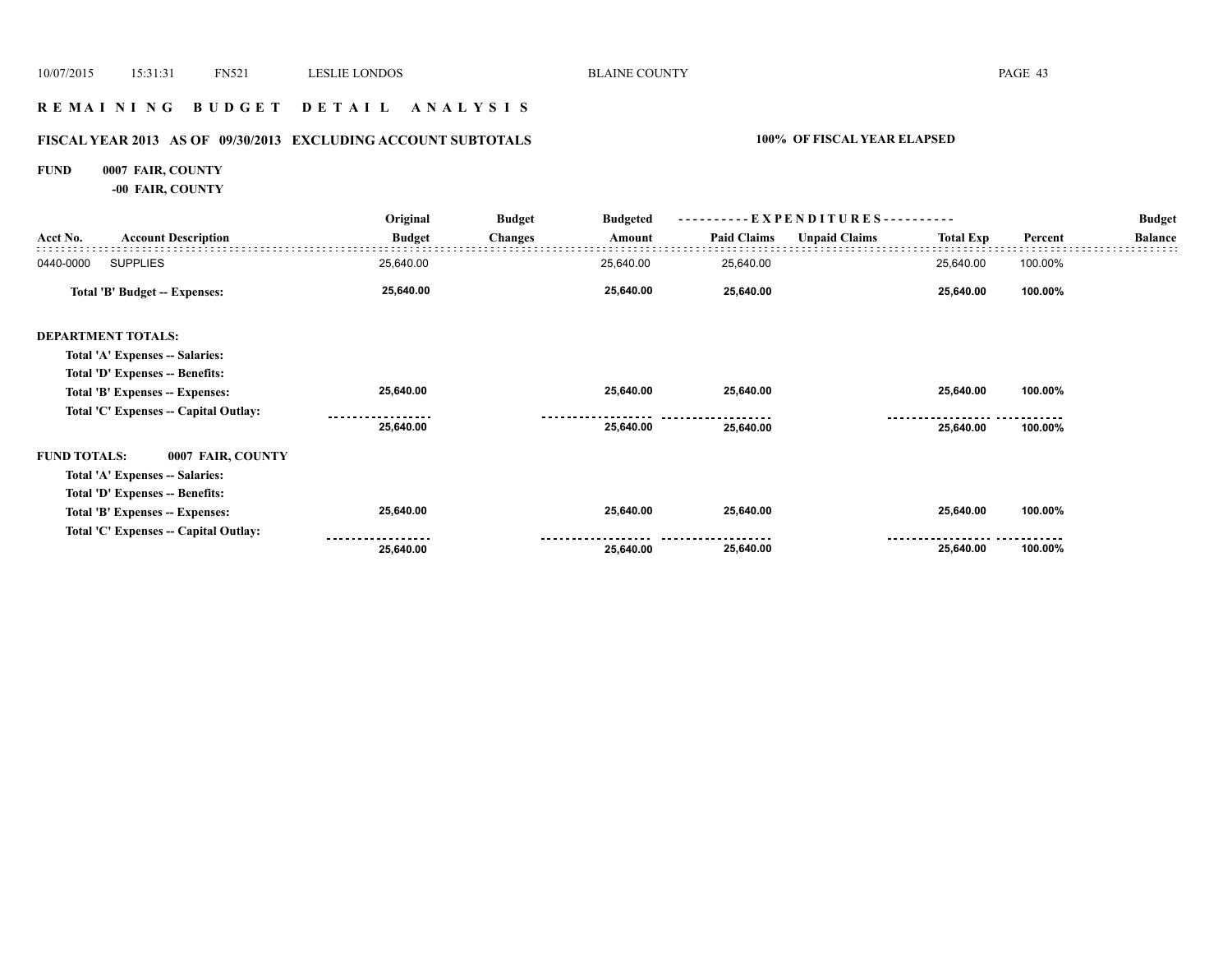# REMAINING BUDGET DETAIL ANALYSIS

## FISCAL YEAR 2013 AS OF 09/30/2013 EXCLUDING ACCOUNT SUBTOTALS — 100% OF FISCAL YEAR ELAPSED

**FUND 0007 FAIR, COUNTY**

**-00 FAIR, COUNTY**

| Acct No. | Account Description | Original Budget | Budget Changes | Budgeted Amount | Paid Claims | Unpaid Claims | Total Exp | Percent | Budget Balance |
|---|---|---|---|---|---|---|---|---|---|
| 0440-0000 | SUPPLIES | 25,640.00 | | 25,640.00 | 25,640.00 | | 25,640.00 | 100.00% | |
| | **Total 'B' Budget -- Expenses:** | **25,640.00** | | **25,640.00** | **25,640.00** | | **25,640.00** | **100.00%** | |
| **DEPARTMENT TOTALS:** | | | | | | | | | |
| | **Total 'A' Expenses -- Salaries:** | | | | | | | | |
| | **Total 'D' Expenses -- Benefits:** | | | | | | | | |
| | **Total 'B' Expenses -- Expenses:** | **25,640.00** | | **25,640.00** | **25,640.00** | | **25,640.00** | **100.00%** | |
| | **Total 'C' Expenses -- Capital Outlay:** | | | | | | | | |
| | | **25,640.00** | | **25,640.00** | **25,640.00** | | **25,640.00** | **100.00%** | |
| **FUND TOTALS:** | **0007 FAIR, COUNTY** | | | | | | | | |
| | **Total 'A' Expenses -- Salaries:** | | | | | | | | |
| | **Total 'D' Expenses -- Benefits:** | | | | | | | | |
| | **Total 'B' Expenses -- Expenses:** | **25,640.00** | | **25,640.00** | **25,640.00** | | **25,640.00** | **100.00%** | |
| | **Total 'C' Expenses -- Capital Outlay:** | | | | | | | | |
| | | **25,640.00** | | **25,640.00** | **25,640.00** | | **25,640.00** | **100.00%** | |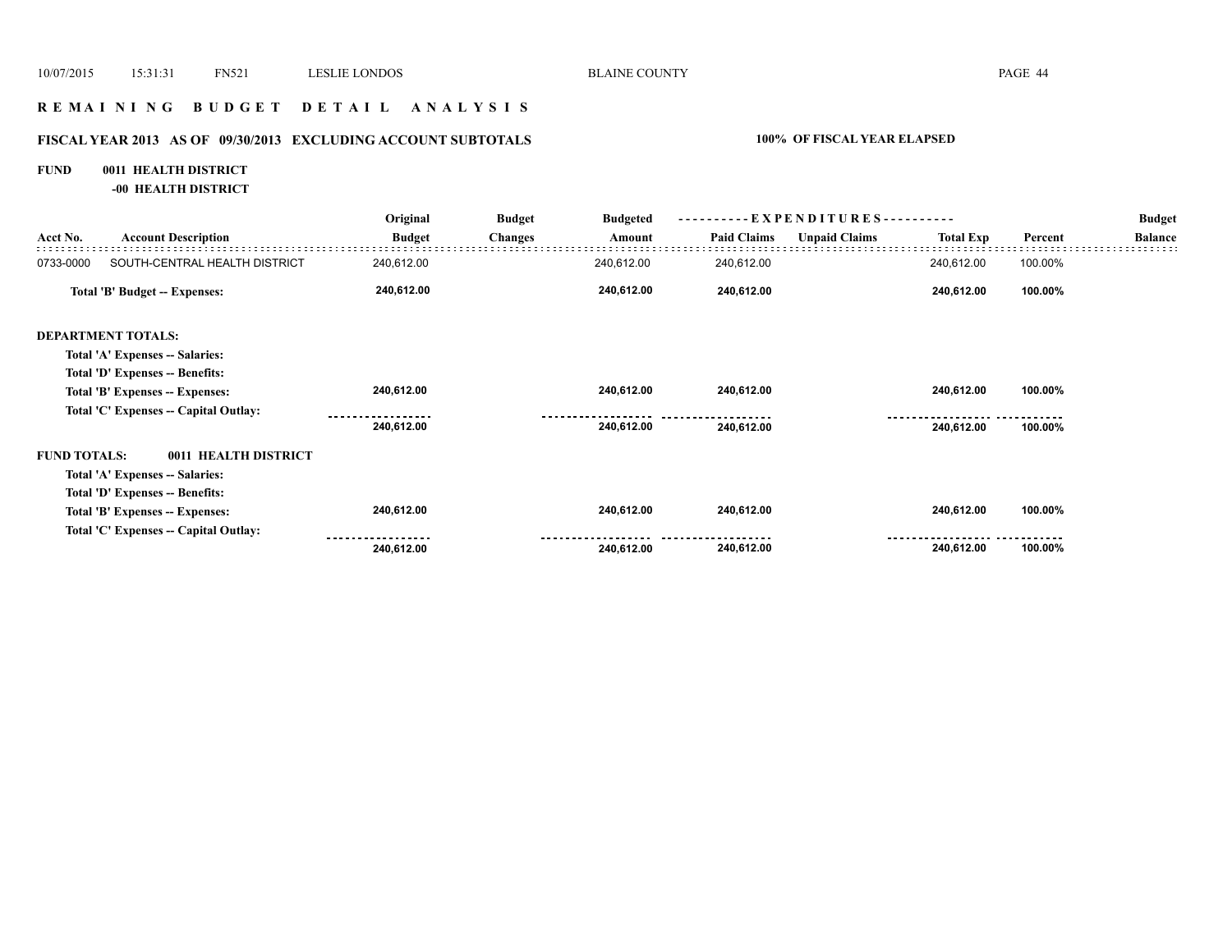# REMAINING BUDGET DETAIL ANALYSIS

## FISCAL YEAR 2013 AS OF 09/30/2013 EXCLUDING ACCOUNT SUBTOTALS

**100% OF FISCAL YEAR ELAPSED**

**FUND 0011 HEALTH DISTRICT**

**-00 HEALTH DISTRICT**

| Acct No. | Account Description | Original Budget | Budget Changes | Budgeted Amount | EXPENDITURES Paid Claims | Unpaid Claims | Total Exp | Percent | Budget Balance |
|---|---|---|---|---|---|---|---|---|---|
| 0733-0000 | SOUTH-CENTRAL HEALTH DISTRICT | 240,612.00 | | 240,612.00 | 240,612.00 | | 240,612.00 | 100.00% | |
| | **Total 'B' Budget -- Expenses:** | **240,612.00** | | **240,612.00** | **240,612.00** | | **240,612.00** | **100.00%** | |
| **DEPARTMENT TOTALS:** | | | | | | | | | |
| | **Total 'A' Expenses -- Salaries:** | | | | | | | | |
| | **Total 'D' Expenses -- Benefits:** | | | | | | | | |
| | **Total 'B' Expenses -- Expenses:** | **240,612.00** | | **240,612.00** | **240,612.00** | | **240,612.00** | **100.00%** | |
| | **Total 'C' Expenses -- Capital Outlay:** | | | | | | | | |
| | | **240,612.00** | | **240,612.00** | **240,612.00** | | **240,612.00** | **100.00%** | |
| **FUND TOTALS:** | **0011 HEALTH DISTRICT** | | | | | | | | |
| | **Total 'A' Expenses -- Salaries:** | | | | | | | | |
| | **Total 'D' Expenses -- Benefits:** | | | | | | | | |
| | **Total 'B' Expenses -- Expenses:** | **240,612.00** | | **240,612.00** | **240,612.00** | | **240,612.00** | **100.00%** | |
| | **Total 'C' Expenses -- Capital Outlay:** | | | | | | | | |
| | | **240,612.00** | | **240,612.00** | **240,612.00** | | **240,612.00** | **100.00%** | |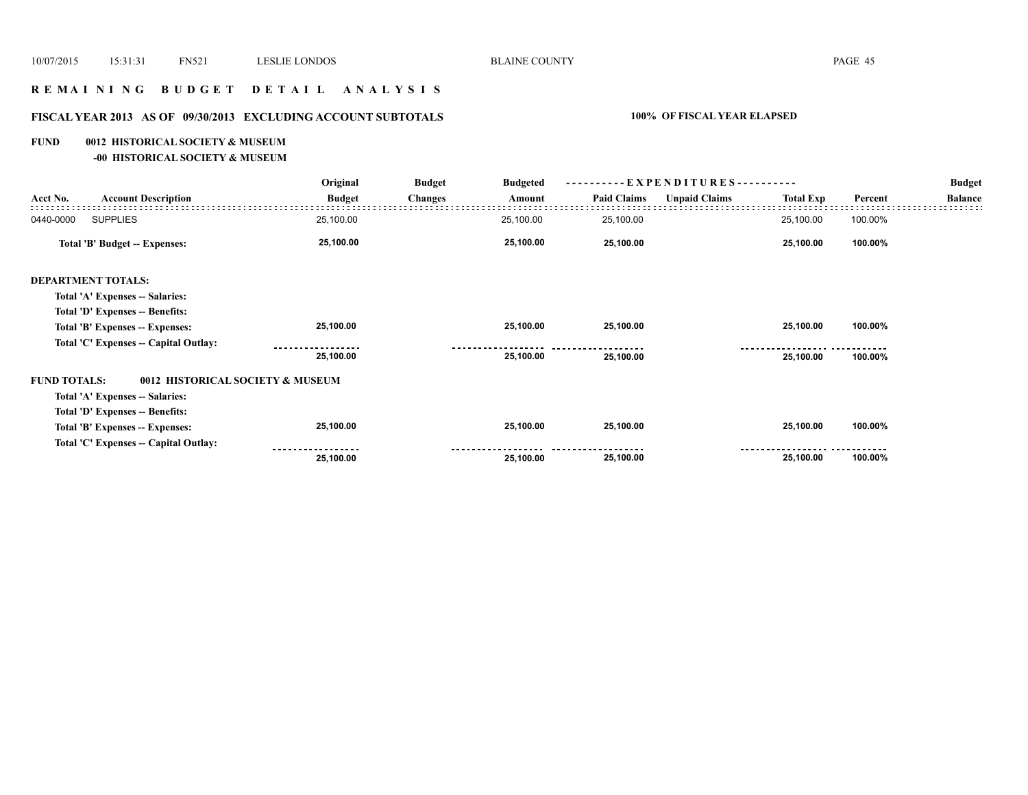# REMAINING BUDGET DETAIL ANALYSIS

## FISCAL YEAR 2013 AS OF 09/30/2013 EXCLUDING ACCOUNT SUBTOTALS — 100% OF FISCAL YEAR ELAPSED

**FUND 0012 HISTORICAL SOCIETY & MUSEUM**
**-00 HISTORICAL SOCIETY & MUSEUM**

| Acct No. | Account Description | Original Budget | Budget Changes | Budgeted Amount | Paid Claims | Unpaid Claims | Total Exp | Percent | Budget Balance |
|---|---|---|---|---|---|---|---|---|---|
| 0440-0000 | SUPPLIES | 25,100.00 | | 25,100.00 | 25,100.00 | | 25,100.00 | 100.00% | |
| | **Total 'B' Budget -- Expenses:** | **25,100.00** | | **25,100.00** | **25,100.00** | | **25,100.00** | **100.00%** | |
| **DEPARTMENT TOTALS:** | | | | | | | | | |
| | **Total 'A' Expenses -- Salaries:** | | | | | | | | |
| | **Total 'D' Expenses -- Benefits:** | | | | | | | | |
| | **Total 'B' Expenses -- Expenses:** | **25,100.00** | | **25,100.00** | **25,100.00** | | **25,100.00** | **100.00%** | |
| | **Total 'C' Expenses -- Capital Outlay:** | | | | | | | | |
| | | **25,100.00** | | **25,100.00** | **25,100.00** | | **25,100.00** | **100.00%** | |
| **FUND TOTALS:** | **0012 HISTORICAL SOCIETY & MUSEUM** | | | | | | | | |
| | **Total 'A' Expenses -- Salaries:** | | | | | | | | |
| | **Total 'D' Expenses -- Benefits:** | | | | | | | | |
| | **Total 'B' Expenses -- Expenses:** | **25,100.00** | | **25,100.00** | **25,100.00** | | **25,100.00** | **100.00%** | |
| | **Total 'C' Expenses -- Capital Outlay:** | | | | | | | | |
| | | **25,100.00** | | **25,100.00** | **25,100.00** | | **25,100.00** | **100.00%** | |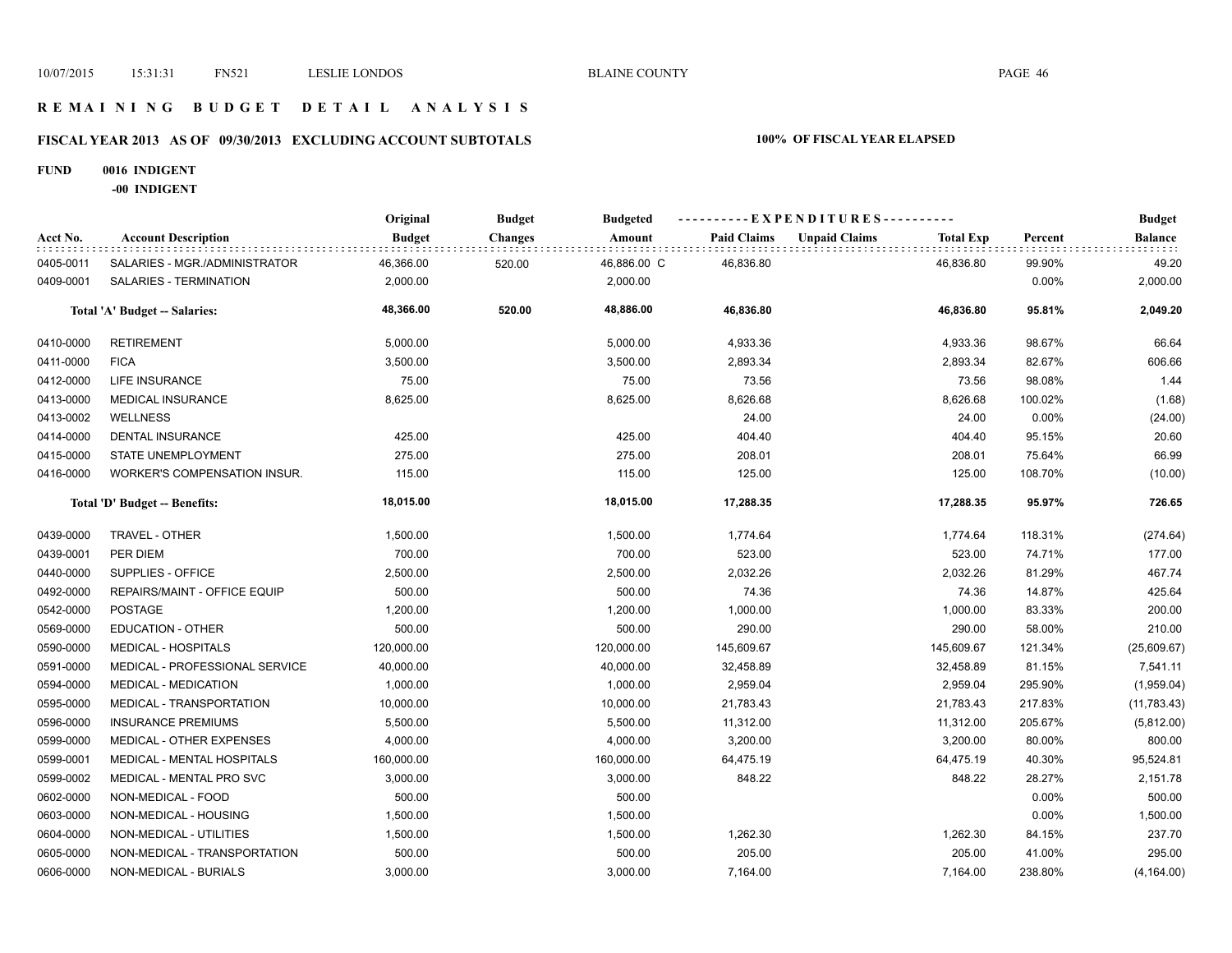## R E M A I N I N G   B U D G E T   D E T A I L   A N A L Y S I S

### FISCAL YEAR 2013 AS OF 09/30/2013 EXCLUDING ACCOUNT SUBTOTALS

**100% OF FISCAL YEAR ELAPSED**

**FUND 0016 INDIGENT**

**-00 INDIGENT**

| Acct No. | Account Description | Original Budget | Budget Changes | Budgeted Amount | Paid Claims | Unpaid Claims | Total Exp | Percent | Budget Balance |
|---|---|---|---|---|---|---|---|---|---|
| 0405-0011 | SALARIES - MGR./ADMINISTRATOR | 46,366.00 | 520.00 | 46,886.00 C | 46,836.80 | | 46,836.80 | 99.90% | 49.20 |
| 0409-0001 | SALARIES - TERMINATION | 2,000.00 | | 2,000.00 | | | | 0.00% | 2,000.00 |
| | **Total 'A' Budget -- Salaries:** | **48,366.00** | **520.00** | **48,886.00** | **46,836.80** | | **46,836.80** | **95.81%** | **2,049.20** |
| 0410-0000 | RETIREMENT | 5,000.00 | | 5,000.00 | 4,933.36 | | 4,933.36 | 98.67% | 66.64 |
| 0411-0000 | FICA | 3,500.00 | | 3,500.00 | 2,893.34 | | 2,893.34 | 82.67% | 606.66 |
| 0412-0000 | LIFE INSURANCE | 75.00 | | 75.00 | 73.56 | | 73.56 | 98.08% | 1.44 |
| 0413-0000 | MEDICAL INSURANCE | 8,625.00 | | 8,625.00 | 8,626.68 | | 8,626.68 | 100.02% | (1.68) |
| 0413-0002 | WELLNESS | | | | 24.00 | | 24.00 | 0.00% | (24.00) |
| 0414-0000 | DENTAL INSURANCE | 425.00 | | 425.00 | 404.40 | | 404.40 | 95.15% | 20.60 |
| 0415-0000 | STATE UNEMPLOYMENT | 275.00 | | 275.00 | 208.01 | | 208.01 | 75.64% | 66.99 |
| 0416-0000 | WORKER'S COMPENSATION INSUR. | 115.00 | | 115.00 | 125.00 | | 125.00 | 108.70% | (10.00) |
| | **Total 'D' Budget -- Benefits:** | **18,015.00** | | **18,015.00** | **17,288.35** | | **17,288.35** | **95.97%** | **726.65** |
| 0439-0000 | TRAVEL - OTHER | 1,500.00 | | 1,500.00 | 1,774.64 | | 1,774.64 | 118.31% | (274.64) |
| 0439-0001 | PER DIEM | 700.00 | | 700.00 | 523.00 | | 523.00 | 74.71% | 177.00 |
| 0440-0000 | SUPPLIES - OFFICE | 2,500.00 | | 2,500.00 | 2,032.26 | | 2,032.26 | 81.29% | 467.74 |
| 0492-0000 | REPAIRS/MAINT - OFFICE EQUIP | 500.00 | | 500.00 | 74.36 | | 74.36 | 14.87% | 425.64 |
| 0542-0000 | POSTAGE | 1,200.00 | | 1,200.00 | 1,000.00 | | 1,000.00 | 83.33% | 200.00 |
| 0569-0000 | EDUCATION - OTHER | 500.00 | | 500.00 | 290.00 | | 290.00 | 58.00% | 210.00 |
| 0590-0000 | MEDICAL - HOSPITALS | 120,000.00 | | 120,000.00 | 145,609.67 | | 145,609.67 | 121.34% | (25,609.67) |
| 0591-0000 | MEDICAL - PROFESSIONAL SERVICE | 40,000.00 | | 40,000.00 | 32,458.89 | | 32,458.89 | 81.15% | 7,541.11 |
| 0594-0000 | MEDICAL - MEDICATION | 1,000.00 | | 1,000.00 | 2,959.04 | | 2,959.04 | 295.90% | (1,959.04) |
| 0595-0000 | MEDICAL - TRANSPORTATION | 10,000.00 | | 10,000.00 | 21,783.43 | | 21,783.43 | 217.83% | (11,783.43) |
| 0596-0000 | INSURANCE PREMIUMS | 5,500.00 | | 5,500.00 | 11,312.00 | | 11,312.00 | 205.67% | (5,812.00) |
| 0599-0000 | MEDICAL - OTHER EXPENSES | 4,000.00 | | 4,000.00 | 3,200.00 | | 3,200.00 | 80.00% | 800.00 |
| 0599-0001 | MEDICAL - MENTAL HOSPITALS | 160,000.00 | | 160,000.00 | 64,475.19 | | 64,475.19 | 40.30% | 95,524.81 |
| 0599-0002 | MEDICAL - MENTAL PRO SVC | 3,000.00 | | 3,000.00 | 848.22 | | 848.22 | 28.27% | 2,151.78 |
| 0602-0000 | NON-MEDICAL - FOOD | 500.00 | | 500.00 | | | | 0.00% | 500.00 |
| 0603-0000 | NON-MEDICAL - HOUSING | 1,500.00 | | 1,500.00 | | | | 0.00% | 1,500.00 |
| 0604-0000 | NON-MEDICAL - UTILITIES | 1,500.00 | | 1,500.00 | 1,262.30 | | 1,262.30 | 84.15% | 237.70 |
| 0605-0000 | NON-MEDICAL - TRANSPORTATION | 500.00 | | 500.00 | 205.00 | | 205.00 | 41.00% | 295.00 |
| 0606-0000 | NON-MEDICAL - BURIALS | 3,000.00 | | 3,000.00 | 7,164.00 | | 7,164.00 | 238.80% | (4,164.00) |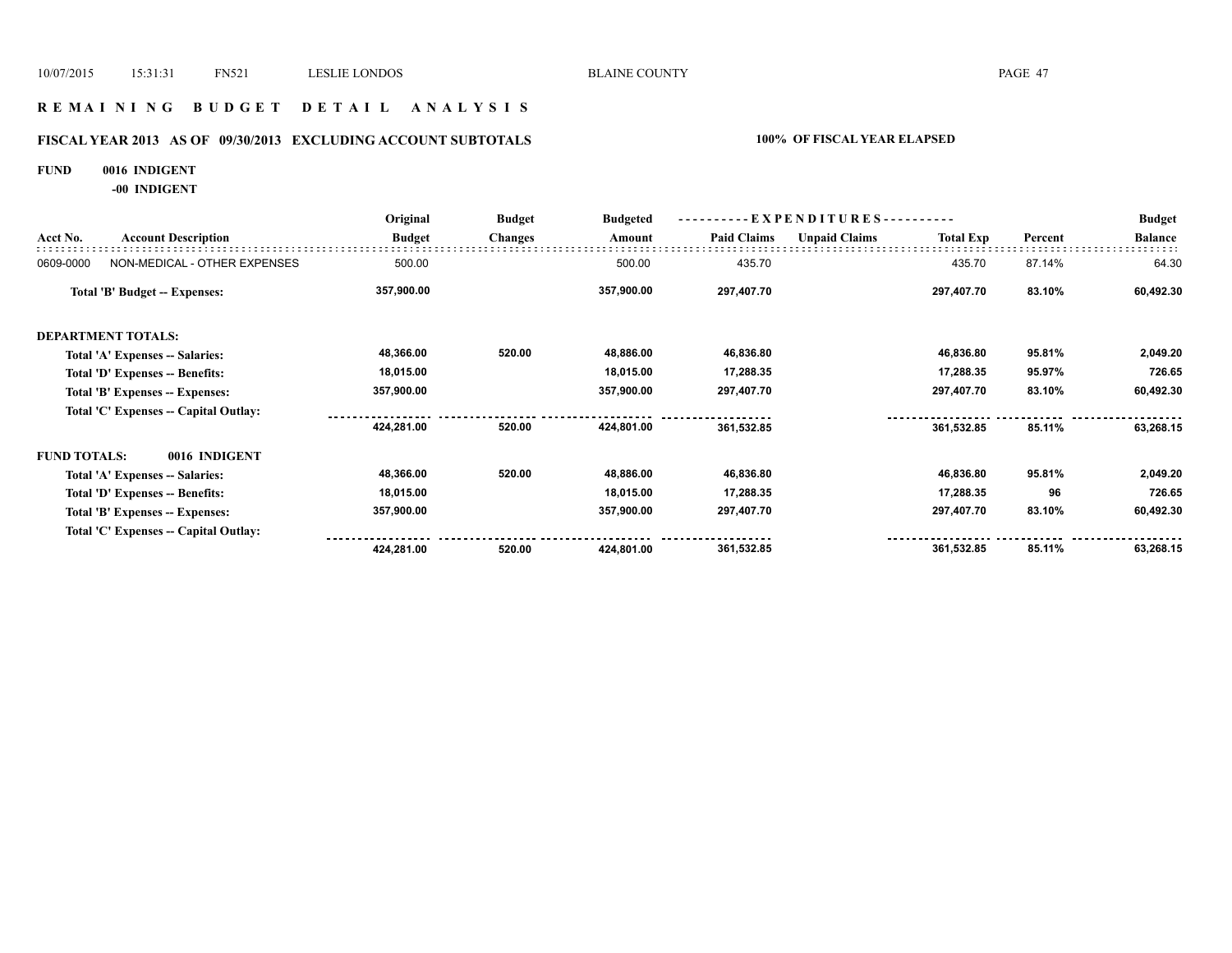# R E M A I N I N G   B U D G E T   D E T A I L   A N A L Y S I S

## FISCAL YEAR 2013   AS OF 09/30/2013   EXCLUDING ACCOUNT SUBTOTALS

**100% OF FISCAL YEAR ELAPSED**

**FUND 0016 INDIGENT**

**-00 INDIGENT**

| Acct No. | Account Description | Original Budget | Budget Changes | Budgeted Amount | Paid Claims | Unpaid Claims | Total Exp | Percent | Budget Balance |
|---|---|---|---|---|---|---|---|---|---|
| 0609-0000 | NON-MEDICAL - OTHER EXPENSES | 500.00 | | 500.00 | 435.70 | | 435.70 | 87.14% | 64.30 |
| | **Total 'B' Budget -- Expenses:** | **357,900.00** | | **357,900.00** | **297,407.70** | | **297,407.70** | **83.10%** | **60,492.30** |
| **DEPARTMENT TOTALS:** | | | | | | | | | |
| | **Total 'A' Expenses -- Salaries:** | **48,366.00** | **520.00** | **48,886.00** | **46,836.80** | | **46,836.80** | **95.81%** | **2,049.20** |
| | **Total 'D' Expenses -- Benefits:** | **18,015.00** | | **18,015.00** | **17,288.35** | | **17,288.35** | **95.97%** | **726.65** |
| | **Total 'B' Expenses -- Expenses:** | **357,900.00** | | **357,900.00** | **297,407.70** | | **297,407.70** | **83.10%** | **60,492.30** |
| | **Total 'C' Expenses -- Capital Outlay:** | | | | | | | | |
| | | **424,281.00** | **520.00** | **424,801.00** | **361,532.85** | | **361,532.85** | **85.11%** | **63,268.15** |
| **FUND TOTALS:** | **0016 INDIGENT** | | | | | | | | |
| | **Total 'A' Expenses -- Salaries:** | **48,366.00** | **520.00** | **48,886.00** | **46,836.80** | | **46,836.80** | **95.81%** | **2,049.20** |
| | **Total 'D' Expenses -- Benefits:** | **18,015.00** | | **18,015.00** | **17,288.35** | | **17,288.35** | **96** | **726.65** |
| | **Total 'B' Expenses -- Expenses:** | **357,900.00** | | **357,900.00** | **297,407.70** | | **297,407.70** | **83.10%** | **60,492.30** |
| | **Total 'C' Expenses -- Capital Outlay:** | | | | | | | | |
| | | **424,281.00** | **520.00** | **424,801.00** | **361,532.85** | | **361,532.85** | **85.11%** | **63,268.15** |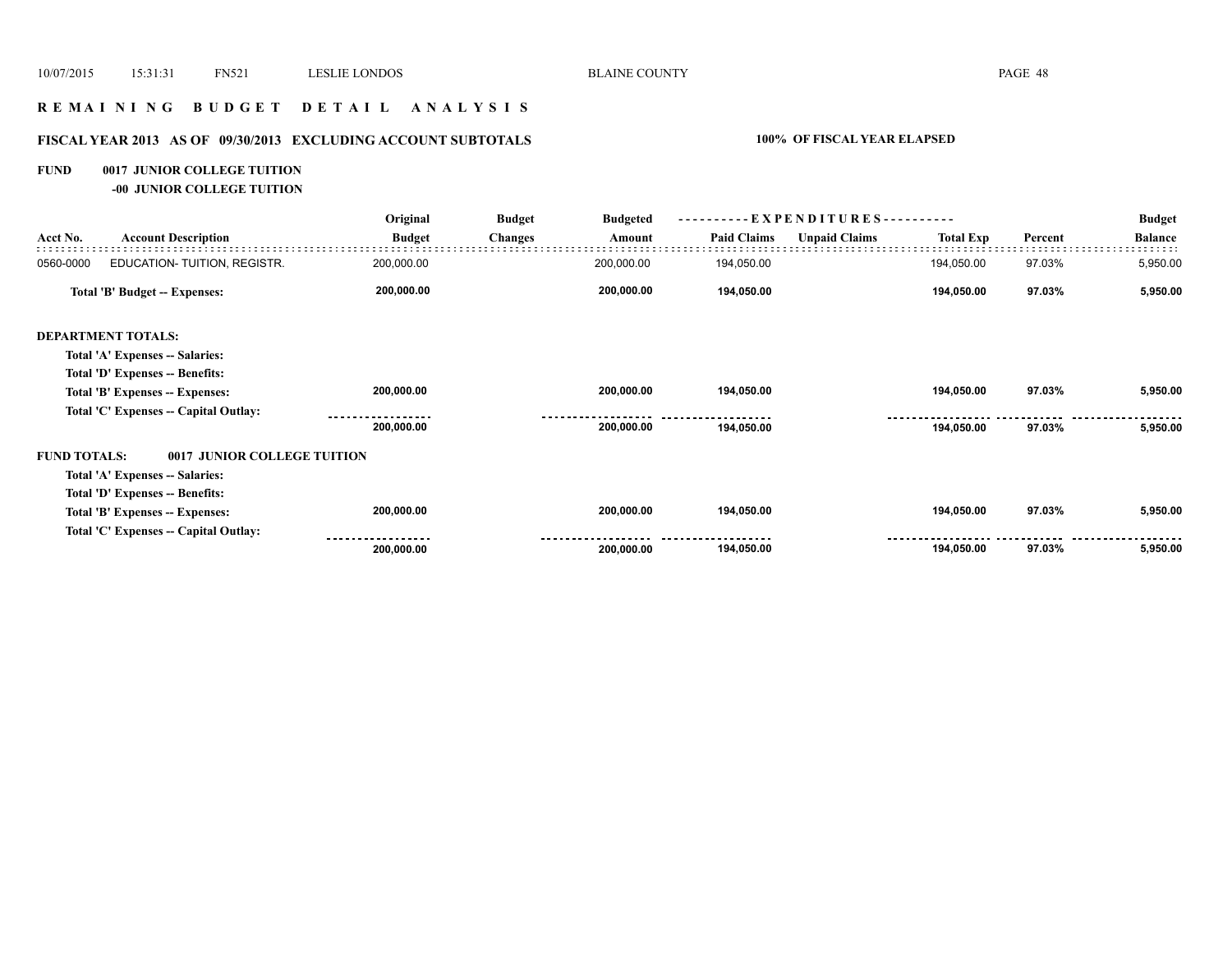## R E M A I N I N G   B U D G E T   D E T A I L   A N A L Y S I S

### FISCAL YEAR 2013   AS OF 09/30/2013   EXCLUDING ACCOUNT SUBTOTALS

**100% OF FISCAL YEAR ELAPSED**

**FUND 0017 JUNIOR COLLEGE TUITION**

**-00 JUNIOR COLLEGE TUITION**

| Acct No. | Account Description | Original Budget | Budget Changes | Budgeted Amount | Paid Claims | Unpaid Claims | Total Exp | Percent | Budget Balance |
|---|---|---|---|---|---|---|---|---|---|
| 0560-0000 | EDUCATION- TUITION, REGISTR. | 200,000.00 | | 200,000.00 | 194,050.00 | | 194,050.00 | 97.03% | 5,950.00 |
| | **Total 'B' Budget -- Expenses:** | **200,000.00** | | **200,000.00** | **194,050.00** | | **194,050.00** | **97.03%** | **5,950.00** |
| **DEPARTMENT TOTALS:** | | | | | | | | | |
| | **Total 'A' Expenses -- Salaries:** | | | | | | | | |
| | **Total 'D' Expenses -- Benefits:** | | | | | | | | |
| | **Total 'B' Expenses -- Expenses:** | **200,000.00** | | **200,000.00** | **194,050.00** | | **194,050.00** | **97.03%** | **5,950.00** |
| | **Total 'C' Expenses -- Capital Outlay:** | | | | | | | | |
| | | **200,000.00** | | **200,000.00** | **194,050.00** | | **194,050.00** | **97.03%** | **5,950.00** |
| **FUND TOTALS:** | **0017 JUNIOR COLLEGE TUITION** | | | | | | | | |
| | **Total 'A' Expenses -- Salaries:** | | | | | | | | |
| | **Total 'D' Expenses -- Benefits:** | | | | | | | | |
| | **Total 'B' Expenses -- Expenses:** | **200,000.00** | | **200,000.00** | **194,050.00** | | **194,050.00** | **97.03%** | **5,950.00** |
| | **Total 'C' Expenses -- Capital Outlay:** | | | | | | | | |
| | | **200,000.00** | | **200,000.00** | **194,050.00** | | **194,050.00** | **97.03%** | **5,950.00** |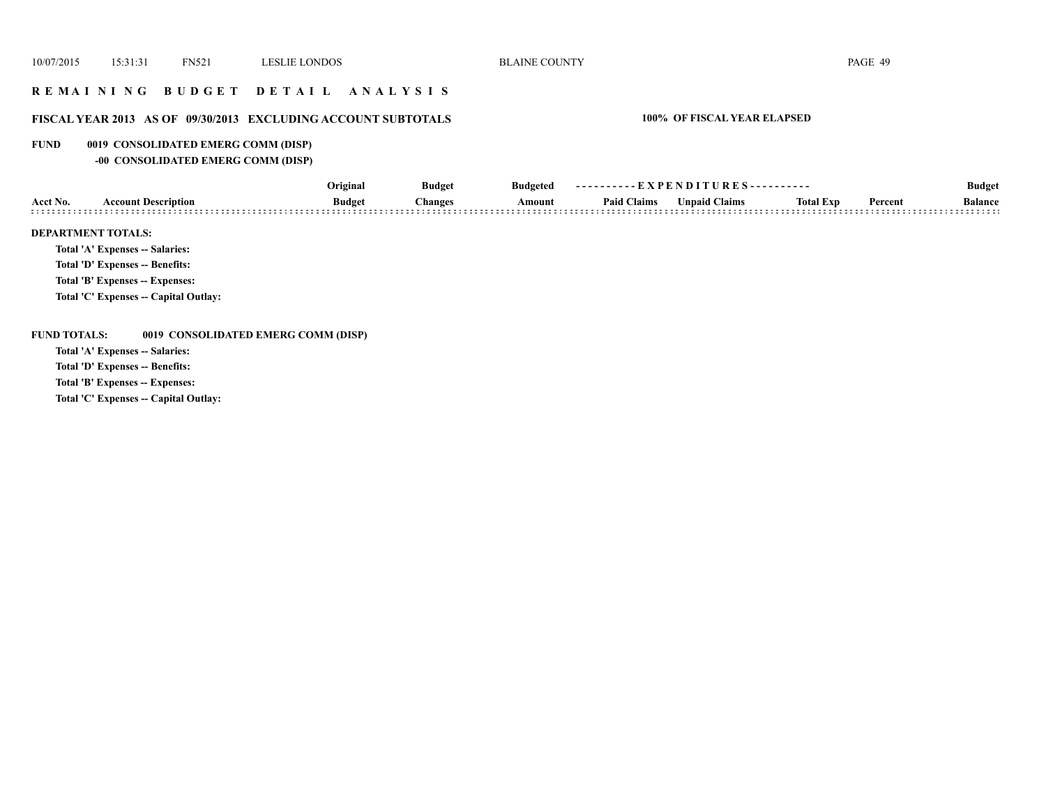## R E M A I N I N G   B U D G E T   D E T A I L   A N A L Y S I S

**FISCAL YEAR 2013 AS OF 09/30/2013 EXCLUDING ACCOUNT SUBTOTALS** — **100% OF FISCAL YEAR ELAPSED**

**FUND 0019 CONSOLIDATED EMERG COMM (DISP)**

**-00 CONSOLIDATED EMERG COMM (DISP)**

| Acct No. | Account Description | Original Budget | Budget Changes | Budgeted Amount | Paid Claims | Unpaid Claims | Total Exp | Percent | Budget Balance |
|---|---|---|---|---|---|---|---|---|---|

**DEPARTMENT TOTALS:**

**Total 'A' Expenses -- Salaries:**

**Total 'D' Expenses -- Benefits:**

**Total 'B' Expenses -- Expenses:**

**Total 'C' Expenses -- Capital Outlay:**

**FUND TOTALS: 0019 CONSOLIDATED EMERG COMM (DISP)**

**Total 'A' Expenses -- Salaries:**

**Total 'D' Expenses -- Benefits:**

**Total 'B' Expenses -- Expenses:**

**Total 'C' Expenses -- Capital Outlay:**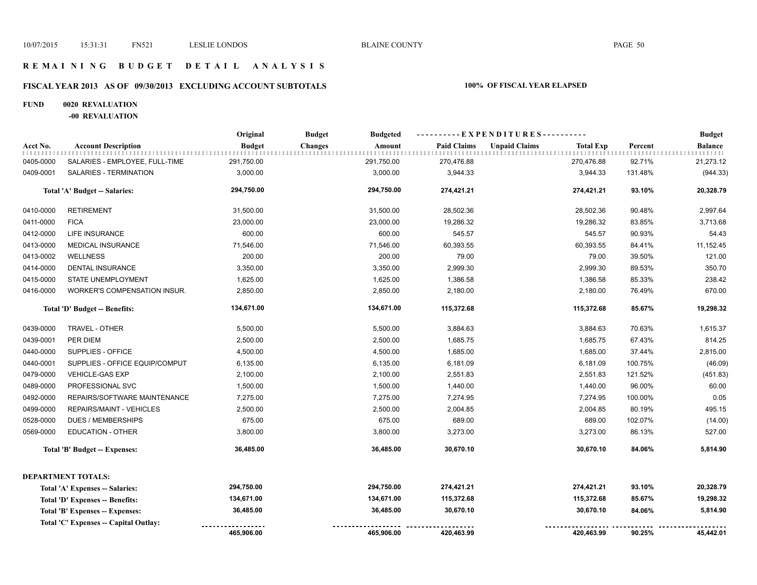# REMAINING BUDGET DETAIL ANALYSIS

## FISCAL YEAR 2013 AS OF 09/30/2013 EXCLUDING ACCOUNT SUBTOTALS

**100% OF FISCAL YEAR ELAPSED**

**FUND 0020 REVALUATION**

**-00 REVALUATION**

| Acct No. | Account Description | Original Budget | Budget Changes | Budgeted Amount | Paid Claims | Unpaid Claims | Total Exp | Percent | Budget Balance |
|---|---|---|---|---|---|---|---|---|---|
| 0405-0000 | SALARIES - EMPLOYEE, FULL-TIME | 291,750.00 | | 291,750.00 | 270,476.88 | | 270,476.88 | 92.71% | 21,273.12 |
| 0409-0001 | SALARIES - TERMINATION | 3,000.00 | | 3,000.00 | 3,944.33 | | 3,944.33 | 131.48% | (944.33) |
| | **Total 'A' Budget -- Salaries:** | **294,750.00** | | **294,750.00** | **274,421.21** | | **274,421.21** | **93.10%** | **20,328.79** |
| 0410-0000 | RETIREMENT | 31,500.00 | | 31,500.00 | 28,502.36 | | 28,502.36 | 90.48% | 2,997.64 |
| 0411-0000 | FICA | 23,000.00 | | 23,000.00 | 19,286.32 | | 19,286.32 | 83.85% | 3,713.68 |
| 0412-0000 | LIFE INSURANCE | 600.00 | | 600.00 | 545.57 | | 545.57 | 90.93% | 54.43 |
| 0413-0000 | MEDICAL INSURANCE | 71,546.00 | | 71,546.00 | 60,393.55 | | 60,393.55 | 84.41% | 11,152.45 |
| 0413-0002 | WELLNESS | 200.00 | | 200.00 | 79.00 | | 79.00 | 39.50% | 121.00 |
| 0414-0000 | DENTAL INSURANCE | 3,350.00 | | 3,350.00 | 2,999.30 | | 2,999.30 | 89.53% | 350.70 |
| 0415-0000 | STATE UNEMPLOYMENT | 1,625.00 | | 1,625.00 | 1,386.58 | | 1,386.58 | 85.33% | 238.42 |
| 0416-0000 | WORKER'S COMPENSATION INSUR. | 2,850.00 | | 2,850.00 | 2,180.00 | | 2,180.00 | 76.49% | 670.00 |
| | **Total 'D' Budget -- Benefits:** | **134,671.00** | | **134,671.00** | **115,372.68** | | **115,372.68** | **85.67%** | **19,298.32** |
| 0439-0000 | TRAVEL - OTHER | 5,500.00 | | 5,500.00 | 3,884.63 | | 3,884.63 | 70.63% | 1,615.37 |
| 0439-0001 | PER DIEM | 2,500.00 | | 2,500.00 | 1,685.75 | | 1,685.75 | 67.43% | 814.25 |
| 0440-0000 | SUPPLIES - OFFICE | 4,500.00 | | 4,500.00 | 1,685.00 | | 1,685.00 | 37.44% | 2,815.00 |
| 0440-0001 | SUPPLIES - OFFICE EQUIP/COMPUT | 6,135.00 | | 6,135.00 | 6,181.09 | | 6,181.09 | 100.75% | (46.09) |
| 0479-0000 | VEHICLE-GAS EXP | 2,100.00 | | 2,100.00 | 2,551.83 | | 2,551.83 | 121.52% | (451.83) |
| 0489-0000 | PROFESSIONAL SVC | 1,500.00 | | 1,500.00 | 1,440.00 | | 1,440.00 | 96.00% | 60.00 |
| 0492-0000 | REPAIRS/SOFTWARE MAINTENANCE | 7,275.00 | | 7,275.00 | 7,274.95 | | 7,274.95 | 100.00% | 0.05 |
| 0499-0000 | REPAIRS/MAINT - VEHICLES | 2,500.00 | | 2,500.00 | 2,004.85 | | 2,004.85 | 80.19% | 495.15 |
| 0528-0000 | DUES / MEMBERSHIPS | 675.00 | | 675.00 | 689.00 | | 689.00 | 102.07% | (14.00) |
| 0569-0000 | EDUCATION - OTHER | 3,800.00 | | 3,800.00 | 3,273.00 | | 3,273.00 | 86.13% | 527.00 |
| | **Total 'B' Budget -- Expenses:** | **36,485.00** | | **36,485.00** | **30,670.10** | | **30,670.10** | **84.06%** | **5,814.90** |
| | **DEPARTMENT TOTALS:** | | | | | | | | |
| | **Total 'A' Expenses -- Salaries:** | **294,750.00** | | **294,750.00** | **274,421.21** | | **274,421.21** | **93.10%** | **20,328.79** |
| | **Total 'D' Expenses -- Benefits:** | **134,671.00** | | **134,671.00** | **115,372.68** | | **115,372.68** | **85.67%** | **19,298.32** |
| | **Total 'B' Expenses -- Expenses:** | **36,485.00** | | **36,485.00** | **30,670.10** | | **30,670.10** | **84.06%** | **5,814.90** |
| | **Total 'C' Expenses -- Capital Outlay:** | | | | | | | | |
| | | **465,906.00** | | **465,906.00** | **420,463.99** | | **420,463.99** | **90.25%** | **45,442.01** |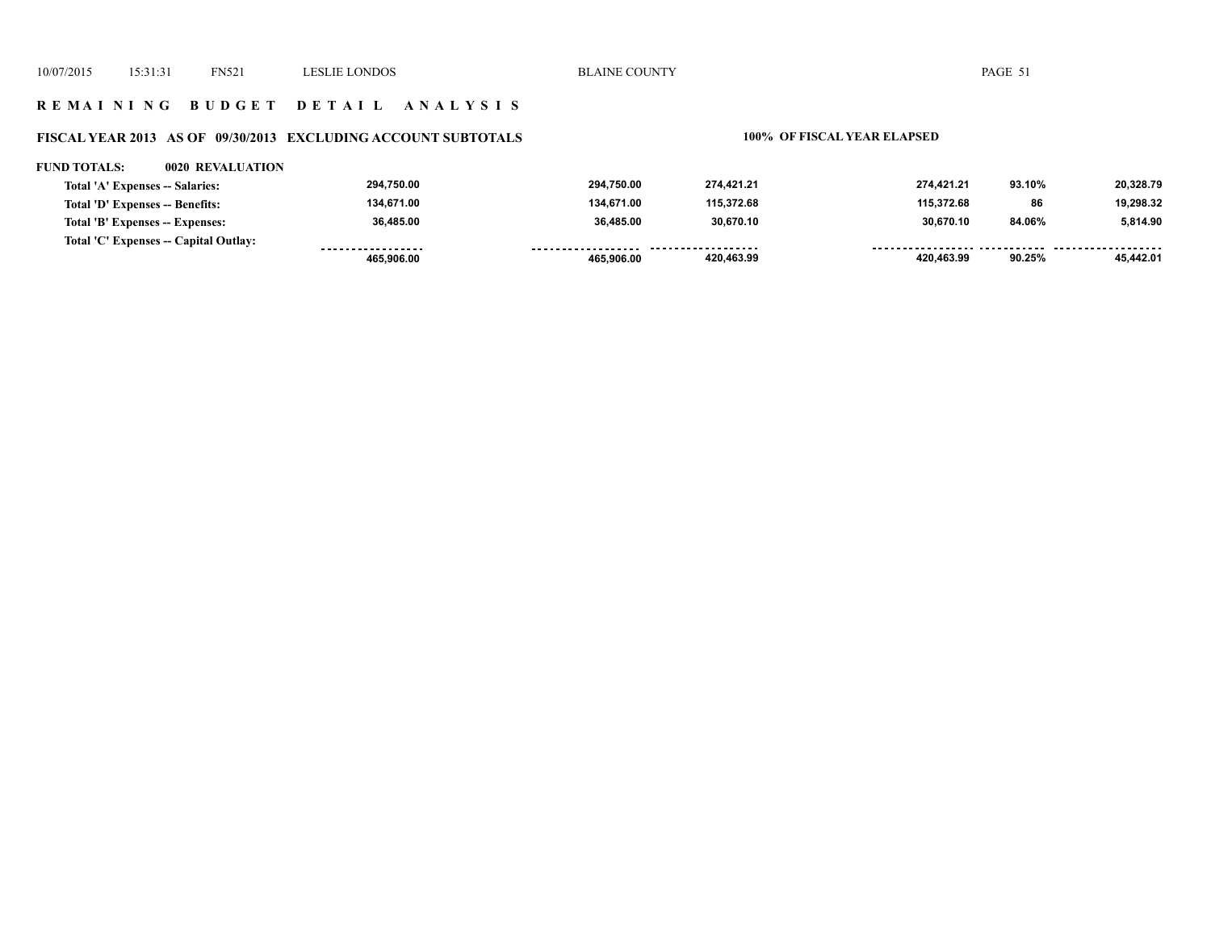## R E M A I N I N G   B U D G E T   D E T A I L   A N A L Y S I S

### FISCAL YEAR 2013   AS OF 09/30/2013   EXCLUDING ACCOUNT SUBTOTALS

**100% OF FISCAL YEAR ELAPSED**

**FUND TOTALS: 0020 REVALUATION**

| | | | | | | |
|---|---|---|---|---|---|---|
| Total 'A' Expenses -- Salaries: | 294,750.00 | 294,750.00 | 274,421.21 | 274,421.21 | 93.10% | 20,328.79 |
| Total 'D' Expenses -- Benefits: | 134,671.00 | 134,671.00 | 115,372.68 | 115,372.68 | 86 | 19,298.32 |
| Total 'B' Expenses -- Expenses: | 36,485.00 | 36,485.00 | 30,670.10 | 30,670.10 | 84.06% | 5,814.90 |
| Total 'C' Expenses -- Capital Outlay: | | | | | | |
| | 465,906.00 | 465,906.00 | 420,463.99 | 420,463.99 | 90.25% | 45,442.01 |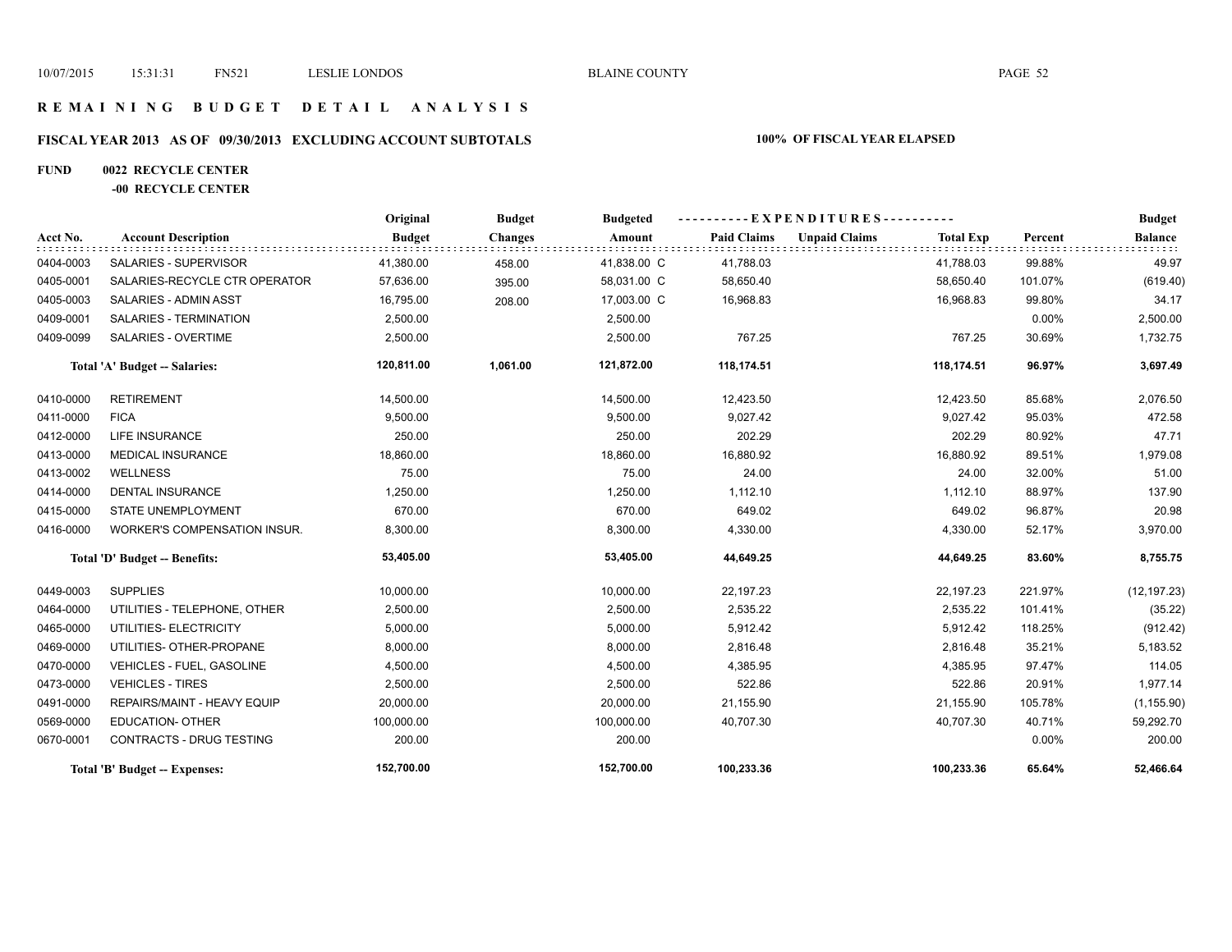# R E M A I N I N G B U D G E T D E T A I L A N A L Y S I S

## FISCAL YEAR 2013 AS OF 09/30/2013 EXCLUDING ACCOUNT SUBTOTALS

**100% OF FISCAL YEAR ELAPSED**

**FUND 0022 RECYCLE CENTER**

**-00 RECYCLE CENTER**

| Acct No. | Account Description | Original Budget | Budget Changes | Budgeted Amount | Paid Claims | Unpaid Claims | Total Exp | Percent | Budget Balance |
|---|---|---|---|---|---|---|---|---|---|
| 0404-0003 | SALARIES - SUPERVISOR | 41,380.00 | 458.00 | 41,838.00 C | 41,788.03 | | 41,788.03 | 99.88% | 49.97 |
| 0405-0001 | SALARIES-RECYCLE CTR OPERATOR | 57,636.00 | 395.00 | 58,031.00 C | 58,650.40 | | 58,650.40 | 101.07% | (619.40) |
| 0405-0003 | SALARIES - ADMIN ASST | 16,795.00 | 208.00 | 17,003.00 C | 16,968.83 | | 16,968.83 | 99.80% | 34.17 |
| 0409-0001 | SALARIES - TERMINATION | 2,500.00 | | 2,500.00 | | | | 0.00% | 2,500.00 |
| 0409-0099 | SALARIES - OVERTIME | 2,500.00 | | 2,500.00 | 767.25 | | 767.25 | 30.69% | 1,732.75 |
| | **Total 'A' Budget -- Salaries:** | **120,811.00** | **1,061.00** | **121,872.00** | **118,174.51** | | **118,174.51** | **96.97%** | **3,697.49** |
| 0410-0000 | RETIREMENT | 14,500.00 | | 14,500.00 | 12,423.50 | | 12,423.50 | 85.68% | 2,076.50 |
| 0411-0000 | FICA | 9,500.00 | | 9,500.00 | 9,027.42 | | 9,027.42 | 95.03% | 472.58 |
| 0412-0000 | LIFE INSURANCE | 250.00 | | 250.00 | 202.29 | | 202.29 | 80.92% | 47.71 |
| 0413-0000 | MEDICAL INSURANCE | 18,860.00 | | 18,860.00 | 16,880.92 | | 16,880.92 | 89.51% | 1,979.08 |
| 0413-0002 | WELLNESS | 75.00 | | 75.00 | 24.00 | | 24.00 | 32.00% | 51.00 |
| 0414-0000 | DENTAL INSURANCE | 1,250.00 | | 1,250.00 | 1,112.10 | | 1,112.10 | 88.97% | 137.90 |
| 0415-0000 | STATE UNEMPLOYMENT | 670.00 | | 670.00 | 649.02 | | 649.02 | 96.87% | 20.98 |
| 0416-0000 | WORKER'S COMPENSATION INSUR. | 8,300.00 | | 8,300.00 | 4,330.00 | | 4,330.00 | 52.17% | 3,970.00 |
| | **Total 'D' Budget -- Benefits:** | **53,405.00** | | **53,405.00** | **44,649.25** | | **44,649.25** | **83.60%** | **8,755.75** |
| 0449-0003 | SUPPLIES | 10,000.00 | | 10,000.00 | 22,197.23 | | 22,197.23 | 221.97% | (12,197.23) |
| 0464-0000 | UTILITIES - TELEPHONE, OTHER | 2,500.00 | | 2,500.00 | 2,535.22 | | 2,535.22 | 101.41% | (35.22) |
| 0465-0000 | UTILITIES- ELECTRICITY | 5,000.00 | | 5,000.00 | 5,912.42 | | 5,912.42 | 118.25% | (912.42) |
| 0469-0000 | UTILITIES- OTHER-PROPANE | 8,000.00 | | 8,000.00 | 2,816.48 | | 2,816.48 | 35.21% | 5,183.52 |
| 0470-0000 | VEHICLES - FUEL, GASOLINE | 4,500.00 | | 4,500.00 | 4,385.95 | | 4,385.95 | 97.47% | 114.05 |
| 0473-0000 | VEHICLES - TIRES | 2,500.00 | | 2,500.00 | 522.86 | | 522.86 | 20.91% | 1,977.14 |
| 0491-0000 | REPAIRS/MAINT - HEAVY EQUIP | 20,000.00 | | 20,000.00 | 21,155.90 | | 21,155.90 | 105.78% | (1,155.90) |
| 0569-0000 | EDUCATION- OTHER | 100,000.00 | | 100,000.00 | 40,707.30 | | 40,707.30 | 40.71% | 59,292.70 |
| 0670-0001 | CONTRACTS - DRUG TESTING | 200.00 | | 200.00 | | | | 0.00% | 200.00 |
| | **Total 'B' Budget -- Expenses:** | **152,700.00** | | **152,700.00** | **100,233.36** | | **100,233.36** | **65.64%** | **52,466.64** |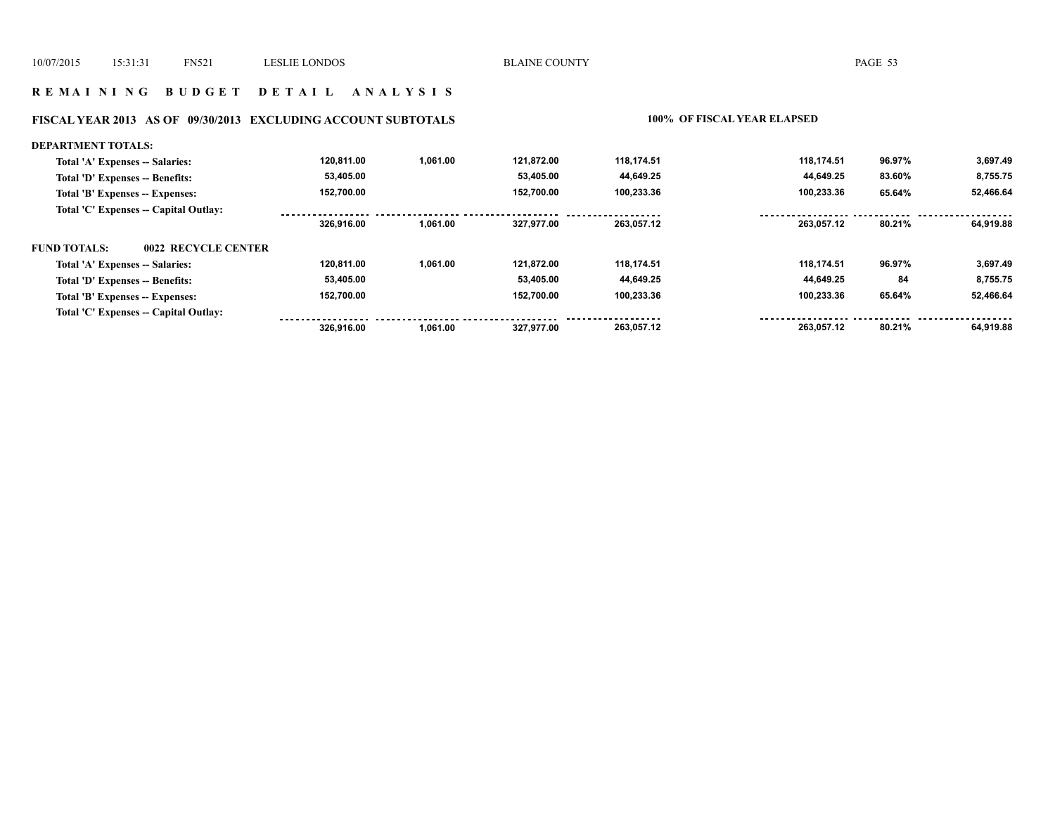## R E M A I N I N G B U D G E T D E T A I L A N A L Y S I S

### FISCAL YEAR 2013 AS OF 09/30/2013 EXCLUDING ACCOUNT SUBTOTALS

100% OF FISCAL YEAR ELAPSED

**DEPARTMENT TOTALS:**

| | | | | | | | |
|---|---|---|---|---|---|---|---|
| Total 'A' Expenses -- Salaries: | 120,811.00 | 1,061.00 | 121,872.00 | 118,174.51 | 118,174.51 | 96.97% | 3,697.49 |
| Total 'D' Expenses -- Benefits: | 53,405.00 | | 53,405.00 | 44,649.25 | 44,649.25 | 83.60% | 8,755.75 |
| Total 'B' Expenses -- Expenses: | 152,700.00 | | 152,700.00 | 100,233.36 | 100,233.36 | 65.64% | 52,466.64 |
| Total 'C' Expenses -- Capital Outlay: | | | | | | | |
| | 326,916.00 | 1,061.00 | 327,977.00 | 263,057.12 | 263,057.12 | 80.21% | 64,919.88 |

**FUND TOTALS: 0022 RECYCLE CENTER**

| | | | | | | | |
|---|---|---|---|---|---|---|---|
| Total 'A' Expenses -- Salaries: | 120,811.00 | 1,061.00 | 121,872.00 | 118,174.51 | 118,174.51 | 96.97% | 3,697.49 |
| Total 'D' Expenses -- Benefits: | 53,405.00 | | 53,405.00 | 44,649.25 | 44,649.25 | 84 | 8,755.75 |
| Total 'B' Expenses -- Expenses: | 152,700.00 | | 152,700.00 | 100,233.36 | 100,233.36 | 65.64% | 52,466.64 |
| Total 'C' Expenses -- Capital Outlay: | | | | | | | |
| | 326,916.00 | 1,061.00 | 327,977.00 | 263,057.12 | 263,057.12 | 80.21% | 64,919.88 |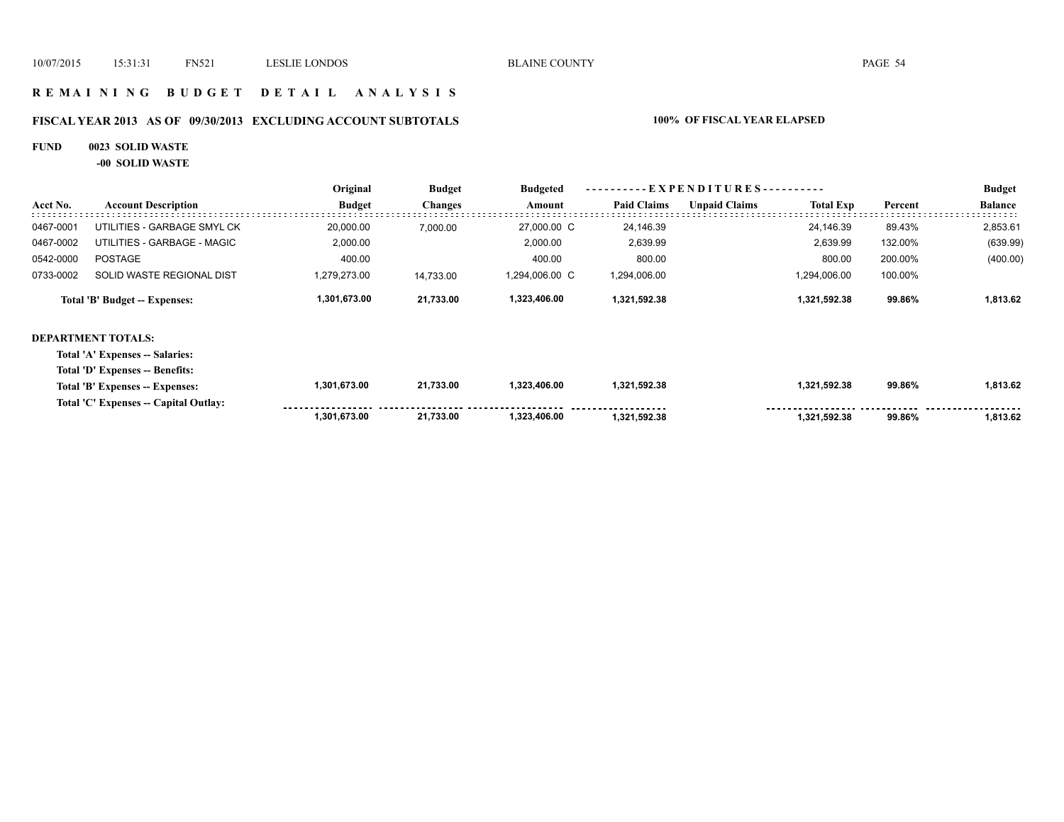# R E M A I N I N G   B U D G E T   D E T A I L   A N A L Y S I S

## FISCAL YEAR 2013   AS OF 09/30/2013   EXCLUDING ACCOUNT SUBTOTALS

**100% OF FISCAL YEAR ELAPSED**

**FUND 0023 SOLID WASTE**

**-00 SOLID WASTE**

| Acct No. | Account Description | Original Budget | Budget Changes | Budgeted Amount | Paid Claims | Unpaid Claims | Total Exp | Percent | Budget Balance |
|---|---|---|---|---|---|---|---|---|---|
| 0467-0001 | UTILITIES - GARBAGE SMYL CK | 20,000.00 | 7,000.00 | 27,000.00 C | 24,146.39 | | 24,146.39 | 89.43% | 2,853.61 |
| 0467-0002 | UTILITIES - GARBAGE - MAGIC | 2,000.00 | | 2,000.00 | 2,639.99 | | 2,639.99 | 132.00% | (639.99) |
| 0542-0000 | POSTAGE | 400.00 | | 400.00 | 800.00 | | 800.00 | 200.00% | (400.00) |
| 0733-0002 | SOLID WASTE REGIONAL DIST | 1,279,273.00 | 14,733.00 | 1,294,006.00 C | 1,294,006.00 | | 1,294,006.00 | 100.00% | |
| | **Total 'B' Budget -- Expenses:** | **1,301,673.00** | **21,733.00** | **1,323,406.00** | **1,321,592.38** | | **1,321,592.38** | **99.86%** | **1,813.62** |

**DEPARTMENT TOTALS:**

| | Original Budget | Budget Changes | Budgeted Amount | Paid Claims | Unpaid Claims | Total Exp | Percent | Budget Balance |
|---|---|---|---|---|---|---|---|---|
| **Total 'A' Expenses -- Salaries:** | | | | | | | | |
| **Total 'D' Expenses -- Benefits:** | | | | | | | | |
| **Total 'B' Expenses -- Expenses:** | **1,301,673.00** | **21,733.00** | **1,323,406.00** | **1,321,592.38** | | **1,321,592.38** | **99.86%** | **1,813.62** |
| **Total 'C' Expenses -- Capital Outlay:** | | | | | | | | |
| | **1,301,673.00** | **21,733.00** | **1,323,406.00** | **1,321,592.38** | | **1,321,592.38** | **99.86%** | **1,813.62** |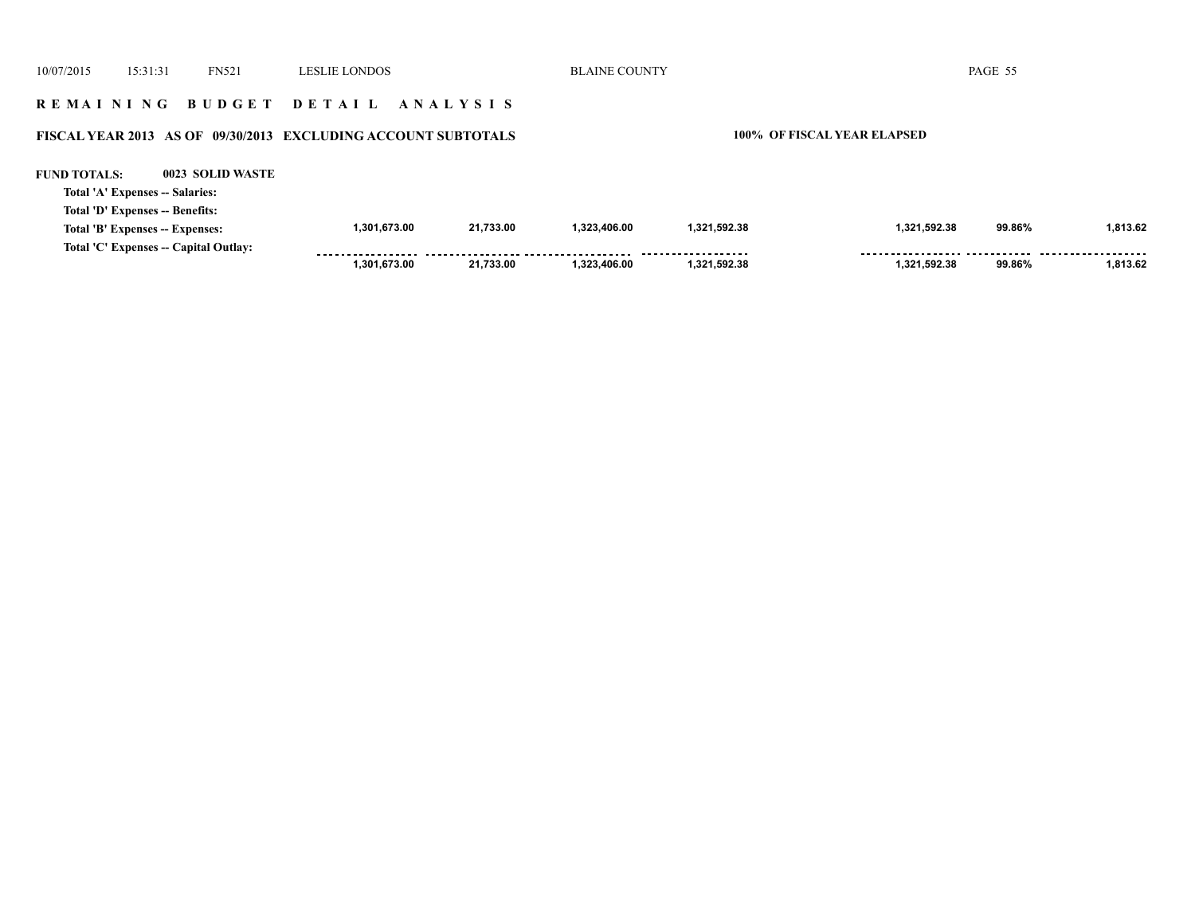# REMAINING BUDGET DETAIL ANALYSIS

**FISCAL YEAR 2013 AS OF 09/30/2013 EXCLUDING ACCOUNT SUBTOTALS** — **100% OF FISCAL YEAR ELAPSED**

**FUND TOTALS: 0023 SOLID WASTE**

| | | | | | | | |
|---|---|---|---|---|---|---|---|
| **Total 'A' Expenses -- Salaries:** | | | | | | | |
| **Total 'D' Expenses -- Benefits:** | | | | | | | |
| **Total 'B' Expenses -- Expenses:** | 1,301,673.00 | 21,733.00 | 1,323,406.00 | 1,321,592.38 | 1,321,592.38 | 99.86% | 1,813.62 |
| **Total 'C' Expenses -- Capital Outlay:** | | | | | | | |
| | 1,301,673.00 | 21,733.00 | 1,323,406.00 | 1,321,592.38 | 1,321,592.38 | 99.86% | 1,813.62 |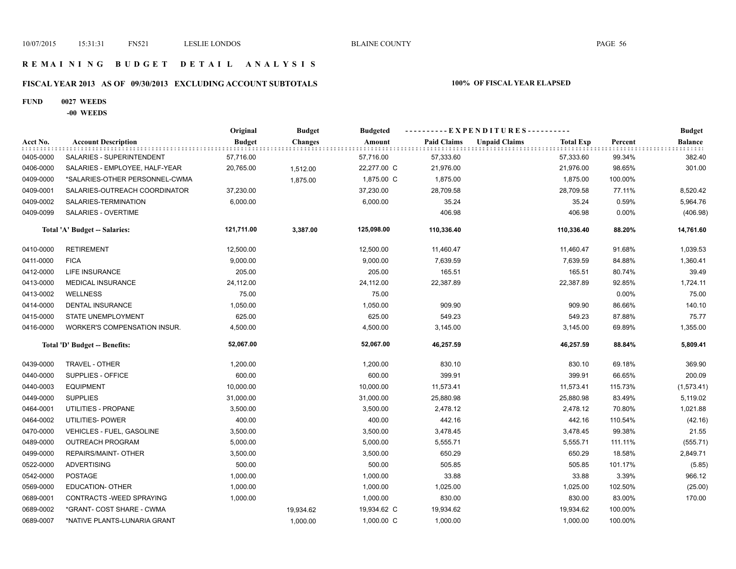# REMAINING BUDGET DETAIL ANALYSIS

## FISCAL YEAR 2013 AS OF 09/30/2013 EXCLUDING ACCOUNT SUBTOTALS

**100% OF FISCAL YEAR ELAPSED**

**FUND 0027 WEEDS**

**-00 WEEDS**

| Acct No. | Account Description | Original Budget | Budget Changes | Budgeted Amount | Paid Claims | Unpaid Claims | Total Exp | Percent | Budget Balance |
|---|---|---|---|---|---|---|---|---|---|
| 0405-0000 | SALARIES - SUPERINTENDENT | 57,716.00 | | 57,716.00 | 57,333.60 | | 57,333.60 | 99.34% | 382.40 |
| 0406-0000 | SALARIES - EMPLOYEE, HALF-YEAR | 20,765.00 | 1,512.00 | 22,277.00 C | 21,976.00 | | 21,976.00 | 98.65% | 301.00 |
| 0409-0000 | *SALARIES-OTHER PERSONNEL-CWMA | | 1,875.00 | 1,875.00 C | 1,875.00 | | 1,875.00 | 100.00% | |
| 0409-0001 | SALARIES-OUTREACH COORDINATOR | 37,230.00 | | 37,230.00 | 28,709.58 | | 28,709.58 | 77.11% | 8,520.42 |
| 0409-0002 | SALARIES-TERMINATION | 6,000.00 | | 6,000.00 | 35.24 | | 35.24 | 0.59% | 5,964.76 |
| 0409-0099 | SALARIES - OVERTIME | | | | 406.98 | | 406.98 | 0.00% | (406.98) |
| | **Total 'A' Budget -- Salaries:** | **121,711.00** | **3,387.00** | **125,098.00** | **110,336.40** | | **110,336.40** | **88.20%** | **14,761.60** |
| 0410-0000 | RETIREMENT | 12,500.00 | | 12,500.00 | 11,460.47 | | 11,460.47 | 91.68% | 1,039.53 |
| 0411-0000 | FICA | 9,000.00 | | 9,000.00 | 7,639.59 | | 7,639.59 | 84.88% | 1,360.41 |
| 0412-0000 | LIFE INSURANCE | 205.00 | | 205.00 | 165.51 | | 165.51 | 80.74% | 39.49 |
| 0413-0000 | MEDICAL INSURANCE | 24,112.00 | | 24,112.00 | 22,387.89 | | 22,387.89 | 92.85% | 1,724.11 |
| 0413-0002 | WELLNESS | 75.00 | | 75.00 | | | | 0.00% | 75.00 |
| 0414-0000 | DENTAL INSURANCE | 1,050.00 | | 1,050.00 | 909.90 | | 909.90 | 86.66% | 140.10 |
| 0415-0000 | STATE UNEMPLOYMENT | 625.00 | | 625.00 | 549.23 | | 549.23 | 87.88% | 75.77 |
| 0416-0000 | WORKER'S COMPENSATION INSUR. | 4,500.00 | | 4,500.00 | 3,145.00 | | 3,145.00 | 69.89% | 1,355.00 |
| | **Total 'D' Budget -- Benefits:** | **52,067.00** | | **52,067.00** | **46,257.59** | | **46,257.59** | **88.84%** | **5,809.41** |
| 0439-0000 | TRAVEL - OTHER | 1,200.00 | | 1,200.00 | 830.10 | | 830.10 | 69.18% | 369.90 |
| 0440-0000 | SUPPLIES - OFFICE | 600.00 | | 600.00 | 399.91 | | 399.91 | 66.65% | 200.09 |
| 0440-0003 | EQUIPMENT | 10,000.00 | | 10,000.00 | 11,573.41 | | 11,573.41 | 115.73% | (1,573.41) |
| 0449-0000 | SUPPLIES | 31,000.00 | | 31,000.00 | 25,880.98 | | 25,880.98 | 83.49% | 5,119.02 |
| 0464-0001 | UTILITIES - PROPANE | 3,500.00 | | 3,500.00 | 2,478.12 | | 2,478.12 | 70.80% | 1,021.88 |
| 0464-0002 | UTILITIES- POWER | 400.00 | | 400.00 | 442.16 | | 442.16 | 110.54% | (42.16) |
| 0470-0000 | VEHICLES - FUEL, GASOLINE | 3,500.00 | | 3,500.00 | 3,478.45 | | 3,478.45 | 99.38% | 21.55 |
| 0489-0000 | OUTREACH PROGRAM | 5,000.00 | | 5,000.00 | 5,555.71 | | 5,555.71 | 111.11% | (555.71) |
| 0499-0000 | REPAIRS/MAINT- OTHER | 3,500.00 | | 3,500.00 | 650.29 | | 650.29 | 18.58% | 2,849.71 |
| 0522-0000 | ADVERTISING | 500.00 | | 500.00 | 505.85 | | 505.85 | 101.17% | (5.85) |
| 0542-0000 | POSTAGE | 1,000.00 | | 1,000.00 | 33.88 | | 33.88 | 3.39% | 966.12 |
| 0569-0000 | EDUCATION- OTHER | 1,000.00 | | 1,000.00 | 1,025.00 | | 1,025.00 | 102.50% | (25.00) |
| 0689-0001 | CONTRACTS -WEED SPRAYING | 1,000.00 | | 1,000.00 | 830.00 | | 830.00 | 83.00% | 170.00 |
| 0689-0002 | *GRANT- COST SHARE - CWMA | | 19,934.62 | 19,934.62 C | 19,934.62 | | 19,934.62 | 100.00% | |
| 0689-0007 | *NATIVE PLANTS-LUNARIA GRANT | | 1,000.00 | 1,000.00 C | 1,000.00 | | 1,000.00 | 100.00% | |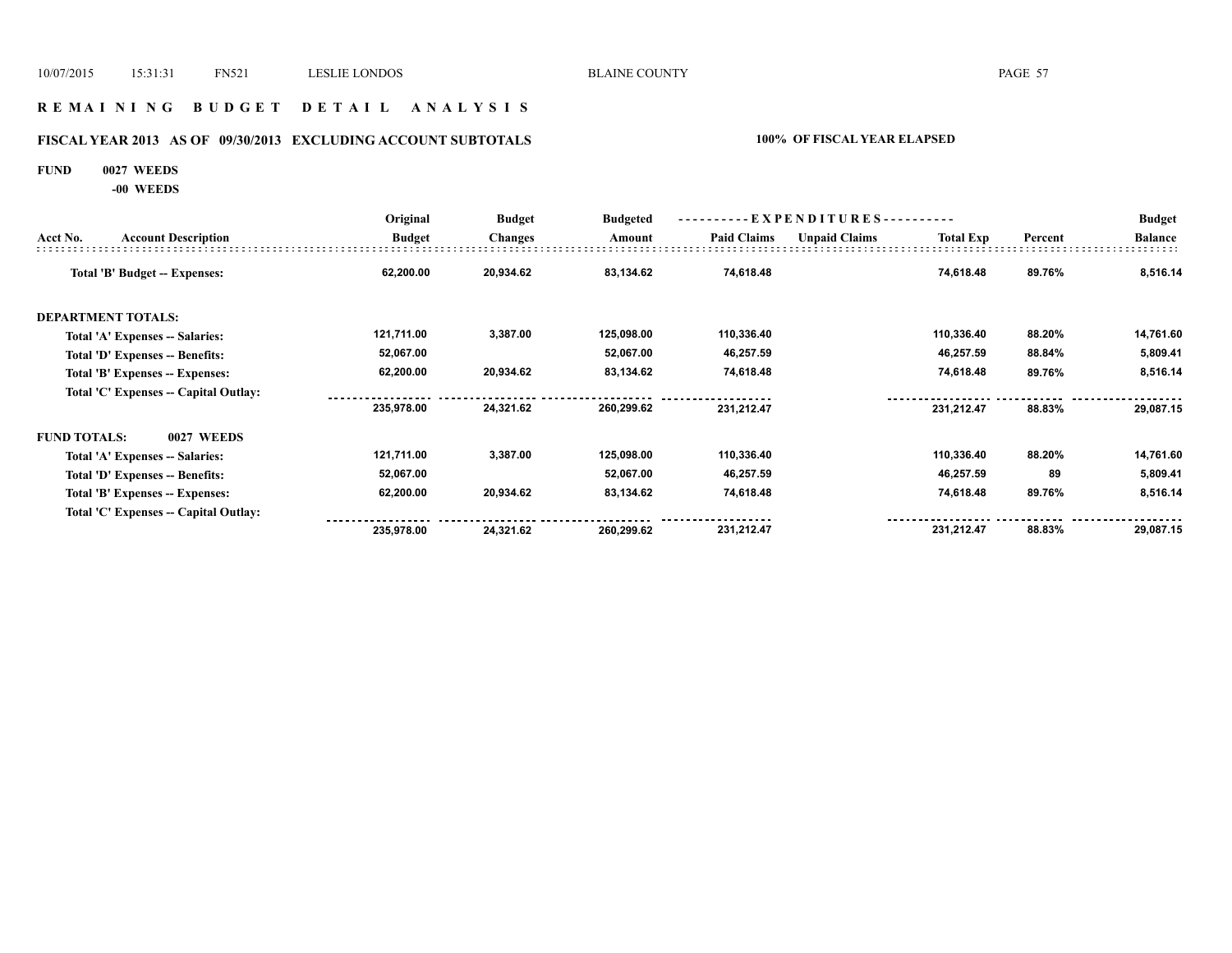## R E M A I N I N G   B U D G E T   D E T A I L   A N A L Y S I S

### FISCAL YEAR 2013 AS OF 09/30/2013 EXCLUDING ACCOUNT SUBTOTALS

**100% OF FISCAL YEAR ELAPSED**

**FUND 0027 WEEDS**

**-00 WEEDS**

| Acct No. | Account Description | Original Budget | Budget Changes | Budgeted Amount | Paid Claims | Unpaid Claims | Total Exp | Percent | Budget Balance |
|---|---|---|---|---|---|---|---|---|---|
| | Total 'B' Budget -- Expenses: | 62,200.00 | 20,934.62 | 83,134.62 | 74,618.48 | | 74,618.48 | 89.76% | 8,516.14 |
| **DEPARTMENT TOTALS:** | | | | | | | | | |
| | Total 'A' Expenses -- Salaries: | 121,711.00 | 3,387.00 | 125,098.00 | 110,336.40 | | 110,336.40 | 88.20% | 14,761.60 |
| | Total 'D' Expenses -- Benefits: | 52,067.00 | | 52,067.00 | 46,257.59 | | 46,257.59 | 88.84% | 5,809.41 |
| | Total 'B' Expenses -- Expenses: | 62,200.00 | 20,934.62 | 83,134.62 | 74,618.48 | | 74,618.48 | 89.76% | 8,516.14 |
| | Total 'C' Expenses -- Capital Outlay: | | | | | | | | |
| | | 235,978.00 | 24,321.62 | 260,299.62 | 231,212.47 | | 231,212.47 | 88.83% | 29,087.15 |
| **FUND TOTALS:** | 0027 WEEDS | | | | | | | | |
| | Total 'A' Expenses -- Salaries: | 121,711.00 | 3,387.00 | 125,098.00 | 110,336.40 | | 110,336.40 | 88.20% | 14,761.60 |
| | Total 'D' Expenses -- Benefits: | 52,067.00 | | 52,067.00 | 46,257.59 | | 46,257.59 | 89 | 5,809.41 |
| | Total 'B' Expenses -- Expenses: | 62,200.00 | 20,934.62 | 83,134.62 | 74,618.48 | | 74,618.48 | 89.76% | 8,516.14 |
| | Total 'C' Expenses -- Capital Outlay: | | | | | | | | |
| | | 235,978.00 | 24,321.62 | 260,299.62 | 231,212.47 | | 231,212.47 | 88.83% | 29,087.15 |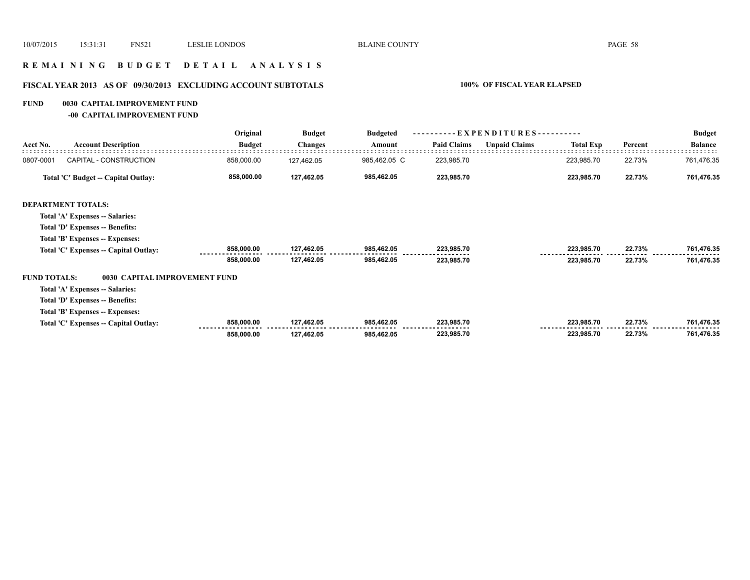## R E M A I N I N G   B U D G E T   D E T A I L   A N A L Y S I S

### FISCAL YEAR 2013 AS OF 09/30/2013 EXCLUDING ACCOUNT SUBTOTALS — 100% OF FISCAL YEAR ELAPSED

**FUND 0030 CAPITAL IMPROVEMENT FUND**
**-00 CAPITAL IMPROVEMENT FUND**

| Acct No. | Account Description | Original Budget | Budget Changes | Budgeted Amount | Paid Claims | Unpaid Claims | Total Exp | Percent | Budget Balance |
|---|---|---|---|---|---|---|---|---|---|
| 0807-0001 | CAPITAL - CONSTRUCTION | 858,000.00 | 127,462.05 | 985,462.05 C | 223,985.70 | | 223,985.70 | 22.73% | 761,476.35 |
| | **Total 'C' Budget -- Capital Outlay:** | **858,000.00** | **127,462.05** | **985,462.05** | **223,985.70** | | **223,985.70** | **22.73%** | **761,476.35** |
| | **DEPARTMENT TOTALS:** | | | | | | | | |
| | **Total 'A' Expenses -- Salaries:** | | | | | | | | |
| | **Total 'D' Expenses -- Benefits:** | | | | | | | | |
| | **Total 'B' Expenses -- Expenses:** | | | | | | | | |
| | **Total 'C' Expenses -- Capital Outlay:** | **858,000.00** | **127,462.05** | **985,462.05** | **223,985.70** | | **223,985.70** | **22.73%** | **761,476.35** |
| | | **858,000.00** | **127,462.05** | **985,462.05** | **223,985.70** | | **223,985.70** | **22.73%** | **761,476.35** |
| | **FUND TOTALS: 0030 CAPITAL IMPROVEMENT FUND** | | | | | | | | |
| | **Total 'A' Expenses -- Salaries:** | | | | | | | | |
| | **Total 'D' Expenses -- Benefits:** | | | | | | | | |
| | **Total 'B' Expenses -- Expenses:** | | | | | | | | |
| | **Total 'C' Expenses -- Capital Outlay:** | **858,000.00** | **127,462.05** | **985,462.05** | **223,985.70** | | **223,985.70** | **22.73%** | **761,476.35** |
| | | **858,000.00** | **127,462.05** | **985,462.05** | **223,985.70** | | **223,985.70** | **22.73%** | **761,476.35** |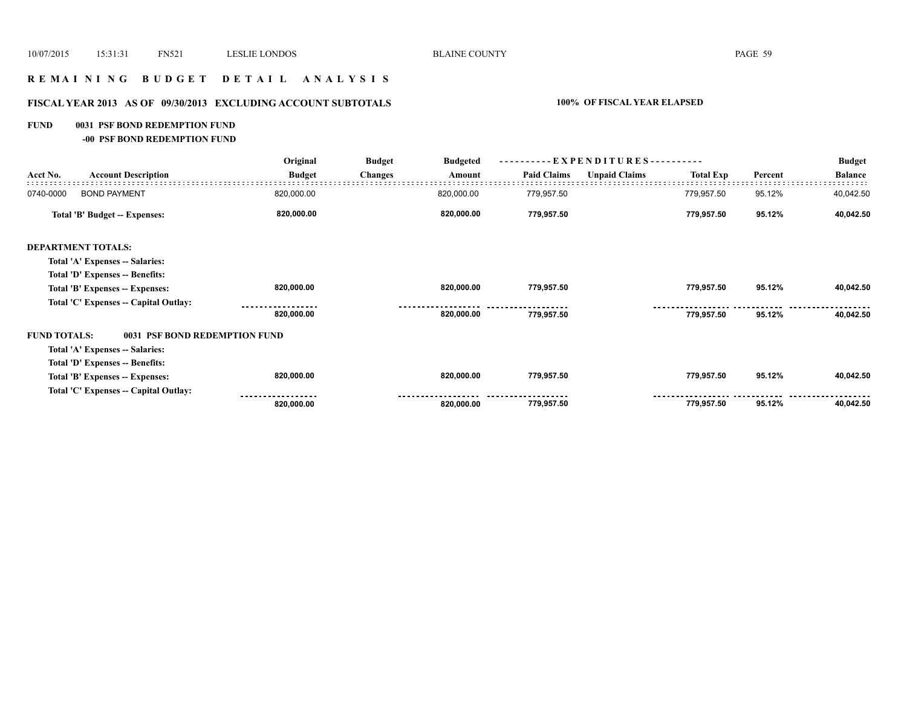# R E M A I N I N G   B U D G E T   D E T A I L   A N A L Y S I S

## FISCAL YEAR 2013   AS OF   09/30/2013   EXCLUDING ACCOUNT SUBTOTALS

**100% OF FISCAL YEAR ELAPSED**

**FUND   0031 PSF BOND REDEMPTION FUND**

**-00 PSF BOND REDEMPTION FUND**

| Acct No. | Account Description | Original Budget | Budget Changes | Budgeted Amount | Paid Claims | Unpaid Claims | Total Exp | Percent | Budget Balance |
|---|---|---|---|---|---|---|---|---|---|
| 0740-0000 | BOND PAYMENT | 820,000.00 | | 820,000.00 | 779,957.50 | | 779,957.50 | 95.12% | 40,042.50 |
| | **Total 'B' Budget -- Expenses:** | **820,000.00** | | **820,000.00** | **779,957.50** | | **779,957.50** | **95.12%** | **40,042.50** |
| **DEPARTMENT TOTALS:** | | | | | | | | | |
| | **Total 'A' Expenses -- Salaries:** | | | | | | | | |
| | **Total 'D' Expenses -- Benefits:** | | | | | | | | |
| | **Total 'B' Expenses -- Expenses:** | **820,000.00** | | **820,000.00** | **779,957.50** | | **779,957.50** | **95.12%** | **40,042.50** |
| | **Total 'C' Expenses -- Capital Outlay:** | | | | | | | | |
| | | **820,000.00** | | **820,000.00** | **779,957.50** | | **779,957.50** | **95.12%** | **40,042.50** |
| **FUND TOTALS:** | **0031 PSF BOND REDEMPTION FUND** | | | | | | | | |
| | **Total 'A' Expenses -- Salaries:** | | | | | | | | |
| | **Total 'D' Expenses -- Benefits:** | | | | | | | | |
| | **Total 'B' Expenses -- Expenses:** | **820,000.00** | | **820,000.00** | **779,957.50** | | **779,957.50** | **95.12%** | **40,042.50** |
| | **Total 'C' Expenses -- Capital Outlay:** | | | | | | | | |
| | | **820,000.00** | | **820,000.00** | **779,957.50** | | **779,957.50** | **95.12%** | **40,042.50** |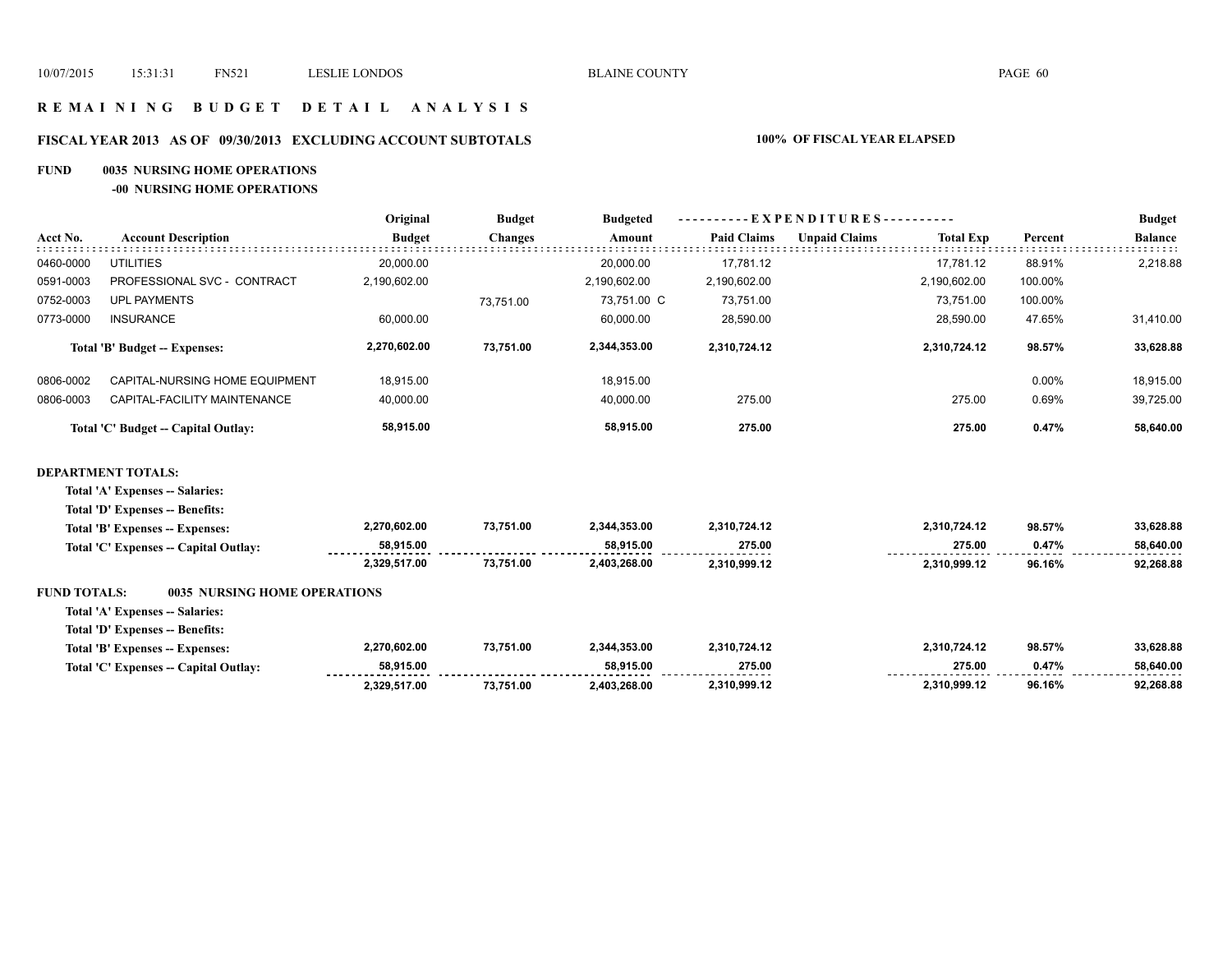# R E M A I N I N G   B U D G E T   D E T A I L   A N A L Y S I S

## FISCAL YEAR 2013   AS OF 09/30/2013   EXCLUDING ACCOUNT SUBTOTALS   100% OF FISCAL YEAR ELAPSED

### FUND   0035 NURSING HOME OPERATIONS

#### -00 NURSING HOME OPERATIONS

| Acct No. | Account Description | Original Budget | Budget Changes | Budgeted Amount | Paid Claims | Unpaid Claims | Total Exp | Percent | Budget Balance |
|---|---|---|---|---|---|---|---|---|---|
| 0460-0000 | UTILITIES | 20,000.00 | | 20,000.00 | 17,781.12 | | 17,781.12 | 88.91% | 2,218.88 |
| 0591-0003 | PROFESSIONAL SVC - CONTRACT | 2,190,602.00 | | 2,190,602.00 | 2,190,602.00 | | 2,190,602.00 | 100.00% | |
| 0752-0003 | UPL PAYMENTS | | 73,751.00 | 73,751.00 C | 73,751.00 | | 73,751.00 | 100.00% | |
| 0773-0000 | INSURANCE | 60,000.00 | | 60,000.00 | 28,590.00 | | 28,590.00 | 47.65% | 31,410.00 |
| | **Total 'B' Budget -- Expenses:** | **2,270,602.00** | **73,751.00** | **2,344,353.00** | **2,310,724.12** | | **2,310,724.12** | **98.57%** | **33,628.88** |
| 0806-0002 | CAPITAL-NURSING HOME EQUIPMENT | 18,915.00 | | 18,915.00 | | | | 0.00% | 18,915.00 |
| 0806-0003 | CAPITAL-FACILITY MAINTENANCE | 40,000.00 | | 40,000.00 | 275.00 | | 275.00 | 0.69% | 39,725.00 |
| | **Total 'C' Budget -- Capital Outlay:** | **58,915.00** | | **58,915.00** | **275.00** | | **275.00** | **0.47%** | **58,640.00** |

**DEPARTMENT TOTALS:**

| | Original Budget | Budget Changes | Budgeted Amount | Paid Claims | Unpaid Claims | Total Exp | Percent | Budget Balance |
|---|---|---|---|---|---|---|---|---|
| **Total 'A' Expenses -- Salaries:** | | | | | | | | |
| **Total 'D' Expenses -- Benefits:** | | | | | | | | |
| **Total 'B' Expenses -- Expenses:** | **2,270,602.00** | **73,751.00** | **2,344,353.00** | **2,310,724.12** | | **2,310,724.12** | **98.57%** | **33,628.88** |
| **Total 'C' Expenses -- Capital Outlay:** | **58,915.00** | | **58,915.00** | **275.00** | | **275.00** | **0.47%** | **58,640.00** |
| | **2,329,517.00** | **73,751.00** | **2,403,268.00** | **2,310,999.12** | | **2,310,999.12** | **96.16%** | **92,268.88** |

**FUND TOTALS: 0035 NURSING HOME OPERATIONS**

| | Original Budget | Budget Changes | Budgeted Amount | Paid Claims | Unpaid Claims | Total Exp | Percent | Budget Balance |
|---|---|---|---|---|---|---|---|---|
| **Total 'A' Expenses -- Salaries:** | | | | | | | | |
| **Total 'D' Expenses -- Benefits:** | | | | | | | | |
| **Total 'B' Expenses -- Expenses:** | **2,270,602.00** | **73,751.00** | **2,344,353.00** | **2,310,724.12** | | **2,310,724.12** | **98.57%** | **33,628.88** |
| **Total 'C' Expenses -- Capital Outlay:** | **58,915.00** | | **58,915.00** | **275.00** | | **275.00** | **0.47%** | **58,640.00** |
| | **2,329,517.00** | **73,751.00** | **2,403,268.00** | **2,310,999.12** | | **2,310,999.12** | **96.16%** | **92,268.88** |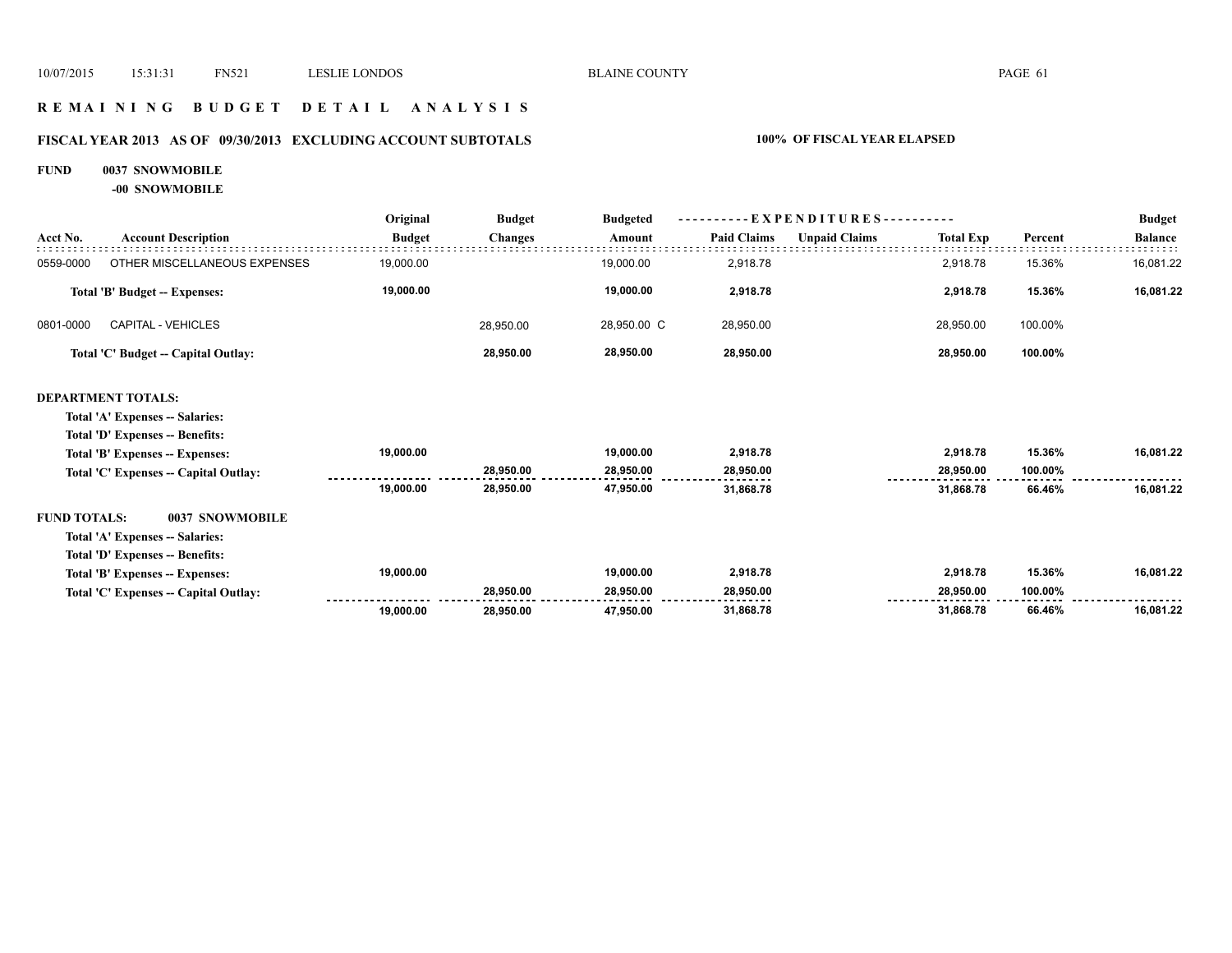# REMAINING BUDGET DETAIL ANALYSIS

## FISCAL YEAR 2013 AS OF 09/30/2013 EXCLUDING ACCOUNT SUBTOTALS — 100% OF FISCAL YEAR ELAPSED

**FUND 0037 SNOWMOBILE**

**-00 SNOWMOBILE**

| Acct No. | Account Description | Original Budget | Budget Changes | Budgeted Amount | EXPENDITURES Paid Claims | Unpaid Claims | Total Exp | Percent | Budget Balance |
|---|---|---|---|---|---|---|---|---|---|
| 0559-0000 | OTHER MISCELLANEOUS EXPENSES | 19,000.00 | | 19,000.00 | 2,918.78 | | 2,918.78 | 15.36% | 16,081.22 |
| | **Total 'B' Budget -- Expenses:** | **19,000.00** | | **19,000.00** | **2,918.78** | | **2,918.78** | **15.36%** | **16,081.22** |
| 0801-0000 | CAPITAL - VEHICLES | | 28,950.00 | 28,950.00 C | 28,950.00 | | 28,950.00 | 100.00% | |
| | **Total 'C' Budget -- Capital Outlay:** | | **28,950.00** | **28,950.00** | **28,950.00** | | **28,950.00** | **100.00%** | |
| **DEPARTMENT TOTALS:** | | | | | | | | | |
| | **Total 'A' Expenses -- Salaries:** | | | | | | | | |
| | **Total 'D' Expenses -- Benefits:** | | | | | | | | |
| | **Total 'B' Expenses -- Expenses:** | **19,000.00** | | **19,000.00** | **2,918.78** | | **2,918.78** | **15.36%** | **16,081.22** |
| | **Total 'C' Expenses -- Capital Outlay:** | | **28,950.00** | **28,950.00** | **28,950.00** | | **28,950.00** | **100.00%** | |
| | | **19,000.00** | **28,950.00** | **47,950.00** | **31,868.78** | | **31,868.78** | **66.46%** | **16,081.22** |
| **FUND TOTALS:** | **0037 SNOWMOBILE** | | | | | | | | |
| | **Total 'A' Expenses -- Salaries:** | | | | | | | | |
| | **Total 'D' Expenses -- Benefits:** | | | | | | | | |
| | **Total 'B' Expenses -- Expenses:** | **19,000.00** | | **19,000.00** | **2,918.78** | | **2,918.78** | **15.36%** | **16,081.22** |
| | **Total 'C' Expenses -- Capital Outlay:** | | **28,950.00** | **28,950.00** | **28,950.00** | | **28,950.00** | **100.00%** | |
| | | **19,000.00** | **28,950.00** | **47,950.00** | **31,868.78** | | **31,868.78** | **66.46%** | **16,081.22** |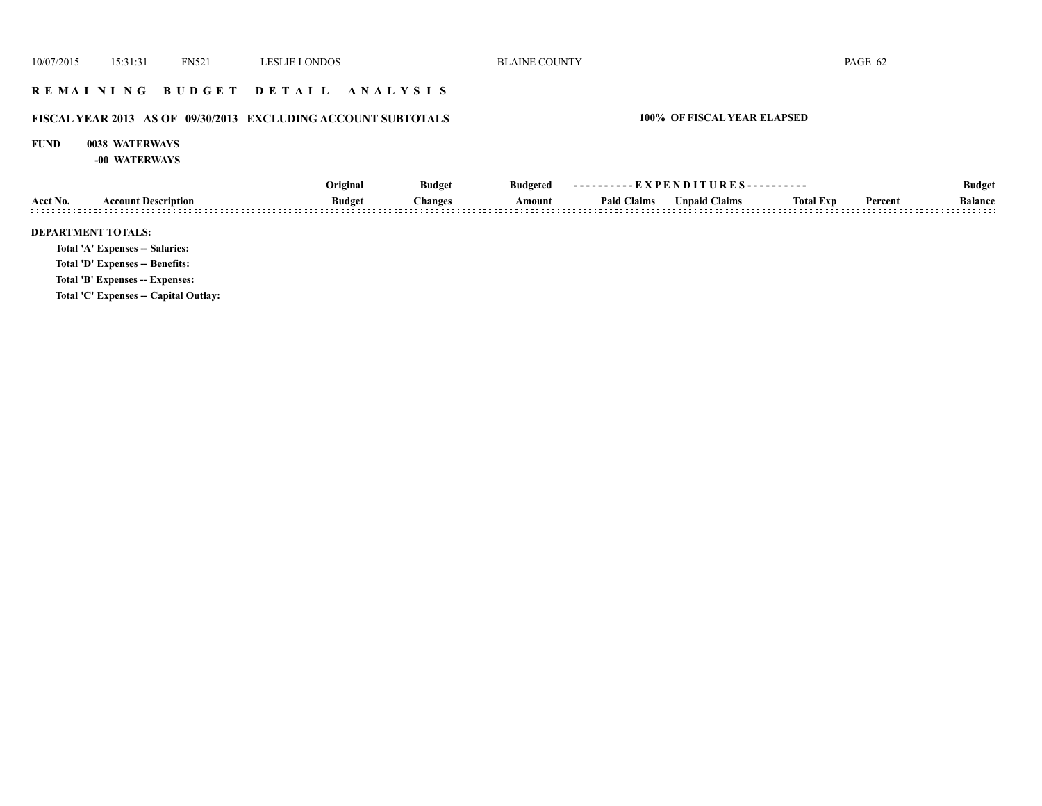## R E M A I N I N G B U D G E T D E T A I L A N A L Y S I S

### FISCAL YEAR 2013 AS OF 09/30/2013 EXCLUDING ACCOUNT SUBTOTALS

**100% OF FISCAL YEAR ELAPSED**

**FUND 0038 WATERWAYS**

**-00 WATERWAYS**

| Acct No. | Account Description | Original Budget | Budget Changes | Budgeted Amount | Paid Claims | Unpaid Claims | Total Exp | Percent | Budget Balance |
|---|---|---|---|---|---|---|---|---|---|

**DEPARTMENT TOTALS:**

**Total 'A' Expenses -- Salaries:**

**Total 'D' Expenses -- Benefits:**

**Total 'B' Expenses -- Expenses:**

**Total 'C' Expenses -- Capital Outlay:**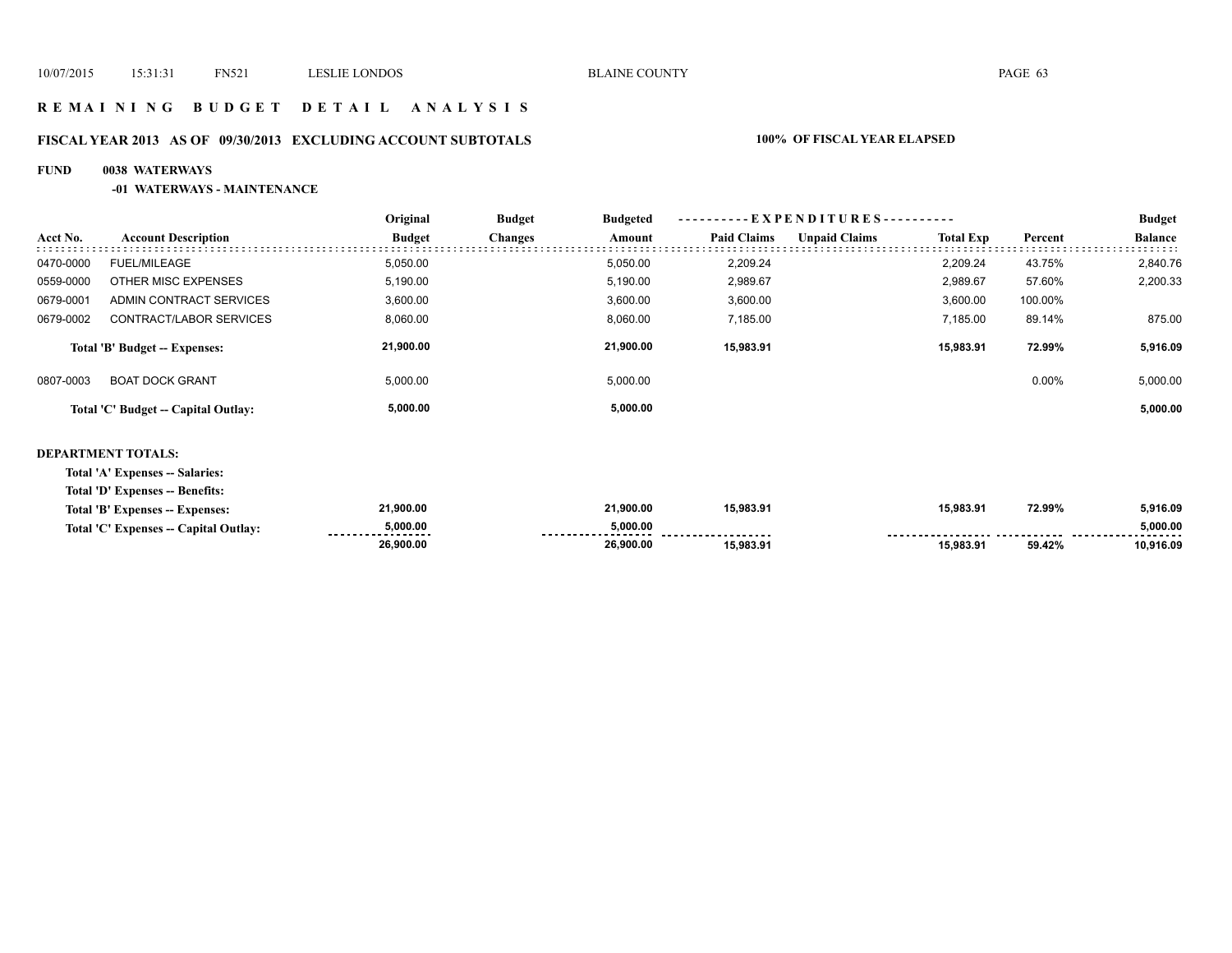# R E M A I N I N G B U D G E T D E T A I L A N A L Y S I S

## FISCAL YEAR 2013 AS OF 09/30/2013 EXCLUDING ACCOUNT SUBTOTALS — 100% OF FISCAL YEAR ELAPSED

**FUND 0038 WATERWAYS**

**-01 WATERWAYS - MAINTENANCE**

| Acct No. | Account Description | Original Budget | Budget Changes | Budgeted Amount | Paid Claims | Unpaid Claims | Total Exp | Percent | Budget Balance |
|---|---|---|---|---|---|---|---|---|---|
| 0470-0000 | FUEL/MILEAGE | 5,050.00 | | 5,050.00 | 2,209.24 | | 2,209.24 | 43.75% | 2,840.76 |
| 0559-0000 | OTHER MISC EXPENSES | 5,190.00 | | 5,190.00 | 2,989.67 | | 2,989.67 | 57.60% | 2,200.33 |
| 0679-0001 | ADMIN CONTRACT SERVICES | 3,600.00 | | 3,600.00 | 3,600.00 | | 3,600.00 | 100.00% | |
| 0679-0002 | CONTRACT/LABOR SERVICES | 8,060.00 | | 8,060.00 | 7,185.00 | | 7,185.00 | 89.14% | 875.00 |
| | **Total 'B' Budget -- Expenses:** | **21,900.00** | | **21,900.00** | **15,983.91** | | **15,983.91** | **72.99%** | **5,916.09** |
| 0807-0003 | BOAT DOCK GRANT | 5,000.00 | | 5,000.00 | | | | 0.00% | 5,000.00 |
| | **Total 'C' Budget -- Capital Outlay:** | **5,000.00** | | **5,000.00** | | | | | **5,000.00** |

**DEPARTMENT TOTALS:**

| | Original Budget | Budget Changes | Budgeted Amount | Paid Claims | Unpaid Claims | Total Exp | Percent | Budget Balance |
|---|---|---|---|---|---|---|---|---|
| **Total 'A' Expenses -- Salaries:** | | | | | | | | |
| **Total 'D' Expenses -- Benefits:** | | | | | | | | |
| **Total 'B' Expenses -- Expenses:** | 21,900.00 | | 21,900.00 | 15,983.91 | | 15,983.91 | 72.99% | 5,916.09 |
| **Total 'C' Expenses -- Capital Outlay:** | 5,000.00 | | 5,000.00 | | | | | 5,000.00 |
| | 26,900.00 | | 26,900.00 | 15,983.91 | | 15,983.91 | 59.42% | 10,916.09 |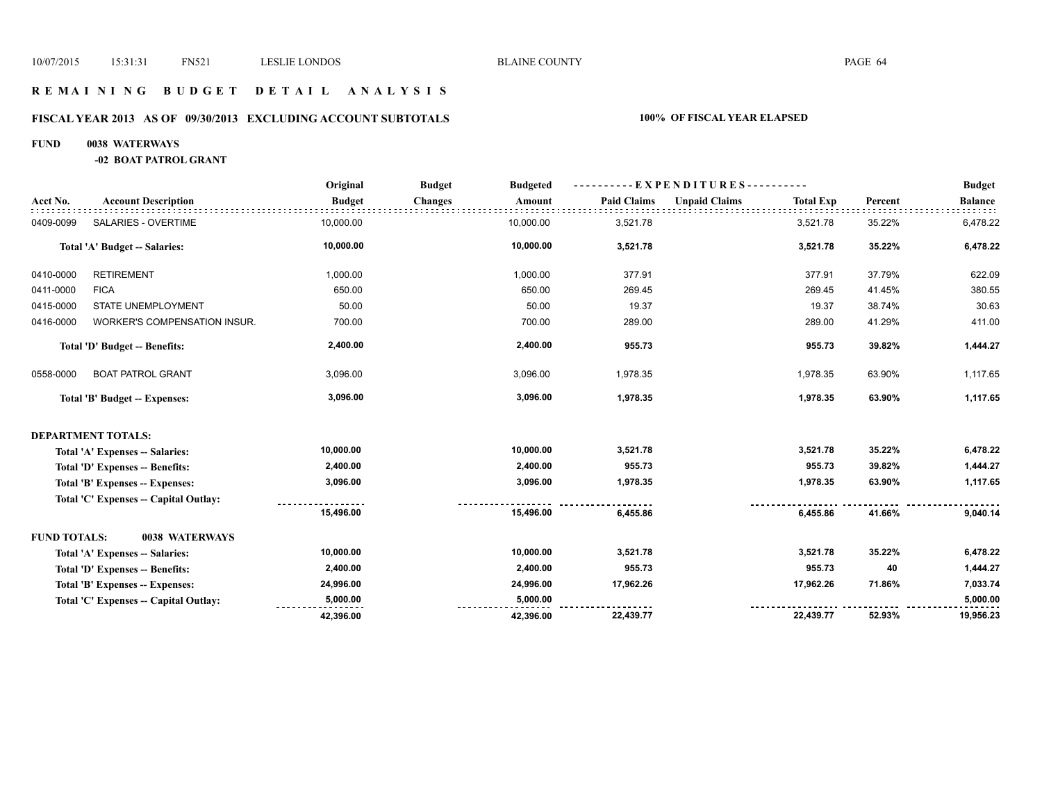# R E M A I N I N G   B U D G E T   D E T A I L   A N A L Y S I S

## FISCAL YEAR 2013   AS OF 09/30/2013   EXCLUDING ACCOUNT SUBTOTALS        100% OF FISCAL YEAR ELAPSED

**FUND     0038  WATERWAYS**

**-02  BOAT PATROL GRANT**

| Acct No. | Account Description | Original Budget | Budget Changes | Budgeted Amount | Paid Claims | Unpaid Claims | Total Exp | Percent | Budget Balance |
|---|---|---|---|---|---|---|---|---|---|
| 0409-0099 | SALARIES - OVERTIME | 10,000.00 | | 10,000.00 | 3,521.78 | | 3,521.78 | 35.22% | 6,478.22 |
| | **Total 'A' Budget -- Salaries:** | **10,000.00** | | **10,000.00** | **3,521.78** | | **3,521.78** | **35.22%** | **6,478.22** |
| 0410-0000 | RETIREMENT | 1,000.00 | | 1,000.00 | 377.91 | | 377.91 | 37.79% | 622.09 |
| 0411-0000 | FICA | 650.00 | | 650.00 | 269.45 | | 269.45 | 41.45% | 380.55 |
| 0415-0000 | STATE UNEMPLOYMENT | 50.00 | | 50.00 | 19.37 | | 19.37 | 38.74% | 30.63 |
| 0416-0000 | WORKER'S COMPENSATION INSUR. | 700.00 | | 700.00 | 289.00 | | 289.00 | 41.29% | 411.00 |
| | **Total 'D' Budget -- Benefits:** | **2,400.00** | | **2,400.00** | **955.73** | | **955.73** | **39.82%** | **1,444.27** |
| 0558-0000 | BOAT PATROL GRANT | 3,096.00 | | 3,096.00 | 1,978.35 | | 1,978.35 | 63.90% | 1,117.65 |
| | **Total 'B' Budget -- Expenses:** | **3,096.00** | | **3,096.00** | **1,978.35** | | **1,978.35** | **63.90%** | **1,117.65** |
| **DEPARTMENT TOTALS:** | | | | | | | | | |
| | **Total 'A' Expenses -- Salaries:** | **10,000.00** | | **10,000.00** | **3,521.78** | | **3,521.78** | **35.22%** | **6,478.22** |
| | **Total 'D' Expenses -- Benefits:** | **2,400.00** | | **2,400.00** | **955.73** | | **955.73** | **39.82%** | **1,444.27** |
| | **Total 'B' Expenses -- Expenses:** | **3,096.00** | | **3,096.00** | **1,978.35** | | **1,978.35** | **63.90%** | **1,117.65** |
| | **Total 'C' Expenses -- Capital Outlay:** | | | | | | | | |
| | | **15,496.00** | | **15,496.00** | **6,455.86** | | **6,455.86** | **41.66%** | **9,040.14** |
| **FUND TOTALS:** | **0038 WATERWAYS** | | | | | | | | |
| | **Total 'A' Expenses -- Salaries:** | **10,000.00** | | **10,000.00** | **3,521.78** | | **3,521.78** | **35.22%** | **6,478.22** |
| | **Total 'D' Expenses -- Benefits:** | **2,400.00** | | **2,400.00** | **955.73** | | **955.73** | **40** | **1,444.27** |
| | **Total 'B' Expenses -- Expenses:** | **24,996.00** | | **24,996.00** | **17,962.26** | | **17,962.26** | **71.86%** | **7,033.74** |
| | **Total 'C' Expenses -- Capital Outlay:** | **5,000.00** | | **5,000.00** | | | | | **5,000.00** |
| | | **42,396.00** | | **42,396.00** | **22,439.77** | | **22,439.77** | **52.93%** | **19,956.23** |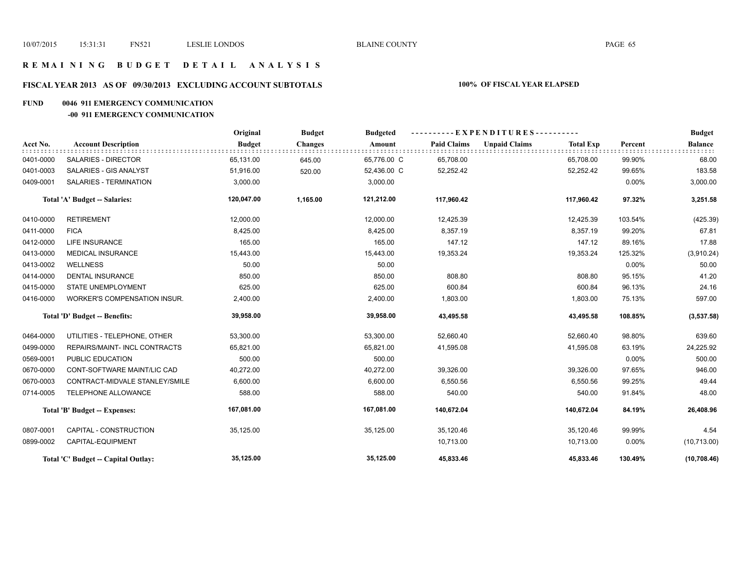# R E M A I N I N G   B U D G E T   D E T A I L   A N A L Y S I S

## FISCAL YEAR 2013 AS OF 09/30/2013 EXCLUDING ACCOUNT SUBTOTALS

**100% OF FISCAL YEAR ELAPSED**

### FUND 0046 911 EMERGENCY COMMUNICATION

#### -00 911 EMERGENCY COMMUNICATION

| Acct No. | Account Description | Original Budget | Budget Changes | Budgeted Amount | Paid Claims | Unpaid Claims | Total Exp | Percent | Budget Balance |
|---|---|---|---|---|---|---|---|---|---|
| 0401-0000 | SALARIES - DIRECTOR | 65,131.00 | 645.00 | 65,776.00 C | 65,708.00 | | 65,708.00 | 99.90% | 68.00 |
| 0401-0003 | SALARIES - GIS ANALYST | 51,916.00 | 520.00 | 52,436.00 C | 52,252.42 | | 52,252.42 | 99.65% | 183.58 |
| 0409-0001 | SALARIES - TERMINATION | 3,000.00 | | 3,000.00 | | | | 0.00% | 3,000.00 |
| | **Total 'A' Budget -- Salaries:** | **120,047.00** | **1,165.00** | **121,212.00** | **117,960.42** | | **117,960.42** | **97.32%** | **3,251.58** |
| 0410-0000 | RETIREMENT | 12,000.00 | | 12,000.00 | 12,425.39 | | 12,425.39 | 103.54% | (425.39) |
| 0411-0000 | FICA | 8,425.00 | | 8,425.00 | 8,357.19 | | 8,357.19 | 99.20% | 67.81 |
| 0412-0000 | LIFE INSURANCE | 165.00 | | 165.00 | 147.12 | | 147.12 | 89.16% | 17.88 |
| 0413-0000 | MEDICAL INSURANCE | 15,443.00 | | 15,443.00 | 19,353.24 | | 19,353.24 | 125.32% | (3,910.24) |
| 0413-0002 | WELLNESS | 50.00 | | 50.00 | | | | 0.00% | 50.00 |
| 0414-0000 | DENTAL INSURANCE | 850.00 | | 850.00 | 808.80 | | 808.80 | 95.15% | 41.20 |
| 0415-0000 | STATE UNEMPLOYMENT | 625.00 | | 625.00 | 600.84 | | 600.84 | 96.13% | 24.16 |
| 0416-0000 | WORKER'S COMPENSATION INSUR. | 2,400.00 | | 2,400.00 | 1,803.00 | | 1,803.00 | 75.13% | 597.00 |
| | **Total 'D' Budget -- Benefits:** | **39,958.00** | | **39,958.00** | **43,495.58** | | **43,495.58** | **108.85%** | **(3,537.58)** |
| 0464-0000 | UTILITIES - TELEPHONE, OTHER | 53,300.00 | | 53,300.00 | 52,660.40 | | 52,660.40 | 98.80% | 639.60 |
| 0499-0000 | REPAIRS/MAINT- INCL CONTRACTS | 65,821.00 | | 65,821.00 | 41,595.08 | | 41,595.08 | 63.19% | 24,225.92 |
| 0569-0001 | PUBLIC EDUCATION | 500.00 | | 500.00 | | | | 0.00% | 500.00 |
| 0670-0000 | CONT-SOFTWARE MAINT/LIC CAD | 40,272.00 | | 40,272.00 | 39,326.00 | | 39,326.00 | 97.65% | 946.00 |
| 0670-0003 | CONTRACT-MIDVALE STANLEY/SMILE | 6,600.00 | | 6,600.00 | 6,550.56 | | 6,550.56 | 99.25% | 49.44 |
| 0714-0005 | TELEPHONE ALLOWANCE | 588.00 | | 588.00 | 540.00 | | 540.00 | 91.84% | 48.00 |
| | **Total 'B' Budget -- Expenses:** | **167,081.00** | | **167,081.00** | **140,672.04** | | **140,672.04** | **84.19%** | **26,408.96** |
| 0807-0001 | CAPITAL - CONSTRUCTION | 35,125.00 | | 35,125.00 | 35,120.46 | | 35,120.46 | 99.99% | 4.54 |
| 0899-0002 | CAPITAL-EQUIPMENT | | | | 10,713.00 | | 10,713.00 | 0.00% | (10,713.00) |
| | **Total 'C' Budget -- Capital Outlay:** | **35,125.00** | | **35,125.00** | **45,833.46** | | **45,833.46** | **130.49%** | **(10,708.46)** |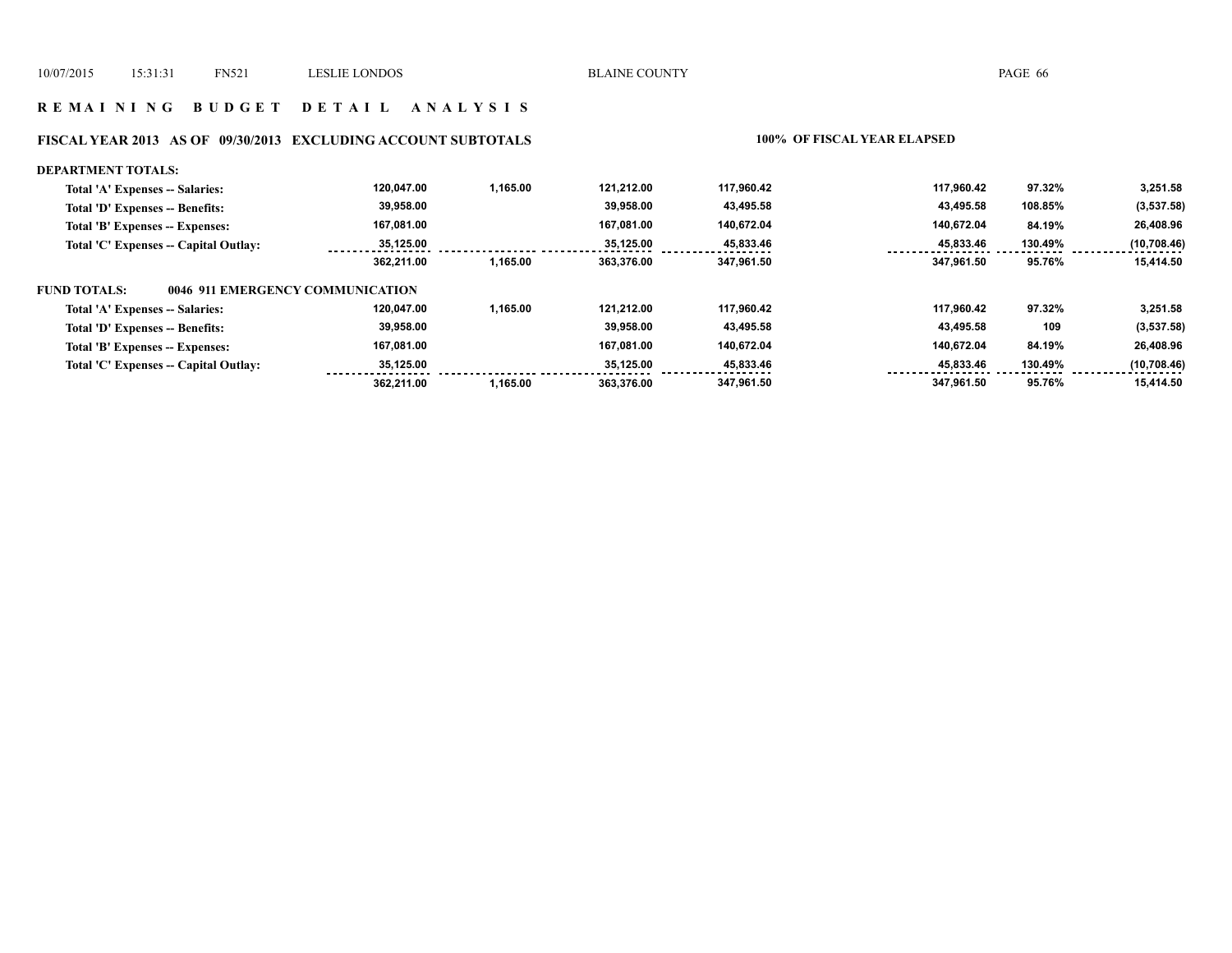## R E M A I N I N G   B U D G E T   D E T A I L   A N A L Y S I S

**FISCAL YEAR 2013 AS OF 09/30/2013 EXCLUDING ACCOUNT SUBTOTALS** — **100% OF FISCAL YEAR ELAPSED**

**DEPARTMENT TOTALS:**

| | | | | | | | |
|---|---|---|---|---|---|---|---|
| Total 'A' Expenses -- Salaries: | 120,047.00 | 1,165.00 | 121,212.00 | 117,960.42 | 117,960.42 | 97.32% | 3,251.58 |
| Total 'D' Expenses -- Benefits: | 39,958.00 | | 39,958.00 | 43,495.58 | 43,495.58 | 108.85% | (3,537.58) |
| Total 'B' Expenses -- Expenses: | 167,081.00 | | 167,081.00 | 140,672.04 | 140,672.04 | 84.19% | 26,408.96 |
| Total 'C' Expenses -- Capital Outlay: | 35,125.00 | | 35,125.00 | 45,833.46 | 45,833.46 | 130.49% | (10,708.46) |
| | 362,211.00 | 1,165.00 | 363,376.00 | 347,961.50 | 347,961.50 | 95.76% | 15,414.50 |

**FUND TOTALS: 0046 911 EMERGENCY COMMUNICATION**

| | | | | | | | |
|---|---|---|---|---|---|---|---|
| Total 'A' Expenses -- Salaries: | 120,047.00 | 1,165.00 | 121,212.00 | 117,960.42 | 117,960.42 | 97.32% | 3,251.58 |
| Total 'D' Expenses -- Benefits: | 39,958.00 | | 39,958.00 | 43,495.58 | 43,495.58 | 109 | (3,537.58) |
| Total 'B' Expenses -- Expenses: | 167,081.00 | | 167,081.00 | 140,672.04 | 140,672.04 | 84.19% | 26,408.96 |
| Total 'C' Expenses -- Capital Outlay: | 35,125.00 | | 35,125.00 | 45,833.46 | 45,833.46 | 130.49% | (10,708.46) |
| | 362,211.00 | 1,165.00 | 363,376.00 | 347,961.50 | 347,961.50 | 95.76% | 15,414.50 |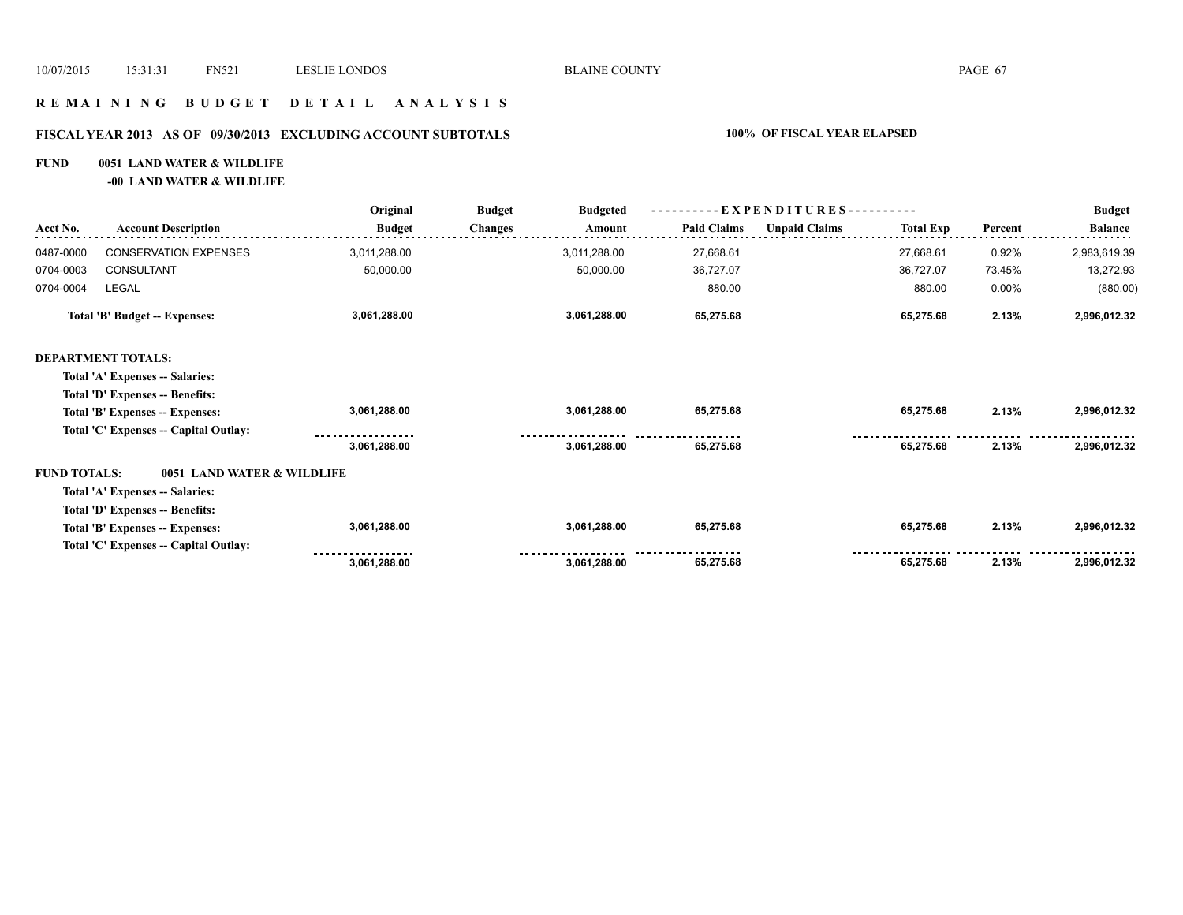# REMAINING BUDGET DETAIL ANALYSIS

## FISCAL YEAR 2013 AS OF 09/30/2013 EXCLUDING ACCOUNT SUBTOTALS

**100% OF FISCAL YEAR ELAPSED**

**FUND 0051 LAND WATER & WILDLIFE**

**-00 LAND WATER & WILDLIFE**

| Acct No. | Account Description | Original Budget | Budget Changes | Budgeted Amount | Paid Claims | Unpaid Claims | Total Exp | Percent | Budget Balance |
|---|---|---|---|---|---|---|---|---|---|
| 0487-0000 | CONSERVATION EXPENSES | 3,011,288.00 | | 3,011,288.00 | 27,668.61 | | 27,668.61 | 0.92% | 2,983,619.39 |
| 0704-0003 | CONSULTANT | 50,000.00 | | 50,000.00 | 36,727.07 | | 36,727.07 | 73.45% | 13,272.93 |
| 0704-0004 | LEGAL | | | | 880.00 | | 880.00 | 0.00% | (880.00) |
| | **Total 'B' Budget -- Expenses:** | **3,061,288.00** | | **3,061,288.00** | **65,275.68** | | **65,275.68** | **2.13%** | **2,996,012.32** |
| **DEPARTMENT TOTALS:** | | | | | | | | | |
| | **Total 'A' Expenses -- Salaries:** | | | | | | | | |
| | **Total 'D' Expenses -- Benefits:** | | | | | | | | |
| | **Total 'B' Expenses -- Expenses:** | **3,061,288.00** | | **3,061,288.00** | **65,275.68** | | **65,275.68** | **2.13%** | **2,996,012.32** |
| | **Total 'C' Expenses -- Capital Outlay:** | | | | | | | | |
| | | **3,061,288.00** | | **3,061,288.00** | **65,275.68** | | **65,275.68** | **2.13%** | **2,996,012.32** |
| **FUND TOTALS:** | **0051 LAND WATER & WILDLIFE** | | | | | | | | |
| | **Total 'A' Expenses -- Salaries:** | | | | | | | | |
| | **Total 'D' Expenses -- Benefits:** | | | | | | | | |
| | **Total 'B' Expenses -- Expenses:** | **3,061,288.00** | | **3,061,288.00** | **65,275.68** | | **65,275.68** | **2.13%** | **2,996,012.32** |
| | **Total 'C' Expenses -- Capital Outlay:** | | | | | | | | |
| | | **3,061,288.00** | | **3,061,288.00** | **65,275.68** | | **65,275.68** | **2.13%** | **2,996,012.32** |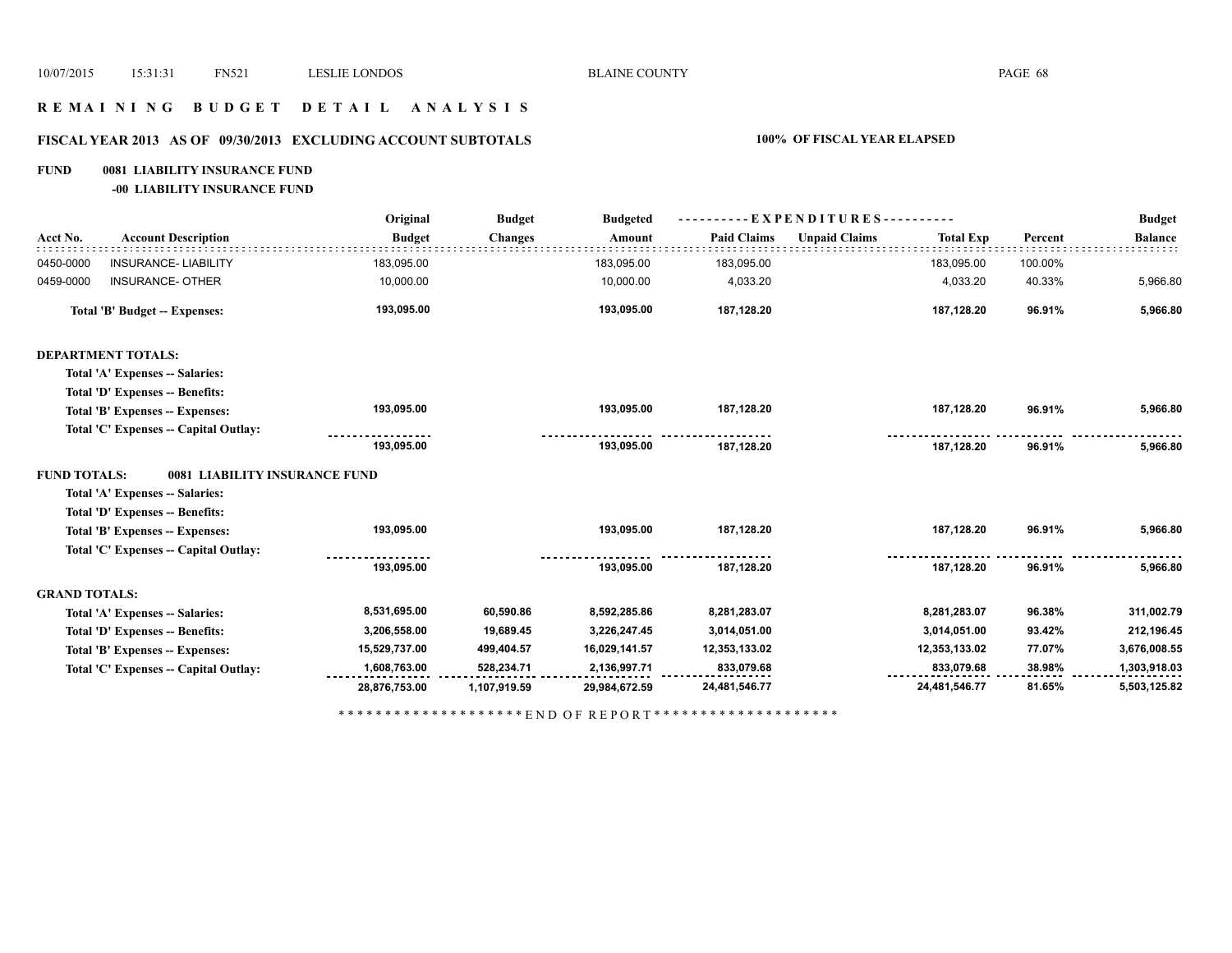# REMAINING BUDGET DETAIL ANALYSIS

## FISCAL YEAR 2013 AS OF 09/30/2013 EXCLUDING ACCOUNT SUBTOTALS

**100% OF FISCAL YEAR ELAPSED**

**FUND 0081 LIABILITY INSURANCE FUND**

**-00 LIABILITY INSURANCE FUND**

| Acct No. | Account Description | Original Budget | Budget Changes | Budgeted Amount | Paid Claims | Unpaid Claims | Total Exp | Percent | Budget Balance |
|---|---|---|---|---|---|---|---|---|---|
| 0450-0000 | INSURANCE- LIABILITY | 183,095.00 | | 183,095.00 | 183,095.00 | | 183,095.00 | 100.00% | |
| 0459-0000 | INSURANCE- OTHER | 10,000.00 | | 10,000.00 | 4,033.20 | | 4,033.20 | 40.33% | 5,966.80 |
| | **Total 'B' Budget -- Expenses:** | **193,095.00** | | **193,095.00** | **187,128.20** | | **187,128.20** | **96.91%** | **5,966.80** |
| **DEPARTMENT TOTALS:** | | | | | | | | | |
| | **Total 'A' Expenses -- Salaries:** | | | | | | | | |
| | **Total 'D' Expenses -- Benefits:** | | | | | | | | |
| | **Total 'B' Expenses -- Expenses:** | **193,095.00** | | **193,095.00** | **187,128.20** | | **187,128.20** | **96.91%** | **5,966.80** |
| | **Total 'C' Expenses -- Capital Outlay:** | | | | | | | | |
| | | **193,095.00** | | **193,095.00** | **187,128.20** | | **187,128.20** | **96.91%** | **5,966.80** |
| **FUND TOTALS:** | **0081 LIABILITY INSURANCE FUND** | | | | | | | | |
| | **Total 'A' Expenses -- Salaries:** | | | | | | | | |
| | **Total 'D' Expenses -- Benefits:** | | | | | | | | |
| | **Total 'B' Expenses -- Expenses:** | **193,095.00** | | **193,095.00** | **187,128.20** | | **187,128.20** | **96.91%** | **5,966.80** |
| | **Total 'C' Expenses -- Capital Outlay:** | | | | | | | | |
| | | **193,095.00** | | **193,095.00** | **187,128.20** | | **187,128.20** | **96.91%** | **5,966.80** |
| **GRAND TOTALS:** | | | | | | | | | |
| | **Total 'A' Expenses -- Salaries:** | **8,531,695.00** | **60,590.86** | **8,592,285.86** | **8,281,283.07** | | **8,281,283.07** | **96.38%** | **311,002.79** |
| | **Total 'D' Expenses -- Benefits:** | **3,206,558.00** | **19,689.45** | **3,226,247.45** | **3,014,051.00** | | **3,014,051.00** | **93.42%** | **212,196.45** |
| | **Total 'B' Expenses -- Expenses:** | **15,529,737.00** | **499,404.57** | **16,029,141.57** | **12,353,133.02** | | **12,353,133.02** | **77.07%** | **3,676,008.55** |
| | **Total 'C' Expenses -- Capital Outlay:** | **1,608,763.00** | **528,234.71** | **2,136,997.71** | **833,079.68** | | **833,079.68** | **38.98%** | **1,303,918.03** |
| | | **28,876,753.00** | **1,107,919.59** | **29,984,672.59** | **24,481,546.77** | | **24,481,546.77** | **81.65%** | **5,503,125.82** |

\*\*\*\*\*\*\*\*\*\*\*\*\*\*\*\*\*\*\*\*\* END OF REPORT \*\*\*\*\*\*\*\*\*\*\*\*\*\*\*\*\*\*\*\*\*